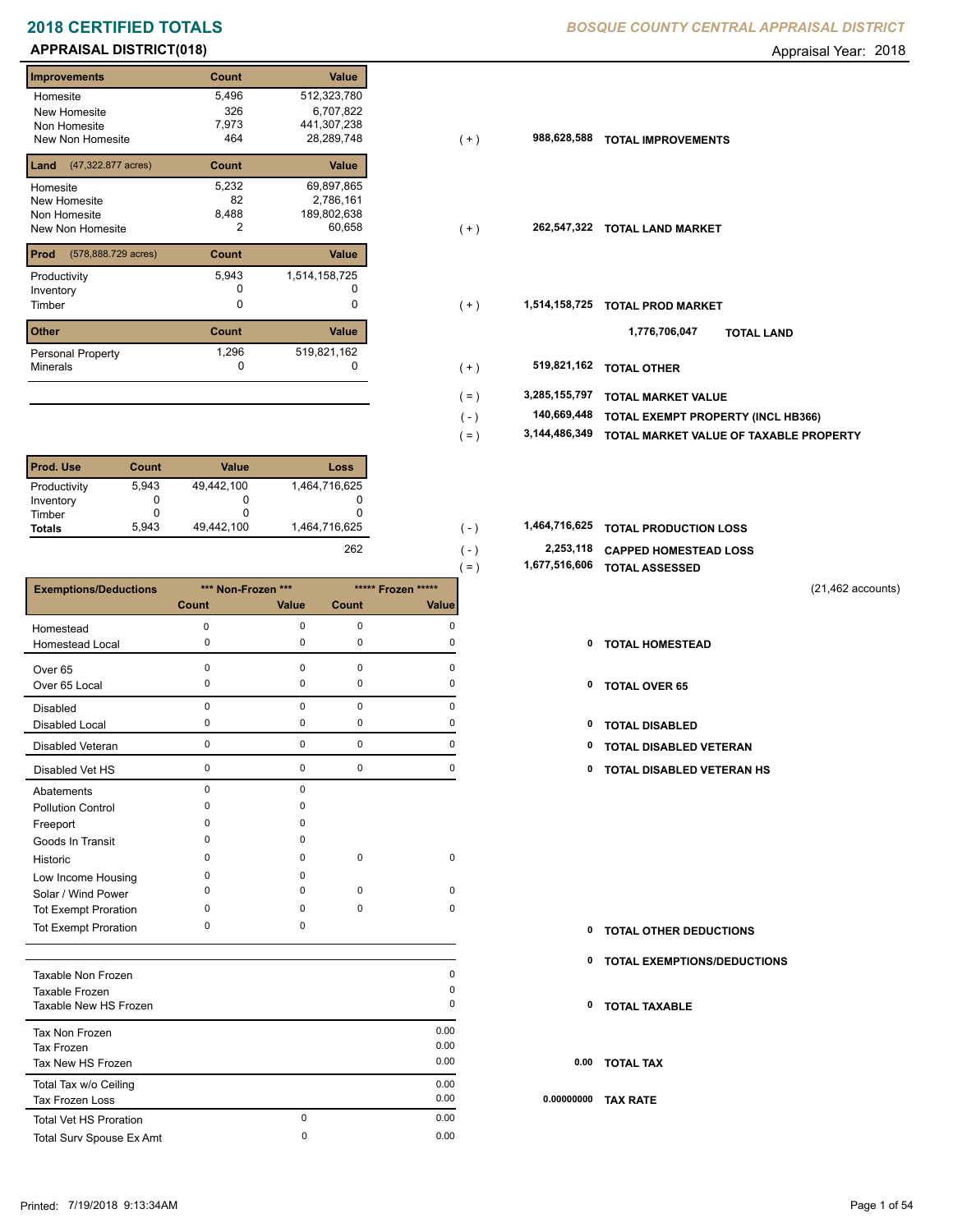# 2018 CERTIFIED TOTALS

**BOSQUE COUNTY CENTRAL APPRAISAL DISTRICT**

## APPRAISAL DISTRICT(018)

Appraisal Year: 2018

| Improvements | Count | Value | | | |
|---|---|---|---|---|---|
| Homesite | 5,496 | 512,323,780 | | | |
| New Homesite | 326 | 6,707,822 | | | |
| Non Homesite | 7,973 | 441,307,238 | | | |
| New Non Homesite | 464 | 28,289,748 | ( + ) | 988,628,588 | TOTAL IMPROVEMENTS |

| Land (47,322.877 acres) | Count | Value | | | |
|---|---|---|---|---|---|
| Homesite | 5,232 | 69,897,865 | | | |
| New Homesite | 82 | 2,786,161 | | | |
| Non Homesite | 8,488 | 189,802,638 | | | |
| New Non Homesite | 2 | 60,658 | ( + ) | 262,547,322 | TOTAL LAND MARKET |

| Prod (578,888.729 acres) | Count | Value | | | |
|---|---|---|---|---|---|
| Productivity | 5,943 | 1,514,158,725 | | | |
| Inventory | 0 | 0 | | | |
| Timber | 0 | 0 | ( + ) | 1,514,158,725 | TOTAL PROD MARKET |
| | | | | 1,776,706,047 | TOTAL LAND |

| Other | Count | Value | | | |
|---|---|---|---|---|---|
| Personal Property | 1,296 | 519,821,162 | | | |
| Minerals | 0 | 0 | ( + ) | 519,821,162 | TOTAL OTHER |

| | | |
|---|---|---|
| ( = ) | 3,285,155,797 | TOTAL MARKET VALUE |
| ( - ) | 140,669,448 | TOTAL EXEMPT PROPERTY (INCL HB366) |
| ( = ) | 3,144,486,349 | TOTAL MARKET VALUE OF TAXABLE PROPERTY |

| Prod. Use | Count | Value | Loss | | | |
|---|---|---|---|---|---|---|
| Productivity | 5,943 | 49,442,100 | 1,464,716,625 | | | |
| Inventory | 0 | 0 | 0 | | | |
| Timber | 0 | 0 | 0 | | | |
| Totals | 5,943 | 49,442,100 | 1,464,716,625 | ( - ) | 1,464,716,625 | TOTAL PRODUCTION LOSS |
| | | | 262 | ( - ) | 2,253,118 | CAPPED HOMESTEAD LOSS |
| | | | | ( = ) | 1,677,516,606 | TOTAL ASSESSED |

(21,462 accounts)

| Exemptions/Deductions | *** Non-Frozen *** | | ***** Frozen ***** | | | |
|---|---|---|---|---|---|---|
| | Count | Value | Count | Value | | |
| Homestead | 0 | 0 | 0 | 0 | | |
| Homestead Local | 0 | 0 | 0 | 0 | 0 | TOTAL HOMESTEAD |
| Over 65 | 0 | 0 | 0 | 0 | | |
| Over 65 Local | 0 | 0 | 0 | 0 | 0 | TOTAL OVER 65 |
| Disabled | 0 | 0 | 0 | 0 | | |
| Disabled Local | 0 | 0 | 0 | 0 | 0 | TOTAL DISABLED |
| Disabled Veteran | 0 | 0 | 0 | 0 | 0 | TOTAL DISABLED VETERAN |
| Disabled Vet HS | 0 | 0 | 0 | 0 | 0 | TOTAL DISABLED VETERAN HS |
| Abatements | 0 | 0 | | | | |
| Pollution Control | 0 | 0 | | | | |
| Freeport | 0 | 0 | | | | |
| Goods In Transit | 0 | 0 | | | | |
| Historic | 0 | 0 | 0 | 0 | | |
| Low Income Housing | 0 | 0 | | | | |
| Solar / Wind Power | 0 | 0 | 0 | 0 | | |
| Tot Exempt Proration | 0 | 0 | 0 | 0 | | |
| Tot Exempt Proration | 0 | 0 | | | 0 | TOTAL OTHER DEDUCTIONS |
| | | | | | 0 | TOTAL EXEMPTIONS/DEDUCTIONS |

| | | | | |
|---|---|---|---|---|
| Taxable Non Frozen | | 0 | | |
| Taxable Frozen | | 0 | | |
| Taxable New HS Frozen | | 0 | 0 | TOTAL TAXABLE |
| Tax Non Frozen | | 0.00 | | |
| Tax Frozen | | 0.00 | | |
| Tax New HS Frozen | | 0.00 | 0.00 | TOTAL TAX |
| Total Tax w/o Ceiling | | 0.00 | | |
| Tax Frozen Loss | | 0.00 | 0.00000000 | TAX RATE |
| Total Vet HS Proration | 0 | 0.00 | | |
| Total Surv Spouse Ex Amt | 0 | 0.00 | | |

Printed: 7/19/2018 9:13:34AM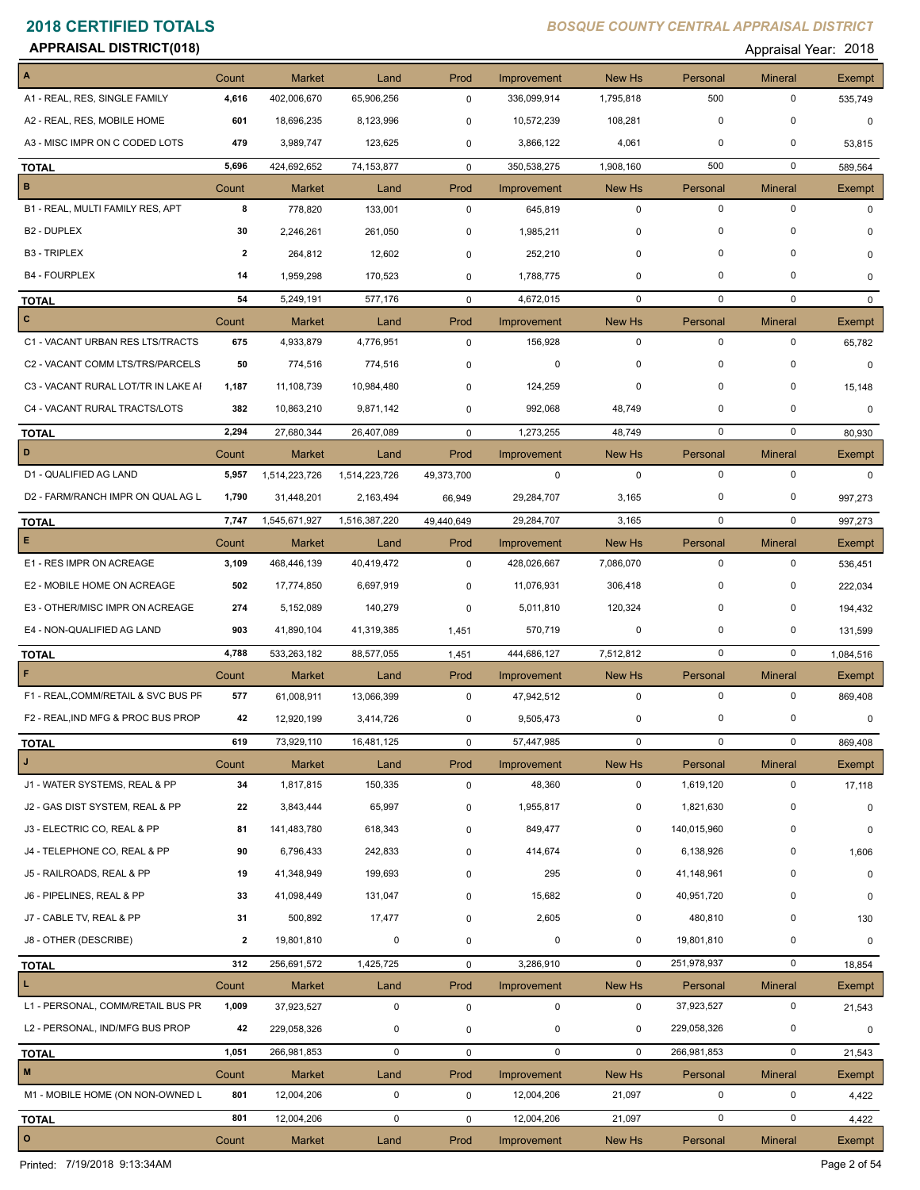# 2018 CERTIFIED TOTALS

*BOSQUE COUNTY CENTRAL APPRAISAL DISTRICT*

**APPRAISAL DISTRICT(018)**

Appraisal Year: 2018

| A | Count | Market | Land | Prod | Improvement | New Hs | Personal | Mineral | Exempt |
|---|---|---|---|---|---|---|---|---|---|
| A1 - REAL, RES, SINGLE FAMILY | 4,616 | 402,006,670 | 65,906,256 | 0 | 336,099,914 | 1,795,818 | 500 | 0 | 535,749 |
| A2 - REAL, RES, MOBILE HOME | 601 | 18,696,235 | 8,123,996 | 0 | 10,572,239 | 108,281 | 0 | 0 | 0 |
| A3 - MISC IMPR ON C CODED LOTS | 479 | 3,989,747 | 123,625 | 0 | 3,866,122 | 4,061 | 0 | 0 | 53,815 |
| **TOTAL** | 5,696 | 424,692,652 | 74,153,877 | 0 | 350,538,275 | 1,908,160 | 500 | 0 | 589,564 |

| B | Count | Market | Land | Prod | Improvement | New Hs | Personal | Mineral | Exempt |
|---|---|---|---|---|---|---|---|---|---|
| B1 - REAL, MULTI FAMILY RES, APT | 8 | 778,820 | 133,001 | 0 | 645,819 | 0 | 0 | 0 | 0 |
| B2 - DUPLEX | 30 | 2,246,261 | 261,050 | 0 | 1,985,211 | 0 | 0 | 0 | 0 |
| B3 - TRIPLEX | 2 | 264,812 | 12,602 | 0 | 252,210 | 0 | 0 | 0 | 0 |
| B4 - FOURPLEX | 14 | 1,959,298 | 170,523 | 0 | 1,788,775 | 0 | 0 | 0 | 0 |
| **TOTAL** | 54 | 5,249,191 | 577,176 | 0 | 4,672,015 | 0 | 0 | 0 | 0 |

| C | Count | Market | Land | Prod | Improvement | New Hs | Personal | Mineral | Exempt |
|---|---|---|---|---|---|---|---|---|---|
| C1 - VACANT URBAN RES LTS/TRACTS | 675 | 4,933,879 | 4,776,951 | 0 | 156,928 | 0 | 0 | 0 | 65,782 |
| C2 - VACANT COMM LTS/TRS/PARCELS | 50 | 774,516 | 774,516 | 0 | 0 | 0 | 0 | 0 | 0 |
| C3 - VACANT RURAL LOT/TR IN LAKE AI | 1,187 | 11,108,739 | 10,984,480 | 0 | 124,259 | 0 | 0 | 0 | 15,148 |
| C4 - VACANT RURAL TRACTS/LOTS | 382 | 10,863,210 | 9,871,142 | 0 | 992,068 | 48,749 | 0 | 0 | 0 |
| **TOTAL** | 2,294 | 27,680,344 | 26,407,089 | 0 | 1,273,255 | 48,749 | 0 | 0 | 80,930 |

| D | Count | Market | Land | Prod | Improvement | New Hs | Personal | Mineral | Exempt |
|---|---|---|---|---|---|---|---|---|---|
| D1 - QUALIFIED AG LAND | 5,957 | 1,514,223,726 | 1,514,223,726 | 49,373,700 | 0 | 0 | 0 | 0 | 0 |
| D2 - FARM/RANCH IMPR ON QUAL AG L | 1,790 | 31,448,201 | 2,163,494 | 66,949 | 29,284,707 | 3,165 | 0 | 0 | 997,273 |
| **TOTAL** | 7,747 | 1,545,671,927 | 1,516,387,220 | 49,440,649 | 29,284,707 | 3,165 | 0 | 0 | 997,273 |

| E | Count | Market | Land | Prod | Improvement | New Hs | Personal | Mineral | Exempt |
|---|---|---|---|---|---|---|---|---|---|
| E1 - RES IMPR ON ACREAGE | 3,109 | 468,446,139 | 40,419,472 | 0 | 428,026,667 | 7,086,070 | 0 | 0 | 536,451 |
| E2 - MOBILE HOME ON ACREAGE | 502 | 17,774,850 | 6,697,919 | 0 | 11,076,931 | 306,418 | 0 | 0 | 222,034 |
| E3 - OTHER/MISC IMPR ON ACREAGE | 274 | 5,152,089 | 140,279 | 0 | 5,011,810 | 120,324 | 0 | 0 | 194,432 |
| E4 - NON-QUALIFIED AG LAND | 903 | 41,890,104 | 41,319,385 | 1,451 | 570,719 | 0 | 0 | 0 | 131,599 |
| **TOTAL** | 4,788 | 533,263,182 | 88,577,055 | 1,451 | 444,686,127 | 7,512,812 | 0 | 0 | 1,084,516 |

| F | Count | Market | Land | Prod | Improvement | New Hs | Personal | Mineral | Exempt |
|---|---|---|---|---|---|---|---|---|---|
| F1 - REAL,COMM/RETAIL & SVC BUS PF | 577 | 61,008,911 | 13,066,399 | 0 | 47,942,512 | 0 | 0 | 0 | 869,408 |
| F2 - REAL,IND MFG & PROC BUS PROP | 42 | 12,920,199 | 3,414,726 | 0 | 9,505,473 | 0 | 0 | 0 | 0 |
| **TOTAL** | 619 | 73,929,110 | 16,481,125 | 0 | 57,447,985 | 0 | 0 | 0 | 869,408 |

| J | Count | Market | Land | Prod | Improvement | New Hs | Personal | Mineral | Exempt |
|---|---|---|---|---|---|---|---|---|---|
| J1 - WATER SYSTEMS, REAL & PP | 34 | 1,817,815 | 150,335 | 0 | 48,360 | 0 | 1,619,120 | 0 | 17,118 |
| J2 - GAS DIST SYSTEM, REAL & PP | 22 | 3,843,444 | 65,997 | 0 | 1,955,817 | 0 | 1,821,630 | 0 | 0 |
| J3 - ELECTRIC CO, REAL & PP | 81 | 141,483,780 | 618,343 | 0 | 849,477 | 0 | 140,015,960 | 0 | 0 |
| J4 - TELEPHONE CO, REAL & PP | 90 | 6,796,433 | 242,833 | 0 | 414,674 | 0 | 6,138,926 | 0 | 1,606 |
| J5 - RAILROADS, REAL & PP | 19 | 41,348,949 | 199,693 | 0 | 295 | 0 | 41,148,961 | 0 | 0 |
| J6 - PIPELINES, REAL & PP | 33 | 41,098,449 | 131,047 | 0 | 15,682 | 0 | 40,951,720 | 0 | 0 |
| J7 - CABLE TV, REAL & PP | 31 | 500,892 | 17,477 | 0 | 2,605 | 0 | 480,810 | 0 | 130 |
| J8 - OTHER (DESCRIBE) | 2 | 19,801,810 | 0 | 0 | 0 | 0 | 19,801,810 | 0 | 0 |
| **TOTAL** | 312 | 256,691,572 | 1,425,725 | 0 | 3,286,910 | 0 | 251,978,937 | 0 | 18,854 |

| L | Count | Market | Land | Prod | Improvement | New Hs | Personal | Mineral | Exempt |
|---|---|---|---|---|---|---|---|---|---|
| L1 - PERSONAL, COMM/RETAIL BUS PR | 1,009 | 37,923,527 | 0 | 0 | 0 | 0 | 37,923,527 | 0 | 21,543 |
| L2 - PERSONAL, IND/MFG BUS PROP | 42 | 229,058,326 | 0 | 0 | 0 | 0 | 229,058,326 | 0 | 0 |
| **TOTAL** | 1,051 | 266,981,853 | 0 | 0 | 0 | 0 | 266,981,853 | 0 | 21,543 |

| M | Count | Market | Land | Prod | Improvement | New Hs | Personal | Mineral | Exempt |
|---|---|---|---|---|---|---|---|---|---|
| M1 - MOBILE HOME (ON NON-OWNED L | 801 | 12,004,206 | 0 | 0 | 12,004,206 | 21,097 | 0 | 0 | 4,422 |
| **TOTAL** | 801 | 12,004,206 | 0 | 0 | 12,004,206 | 21,097 | 0 | 0 | 4,422 |

| O | Count | Market | Land | Prod | Improvement | New Hs | Personal | Mineral | Exempt |
|---|---|---|---|---|---|---|---|---|---|

Printed: 7/19/2018 9:13:34AM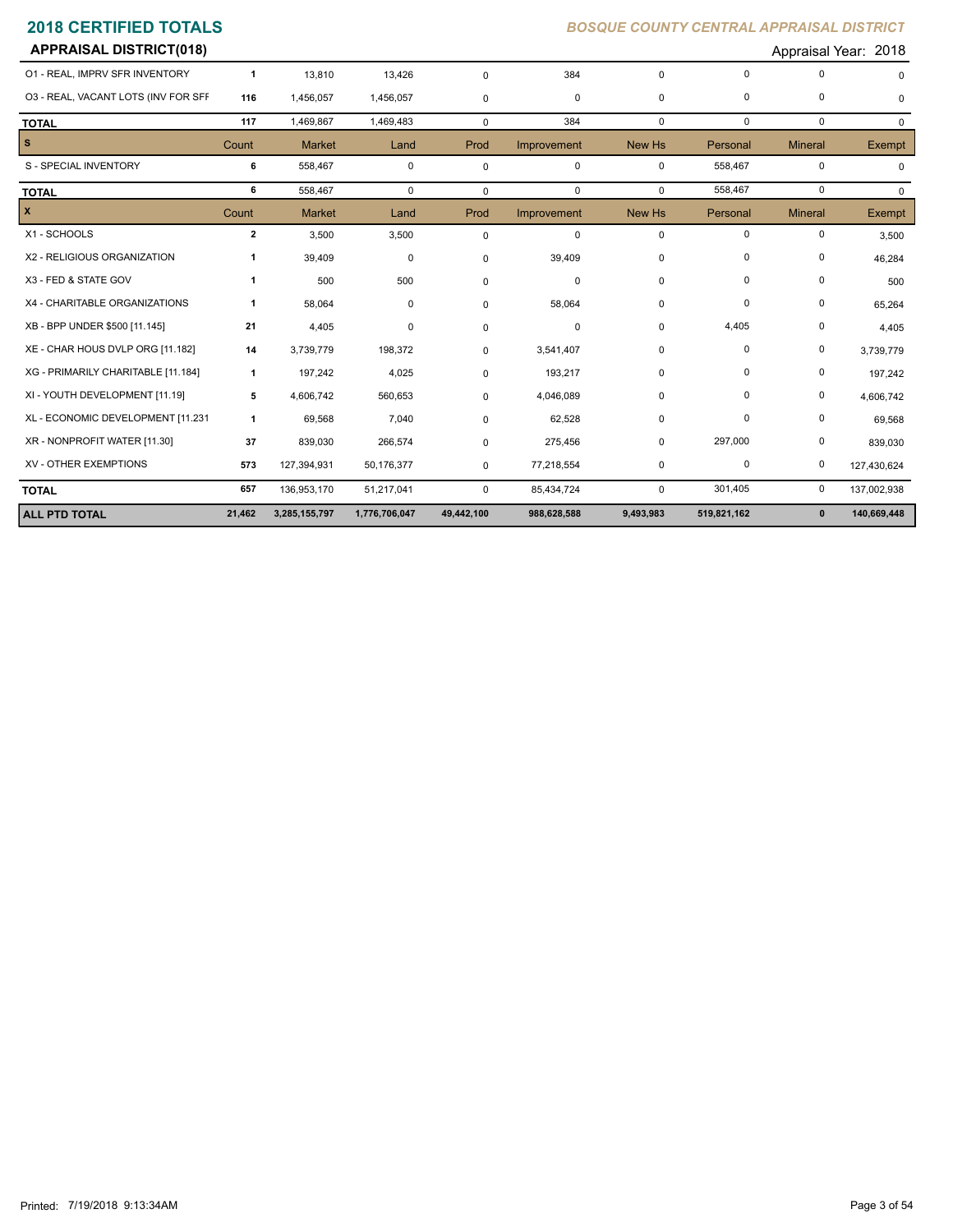# 2018 CERTIFIED TOTALS

*BOSQUE COUNTY CENTRAL APPRAISAL DISTRICT*

## APPRAISAL DISTRICT(018)

Appraisal Year: 2018

| | Count | Market | Land | Prod | Improvement | New Hs | Personal | Mineral | Exempt |
|---|---|---|---|---|---|---|---|---|---|
| O1 - REAL, IMPRV SFR INVENTORY | **1** | 13,810 | 13,426 | 0 | 384 | 0 | 0 | 0 | 0 |
| O3 - REAL, VACANT LOTS (INV FOR SFF | **116** | 1,456,057 | 1,456,057 | 0 | 0 | 0 | 0 | 0 | 0 |
| **TOTAL** | **117** | 1,469,867 | 1,469,483 | 0 | 384 | 0 | 0 | 0 | 0 |

| S | Count | Market | Land | Prod | Improvement | New Hs | Personal | Mineral | Exempt |
|---|---|---|---|---|---|---|---|---|---|
| S - SPECIAL INVENTORY | **6** | 558,467 | 0 | 0 | 0 | 0 | 558,467 | 0 | 0 |
| **TOTAL** | **6** | 558,467 | 0 | 0 | 0 | 0 | 558,467 | 0 | 0 |

| X | Count | Market | Land | Prod | Improvement | New Hs | Personal | Mineral | Exempt |
|---|---|---|---|---|---|---|---|---|---|
| X1 - SCHOOLS | **2** | 3,500 | 3,500 | 0 | 0 | 0 | 0 | 0 | 3,500 |
| X2 - RELIGIOUS ORGANIZATION | **1** | 39,409 | 0 | 0 | 39,409 | 0 | 0 | 0 | 46,284 |
| X3 - FED & STATE GOV | **1** | 500 | 500 | 0 | 0 | 0 | 0 | 0 | 500 |
| X4 - CHARITABLE ORGANIZATIONS | **1** | 58,064 | 0 | 0 | 58,064 | 0 | 0 | 0 | 65,264 |
| XB - BPP UNDER $500 [11.145] | **21** | 4,405 | 0 | 0 | 0 | 0 | 4,405 | 0 | 4,405 |
| XE - CHAR HOUS DVLP ORG [11.182] | **14** | 3,739,779 | 198,372 | 0 | 3,541,407 | 0 | 0 | 0 | 3,739,779 |
| XG - PRIMARILY CHARITABLE [11.184] | **1** | 197,242 | 4,025 | 0 | 193,217 | 0 | 0 | 0 | 197,242 |
| XI - YOUTH DEVELOPMENT [11.19] | **5** | 4,606,742 | 560,653 | 0 | 4,046,089 | 0 | 0 | 0 | 4,606,742 |
| XL - ECONOMIC DEVELOPMENT [11.231 | **1** | 69,568 | 7,040 | 0 | 62,528 | 0 | 0 | 0 | 69,568 |
| XR - NONPROFIT WATER [11.30] | **37** | 839,030 | 266,574 | 0 | 275,456 | 0 | 297,000 | 0 | 839,030 |
| XV - OTHER EXEMPTIONS | **573** | 127,394,931 | 50,176,377 | 0 | 77,218,554 | 0 | 0 | 0 | 127,430,624 |
| **TOTAL** | **657** | 136,953,170 | 51,217,041 | 0 | 85,434,724 | 0 | 301,405 | 0 | 137,002,938 |
| **ALL PTD TOTAL** | **21,462** | **3,285,155,797** | **1,776,706,047** | **49,442,100** | **988,628,588** | **9,493,983** | **519,821,162** | **0** | **140,669,448** |

Printed: 7/19/2018 9:13:34AM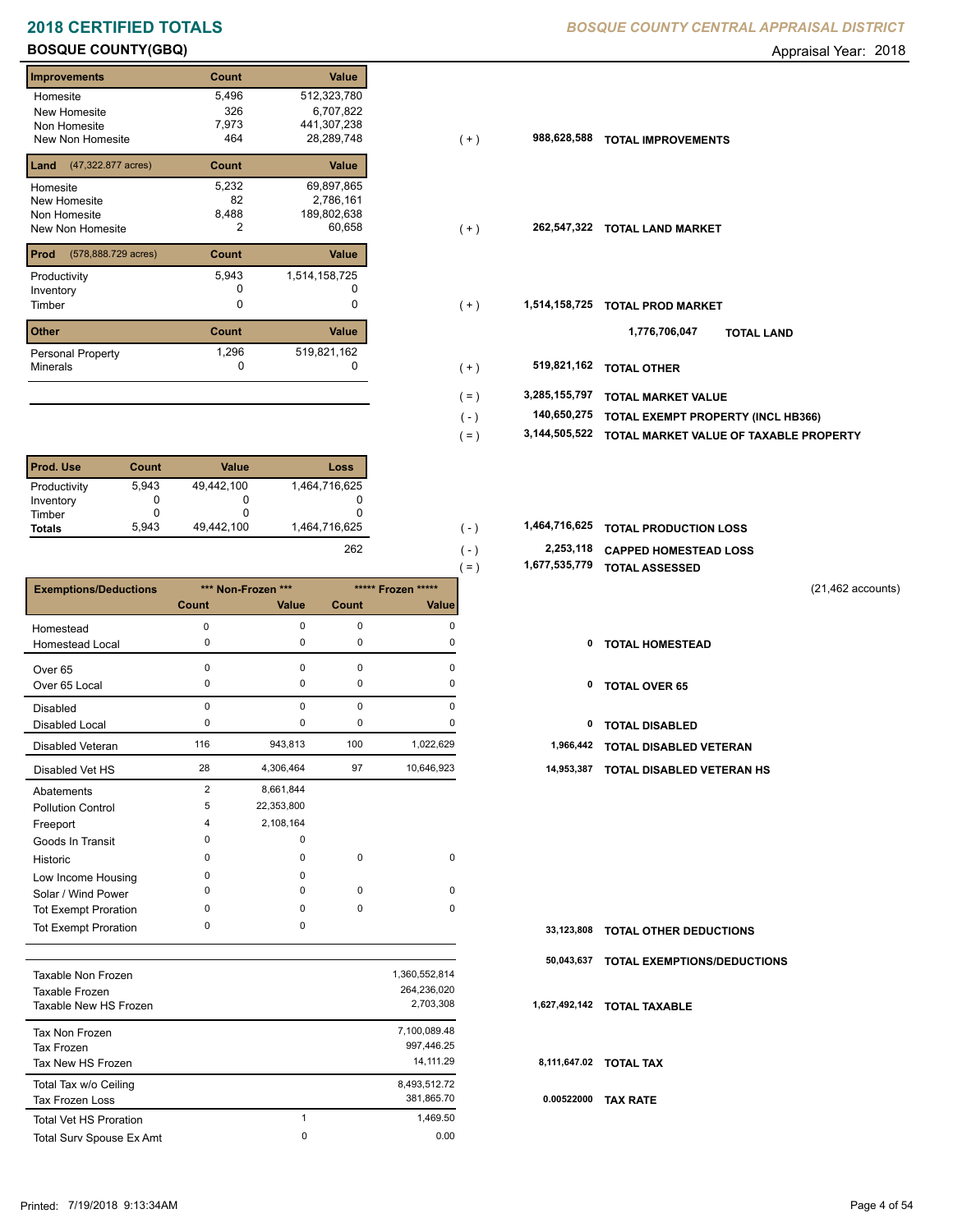# 2018 CERTIFIED TOTALS

**BOSQUE COUNTY CENTRAL APPRAISAL DISTRICT**

## BOSQUE COUNTY(GBQ)

Appraisal Year: 2018

| Improvements | Count | Value | | | |
|---|---|---|---|---|---|
| Homesite | 5,496 | 512,323,780 | | | |
| New Homesite | 326 | 6,707,822 | | | |
| Non Homesite | 7,973 | 441,307,238 | | | |
| New Non Homesite | 464 | 28,289,748 | ( + ) | 988,628,588 | TOTAL IMPROVEMENTS |

| Land (47,322.877 acres) | Count | Value | | | |
|---|---|---|---|---|---|
| Homesite | 5,232 | 69,897,865 | | | |
| New Homesite | 82 | 2,786,161 | | | |
| Non Homesite | 8,488 | 189,802,638 | | | |
| New Non Homesite | 2 | 60,658 | ( + ) | 262,547,322 | TOTAL LAND MARKET |

| Prod (578,888.729 acres) | Count | Value | | | |
|---|---|---|---|---|---|
| Productivity | 5,943 | 1,514,158,725 | | | |
| Inventory | 0 | 0 | | | |
| Timber | 0 | 0 | ( + ) | 1,514,158,725 | TOTAL PROD MARKET |
| | | | | 1,776,706,047 | TOTAL LAND |

| Other | Count | Value | | | |
|---|---|---|---|---|---|
| Personal Property | 1,296 | 519,821,162 | | | |
| Minerals | 0 | 0 | ( + ) | 519,821,162 | TOTAL OTHER |

| | | |
|---|---|---|
| ( = ) | 3,285,155,797 | TOTAL MARKET VALUE |
| ( - ) | 140,650,275 | TOTAL EXEMPT PROPERTY (INCL HB366) |
| ( = ) | 3,144,505,522 | TOTAL MARKET VALUE OF TAXABLE PROPERTY |

| Prod. Use | Count | Value | Loss | | | |
|---|---|---|---|---|---|---|
| Productivity | 5,943 | 49,442,100 | 1,464,716,625 | | | |
| Inventory | 0 | 0 | 0 | | | |
| Timber | 0 | 0 | 0 | | | |
| Totals | 5,943 | 49,442,100 | 1,464,716,625 | ( - ) | 1,464,716,625 | TOTAL PRODUCTION LOSS |
| | | | 262 | ( - ) | 2,253,118 | CAPPED HOMESTEAD LOSS |
| | | | | ( = ) | 1,677,535,779 | TOTAL ASSESSED |

(21,462 accounts)

| Exemptions/Deductions | *** Non-Frozen *** | | ***** Frozen ***** | | | |
|---|---|---|---|---|---|---|
| | Count | Value | Count | Value | | |
| Homestead | 0 | 0 | 0 | 0 | | |
| Homestead Local | 0 | 0 | 0 | 0 | 0 | TOTAL HOMESTEAD |
| Over 65 | 0 | 0 | 0 | 0 | | |
| Over 65 Local | 0 | 0 | 0 | 0 | 0 | TOTAL OVER 65 |
| Disabled | 0 | 0 | 0 | 0 | | |
| Disabled Local | 0 | 0 | 0 | 0 | 0 | TOTAL DISABLED |
| Disabled Veteran | 116 | 943,813 | 100 | 1,022,629 | 1,966,442 | TOTAL DISABLED VETERAN |
| Disabled Vet HS | 28 | 4,306,464 | 97 | 10,646,923 | 14,953,387 | TOTAL DISABLED VETERAN HS |
| Abatements | 2 | 8,661,844 | | | | |
| Pollution Control | 5 | 22,353,800 | | | | |
| Freeport | 4 | 2,108,164 | | | | |
| Goods In Transit | 0 | 0 | | | | |
| Historic | 0 | 0 | 0 | 0 | | |
| Low Income Housing | 0 | 0 | | | | |
| Solar / Wind Power | 0 | 0 | 0 | 0 | | |
| Tot Exempt Proration | 0 | 0 | 0 | 0 | | |
| Tot Exempt Proration | 0 | 0 | | | 33,123,808 | TOTAL OTHER DEDUCTIONS |
| | | | | | 50,043,637 | TOTAL EXEMPTIONS/DEDUCTIONS |

| | | | | |
|---|---|---|---|---|
| Taxable Non Frozen | | 1,360,552,814 | | |
| Taxable Frozen | | 264,236,020 | | |
| Taxable New HS Frozen | | 2,703,308 | 1,627,492,142 | TOTAL TAXABLE |
| Tax Non Frozen | | 7,100,089.48 | | |
| Tax Frozen | | 997,446.25 | | |
| Tax New HS Frozen | | 14,111.29 | 8,111,647.02 | TOTAL TAX |
| Total Tax w/o Ceiling | | 8,493,512.72 | | |
| Tax Frozen Loss | | 381,865.70 | 0.00522000 | TAX RATE |
| Total Vet HS Proration | 1 | 1,469.50 | | |
| Total Surv Spouse Ex Amt | 0 | 0.00 | | |

Printed: 7/19/2018 9:13:34AM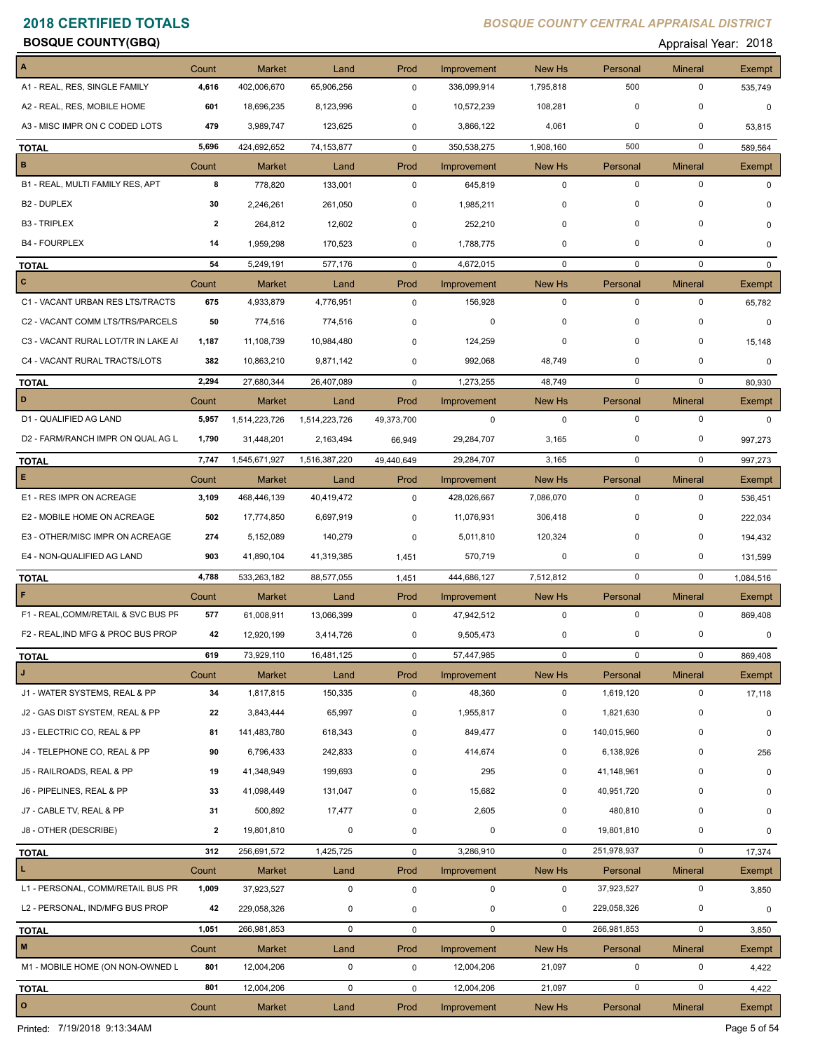# 2018 CERTIFIED TOTALS

**BOSQUE COUNTY CENTRAL APPRAISAL DISTRICT**

**BOSQUE COUNTY(GBQ)**

Appraisal Year: 2018

| A | Count | Market | Land | Prod | Improvement | New Hs | Personal | Mineral | Exempt |
|---|---|---|---|---|---|---|---|---|---|
| A1 - REAL, RES, SINGLE FAMILY | 4,616 | 402,006,670 | 65,906,256 | 0 | 336,099,914 | 1,795,818 | 500 | 0 | 535,749 |
| A2 - REAL, RES, MOBILE HOME | 601 | 18,696,235 | 8,123,996 | 0 | 10,572,239 | 108,281 | 0 | 0 | 0 |
| A3 - MISC IMPR ON C CODED LOTS | 479 | 3,989,747 | 123,625 | 0 | 3,866,122 | 4,061 | 0 | 0 | 53,815 |
| **TOTAL** | 5,696 | 424,692,652 | 74,153,877 | 0 | 350,538,275 | 1,908,160 | 500 | 0 | 589,564 |

| B | Count | Market | Land | Prod | Improvement | New Hs | Personal | Mineral | Exempt |
|---|---|---|---|---|---|---|---|---|---|
| B1 - REAL, MULTI FAMILY RES, APT | 8 | 778,820 | 133,001 | 0 | 645,819 | 0 | 0 | 0 | 0 |
| B2 - DUPLEX | 30 | 2,246,261 | 261,050 | 0 | 1,985,211 | 0 | 0 | 0 | 0 |
| B3 - TRIPLEX | 2 | 264,812 | 12,602 | 0 | 252,210 | 0 | 0 | 0 | 0 |
| B4 - FOURPLEX | 14 | 1,959,298 | 170,523 | 0 | 1,788,775 | 0 | 0 | 0 | 0 |
| **TOTAL** | 54 | 5,249,191 | 577,176 | 0 | 4,672,015 | 0 | 0 | 0 | 0 |

| C | Count | Market | Land | Prod | Improvement | New Hs | Personal | Mineral | Exempt |
|---|---|---|---|---|---|---|---|---|---|
| C1 - VACANT URBAN RES LTS/TRACTS | 675 | 4,933,879 | 4,776,951 | 0 | 156,928 | 0 | 0 | 0 | 65,782 |
| C2 - VACANT COMM LTS/TRS/PARCELS | 50 | 774,516 | 774,516 | 0 | 0 | 0 | 0 | 0 | 0 |
| C3 - VACANT RURAL LOT/TR IN LAKE AI | 1,187 | 11,108,739 | 10,984,480 | 0 | 124,259 | 0 | 0 | 0 | 15,148 |
| C4 - VACANT RURAL TRACTS/LOTS | 382 | 10,863,210 | 9,871,142 | 0 | 992,068 | 48,749 | 0 | 0 | 0 |
| **TOTAL** | 2,294 | 27,680,344 | 26,407,089 | 0 | 1,273,255 | 48,749 | 0 | 0 | 80,930 |

| D | Count | Market | Land | Prod | Improvement | New Hs | Personal | Mineral | Exempt |
|---|---|---|---|---|---|---|---|---|---|
| D1 - QUALIFIED AG LAND | 5,957 | 1,514,223,726 | 1,514,223,726 | 49,373,700 | 0 | 0 | 0 | 0 | 0 |
| D2 - FARM/RANCH IMPR ON QUAL AG L | 1,790 | 31,448,201 | 2,163,494 | 66,949 | 29,284,707 | 3,165 | 0 | 0 | 997,273 |
| **TOTAL** | 7,747 | 1,545,671,927 | 1,516,387,220 | 49,440,649 | 29,284,707 | 3,165 | 0 | 0 | 997,273 |

| E | Count | Market | Land | Prod | Improvement | New Hs | Personal | Mineral | Exempt |
|---|---|---|---|---|---|---|---|---|---|
| E1 - RES IMPR ON ACREAGE | 3,109 | 468,446,139 | 40,419,472 | 0 | 428,026,667 | 7,086,070 | 0 | 0 | 536,451 |
| E2 - MOBILE HOME ON ACREAGE | 502 | 17,774,850 | 6,697,919 | 0 | 11,076,931 | 306,418 | 0 | 0 | 222,034 |
| E3 - OTHER/MISC IMPR ON ACREAGE | 274 | 5,152,089 | 140,279 | 0 | 5,011,810 | 120,324 | 0 | 0 | 194,432 |
| E4 - NON-QUALIFIED AG LAND | 903 | 41,890,104 | 41,319,385 | 1,451 | 570,719 | 0 | 0 | 0 | 131,599 |
| **TOTAL** | 4,788 | 533,263,182 | 88,577,055 | 1,451 | 444,686,127 | 7,512,812 | 0 | 0 | 1,084,516 |

| F | Count | Market | Land | Prod | Improvement | New Hs | Personal | Mineral | Exempt |
|---|---|---|---|---|---|---|---|---|---|
| F1 - REAL,COMM/RETAIL & SVC BUS PF | 577 | 61,008,911 | 13,066,399 | 0 | 47,942,512 | 0 | 0 | 0 | 869,408 |
| F2 - REAL,IND MFG & PROC BUS PROP | 42 | 12,920,199 | 3,414,726 | 0 | 9,505,473 | 0 | 0 | 0 | 0 |
| **TOTAL** | 619 | 73,929,110 | 16,481,125 | 0 | 57,447,985 | 0 | 0 | 0 | 869,408 |

| J | Count | Market | Land | Prod | Improvement | New Hs | Personal | Mineral | Exempt |
|---|---|---|---|---|---|---|---|---|---|
| J1 - WATER SYSTEMS, REAL & PP | 34 | 1,817,815 | 150,335 | 0 | 48,360 | 0 | 1,619,120 | 0 | 17,118 |
| J2 - GAS DIST SYSTEM, REAL & PP | 22 | 3,843,444 | 65,997 | 0 | 1,955,817 | 0 | 1,821,630 | 0 | 0 |
| J3 - ELECTRIC CO, REAL & PP | 81 | 141,483,780 | 618,343 | 0 | 849,477 | 0 | 140,015,960 | 0 | 0 |
| J4 - TELEPHONE CO, REAL & PP | 90 | 6,796,433 | 242,833 | 0 | 414,674 | 0 | 6,138,926 | 0 | 256 |
| J5 - RAILROADS, REAL & PP | 19 | 41,348,949 | 199,693 | 0 | 295 | 0 | 41,148,961 | 0 | 0 |
| J6 - PIPELINES, REAL & PP | 33 | 41,098,449 | 131,047 | 0 | 15,682 | 0 | 40,951,720 | 0 | 0 |
| J7 - CABLE TV, REAL & PP | 31 | 500,892 | 17,477 | 0 | 2,605 | 0 | 480,810 | 0 | 0 |
| J8 - OTHER (DESCRIBE) | 2 | 19,801,810 | 0 | 0 | 0 | 0 | 19,801,810 | 0 | 0 |
| **TOTAL** | 312 | 256,691,572 | 1,425,725 | 0 | 3,286,910 | 0 | 251,978,937 | 0 | 17,374 |

| L | Count | Market | Land | Prod | Improvement | New Hs | Personal | Mineral | Exempt |
|---|---|---|---|---|---|---|---|---|---|
| L1 - PERSONAL, COMM/RETAIL BUS PR | 1,009 | 37,923,527 | 0 | 0 | 0 | 0 | 37,923,527 | 0 | 3,850 |
| L2 - PERSONAL, IND/MFG BUS PROP | 42 | 229,058,326 | 0 | 0 | 0 | 0 | 229,058,326 | 0 | 0 |
| **TOTAL** | 1,051 | 266,981,853 | 0 | 0 | 0 | 0 | 266,981,853 | 0 | 3,850 |

| M | Count | Market | Land | Prod | Improvement | New Hs | Personal | Mineral | Exempt |
|---|---|---|---|---|---|---|---|---|---|
| M1 - MOBILE HOME (ON NON-OWNED L | 801 | 12,004,206 | 0 | 0 | 12,004,206 | 21,097 | 0 | 0 | 4,422 |
| **TOTAL** | 801 | 12,004,206 | 0 | 0 | 12,004,206 | 21,097 | 0 | 0 | 4,422 |

| O | Count | Market | Land | Prod | Improvement | New Hs | Personal | Mineral | Exempt |
|---|---|---|---|---|---|---|---|---|---|

Printed: 7/19/2018 9:13:34AM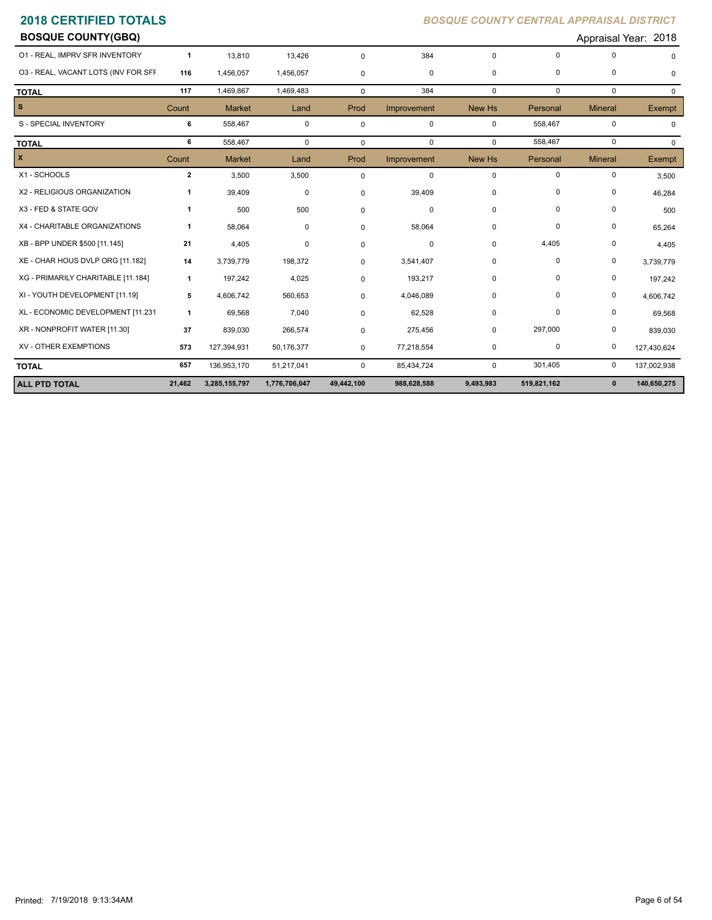# 2018 CERTIFIED TOTALS

*BOSQUE COUNTY CENTRAL APPRAISAL DISTRICT*

**BOSQUE COUNTY(GBQ)**

Appraisal Year: 2018

| | Count | Market | Land | Prod | Improvement | New Hs | Personal | Mineral | Exempt |
|---|---|---|---|---|---|---|---|---|---|
| O1 - REAL, IMPRV SFR INVENTORY | 1 | 13,810 | 13,426 | 0 | 384 | 0 | 0 | 0 | 0 |
| O3 - REAL, VACANT LOTS (INV FOR SFF | 116 | 1,456,057 | 1,456,057 | 0 | 0 | 0 | 0 | 0 | 0 |
| **TOTAL** | 117 | 1,469,867 | 1,469,483 | 0 | 384 | 0 | 0 | 0 | 0 |

| S | Count | Market | Land | Prod | Improvement | New Hs | Personal | Mineral | Exempt |
|---|---|---|---|---|---|---|---|---|---|
| S - SPECIAL INVENTORY | 6 | 558,467 | 0 | 0 | 0 | 0 | 558,467 | 0 | 0 |
| **TOTAL** | 6 | 558,467 | 0 | 0 | 0 | 0 | 558,467 | 0 | 0 |

| X | Count | Market | Land | Prod | Improvement | New Hs | Personal | Mineral | Exempt |
|---|---|---|---|---|---|---|---|---|---|
| X1 - SCHOOLS | 2 | 3,500 | 3,500 | 0 | 0 | 0 | 0 | 0 | 3,500 |
| X2 - RELIGIOUS ORGANIZATION | 1 | 39,409 | 0 | 0 | 39,409 | 0 | 0 | 0 | 46,284 |
| X3 - FED & STATE GOV | 1 | 500 | 500 | 0 | 0 | 0 | 0 | 0 | 500 |
| X4 - CHARITABLE ORGANIZATIONS | 1 | 58,064 | 0 | 0 | 58,064 | 0 | 0 | 0 | 65,264 |
| XB - BPP UNDER $500 [11.145] | 21 | 4,405 | 0 | 0 | 0 | 0 | 4,405 | 0 | 4,405 |
| XE - CHAR HOUS DVLP ORG [11.182] | 14 | 3,739,779 | 198,372 | 0 | 3,541,407 | 0 | 0 | 0 | 3,739,779 |
| XG - PRIMARILY CHARITABLE [11.184] | 1 | 197,242 | 4,025 | 0 | 193,217 | 0 | 0 | 0 | 197,242 |
| XI - YOUTH DEVELOPMENT [11.19] | 5 | 4,606,742 | 560,653 | 0 | 4,046,089 | 0 | 0 | 0 | 4,606,742 |
| XL - ECONOMIC DEVELOPMENT [11.231 | 1 | 69,568 | 7,040 | 0 | 62,528 | 0 | 0 | 0 | 69,568 |
| XR - NONPROFIT WATER [11.30] | 37 | 839,030 | 266,574 | 0 | 275,456 | 0 | 297,000 | 0 | 839,030 |
| XV - OTHER EXEMPTIONS | 573 | 127,394,931 | 50,176,377 | 0 | 77,218,554 | 0 | 0 | 0 | 127,430,624 |
| **TOTAL** | 657 | 136,953,170 | 51,217,041 | 0 | 85,434,724 | 0 | 301,405 | 0 | 137,002,938 |
| **ALL PTD TOTAL** | **21,462** | **3,285,155,797** | **1,776,706,047** | **49,442,100** | **988,628,588** | **9,493,983** | **519,821,162** | **0** | **140,650,275** |

Printed: 7/19/2018 9:13:34AM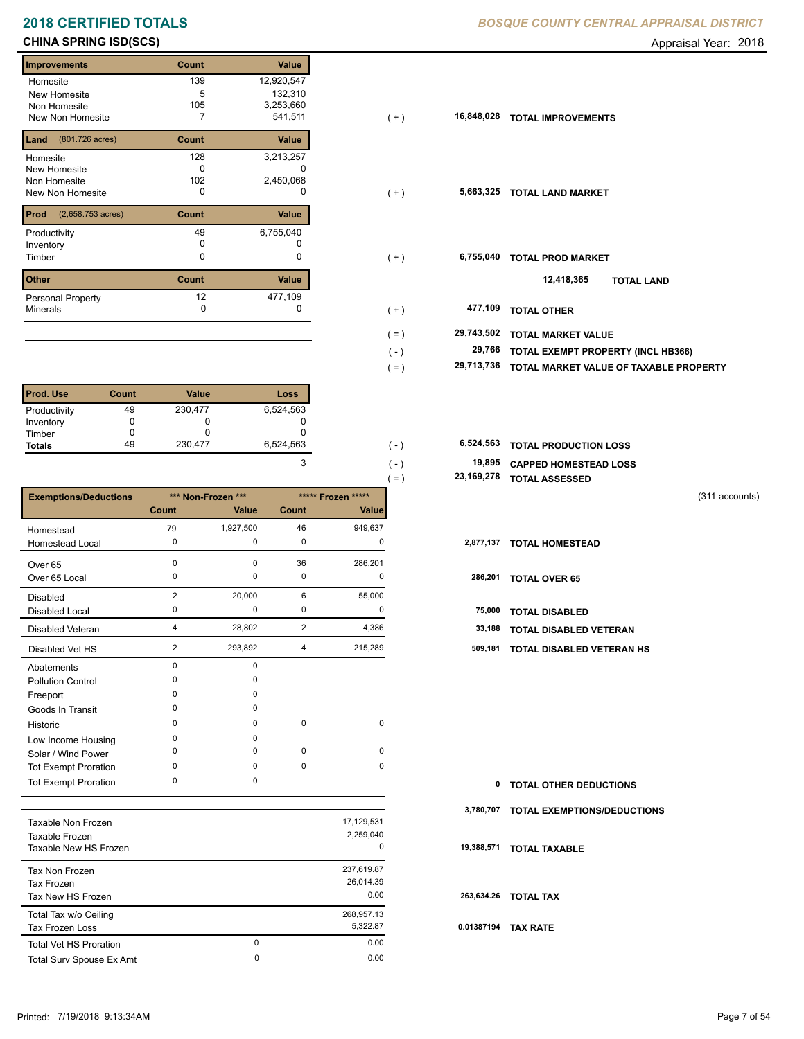# 2018 CERTIFIED TOTALS

*BOSQUE COUNTY CENTRAL APPRAISAL DISTRICT*

## CHINA SPRING ISD(SCS)

Appraisal Year: 2018

| Improvements | Count | Value | | | |
|---|---|---|---|---|---|
| Homesite | 139 | 12,920,547 | | | |
| New Homesite | 5 | 132,310 | | | |
| Non Homesite | 105 | 3,253,660 | | | |
| New Non Homesite | 7 | 541,511 | ( + ) | 16,848,028 | TOTAL IMPROVEMENTS |

| Land (801.726 acres) | Count | Value | | | |
|---|---|---|---|---|---|
| Homesite | 128 | 3,213,257 | | | |
| New Homesite | 0 | 0 | | | |
| Non Homesite | 102 | 2,450,068 | | | |
| New Non Homesite | 0 | 0 | ( + ) | 5,663,325 | TOTAL LAND MARKET |

| Prod (2,658.753 acres) | Count | Value | | | |
|---|---|---|---|---|---|
| Productivity | 49 | 6,755,040 | | | |
| Inventory | 0 | 0 | | | |
| Timber | 0 | 0 | ( + ) | 6,755,040 | TOTAL PROD MARKET |

12,418,365 TOTAL LAND

| Other | Count | Value | | | |
|---|---|---|---|---|---|
| Personal Property | 12 | 477,109 | | | |
| Minerals | 0 | 0 | ( + ) | 477,109 | TOTAL OTHER |

| | | |
|---|---|---|
| ( = ) | 29,743,502 | TOTAL MARKET VALUE |
| ( - ) | 29,766 | TOTAL EXEMPT PROPERTY (INCL HB366) |
| ( = ) | 29,713,736 | TOTAL MARKET VALUE OF TAXABLE PROPERTY |

| Prod. Use | Count | Value | Loss | | | |
|---|---|---|---|---|---|---|
| Productivity | 49 | 230,477 | 6,524,563 | | | |
| Inventory | 0 | 0 | 0 | | | |
| Timber | 0 | 0 | 0 | | | |
| Totals | 49 | 230,477 | 6,524,563 | ( - ) | 6,524,563 | TOTAL PRODUCTION LOSS |
| | | | 3 | ( - ) | 19,895 | CAPPED HOMESTEAD LOSS |
| | | | | ( = ) | 23,169,278 | TOTAL ASSESSED |

(311 accounts)

| Exemptions/Deductions | *** Non-Frozen *** Count | *** Non-Frozen *** Value | ***** Frozen ***** Count | ***** Frozen ***** Value | | |
|---|---|---|---|---|---|---|
| Homestead | 79 | 1,927,500 | 46 | 949,637 | | |
| Homestead Local | 0 | 0 | 0 | 0 | 2,877,137 | TOTAL HOMESTEAD |
| Over 65 | 0 | 0 | 36 | 286,201 | | |
| Over 65 Local | 0 | 0 | 0 | 0 | 286,201 | TOTAL OVER 65 |
| Disabled | 2 | 20,000 | 6 | 55,000 | | |
| Disabled Local | 0 | 0 | 0 | 0 | 75,000 | TOTAL DISABLED |
| Disabled Veteran | 4 | 28,802 | 2 | 4,386 | 33,188 | TOTAL DISABLED VETERAN |
| Disabled Vet HS | 2 | 293,892 | 4 | 215,289 | 509,181 | TOTAL DISABLED VETERAN HS |
| Abatements | 0 | 0 | | | | |
| Pollution Control | 0 | 0 | | | | |
| Freeport | 0 | 0 | | | | |
| Goods In Transit | 0 | 0 | | | | |
| Historic | 0 | 0 | 0 | 0 | | |
| Low Income Housing | 0 | 0 | | | | |
| Solar / Wind Power | 0 | 0 | 0 | 0 | | |
| Tot Exempt Proration | 0 | 0 | 0 | 0 | | |
| Tot Exempt Proration | 0 | 0 | | | 0 | TOTAL OTHER DEDUCTIONS |
| | | | | | 3,780,707 | TOTAL EXEMPTIONS/DEDUCTIONS |

| | | | | |
|---|---|---|---|---|
| Taxable Non Frozen | | 17,129,531 | | |
| Taxable Frozen | | 2,259,040 | | |
| Taxable New HS Frozen | | 0 | 19,388,571 | TOTAL TAXABLE |
| Tax Non Frozen | | 237,619.87 | | |
| Tax Frozen | | 26,014.39 | | |
| Tax New HS Frozen | | 0.00 | 263,634.26 | TOTAL TAX |
| Total Tax w/o Ceiling | | 268,957.13 | | |
| Tax Frozen Loss | | 5,322.87 | 0.01387194 | TAX RATE |
| Total Vet HS Proration | 0 | 0.00 | | |
| Total Surv Spouse Ex Amt | 0 | 0.00 | | |

Printed: 7/19/2018 9:13:34AM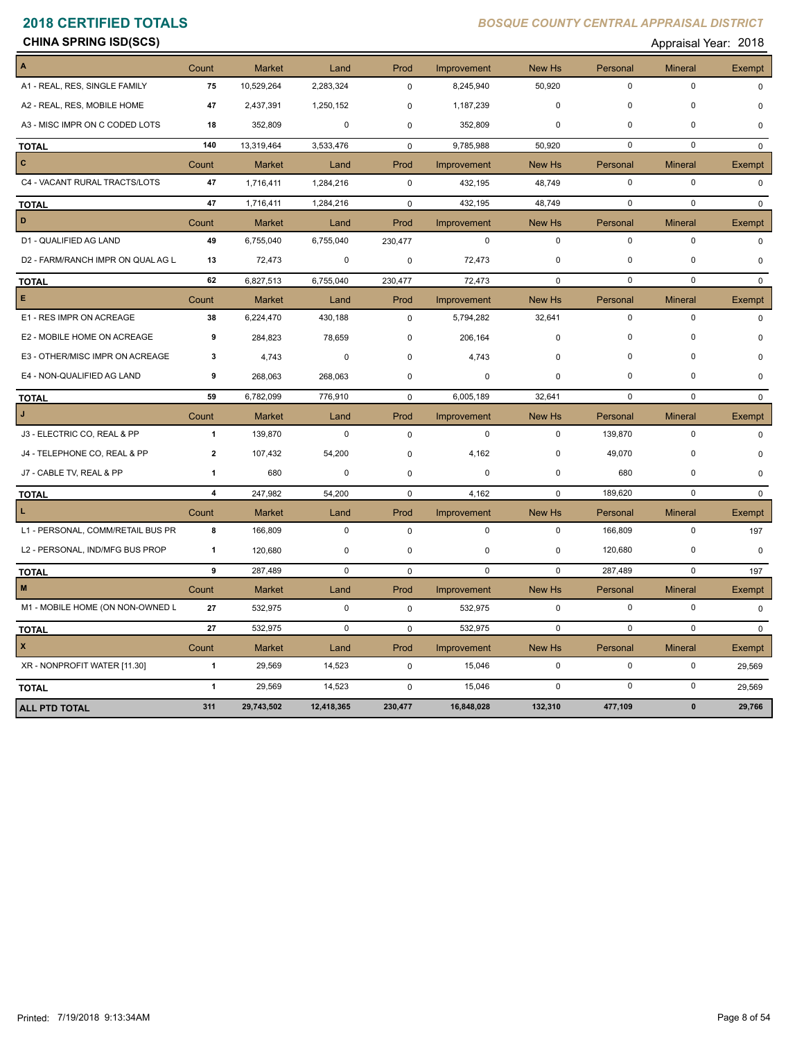# 2018 CERTIFIED TOTALS

*BOSQUE COUNTY CENTRAL APPRAISAL DISTRICT*

**CHINA SPRING ISD(SCS)**

Appraisal Year: 2018

| A | Count | Market | Land | Prod | Improvement | New Hs | Personal | Mineral | Exempt |
|---|---|---|---|---|---|---|---|---|---|
| A1 - REAL, RES, SINGLE FAMILY | 75 | 10,529,264 | 2,283,324 | 0 | 8,245,940 | 50,920 | 0 | 0 | 0 |
| A2 - REAL, RES, MOBILE HOME | 47 | 2,437,391 | 1,250,152 | 0 | 1,187,239 | 0 | 0 | 0 | 0 |
| A3 - MISC IMPR ON C CODED LOTS | 18 | 352,809 | 0 | 0 | 352,809 | 0 | 0 | 0 | 0 |
| **TOTAL** | 140 | 13,319,464 | 3,533,476 | 0 | 9,785,988 | 50,920 | 0 | 0 | 0 |
| **C** | Count | Market | Land | Prod | Improvement | New Hs | Personal | Mineral | Exempt |
| C4 - VACANT RURAL TRACTS/LOTS | 47 | 1,716,411 | 1,284,216 | 0 | 432,195 | 48,749 | 0 | 0 | 0 |
| **TOTAL** | 47 | 1,716,411 | 1,284,216 | 0 | 432,195 | 48,749 | 0 | 0 | 0 |
| **D** | Count | Market | Land | Prod | Improvement | New Hs | Personal | Mineral | Exempt |
| D1 - QUALIFIED AG LAND | 49 | 6,755,040 | 6,755,040 | 230,477 | 0 | 0 | 0 | 0 | 0 |
| D2 - FARM/RANCH IMPR ON QUAL AG L | 13 | 72,473 | 0 | 0 | 72,473 | 0 | 0 | 0 | 0 |
| **TOTAL** | 62 | 6,827,513 | 6,755,040 | 230,477 | 72,473 | 0 | 0 | 0 | 0 |
| **E** | Count | Market | Land | Prod | Improvement | New Hs | Personal | Mineral | Exempt |
| E1 - RES IMPR ON ACREAGE | 38 | 6,224,470 | 430,188 | 0 | 5,794,282 | 32,641 | 0 | 0 | 0 |
| E2 - MOBILE HOME ON ACREAGE | 9 | 284,823 | 78,659 | 0 | 206,164 | 0 | 0 | 0 | 0 |
| E3 - OTHER/MISC IMPR ON ACREAGE | 3 | 4,743 | 0 | 0 | 4,743 | 0 | 0 | 0 | 0 |
| E4 - NON-QUALIFIED AG LAND | 9 | 268,063 | 268,063 | 0 | 0 | 0 | 0 | 0 | 0 |
| **TOTAL** | 59 | 6,782,099 | 776,910 | 0 | 6,005,189 | 32,641 | 0 | 0 | 0 |
| **J** | Count | Market | Land | Prod | Improvement | New Hs | Personal | Mineral | Exempt |
| J3 - ELECTRIC CO, REAL & PP | 1 | 139,870 | 0 | 0 | 0 | 0 | 139,870 | 0 | 0 |
| J4 - TELEPHONE CO, REAL & PP | 2 | 107,432 | 54,200 | 0 | 4,162 | 0 | 49,070 | 0 | 0 |
| J7 - CABLE TV, REAL & PP | 1 | 680 | 0 | 0 | 0 | 0 | 680 | 0 | 0 |
| **TOTAL** | 4 | 247,982 | 54,200 | 0 | 4,162 | 0 | 189,620 | 0 | 0 |
| **L** | Count | Market | Land | Prod | Improvement | New Hs | Personal | Mineral | Exempt |
| L1 - PERSONAL, COMM/RETAIL BUS PR | 8 | 166,809 | 0 | 0 | 0 | 0 | 166,809 | 0 | 197 |
| L2 - PERSONAL, IND/MFG BUS PROP | 1 | 120,680 | 0 | 0 | 0 | 0 | 120,680 | 0 | 0 |
| **TOTAL** | 9 | 287,489 | 0 | 0 | 0 | 0 | 287,489 | 0 | 197 |
| **M** | Count | Market | Land | Prod | Improvement | New Hs | Personal | Mineral | Exempt |
| M1 - MOBILE HOME (ON NON-OWNED L | 27 | 532,975 | 0 | 0 | 532,975 | 0 | 0 | 0 | 0 |
| **TOTAL** | 27 | 532,975 | 0 | 0 | 532,975 | 0 | 0 | 0 | 0 |
| **X** | Count | Market | Land | Prod | Improvement | New Hs | Personal | Mineral | Exempt |
| XR - NONPROFIT WATER [11.30] | 1 | 29,569 | 14,523 | 0 | 15,046 | 0 | 0 | 0 | 29,569 |
| **TOTAL** | 1 | 29,569 | 14,523 | 0 | 15,046 | 0 | 0 | 0 | 29,569 |
| **ALL PTD TOTAL** | **311** | **29,743,502** | **12,418,365** | **230,477** | **16,848,028** | **132,310** | **477,109** | **0** | **29,766** |

Printed: 7/19/2018 9:13:34AM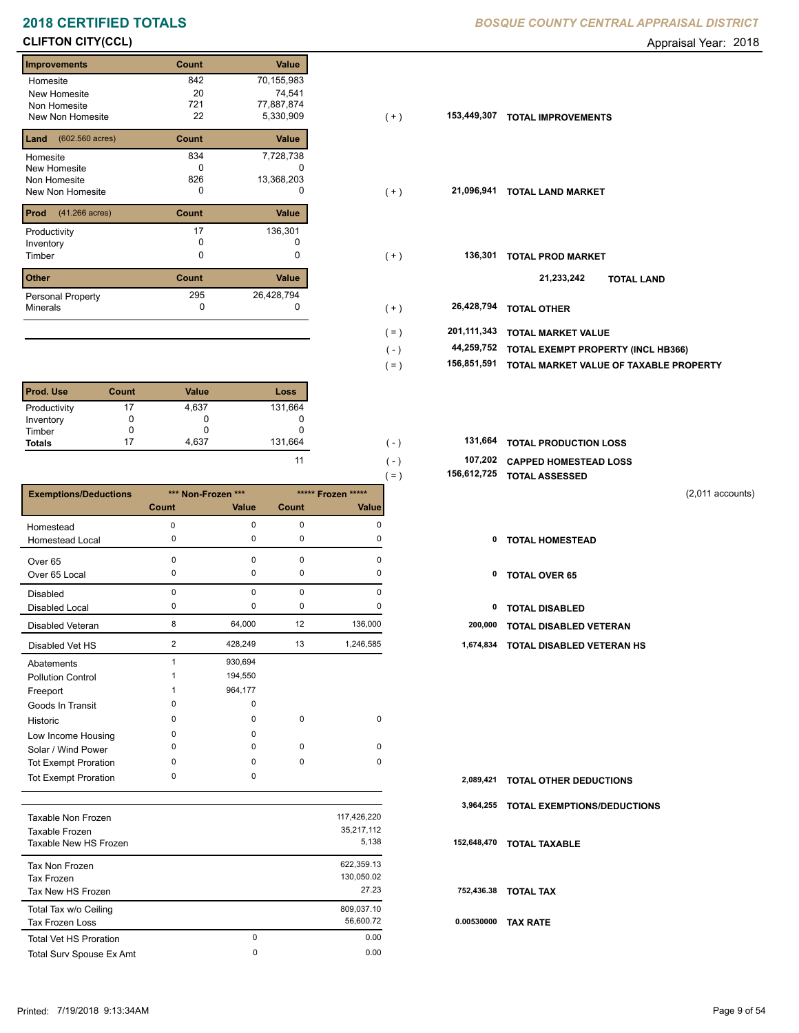# 2018 CERTIFIED TOTALS

*BOSQUE COUNTY CENTRAL APPRAISAL DISTRICT*

## CLIFTON CITY(CCL)

Appraisal Year: 2018

| Improvements | Count | Value | | | |
|---|---|---|---|---|---|
| Homesite | 842 | 70,155,983 | | | |
| New Homesite | 20 | 74,541 | | | |
| Non Homesite | 721 | 77,887,874 | | | |
| New Non Homesite | 22 | 5,330,909 | ( + ) | 153,449,307 | TOTAL IMPROVEMENTS |

| Land (602.560 acres) | Count | Value | | | |
|---|---|---|---|---|---|
| Homesite | 834 | 7,728,738 | | | |
| New Homesite | 0 | 0 | | | |
| Non Homesite | 826 | 13,368,203 | | | |
| New Non Homesite | 0 | 0 | ( + ) | 21,096,941 | TOTAL LAND MARKET |

| Prod (41.266 acres) | Count | Value | | | |
|---|---|---|---|---|---|
| Productivity | 17 | 136,301 | | | |
| Inventory | 0 | 0 | | | |
| Timber | 0 | 0 | ( + ) | 136,301 | TOTAL PROD MARKET |
| | | | | 21,233,242 | TOTAL LAND |

| Other | Count | Value | | | |
|---|---|---|---|---|---|
| Personal Property | 295 | 26,428,794 | | | |
| Minerals | 0 | 0 | ( + ) | 26,428,794 | TOTAL OTHER |

| | | |
|---|---|---|
| ( = ) | 201,111,343 | TOTAL MARKET VALUE |
| ( - ) | 44,259,752 | TOTAL EXEMPT PROPERTY (INCL HB366) |
| ( = ) | 156,851,591 | TOTAL MARKET VALUE OF TAXABLE PROPERTY |

| Prod. Use | Count | Value | Loss | | | |
|---|---|---|---|---|---|---|
| Productivity | 17 | 4,637 | 131,664 | | | |
| Inventory | 0 | 0 | 0 | | | |
| Timber | 0 | 0 | 0 | | | |
| Totals | 17 | 4,637 | 131,664 | ( - ) | 131,664 | TOTAL PRODUCTION LOSS |
| | | | 11 | ( - ) | 107,202 | CAPPED HOMESTEAD LOSS |
| | | | | ( = ) | 156,612,725 | TOTAL ASSESSED |

(2,011 accounts)

| Exemptions/Deductions | *** Non-Frozen *** | | ***** Frozen ***** | | | |
|---|---|---|---|---|---|---|
| | Count | Value | Count | Value | | |
| Homestead | 0 | 0 | 0 | 0 | | |
| Homestead Local | 0 | 0 | 0 | 0 | 0 | TOTAL HOMESTEAD |
| Over 65 | 0 | 0 | 0 | 0 | | |
| Over 65 Local | 0 | 0 | 0 | 0 | 0 | TOTAL OVER 65 |
| Disabled | 0 | 0 | 0 | 0 | | |
| Disabled Local | 0 | 0 | 0 | 0 | 0 | TOTAL DISABLED |
| Disabled Veteran | 8 | 64,000 | 12 | 136,000 | 200,000 | TOTAL DISABLED VETERAN |
| Disabled Vet HS | 2 | 428,249 | 13 | 1,246,585 | 1,674,834 | TOTAL DISABLED VETERAN HS |
| Abatements | 1 | 930,694 | | | | |
| Pollution Control | 1 | 194,550 | | | | |
| Freeport | 1 | 964,177 | | | | |
| Goods In Transit | 0 | 0 | | | | |
| Historic | 0 | 0 | 0 | 0 | | |
| Low Income Housing | 0 | 0 | | | | |
| Solar / Wind Power | 0 | 0 | 0 | 0 | | |
| Tot Exempt Proration | 0 | 0 | 0 | 0 | | |
| Tot Exempt Proration | 0 | 0 | | | 2,089,421 | TOTAL OTHER DEDUCTIONS |
| | | | | | 3,964,255 | TOTAL EXEMPTIONS/DEDUCTIONS |

| | | | | |
|---|---|---|---|---|
| Taxable Non Frozen | | 117,426,220 | | |
| Taxable Frozen | | 35,217,112 | | |
| Taxable New HS Frozen | | 5,138 | 152,648,470 | TOTAL TAXABLE |
| Tax Non Frozen | | 622,359.13 | | |
| Tax Frozen | | 130,050.02 | | |
| Tax New HS Frozen | | 27.23 | 752,436.38 | TOTAL TAX |
| Total Tax w/o Ceiling | | 809,037.10 | | |
| Tax Frozen Loss | | 56,600.72 | 0.00530000 | TAX RATE |
| Total Vet HS Proration | 0 | 0.00 | | |
| Total Surv Spouse Ex Amt | 0 | 0.00 | | |

Printed: 7/19/2018 9:13:34AM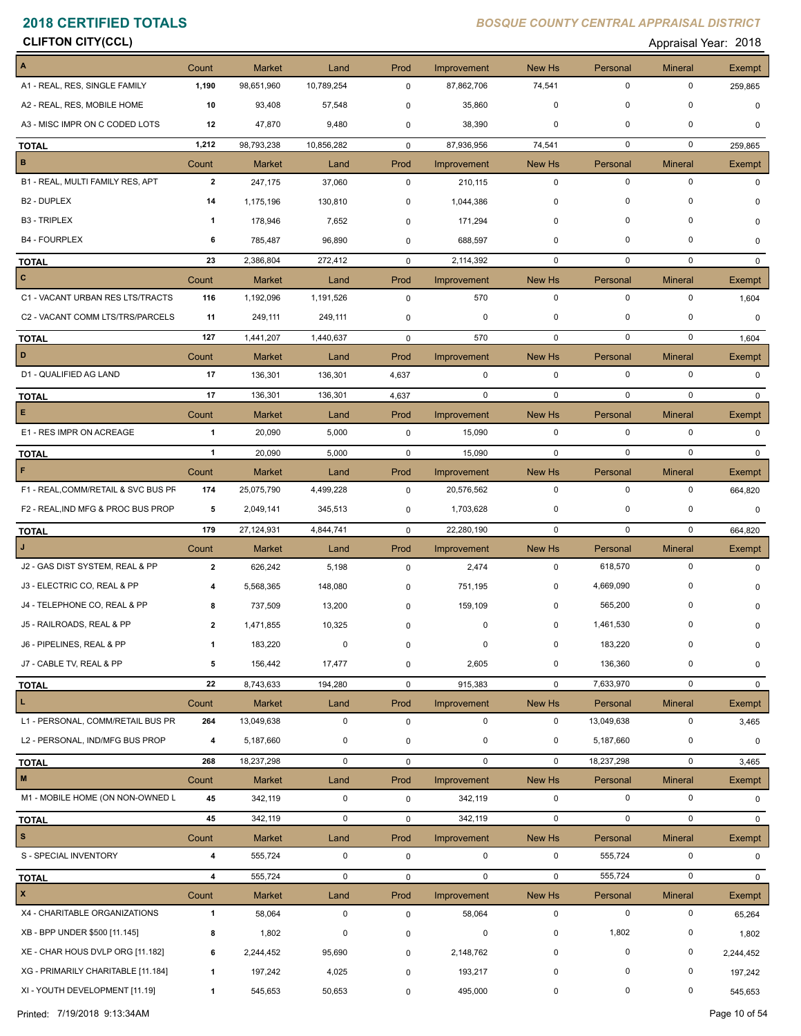# 2018 CERTIFIED TOTALS

*BOSQUE COUNTY CENTRAL APPRAISAL DISTRICT*

**CLIFTON CITY(CCL)**

Appraisal Year: 2018

| A | Count | Market | Land | Prod | Improvement | New Hs | Personal | Mineral | Exempt |
|---|---|---|---|---|---|---|---|---|---|
| A1 - REAL, RES, SINGLE FAMILY | 1,190 | 98,651,960 | 10,789,254 | 0 | 87,862,706 | 74,541 | 0 | 0 | 259,865 |
| A2 - REAL, RES, MOBILE HOME | 10 | 93,408 | 57,548 | 0 | 35,860 | 0 | 0 | 0 | 0 |
| A3 - MISC IMPR ON C CODED LOTS | 12 | 47,870 | 9,480 | 0 | 38,390 | 0 | 0 | 0 | 0 |
| **TOTAL** | 1,212 | 98,793,238 | 10,856,282 | 0 | 87,936,956 | 74,541 | 0 | 0 | 259,865 |

| B | Count | Market | Land | Prod | Improvement | New Hs | Personal | Mineral | Exempt |
|---|---|---|---|---|---|---|---|---|---|
| B1 - REAL, MULTI FAMILY RES, APT | 2 | 247,175 | 37,060 | 0 | 210,115 | 0 | 0 | 0 | 0 |
| B2 - DUPLEX | 14 | 1,175,196 | 130,810 | 0 | 1,044,386 | 0 | 0 | 0 | 0 |
| B3 - TRIPLEX | 1 | 178,946 | 7,652 | 0 | 171,294 | 0 | 0 | 0 | 0 |
| B4 - FOURPLEX | 6 | 785,487 | 96,890 | 0 | 688,597 | 0 | 0 | 0 | 0 |
| **TOTAL** | 23 | 2,386,804 | 272,412 | 0 | 2,114,392 | 0 | 0 | 0 | 0 |

| C | Count | Market | Land | Prod | Improvement | New Hs | Personal | Mineral | Exempt |
|---|---|---|---|---|---|---|---|---|---|
| C1 - VACANT URBAN RES LTS/TRACTS | 116 | 1,192,096 | 1,191,526 | 0 | 570 | 0 | 0 | 0 | 1,604 |
| C2 - VACANT COMM LTS/TRS/PARCELS | 11 | 249,111 | 249,111 | 0 | 0 | 0 | 0 | 0 | 0 |
| **TOTAL** | 127 | 1,441,207 | 1,440,637 | 0 | 570 | 0 | 0 | 0 | 1,604 |

| D | Count | Market | Land | Prod | Improvement | New Hs | Personal | Mineral | Exempt |
|---|---|---|---|---|---|---|---|---|---|
| D1 - QUALIFIED AG LAND | 17 | 136,301 | 136,301 | 4,637 | 0 | 0 | 0 | 0 | 0 |
| **TOTAL** | 17 | 136,301 | 136,301 | 4,637 | 0 | 0 | 0 | 0 | 0 |

| E | Count | Market | Land | Prod | Improvement | New Hs | Personal | Mineral | Exempt |
|---|---|---|---|---|---|---|---|---|---|
| E1 - RES IMPR ON ACREAGE | 1 | 20,090 | 5,000 | 0 | 15,090 | 0 | 0 | 0 | 0 |
| **TOTAL** | 1 | 20,090 | 5,000 | 0 | 15,090 | 0 | 0 | 0 | 0 |

| F | Count | Market | Land | Prod | Improvement | New Hs | Personal | Mineral | Exempt |
|---|---|---|---|---|---|---|---|---|---|
| F1 - REAL,COMM/RETAIL & SVC BUS PR | 174 | 25,075,790 | 4,499,228 | 0 | 20,576,562 | 0 | 0 | 0 | 664,820 |
| F2 - REAL,IND MFG & PROC BUS PROP | 5 | 2,049,141 | 345,513 | 0 | 1,703,628 | 0 | 0 | 0 | 0 |
| **TOTAL** | 179 | 27,124,931 | 4,844,741 | 0 | 22,280,190 | 0 | 0 | 0 | 664,820 |

| J | Count | Market | Land | Prod | Improvement | New Hs | Personal | Mineral | Exempt |
|---|---|---|---|---|---|---|---|---|---|
| J2 - GAS DIST SYSTEM, REAL & PP | 2 | 626,242 | 5,198 | 0 | 2,474 | 0 | 618,570 | 0 | 0 |
| J3 - ELECTRIC CO, REAL & PP | 4 | 5,568,365 | 148,080 | 0 | 751,195 | 0 | 4,669,090 | 0 | 0 |
| J4 - TELEPHONE CO, REAL & PP | 8 | 737,509 | 13,200 | 0 | 159,109 | 0 | 565,200 | 0 | 0 |
| J5 - RAILROADS, REAL & PP | 2 | 1,471,855 | 10,325 | 0 | 0 | 0 | 1,461,530 | 0 | 0 |
| J6 - PIPELINES, REAL & PP | 1 | 183,220 | 0 | 0 | 0 | 0 | 183,220 | 0 | 0 |
| J7 - CABLE TV, REAL & PP | 5 | 156,442 | 17,477 | 0 | 2,605 | 0 | 136,360 | 0 | 0 |
| **TOTAL** | 22 | 8,743,633 | 194,280 | 0 | 915,383 | 0 | 7,633,970 | 0 | 0 |

| L | Count | Market | Land | Prod | Improvement | New Hs | Personal | Mineral | Exempt |
|---|---|---|---|---|---|---|---|---|---|
| L1 - PERSONAL, COMM/RETAIL BUS PR | 264 | 13,049,638 | 0 | 0 | 0 | 0 | 13,049,638 | 0 | 3,465 |
| L2 - PERSONAL, IND/MFG BUS PROP | 4 | 5,187,660 | 0 | 0 | 0 | 0 | 5,187,660 | 0 | 0 |
| **TOTAL** | 268 | 18,237,298 | 0 | 0 | 0 | 0 | 18,237,298 | 0 | 3,465 |

| M | Count | Market | Land | Prod | Improvement | New Hs | Personal | Mineral | Exempt |
|---|---|---|---|---|---|---|---|---|---|
| M1 - MOBILE HOME (ON NON-OWNED L | 45 | 342,119 | 0 | 0 | 342,119 | 0 | 0 | 0 | 0 |
| **TOTAL** | 45 | 342,119 | 0 | 0 | 342,119 | 0 | 0 | 0 | 0 |

| S | Count | Market | Land | Prod | Improvement | New Hs | Personal | Mineral | Exempt |
|---|---|---|---|---|---|---|---|---|---|
| S - SPECIAL INVENTORY | 4 | 555,724 | 0 | 0 | 0 | 0 | 555,724 | 0 | 0 |
| **TOTAL** | 4 | 555,724 | 0 | 0 | 0 | 0 | 555,724 | 0 | 0 |

| X | Count | Market | Land | Prod | Improvement | New Hs | Personal | Mineral | Exempt |
|---|---|---|---|---|---|---|---|---|---|
| X4 - CHARITABLE ORGANIZATIONS | 1 | 58,064 | 0 | 0 | 58,064 | 0 | 0 | 0 | 65,264 |
| XB - BPP UNDER $500 [11.145] | 8 | 1,802 | 0 | 0 | 0 | 0 | 1,802 | 0 | 1,802 |
| XE - CHAR HOUS DVLP ORG [11.182] | 6 | 2,244,452 | 95,690 | 0 | 2,148,762 | 0 | 0 | 0 | 2,244,452 |
| XG - PRIMARILY CHARITABLE [11.184] | 1 | 197,242 | 4,025 | 0 | 193,217 | 0 | 0 | 0 | 197,242 |
| XI - YOUTH DEVELOPMENT [11.19] | 1 | 545,653 | 50,653 | 0 | 495,000 | 0 | 0 | 0 | 545,653 |

Printed: 7/19/2018 9:13:34AM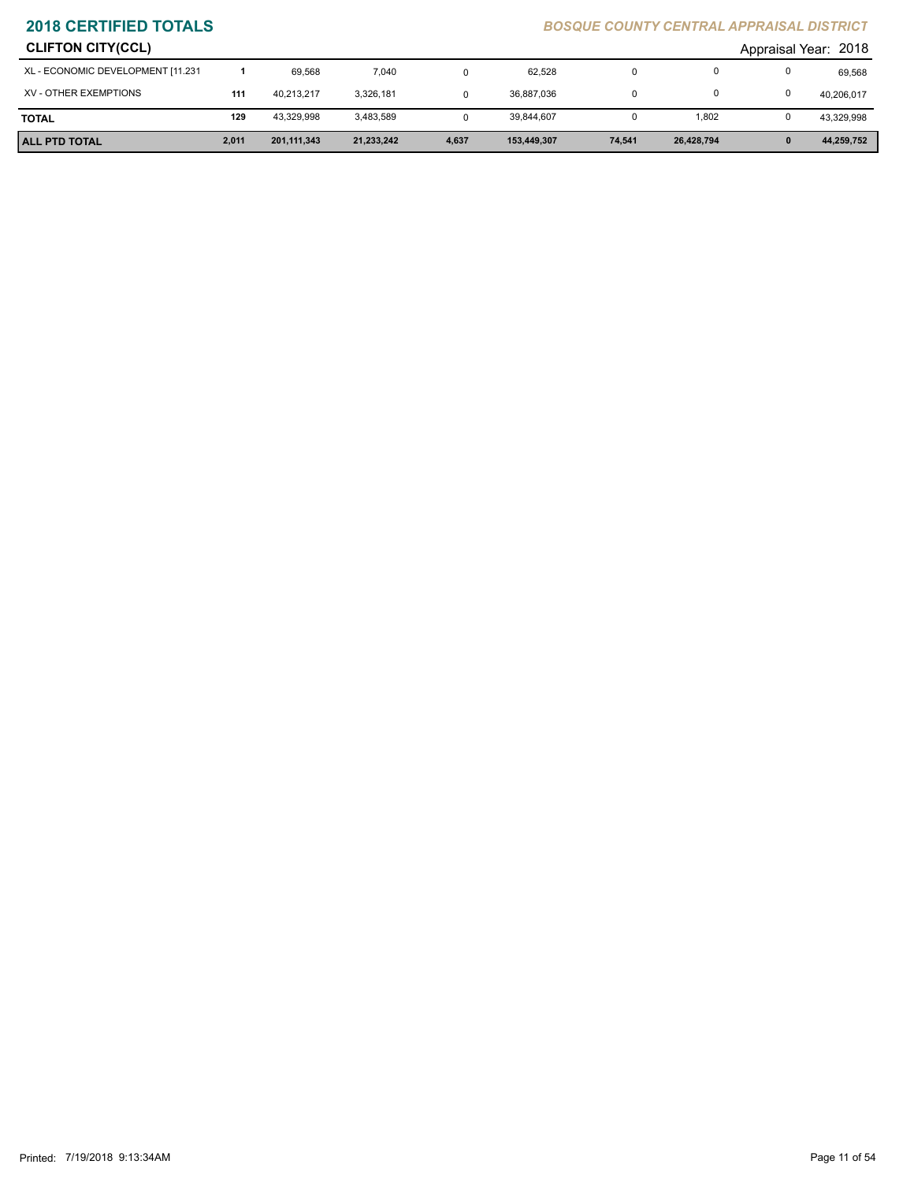## 2018 CERTIFIED TOTALS

*BOSQUE COUNTY CENTRAL APPRAISAL DISTRICT*

**CLIFTON CITY(CCL)**

Appraisal Year: 2018

| | | | | | | | | | |
|---|---|---|---|---|---|---|---|---|---|
| XL - ECONOMIC DEVELOPMENT [11.231 | 1 | 69,568 | 7,040 | 0 | 62,528 | 0 | 0 | 0 | 69,568 |
| XV - OTHER EXEMPTIONS | 111 | 40,213,217 | 3,326,181 | 0 | 36,887,036 | 0 | 0 | 0 | 40,206,017 |
| **TOTAL** | 129 | 43,329,998 | 3,483,589 | 0 | 39,844,607 | 0 | 1,802 | 0 | 43,329,998 |
| **ALL PTD TOTAL** | **2,011** | **201,111,343** | **21,233,242** | **4,637** | **153,449,307** | **74,541** | **26,428,794** | **0** | **44,259,752** |

Printed: 7/19/2018 9:13:34AM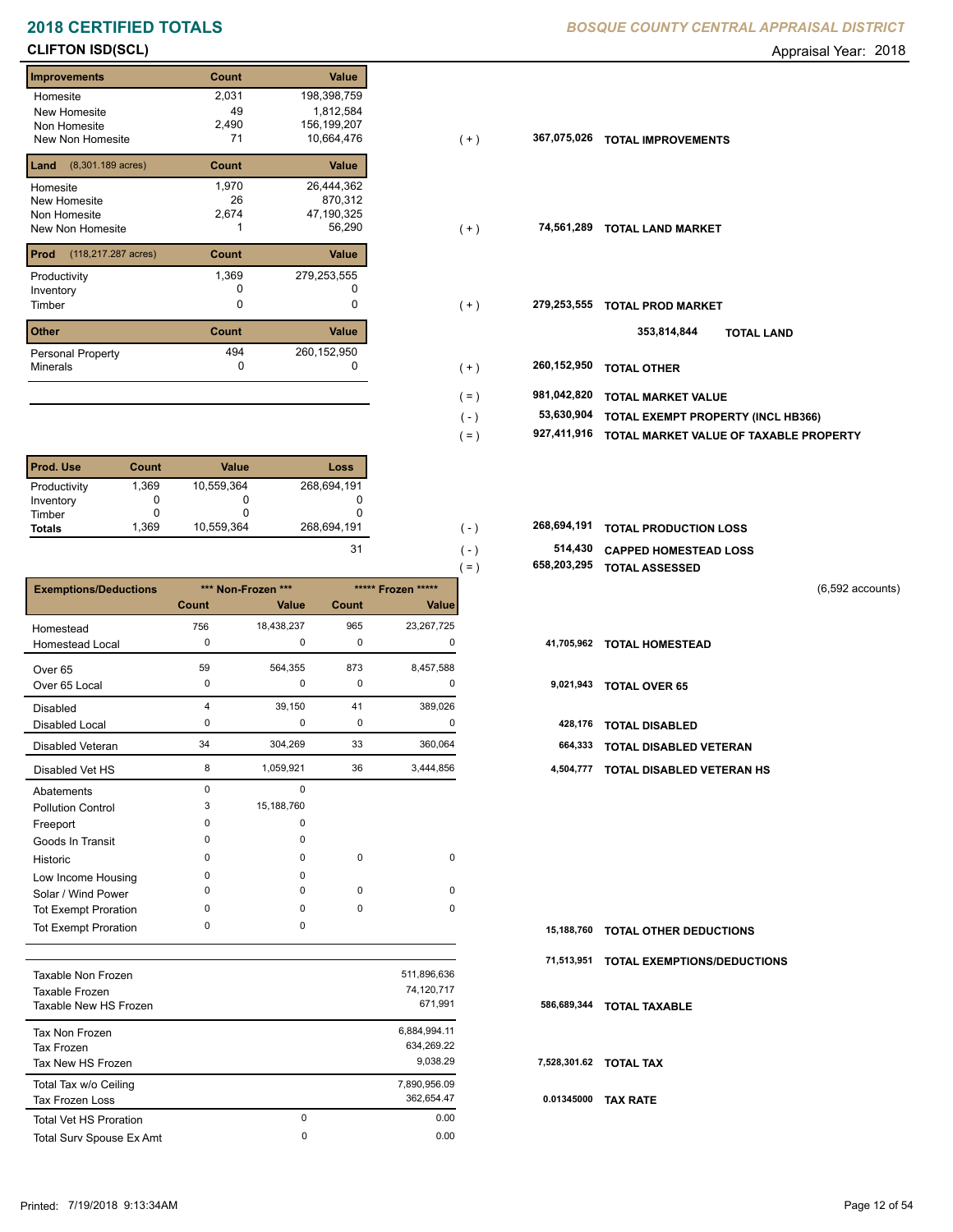# 2018 CERTIFIED TOTALS

*BOSQUE COUNTY CENTRAL APPRAISAL DISTRICT*

## CLIFTON ISD(SCL)

Appraisal Year: 2018

| Improvements | Count | Value | | | |
|---|---|---|---|---|---|
| Homesite | 2,031 | 198,398,759 | | | |
| New Homesite | 49 | 1,812,584 | | | |
| Non Homesite | 2,490 | 156,199,207 | | | |
| New Non Homesite | 71 | 10,664,476 | ( + ) | 367,075,026 | TOTAL IMPROVEMENTS |

| Land (8,301.189 acres) | Count | Value | | | |
|---|---|---|---|---|---|
| Homesite | 1,970 | 26,444,362 | | | |
| New Homesite | 26 | 870,312 | | | |
| Non Homesite | 2,674 | 47,190,325 | | | |
| New Non Homesite | 1 | 56,290 | ( + ) | 74,561,289 | TOTAL LAND MARKET |

| Prod (118,217.287 acres) | Count | Value | | | |
|---|---|---|---|---|---|
| Productivity | 1,369 | 279,253,555 | | | |
| Inventory | 0 | 0 | | | |
| Timber | 0 | 0 | ( + ) | 279,253,555 | TOTAL PROD MARKET |

353,814,844 **TOTAL LAND**

| Other | Count | Value | | | |
|---|---|---|---|---|---|
| Personal Property | 494 | 260,152,950 | | | |
| Minerals | 0 | 0 | ( + ) | 260,152,950 | TOTAL OTHER |

| | | |
|---|---|---|
| ( = ) | 981,042,820 | TOTAL MARKET VALUE |
| ( - ) | 53,630,904 | TOTAL EXEMPT PROPERTY (INCL HB366) |
| ( = ) | 927,411,916 | TOTAL MARKET VALUE OF TAXABLE PROPERTY |

| Prod. Use | Count | Value | Loss | | | |
|---|---|---|---|---|---|---|
| Productivity | 1,369 | 10,559,364 | 268,694,191 | | | |
| Inventory | 0 | 0 | 0 | | | |
| Timber | 0 | 0 | 0 | | | |
| Totals | 1,369 | 10,559,364 | 268,694,191 | ( - ) | 268,694,191 | TOTAL PRODUCTION LOSS |
| | | | 31 | ( - ) | 514,430 | CAPPED HOMESTEAD LOSS |
| | | | | ( = ) | 658,203,295 | TOTAL ASSESSED |

(6,592 accounts)

| Exemptions/Deductions | *** Non-Frozen *** | | ***** Frozen ***** | | | |
|---|---|---|---|---|---|---|
| | Count | Value | Count | Value | | |
| Homestead | 756 | 18,438,237 | 965 | 23,267,725 | | |
| Homestead Local | 0 | 0 | 0 | 0 | 41,705,962 | TOTAL HOMESTEAD |
| Over 65 | 59 | 564,355 | 873 | 8,457,588 | | |
| Over 65 Local | 0 | 0 | 0 | 0 | 9,021,943 | TOTAL OVER 65 |
| Disabled | 4 | 39,150 | 41 | 389,026 | | |
| Disabled Local | 0 | 0 | 0 | 0 | 428,176 | TOTAL DISABLED |
| Disabled Veteran | 34 | 304,269 | 33 | 360,064 | 664,333 | TOTAL DISABLED VETERAN |
| Disabled Vet HS | 8 | 1,059,921 | 36 | 3,444,856 | 4,504,777 | TOTAL DISABLED VETERAN HS |
| Abatements | 0 | 0 | | | | |
| Pollution Control | 3 | 15,188,760 | | | | |
| Freeport | 0 | 0 | | | | |
| Goods In Transit | 0 | 0 | | | | |
| Historic | 0 | 0 | 0 | 0 | | |
| Low Income Housing | 0 | 0 | | | | |
| Solar / Wind Power | 0 | 0 | 0 | 0 | | |
| Tot Exempt Proration | 0 | 0 | 0 | 0 | | |
| Tot Exempt Proration | 0 | 0 | | | 15,188,760 | TOTAL OTHER DEDUCTIONS |
| | | | | | 71,513,951 | TOTAL EXEMPTIONS/DEDUCTIONS |

| | | | | |
|---|---|---|---|---|
| Taxable Non Frozen | | 511,896,636 | | |
| Taxable Frozen | | 74,120,717 | | |
| Taxable New HS Frozen | | 671,991 | 586,689,344 | TOTAL TAXABLE |
| Tax Non Frozen | | 6,884,994.11 | | |
| Tax Frozen | | 634,269.22 | | |
| Tax New HS Frozen | | 9,038.29 | 7,528,301.62 | TOTAL TAX |
| Total Tax w/o Ceiling | | 7,890,956.09 | | |
| Tax Frozen Loss | | 362,654.47 | 0.01345000 | TAX RATE |
| Total Vet HS Proration | 0 | 0.00 | | |
| Total Surv Spouse Ex Amt | 0 | 0.00 | | |

Printed: 7/19/2018 9:13:34AM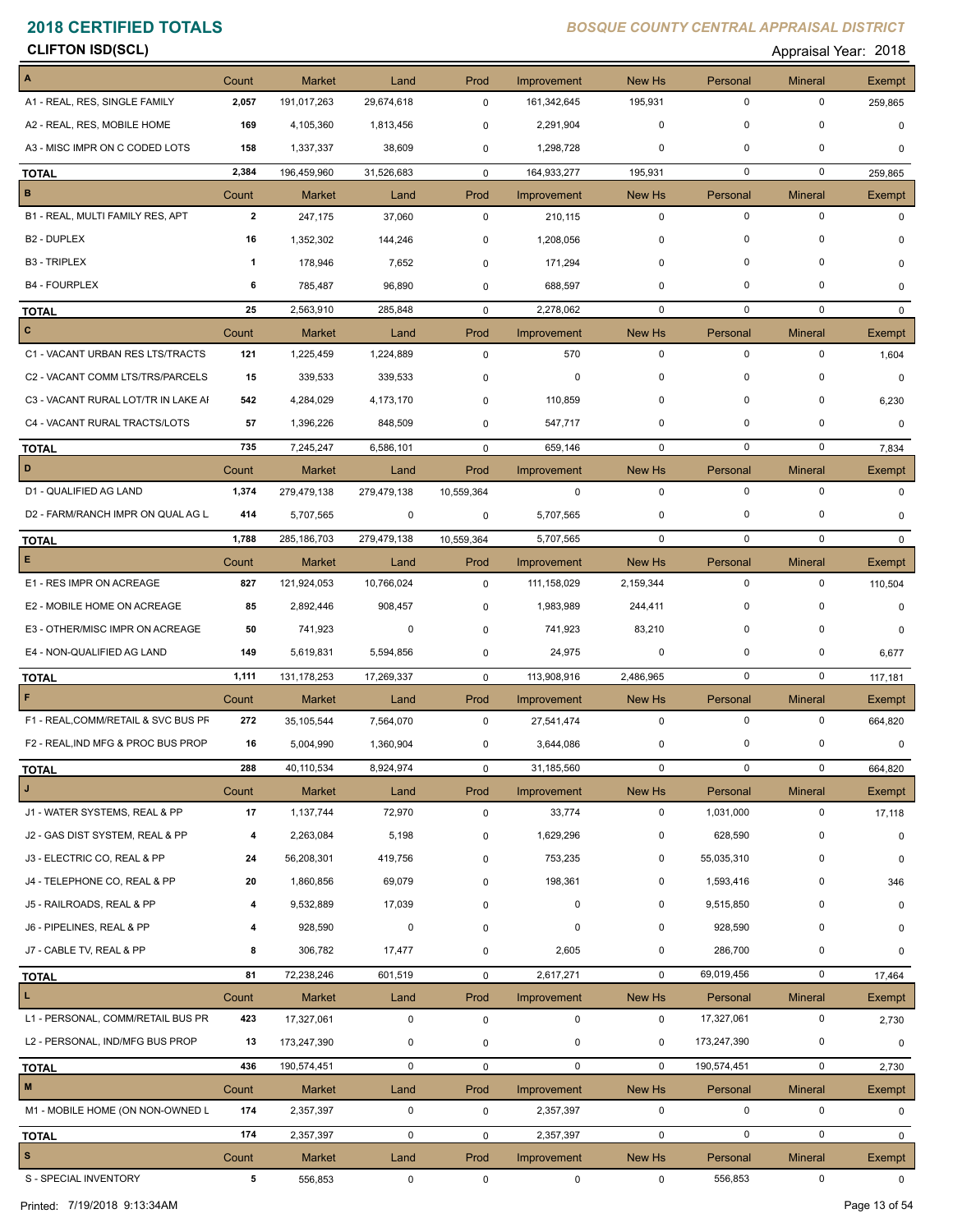# 2018 CERTIFIED TOTALS

## BOSQUE COUNTY CENTRAL APPRAISAL DISTRICT

**CLIFTON ISD(SCL)**

Appraisal Year: 2018

| A | Count | Market | Land | Prod | Improvement | New Hs | Personal | Mineral | Exempt |
|---|---|---|---|---|---|---|---|---|---|
| A1 - REAL, RES, SINGLE FAMILY | 2,057 | 191,017,263 | 29,674,618 | 0 | 161,342,645 | 195,931 | 0 | 0 | 259,865 |
| A2 - REAL, RES, MOBILE HOME | 169 | 4,105,360 | 1,813,456 | 0 | 2,291,904 | 0 | 0 | 0 | 0 |
| A3 - MISC IMPR ON C CODED LOTS | 158 | 1,337,337 | 38,609 | 0 | 1,298,728 | 0 | 0 | 0 | 0 |
| **TOTAL** | 2,384 | 196,459,960 | 31,526,683 | 0 | 164,933,277 | 195,931 | 0 | 0 | 259,865 |

| B | Count | Market | Land | Prod | Improvement | New Hs | Personal | Mineral | Exempt |
|---|---|---|---|---|---|---|---|---|---|
| B1 - REAL, MULTI FAMILY RES, APT | 2 | 247,175 | 37,060 | 0 | 210,115 | 0 | 0 | 0 | 0 |
| B2 - DUPLEX | 16 | 1,352,302 | 144,246 | 0 | 1,208,056 | 0 | 0 | 0 | 0 |
| B3 - TRIPLEX | 1 | 178,946 | 7,652 | 0 | 171,294 | 0 | 0 | 0 | 0 |
| B4 - FOURPLEX | 6 | 785,487 | 96,890 | 0 | 688,597 | 0 | 0 | 0 | 0 |
| **TOTAL** | 25 | 2,563,910 | 285,848 | 0 | 2,278,062 | 0 | 0 | 0 | 0 |

| C | Count | Market | Land | Prod | Improvement | New Hs | Personal | Mineral | Exempt |
|---|---|---|---|---|---|---|---|---|---|
| C1 - VACANT URBAN RES LTS/TRACTS | 121 | 1,225,459 | 1,224,889 | 0 | 570 | 0 | 0 | 0 | 1,604 |
| C2 - VACANT COMM LTS/TRS/PARCELS | 15 | 339,533 | 339,533 | 0 | 0 | 0 | 0 | 0 | 0 |
| C3 - VACANT RURAL LOT/TR IN LAKE AI | 542 | 4,284,029 | 4,173,170 | 0 | 110,859 | 0 | 0 | 0 | 6,230 |
| C4 - VACANT RURAL TRACTS/LOTS | 57 | 1,396,226 | 848,509 | 0 | 547,717 | 0 | 0 | 0 | 0 |
| **TOTAL** | 735 | 7,245,247 | 6,586,101 | 0 | 659,146 | 0 | 0 | 0 | 7,834 |

| D | Count | Market | Land | Prod | Improvement | New Hs | Personal | Mineral | Exempt |
|---|---|---|---|---|---|---|---|---|---|
| D1 - QUALIFIED AG LAND | 1,374 | 279,479,138 | 279,479,138 | 10,559,364 | 0 | 0 | 0 | 0 | 0 |
| D2 - FARM/RANCH IMPR ON QUAL AG L | 414 | 5,707,565 | 0 | 0 | 5,707,565 | 0 | 0 | 0 | 0 |
| **TOTAL** | 1,788 | 285,186,703 | 279,479,138 | 10,559,364 | 5,707,565 | 0 | 0 | 0 | 0 |

| E | Count | Market | Land | Prod | Improvement | New Hs | Personal | Mineral | Exempt |
|---|---|---|---|---|---|---|---|---|---|
| E1 - RES IMPR ON ACREAGE | 827 | 121,924,053 | 10,766,024 | 0 | 111,158,029 | 2,159,344 | 0 | 0 | 110,504 |
| E2 - MOBILE HOME ON ACREAGE | 85 | 2,892,446 | 908,457 | 0 | 1,983,989 | 244,411 | 0 | 0 | 0 |
| E3 - OTHER/MISC IMPR ON ACREAGE | 50 | 741,923 | 0 | 0 | 741,923 | 83,210 | 0 | 0 | 0 |
| E4 - NON-QUALIFIED AG LAND | 149 | 5,619,831 | 5,594,856 | 0 | 24,975 | 0 | 0 | 0 | 6,677 |
| **TOTAL** | 1,111 | 131,178,253 | 17,269,337 | 0 | 113,908,916 | 2,486,965 | 0 | 0 | 117,181 |

| F | Count | Market | Land | Prod | Improvement | New Hs | Personal | Mineral | Exempt |
|---|---|---|---|---|---|---|---|---|---|
| F1 - REAL,COMM/RETAIL & SVC BUS PF | 272 | 35,105,544 | 7,564,070 | 0 | 27,541,474 | 0 | 0 | 0 | 664,820 |
| F2 - REAL,IND MFG & PROC BUS PROP | 16 | 5,004,990 | 1,360,904 | 0 | 3,644,086 | 0 | 0 | 0 | 0 |
| **TOTAL** | 288 | 40,110,534 | 8,924,974 | 0 | 31,185,560 | 0 | 0 | 0 | 664,820 |

| J | Count | Market | Land | Prod | Improvement | New Hs | Personal | Mineral | Exempt |
|---|---|---|---|---|---|---|---|---|---|
| J1 - WATER SYSTEMS, REAL & PP | 17 | 1,137,744 | 72,970 | 0 | 33,774 | 0 | 1,031,000 | 0 | 17,118 |
| J2 - GAS DIST SYSTEM, REAL & PP | 4 | 2,263,084 | 5,198 | 0 | 1,629,296 | 0 | 628,590 | 0 | 0 |
| J3 - ELECTRIC CO, REAL & PP | 24 | 56,208,301 | 419,756 | 0 | 753,235 | 0 | 55,035,310 | 0 | 0 |
| J4 - TELEPHONE CO, REAL & PP | 20 | 1,860,856 | 69,079 | 0 | 198,361 | 0 | 1,593,416 | 0 | 346 |
| J5 - RAILROADS, REAL & PP | 4 | 9,532,889 | 17,039 | 0 | 0 | 0 | 9,515,850 | 0 | 0 |
| J6 - PIPELINES, REAL & PP | 4 | 928,590 | 0 | 0 | 0 | 0 | 928,590 | 0 | 0 |
| J7 - CABLE TV, REAL & PP | 8 | 306,782 | 17,477 | 0 | 2,605 | 0 | 286,700 | 0 | 0 |
| **TOTAL** | 81 | 72,238,246 | 601,519 | 0 | 2,617,271 | 0 | 69,019,456 | 0 | 17,464 |

| L | Count | Market | Land | Prod | Improvement | New Hs | Personal | Mineral | Exempt |
|---|---|---|---|---|---|---|---|---|---|
| L1 - PERSONAL, COMM/RETAIL BUS PR | 423 | 17,327,061 | 0 | 0 | 0 | 0 | 17,327,061 | 0 | 2,730 |
| L2 - PERSONAL, IND/MFG BUS PROP | 13 | 173,247,390 | 0 | 0 | 0 | 0 | 173,247,390 | 0 | 0 |
| **TOTAL** | 436 | 190,574,451 | 0 | 0 | 0 | 0 | 190,574,451 | 0 | 2,730 |

| M | Count | Market | Land | Prod | Improvement | New Hs | Personal | Mineral | Exempt |
|---|---|---|---|---|---|---|---|---|---|
| M1 - MOBILE HOME (ON NON-OWNED L | 174 | 2,357,397 | 0 | 0 | 2,357,397 | 0 | 0 | 0 | 0 |
| **TOTAL** | 174 | 2,357,397 | 0 | 0 | 2,357,397 | 0 | 0 | 0 | 0 |

| S | Count | Market | Land | Prod | Improvement | New Hs | Personal | Mineral | Exempt |
|---|---|---|---|---|---|---|---|---|---|
| S - SPECIAL INVENTORY | 5 | 556,853 | 0 | 0 | 0 | 0 | 556,853 | 0 | 0 |

Printed: 7/19/2018 9:13:34AM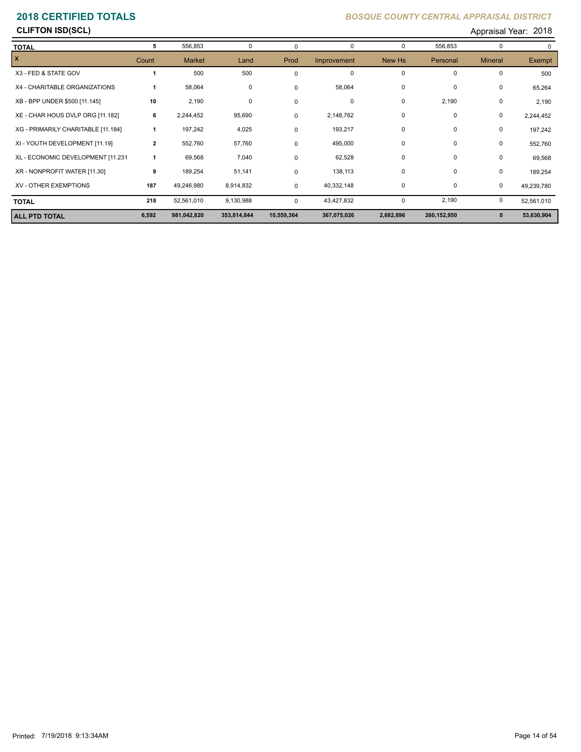## 2018 CERTIFIED TOTALS

*BOSQUE COUNTY CENTRAL APPRAISAL DISTRICT*

**CLIFTON ISD(SCL)**

Appraisal Year: 2018

| | Count | Market | Land | Prod | Improvement | New Hs | Personal | Mineral | Exempt |
|---|---|---|---|---|---|---|---|---|---|
| **TOTAL** | 5 | 556,853 | 0 | 0 | 0 | 0 | 556,853 | 0 | 0 |
| **X** | Count | Market | Land | Prod | Improvement | New Hs | Personal | Mineral | Exempt |
| X3 - FED & STATE GOV | 1 | 500 | 500 | 0 | 0 | 0 | 0 | 0 | 500 |
| X4 - CHARITABLE ORGANIZATIONS | 1 | 58,064 | 0 | 0 | 58,064 | 0 | 0 | 0 | 65,264 |
| XB - BPP UNDER $500 [11.145] | 10 | 2,190 | 0 | 0 | 0 | 0 | 2,190 | 0 | 2,190 |
| XE - CHAR HOUS DVLP ORG [11.182] | 6 | 2,244,452 | 95,690 | 0 | 2,148,762 | 0 | 0 | 0 | 2,244,452 |
| XG - PRIMARILY CHARITABLE [11.184] | 1 | 197,242 | 4,025 | 0 | 193,217 | 0 | 0 | 0 | 197,242 |
| XI - YOUTH DEVELOPMENT [11.19] | 2 | 552,760 | 57,760 | 0 | 495,000 | 0 | 0 | 0 | 552,760 |
| XL - ECONOMIC DEVELOPMENT [11.231 | 1 | 69,568 | 7,040 | 0 | 62,528 | 0 | 0 | 0 | 69,568 |
| XR - NONPROFIT WATER [11.30] | 9 | 189,254 | 51,141 | 0 | 138,113 | 0 | 0 | 0 | 189,254 |
| XV - OTHER EXEMPTIONS | 187 | 49,246,980 | 8,914,832 | 0 | 40,332,148 | 0 | 0 | 0 | 49,239,780 |
| **TOTAL** | 218 | 52,561,010 | 9,130,988 | 0 | 43,427,832 | 0 | 2,190 | 0 | 52,561,010 |
| **ALL PTD TOTAL** | **6,592** | **981,042,820** | **353,814,844** | **10,559,364** | **367,075,026** | **2,682,896** | **260,152,950** | **0** | **53,630,904** |

Printed: 7/19/2018 9:13:34AM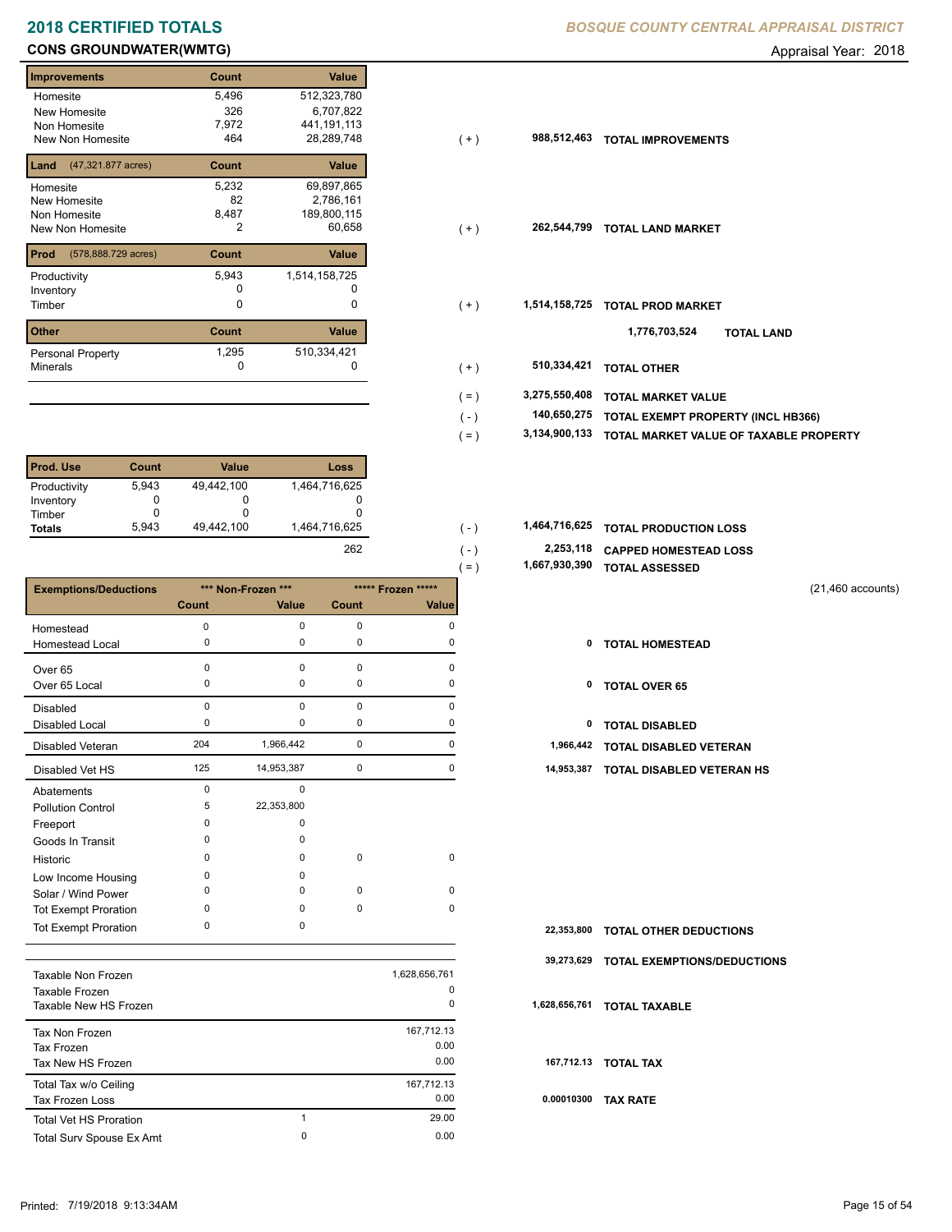# 2018 CERTIFIED TOTALS

*BOSQUE COUNTY CENTRAL APPRAISAL DISTRICT*

## CONS GROUNDWATER(WMTG)

Appraisal Year: 2018

| Improvements | Count | Value | | | |
|---|---|---|---|---|---|
| Homesite | 5,496 | 512,323,780 | | | |
| New Homesite | 326 | 6,707,822 | | | |
| Non Homesite | 7,972 | 441,191,113 | | | |
| New Non Homesite | 464 | 28,289,748 | ( + ) | 988,512,463 | TOTAL IMPROVEMENTS |

| Land (47,321.877 acres) | Count | Value | | | |
|---|---|---|---|---|---|
| Homesite | 5,232 | 69,897,865 | | | |
| New Homesite | 82 | 2,786,161 | | | |
| Non Homesite | 8,487 | 189,800,115 | | | |
| New Non Homesite | 2 | 60,658 | ( + ) | 262,544,799 | TOTAL LAND MARKET |

| Prod (578,888.729 acres) | Count | Value | | | |
|---|---|---|---|---|---|
| Productivity | 5,943 | 1,514,158,725 | | | |
| Inventory | 0 | 0 | | | |
| Timber | 0 | 0 | ( + ) | 1,514,158,725 | TOTAL PROD MARKET |

1,776,703,524 **TOTAL LAND**

| Other | Count | Value | | | |
|---|---|---|---|---|---|
| Personal Property | 1,295 | 510,334,421 | | | |
| Minerals | 0 | 0 | ( + ) | 510,334,421 | TOTAL OTHER |

| | | |
|---|---|---|
| ( = ) | 3,275,550,408 | TOTAL MARKET VALUE |
| ( - ) | 140,650,275 | TOTAL EXEMPT PROPERTY (INCL HB366) |
| ( = ) | 3,134,900,133 | TOTAL MARKET VALUE OF TAXABLE PROPERTY |

| Prod. Use | Count | Value | Loss | | | |
|---|---|---|---|---|---|---|
| Productivity | 5,943 | 49,442,100 | 1,464,716,625 | | | |
| Inventory | 0 | 0 | 0 | | | |
| Timber | 0 | 0 | 0 | | | |
| Totals | 5,943 | 49,442,100 | 1,464,716,625 | ( - ) | 1,464,716,625 | TOTAL PRODUCTION LOSS |
| | | | 262 | ( - ) | 2,253,118 | CAPPED HOMESTEAD LOSS |
| | | | | ( = ) | 1,667,930,390 | TOTAL ASSESSED |

(21,460 accounts)

| Exemptions/Deductions | *** Non-Frozen *** | | ***** Frozen ***** | | | |
|---|---|---|---|---|---|---|
| | Count | Value | Count | Value | | |
| Homestead | 0 | 0 | 0 | 0 | | |
| Homestead Local | 0 | 0 | 0 | 0 | 0 | TOTAL HOMESTEAD |
| Over 65 | 0 | 0 | 0 | 0 | | |
| Over 65 Local | 0 | 0 | 0 | 0 | 0 | TOTAL OVER 65 |
| Disabled | 0 | 0 | 0 | 0 | | |
| Disabled Local | 0 | 0 | 0 | 0 | 0 | TOTAL DISABLED |
| Disabled Veteran | 204 | 1,966,442 | 0 | 0 | 1,966,442 | TOTAL DISABLED VETERAN |
| Disabled Vet HS | 125 | 14,953,387 | 0 | 0 | 14,953,387 | TOTAL DISABLED VETERAN HS |
| Abatements | 0 | 0 | | | | |
| Pollution Control | 5 | 22,353,800 | | | | |
| Freeport | 0 | 0 | | | | |
| Goods In Transit | 0 | 0 | | | | |
| Historic | 0 | 0 | 0 | 0 | | |
| Low Income Housing | 0 | 0 | | | | |
| Solar / Wind Power | 0 | 0 | 0 | 0 | | |
| Tot Exempt Proration | 0 | 0 | 0 | 0 | | |
| Tot Exempt Proration | 0 | 0 | | | 22,353,800 | TOTAL OTHER DEDUCTIONS |
| | | | | | 39,273,629 | TOTAL EXEMPTIONS/DEDUCTIONS |

| | | | | |
|---|---|---|---|---|
| Taxable Non Frozen | | 1,628,656,761 | | |
| Taxable Frozen | | 0 | | |
| Taxable New HS Frozen | | 0 | 1,628,656,761 | TOTAL TAXABLE |
| Tax Non Frozen | | 167,712.13 | | |
| Tax Frozen | | 0.00 | | |
| Tax New HS Frozen | | 0.00 | 167,712.13 | TOTAL TAX |
| Total Tax w/o Ceiling | | 167,712.13 | | |
| Tax Frozen Loss | | 0.00 | 0.00010300 | TAX RATE |
| Total Vet HS Proration | 1 | 29.00 | | |
| Total Surv Spouse Ex Amt | 0 | 0.00 | | |

Printed: 7/19/2018 9:13:34AM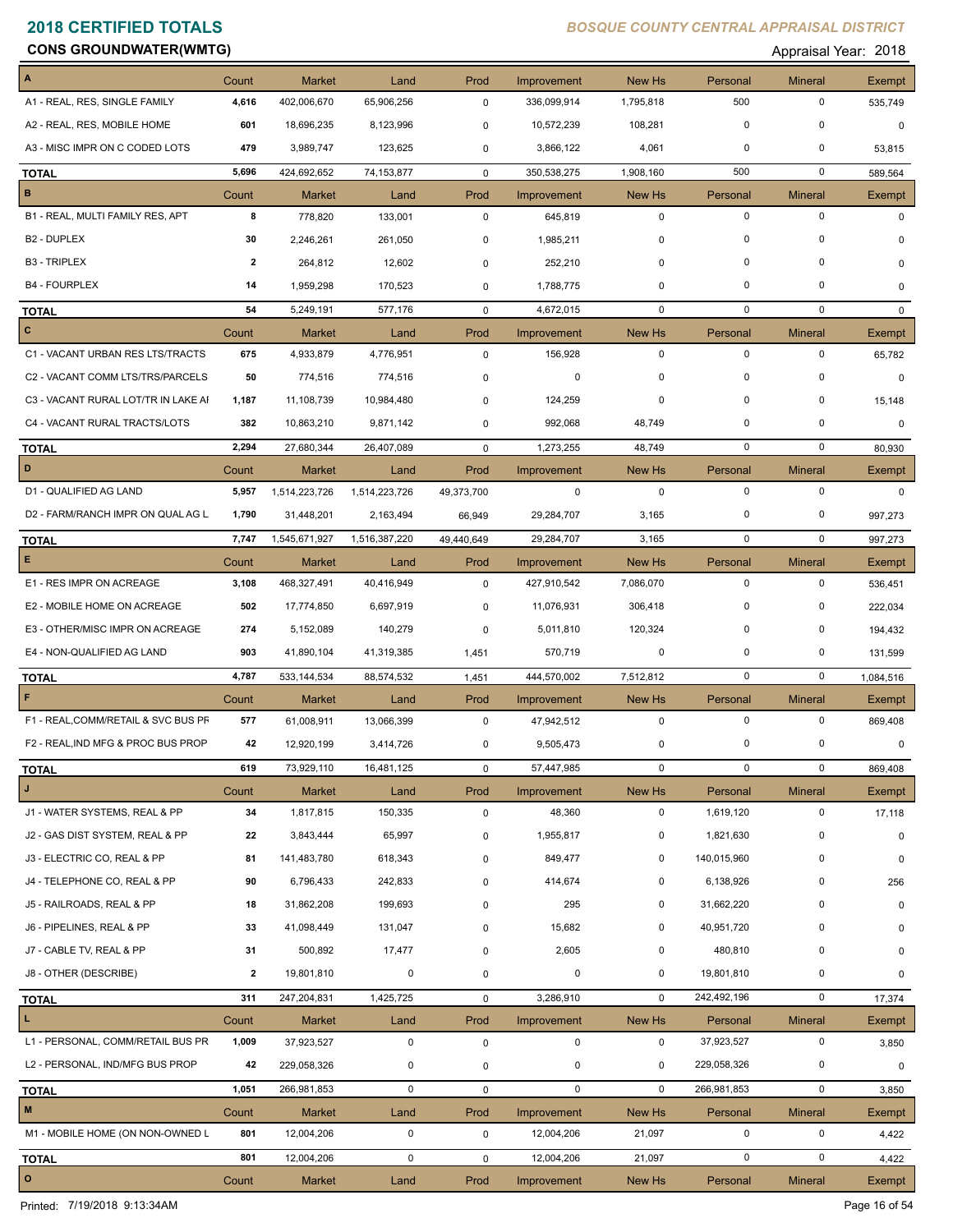# 2018 CERTIFIED TOTALS

**BOSQUE COUNTY CENTRAL APPRAISAL DISTRICT**

**CONS GROUNDWATER(WMTG)**

Appraisal Year: 2018

| A | Count | Market | Land | Prod | Improvement | New Hs | Personal | Mineral | Exempt |
|---|---|---|---|---|---|---|---|---|---|
| A1 - REAL, RES, SINGLE FAMILY | 4,616 | 402,006,670 | 65,906,256 | 0 | 336,099,914 | 1,795,818 | 500 | 0 | 535,749 |
| A2 - REAL, RES, MOBILE HOME | 601 | 18,696,235 | 8,123,996 | 0 | 10,572,239 | 108,281 | 0 | 0 | 0 |
| A3 - MISC IMPR ON C CODED LOTS | 479 | 3,989,747 | 123,625 | 0 | 3,866,122 | 4,061 | 0 | 0 | 53,815 |
| **TOTAL** | 5,696 | 424,692,652 | 74,153,877 | 0 | 350,538,275 | 1,908,160 | 500 | 0 | 589,564 |

| B | Count | Market | Land | Prod | Improvement | New Hs | Personal | Mineral | Exempt |
|---|---|---|---|---|---|---|---|---|---|
| B1 - REAL, MULTI FAMILY RES, APT | 8 | 778,820 | 133,001 | 0 | 645,819 | 0 | 0 | 0 | 0 |
| B2 - DUPLEX | 30 | 2,246,261 | 261,050 | 0 | 1,985,211 | 0 | 0 | 0 | 0 |
| B3 - TRIPLEX | 2 | 264,812 | 12,602 | 0 | 252,210 | 0 | 0 | 0 | 0 |
| B4 - FOURPLEX | 14 | 1,959,298 | 170,523 | 0 | 1,788,775 | 0 | 0 | 0 | 0 |
| **TOTAL** | 54 | 5,249,191 | 577,176 | 0 | 4,672,015 | 0 | 0 | 0 | 0 |

| C | Count | Market | Land | Prod | Improvement | New Hs | Personal | Mineral | Exempt |
|---|---|---|---|---|---|---|---|---|---|
| C1 - VACANT URBAN RES LTS/TRACTS | 675 | 4,933,879 | 4,776,951 | 0 | 156,928 | 0 | 0 | 0 | 65,782 |
| C2 - VACANT COMM LTS/TRS/PARCELS | 50 | 774,516 | 774,516 | 0 | 0 | 0 | 0 | 0 | 0 |
| C3 - VACANT RURAL LOT/TR IN LAKE AI | 1,187 | 11,108,739 | 10,984,480 | 0 | 124,259 | 0 | 0 | 0 | 15,148 |
| C4 - VACANT RURAL TRACTS/LOTS | 382 | 10,863,210 | 9,871,142 | 0 | 992,068 | 48,749 | 0 | 0 | 0 |
| **TOTAL** | 2,294 | 27,680,344 | 26,407,089 | 0 | 1,273,255 | 48,749 | 0 | 0 | 80,930 |

| D | Count | Market | Land | Prod | Improvement | New Hs | Personal | Mineral | Exempt |
|---|---|---|---|---|---|---|---|---|---|
| D1 - QUALIFIED AG LAND | 5,957 | 1,514,223,726 | 1,514,223,726 | 49,373,700 | 0 | 0 | 0 | 0 | 0 |
| D2 - FARM/RANCH IMPR ON QUAL AG L | 1,790 | 31,448,201 | 2,163,494 | 66,949 | 29,284,707 | 3,165 | 0 | 0 | 997,273 |
| **TOTAL** | 7,747 | 1,545,671,927 | 1,516,387,220 | 49,440,649 | 29,284,707 | 3,165 | 0 | 0 | 997,273 |

| E | Count | Market | Land | Prod | Improvement | New Hs | Personal | Mineral | Exempt |
|---|---|---|---|---|---|---|---|---|---|
| E1 - RES IMPR ON ACREAGE | 3,108 | 468,327,491 | 40,416,949 | 0 | 427,910,542 | 7,086,070 | 0 | 0 | 536,451 |
| E2 - MOBILE HOME ON ACREAGE | 502 | 17,774,850 | 6,697,919 | 0 | 11,076,931 | 306,418 | 0 | 0 | 222,034 |
| E3 - OTHER/MISC IMPR ON ACREAGE | 274 | 5,152,089 | 140,279 | 0 | 5,011,810 | 120,324 | 0 | 0 | 194,432 |
| E4 - NON-QUALIFIED AG LAND | 903 | 41,890,104 | 41,319,385 | 1,451 | 570,719 | 0 | 0 | 0 | 131,599 |
| **TOTAL** | 4,787 | 533,144,534 | 88,574,532 | 1,451 | 444,570,002 | 7,512,812 | 0 | 0 | 1,084,516 |

| F | Count | Market | Land | Prod | Improvement | New Hs | Personal | Mineral | Exempt |
|---|---|---|---|---|---|---|---|---|---|
| F1 - REAL,COMM/RETAIL & SVC BUS PF | 577 | 61,008,911 | 13,066,399 | 0 | 47,942,512 | 0 | 0 | 0 | 869,408 |
| F2 - REAL,IND MFG & PROC BUS PROP | 42 | 12,920,199 | 3,414,726 | 0 | 9,505,473 | 0 | 0 | 0 | 0 |
| **TOTAL** | 619 | 73,929,110 | 16,481,125 | 0 | 57,447,985 | 0 | 0 | 0 | 869,408 |

| J | Count | Market | Land | Prod | Improvement | New Hs | Personal | Mineral | Exempt |
|---|---|---|---|---|---|---|---|---|---|
| J1 - WATER SYSTEMS, REAL & PP | 34 | 1,817,815 | 150,335 | 0 | 48,360 | 0 | 1,619,120 | 0 | 17,118 |
| J2 - GAS DIST SYSTEM, REAL & PP | 22 | 3,843,444 | 65,997 | 0 | 1,955,817 | 0 | 1,821,630 | 0 | 0 |
| J3 - ELECTRIC CO, REAL & PP | 81 | 141,483,780 | 618,343 | 0 | 849,477 | 0 | 140,015,960 | 0 | 0 |
| J4 - TELEPHONE CO, REAL & PP | 90 | 6,796,433 | 242,833 | 0 | 414,674 | 0 | 6,138,926 | 0 | 256 |
| J5 - RAILROADS, REAL & PP | 18 | 31,862,208 | 199,693 | 0 | 295 | 0 | 31,662,220 | 0 | 0 |
| J6 - PIPELINES, REAL & PP | 33 | 41,098,449 | 131,047 | 0 | 15,682 | 0 | 40,951,720 | 0 | 0 |
| J7 - CABLE TV, REAL & PP | 31 | 500,892 | 17,477 | 0 | 2,605 | 0 | 480,810 | 0 | 0 |
| J8 - OTHER (DESCRIBE) | 2 | 19,801,810 | 0 | 0 | 0 | 0 | 19,801,810 | 0 | 0 |
| **TOTAL** | 311 | 247,204,831 | 1,425,725 | 0 | 3,286,910 | 0 | 242,492,196 | 0 | 17,374 |

| L | Count | Market | Land | Prod | Improvement | New Hs | Personal | Mineral | Exempt |
|---|---|---|---|---|---|---|---|---|---|
| L1 - PERSONAL, COMM/RETAIL BUS PR | 1,009 | 37,923,527 | 0 | 0 | 0 | 0 | 37,923,527 | 0 | 3,850 |
| L2 - PERSONAL, IND/MFG BUS PROP | 42 | 229,058,326 | 0 | 0 | 0 | 0 | 229,058,326 | 0 | 0 |
| **TOTAL** | 1,051 | 266,981,853 | 0 | 0 | 0 | 0 | 266,981,853 | 0 | 3,850 |

| M | Count | Market | Land | Prod | Improvement | New Hs | Personal | Mineral | Exempt |
|---|---|---|---|---|---|---|---|---|---|
| M1 - MOBILE HOME (ON NON-OWNED L | 801 | 12,004,206 | 0 | 0 | 12,004,206 | 21,097 | 0 | 0 | 4,422 |
| **TOTAL** | 801 | 12,004,206 | 0 | 0 | 12,004,206 | 21,097 | 0 | 0 | 4,422 |

| O | Count | Market | Land | Prod | Improvement | New Hs | Personal | Mineral | Exempt |
|---|---|---|---|---|---|---|---|---|---|

Printed: 7/19/2018 9:13:34AM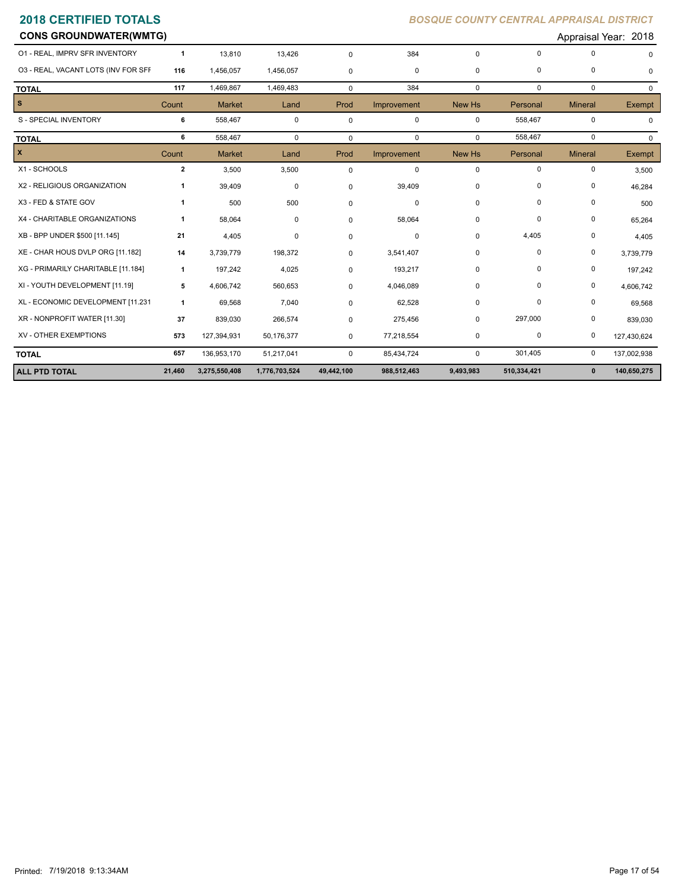# 2018 CERTIFIED TOTALS

*BOSQUE COUNTY CENTRAL APPRAISAL DISTRICT*

## CONS GROUNDWATER(WMTG)

Appraisal Year: 2018

| | Count | Market | Land | Prod | Improvement | New Hs | Personal | Mineral | Exempt |
|---|---|---|---|---|---|---|---|---|---|
| O1 - REAL, IMPRV SFR INVENTORY | **1** | 13,810 | 13,426 | 0 | 384 | 0 | 0 | 0 | 0 |
| O3 - REAL, VACANT LOTS (INV FOR SFF | **116** | 1,456,057 | 1,456,057 | 0 | 0 | 0 | 0 | 0 | 0 |
| **TOTAL** | **117** | 1,469,867 | 1,469,483 | 0 | 384 | 0 | 0 | 0 | 0 |

| **S** | Count | Market | Land | Prod | Improvement | New Hs | Personal | Mineral | Exempt |
|---|---|---|---|---|---|---|---|---|---|
| S - SPECIAL INVENTORY | **6** | 558,467 | 0 | 0 | 0 | 0 | 558,467 | 0 | 0 |
| **TOTAL** | **6** | 558,467 | 0 | 0 | 0 | 0 | 558,467 | 0 | 0 |

| **X** | Count | Market | Land | Prod | Improvement | New Hs | Personal | Mineral | Exempt |
|---|---|---|---|---|---|---|---|---|---|
| X1 - SCHOOLS | **2** | 3,500 | 3,500 | 0 | 0 | 0 | 0 | 0 | 3,500 |
| X2 - RELIGIOUS ORGANIZATION | **1** | 39,409 | 0 | 0 | 39,409 | 0 | 0 | 0 | 46,284 |
| X3 - FED & STATE GOV | **1** | 500 | 500 | 0 | 0 | 0 | 0 | 0 | 500 |
| X4 - CHARITABLE ORGANIZATIONS | **1** | 58,064 | 0 | 0 | 58,064 | 0 | 0 | 0 | 65,264 |
| XB - BPP UNDER $500 [11.145] | **21** | 4,405 | 0 | 0 | 0 | 0 | 4,405 | 0 | 4,405 |
| XE - CHAR HOUS DVLP ORG [11.182] | **14** | 3,739,779 | 198,372 | 0 | 3,541,407 | 0 | 0 | 0 | 3,739,779 |
| XG - PRIMARILY CHARITABLE [11.184] | **1** | 197,242 | 4,025 | 0 | 193,217 | 0 | 0 | 0 | 197,242 |
| XI - YOUTH DEVELOPMENT [11.19] | **5** | 4,606,742 | 560,653 | 0 | 4,046,089 | 0 | 0 | 0 | 4,606,742 |
| XL - ECONOMIC DEVELOPMENT [11.231 | **1** | 69,568 | 7,040 | 0 | 62,528 | 0 | 0 | 0 | 69,568 |
| XR - NONPROFIT WATER [11.30] | **37** | 839,030 | 266,574 | 0 | 275,456 | 0 | 297,000 | 0 | 839,030 |
| XV - OTHER EXEMPTIONS | **573** | 127,394,931 | 50,176,377 | 0 | 77,218,554 | 0 | 0 | 0 | 127,430,624 |
| **TOTAL** | **657** | 136,953,170 | 51,217,041 | 0 | 85,434,724 | 0 | 301,405 | 0 | 137,002,938 |
| **ALL PTD TOTAL** | **21,460** | **3,275,550,408** | **1,776,703,524** | **49,442,100** | **988,512,463** | **9,493,983** | **510,334,421** | **0** | **140,650,275** |

Printed: 7/19/2018 9:13:34AM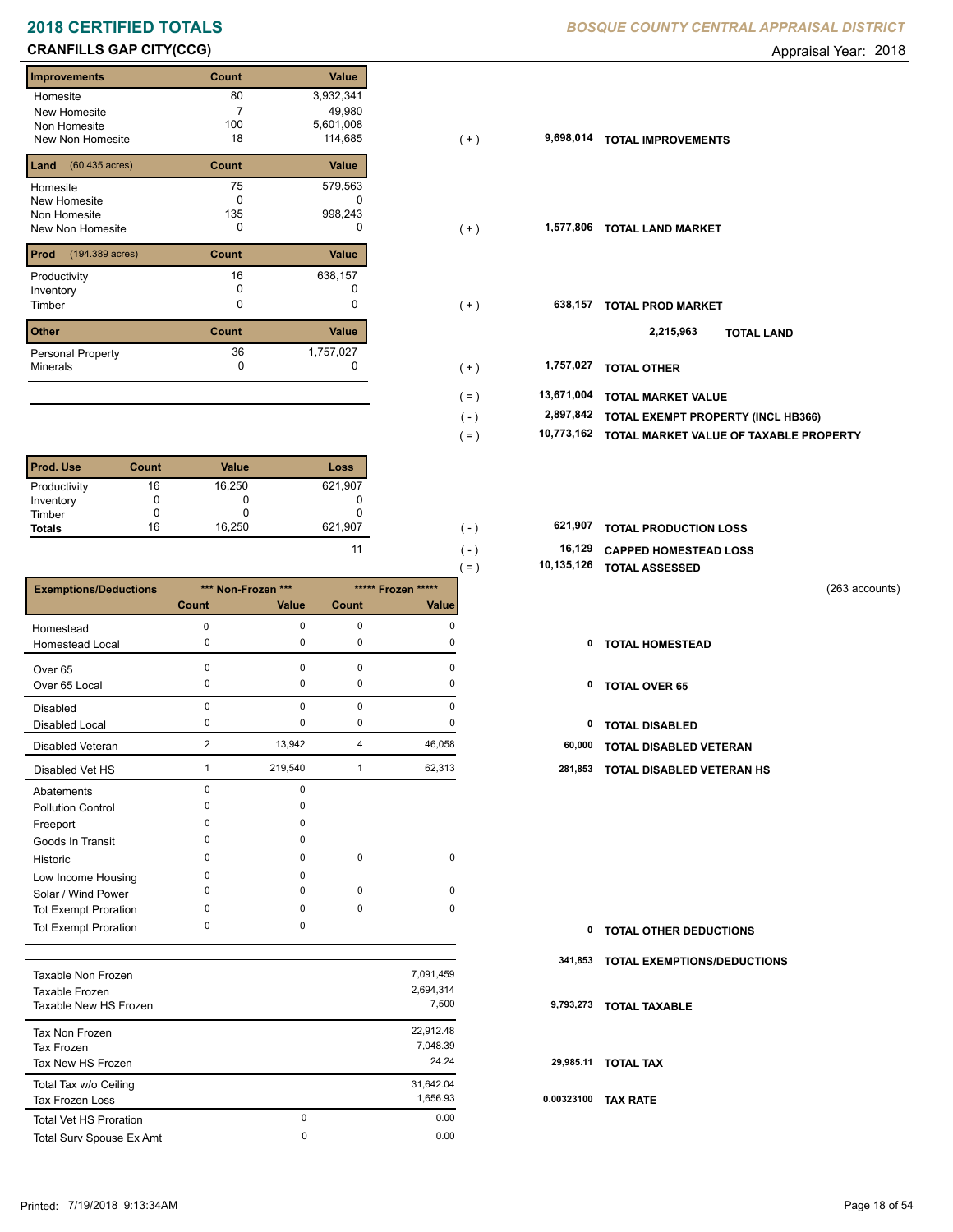# 2018 CERTIFIED TOTALS

**BOSQUE COUNTY CENTRAL APPRAISAL DISTRICT**

**CRANFILLS GAP CITY(CCG)**

Appraisal Year: 2018

| Improvements | Count | Value | | | |
|---|---|---|---|---|---|
| Homesite | 80 | 3,932,341 | | | |
| New Homesite | 7 | 49,980 | | | |
| Non Homesite | 100 | 5,601,008 | | | |
| New Non Homesite | 18 | 114,685 | ( + ) | 9,698,014 | TOTAL IMPROVEMENTS |

| Land (60.435 acres) | Count | Value | | | |
|---|---|---|---|---|---|
| Homesite | 75 | 579,563 | | | |
| New Homesite | 0 | 0 | | | |
| Non Homesite | 135 | 998,243 | | | |
| New Non Homesite | 0 | 0 | ( + ) | 1,577,806 | TOTAL LAND MARKET |

| Prod (194.389 acres) | Count | Value | | | |
|---|---|---|---|---|---|
| Productivity | 16 | 638,157 | | | |
| Inventory | 0 | 0 | | | |
| Timber | 0 | 0 | ( + ) | 638,157 | TOTAL PROD MARKET |
| | | | | 2,215,963 | TOTAL LAND |

| Other | Count | Value | | | |
|---|---|---|---|---|---|
| Personal Property | 36 | 1,757,027 | | | |
| Minerals | 0 | 0 | ( + ) | 1,757,027 | TOTAL OTHER |

| | | |
|---|---|---|
| ( = ) | 13,671,004 | TOTAL MARKET VALUE |
| ( - ) | 2,897,842 | TOTAL EXEMPT PROPERTY (INCL HB366) |
| ( = ) | 10,773,162 | TOTAL MARKET VALUE OF TAXABLE PROPERTY |

| Prod. Use | Count | Value | Loss | | | |
|---|---|---|---|---|---|---|
| Productivity | 16 | 16,250 | 621,907 | | | |
| Inventory | 0 | 0 | 0 | | | |
| Timber | 0 | 0 | 0 | | | |
| Totals | 16 | 16,250 | 621,907 | ( - ) | 621,907 | TOTAL PRODUCTION LOSS |
| | | | 11 | ( - ) | 16,129 | CAPPED HOMESTEAD LOSS |
| | | | | ( = ) | 10,135,126 | TOTAL ASSESSED |

(263 accounts)

| Exemptions/Deductions | *** Non-Frozen *** Count | *** Non-Frozen *** Value | ***** Frozen ***** Count | ***** Frozen ***** Value | | |
|---|---|---|---|---|---|---|
| Homestead | 0 | 0 | 0 | 0 | | |
| Homestead Local | 0 | 0 | 0 | 0 | 0 | TOTAL HOMESTEAD |
| Over 65 | 0 | 0 | 0 | 0 | | |
| Over 65 Local | 0 | 0 | 0 | 0 | 0 | TOTAL OVER 65 |
| Disabled | 0 | 0 | 0 | 0 | | |
| Disabled Local | 0 | 0 | 0 | 0 | 0 | TOTAL DISABLED |
| Disabled Veteran | 2 | 13,942 | 4 | 46,058 | 60,000 | TOTAL DISABLED VETERAN |
| Disabled Vet HS | 1 | 219,540 | 1 | 62,313 | 281,853 | TOTAL DISABLED VETERAN HS |
| Abatements | 0 | 0 | | | | |
| Pollution Control | 0 | 0 | | | | |
| Freeport | 0 | 0 | | | | |
| Goods In Transit | 0 | 0 | | | | |
| Historic | 0 | 0 | 0 | 0 | | |
| Low Income Housing | 0 | 0 | | | | |
| Solar / Wind Power | 0 | 0 | 0 | 0 | | |
| Tot Exempt Proration | 0 | 0 | 0 | 0 | | |
| Tot Exempt Proration | 0 | 0 | | | 0 | TOTAL OTHER DEDUCTIONS |
| | | | | | 341,853 | TOTAL EXEMPTIONS/DEDUCTIONS |

| | | | | |
|---|---|---|---|---|
| Taxable Non Frozen | | 7,091,459 | | |
| Taxable Frozen | | 2,694,314 | | |
| Taxable New HS Frozen | | 7,500 | 9,793,273 | TOTAL TAXABLE |
| Tax Non Frozen | | 22,912.48 | | |
| Tax Frozen | | 7,048.39 | | |
| Tax New HS Frozen | | 24.24 | 29,985.11 | TOTAL TAX |
| Total Tax w/o Ceiling | | 31,642.04 | | |
| Tax Frozen Loss | | 1,656.93 | 0.00323100 | TAX RATE |
| Total Vet HS Proration | 0 | 0.00 | | |
| Total Surv Spouse Ex Amt | 0 | 0.00 | | |

Printed: 7/19/2018 9:13:34AM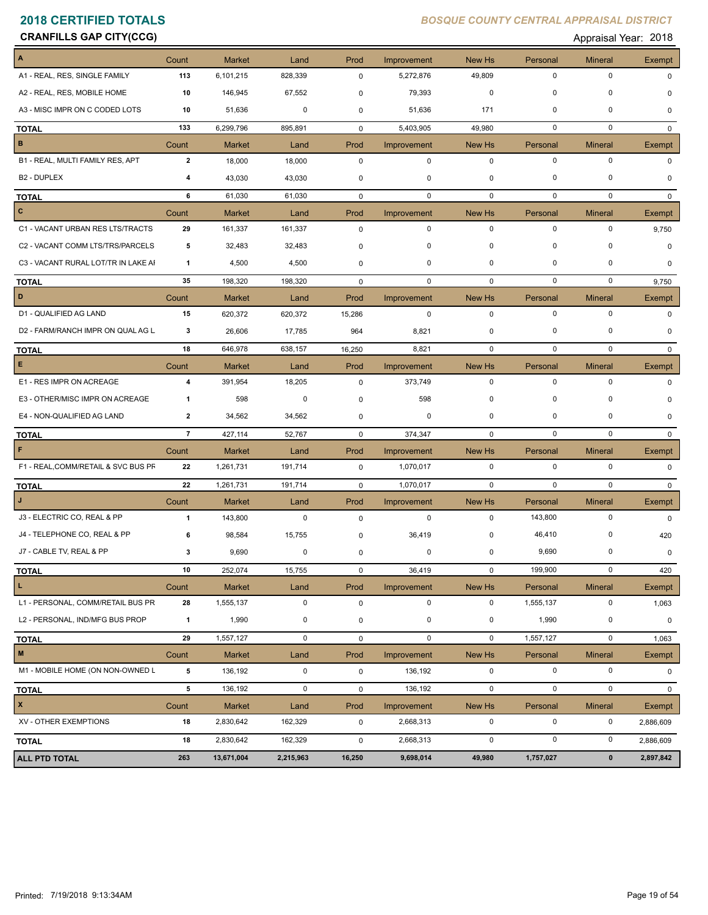# 2018 CERTIFIED TOTALS

*BOSQUE COUNTY CENTRAL APPRAISAL DISTRICT*

**CRANFILLS GAP CITY(CCG)**

Appraisal Year: 2018

| A | Count | Market | Land | Prod | Improvement | New Hs | Personal | Mineral | Exempt |
|---|---|---|---|---|---|---|---|---|---|
| A1 - REAL, RES, SINGLE FAMILY | 113 | 6,101,215 | 828,339 | 0 | 5,272,876 | 49,809 | 0 | 0 | 0 |
| A2 - REAL, RES, MOBILE HOME | 10 | 146,945 | 67,552 | 0 | 79,393 | 0 | 0 | 0 | 0 |
| A3 - MISC IMPR ON C CODED LOTS | 10 | 51,636 | 0 | 0 | 51,636 | 171 | 0 | 0 | 0 |
| **TOTAL** | 133 | 6,299,796 | 895,891 | 0 | 5,403,905 | 49,980 | 0 | 0 | 0 |
| **B** | Count | Market | Land | Prod | Improvement | New Hs | Personal | Mineral | Exempt |
| B1 - REAL, MULTI FAMILY RES, APT | 2 | 18,000 | 18,000 | 0 | 0 | 0 | 0 | 0 | 0 |
| B2 - DUPLEX | 4 | 43,030 | 43,030 | 0 | 0 | 0 | 0 | 0 | 0 |
| **TOTAL** | 6 | 61,030 | 61,030 | 0 | 0 | 0 | 0 | 0 | 0 |
| **C** | Count | Market | Land | Prod | Improvement | New Hs | Personal | Mineral | Exempt |
| C1 - VACANT URBAN RES LTS/TRACTS | 29 | 161,337 | 161,337 | 0 | 0 | 0 | 0 | 0 | 9,750 |
| C2 - VACANT COMM LTS/TRS/PARCELS | 5 | 32,483 | 32,483 | 0 | 0 | 0 | 0 | 0 | 0 |
| C3 - VACANT RURAL LOT/TR IN LAKE AI | 1 | 4,500 | 4,500 | 0 | 0 | 0 | 0 | 0 | 0 |
| **TOTAL** | 35 | 198,320 | 198,320 | 0 | 0 | 0 | 0 | 0 | 9,750 |
| **D** | Count | Market | Land | Prod | Improvement | New Hs | Personal | Mineral | Exempt |
| D1 - QUALIFIED AG LAND | 15 | 620,372 | 620,372 | 15,286 | 0 | 0 | 0 | 0 | 0 |
| D2 - FARM/RANCH IMPR ON QUAL AG L | 3 | 26,606 | 17,785 | 964 | 8,821 | 0 | 0 | 0 | 0 |
| **TOTAL** | 18 | 646,978 | 638,157 | 16,250 | 8,821 | 0 | 0 | 0 | 0 |
| **E** | Count | Market | Land | Prod | Improvement | New Hs | Personal | Mineral | Exempt |
| E1 - RES IMPR ON ACREAGE | 4 | 391,954 | 18,205 | 0 | 373,749 | 0 | 0 | 0 | 0 |
| E3 - OTHER/MISC IMPR ON ACREAGE | 1 | 598 | 0 | 0 | 598 | 0 | 0 | 0 | 0 |
| E4 - NON-QUALIFIED AG LAND | 2 | 34,562 | 34,562 | 0 | 0 | 0 | 0 | 0 | 0 |
| **TOTAL** | 7 | 427,114 | 52,767 | 0 | 374,347 | 0 | 0 | 0 | 0 |
| **F** | Count | Market | Land | Prod | Improvement | New Hs | Personal | Mineral | Exempt |
| F1 - REAL,COMM/RETAIL & SVC BUS PF | 22 | 1,261,731 | 191,714 | 0 | 1,070,017 | 0 | 0 | 0 | 0 |
| **TOTAL** | 22 | 1,261,731 | 191,714 | 0 | 1,070,017 | 0 | 0 | 0 | 0 |
| **J** | Count | Market | Land | Prod | Improvement | New Hs | Personal | Mineral | Exempt |
| J3 - ELECTRIC CO, REAL & PP | 1 | 143,800 | 0 | 0 | 0 | 0 | 143,800 | 0 | 0 |
| J4 - TELEPHONE CO, REAL & PP | 6 | 98,584 | 15,755 | 0 | 36,419 | 0 | 46,410 | 0 | 420 |
| J7 - CABLE TV, REAL & PP | 3 | 9,690 | 0 | 0 | 0 | 0 | 9,690 | 0 | 0 |
| **TOTAL** | 10 | 252,074 | 15,755 | 0 | 36,419 | 0 | 199,900 | 0 | 420 |
| **L** | Count | Market | Land | Prod | Improvement | New Hs | Personal | Mineral | Exempt |
| L1 - PERSONAL, COMM/RETAIL BUS PR | 28 | 1,555,137 | 0 | 0 | 0 | 0 | 1,555,137 | 0 | 1,063 |
| L2 - PERSONAL, IND/MFG BUS PROP | 1 | 1,990 | 0 | 0 | 0 | 0 | 1,990 | 0 | 0 |
| **TOTAL** | 29 | 1,557,127 | 0 | 0 | 0 | 0 | 1,557,127 | 0 | 1,063 |
| **M** | Count | Market | Land | Prod | Improvement | New Hs | Personal | Mineral | Exempt |
| M1 - MOBILE HOME (ON NON-OWNED L | 5 | 136,192 | 0 | 0 | 136,192 | 0 | 0 | 0 | 0 |
| **TOTAL** | 5 | 136,192 | 0 | 0 | 136,192 | 0 | 0 | 0 | 0 |
| **X** | Count | Market | Land | Prod | Improvement | New Hs | Personal | Mineral | Exempt |
| XV - OTHER EXEMPTIONS | 18 | 2,830,642 | 162,329 | 0 | 2,668,313 | 0 | 0 | 0 | 2,886,609 |
| **TOTAL** | 18 | 2,830,642 | 162,329 | 0 | 2,668,313 | 0 | 0 | 0 | 2,886,609 |
| **ALL PTD TOTAL** | **263** | **13,671,004** | **2,215,963** | **16,250** | **9,698,014** | **49,980** | **1,757,027** | **0** | **2,897,842** |

Printed: 7/19/2018 9:13:34AM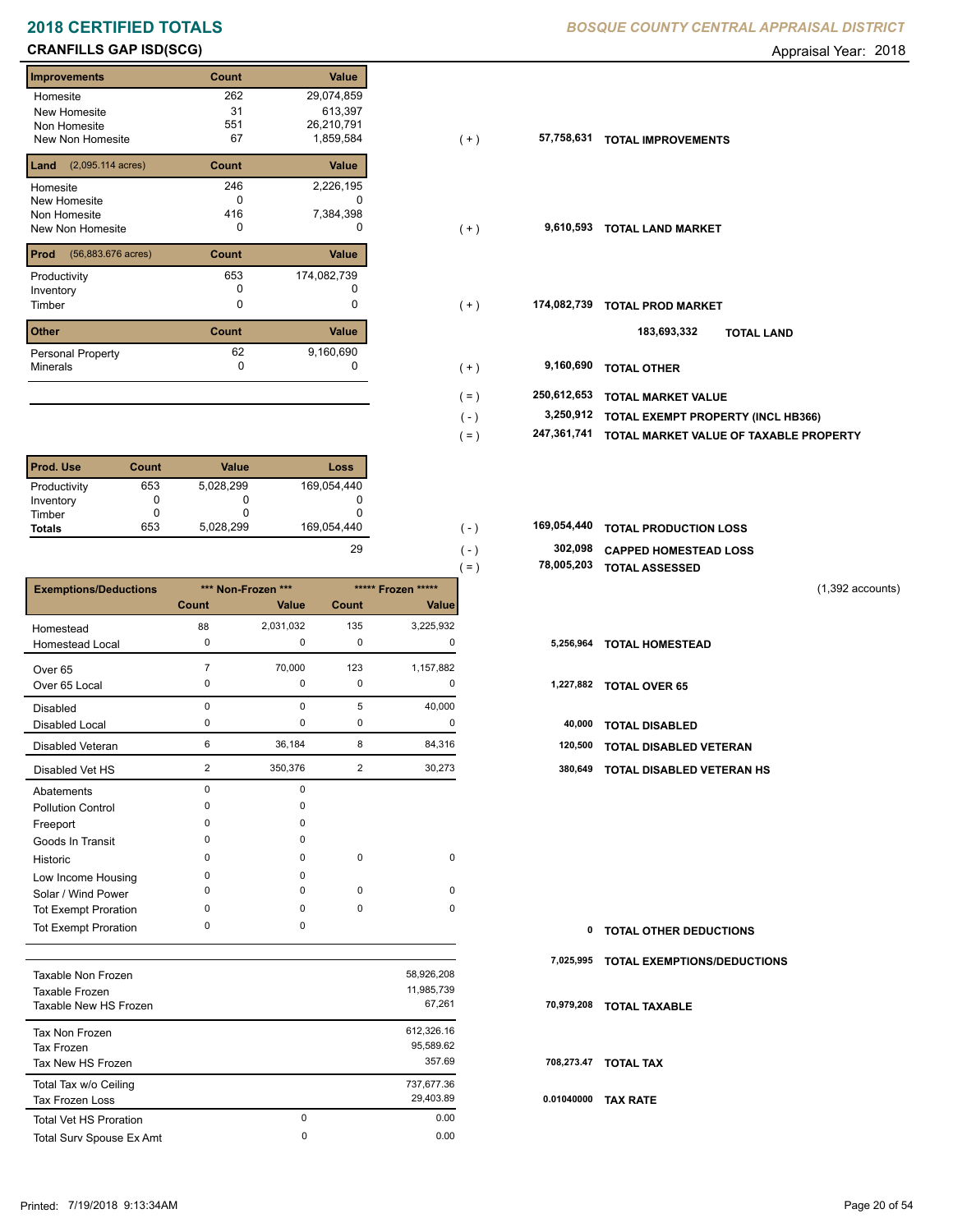# 2018 CERTIFIED TOTALS

## CRANFILLS GAP ISD(SCG)

*BOSQUE COUNTY CENTRAL APPRAISAL DISTRICT*

Appraisal Year: 2018

| Improvements | Count | Value |
|---|---|---|
| Homesite | 262 | 29,074,859 |
| New Homesite | 31 | 613,397 |
| Non Homesite | 551 | 26,210,791 |
| New Non Homesite | 67 | 1,859,584 |

( + ) **57,758,631** **TOTAL IMPROVEMENTS**

| Land (2,095.114 acres) | Count | Value |
|---|---|---|
| Homesite | 246 | 2,226,195 |
| New Homesite | 0 | 0 |
| Non Homesite | 416 | 7,384,398 |
| New Non Homesite | 0 | 0 |

( + ) **9,610,593** **TOTAL LAND MARKET**

| Prod (56,883.676 acres) | Count | Value |
|---|---|---|
| Productivity | 653 | 174,082,739 |
| Inventory | 0 | 0 |
| Timber | 0 | 0 |

( + ) **174,082,739** **TOTAL PROD MARKET**

**183,693,332** **TOTAL LAND**

| Other | Count | Value |
|---|---|---|
| Personal Property | 62 | 9,160,690 |
| Minerals | 0 | 0 |

( + ) **9,160,690** **TOTAL OTHER**

( = ) **250,612,653** **TOTAL MARKET VALUE**

( - ) **3,250,912** **TOTAL EXEMPT PROPERTY (INCL HB366)**

( = ) **247,361,741** **TOTAL MARKET VALUE OF TAXABLE PROPERTY**

| Prod. Use | Count | Value | Loss |
|---|---|---|---|
| Productivity | 653 | 5,028,299 | 169,054,440 |
| Inventory | 0 | 0 | 0 |
| Timber | 0 | 0 | 0 |
| **Totals** | 653 | 5,028,299 | 169,054,440 |

( - ) **169,054,440** **TOTAL PRODUCTION LOSS**

29 ( - ) **302,098** **CAPPED HOMESTEAD LOSS**

( = ) **78,005,203** **TOTAL ASSESSED**

(1,392 accounts)

| Exemptions/Deductions | *** Non-Frozen *** | | ***** Frozen ***** | | |
|---|---|---|---|---|---|
| | Count | Value | Count | Value | |
| Homestead | 88 | 2,031,032 | 135 | 3,225,932 | |
| Homestead Local | 0 | 0 | 0 | 0 | **5,256,964 TOTAL HOMESTEAD** |
| Over 65 | 7 | 70,000 | 123 | 1,157,882 | |
| Over 65 Local | 0 | 0 | 0 | 0 | **1,227,882 TOTAL OVER 65** |
| Disabled | 0 | 0 | 5 | 40,000 | |
| Disabled Local | 0 | 0 | 0 | 0 | **40,000 TOTAL DISABLED** |
| Disabled Veteran | 6 | 36,184 | 8 | 84,316 | **120,500 TOTAL DISABLED VETERAN** |
| Disabled Vet HS | 2 | 350,376 | 2 | 30,273 | **380,649 TOTAL DISABLED VETERAN HS** |
| Abatements | 0 | 0 | | | |
| Pollution Control | 0 | 0 | | | |
| Freeport | 0 | 0 | | | |
| Goods In Transit | 0 | 0 | | | |
| Historic | 0 | 0 | 0 | 0 | |
| Low Income Housing | 0 | 0 | | | |
| Solar / Wind Power | 0 | 0 | 0 | 0 | |
| Tot Exempt Proration | 0 | 0 | 0 | 0 | |
| Tot Exempt Proration | 0 | 0 | | | **0 TOTAL OTHER DEDUCTIONS** |

**7,025,995** **TOTAL EXEMPTIONS/DEDUCTIONS**

| | | | |
|---|---|---|---|
| Taxable Non Frozen | | 58,926,208 | |
| Taxable Frozen | | 11,985,739 | |
| Taxable New HS Frozen | | 67,261 | **70,979,208 TOTAL TAXABLE** |
| Tax Non Frozen | | 612,326.16 | |
| Tax Frozen | | 95,589.62 | |
| Tax New HS Frozen | | 357.69 | **708,273.47 TOTAL TAX** |
| Total Tax w/o Ceiling | | 737,677.36 | |
| Tax Frozen Loss | | 29,403.89 | **0.01040000 TAX RATE** |
| Total Vet HS Proration | 0 | 0.00 | |
| Total Surv Spouse Ex Amt | 0 | 0.00 | |

Printed: 7/19/2018 9:13:34AM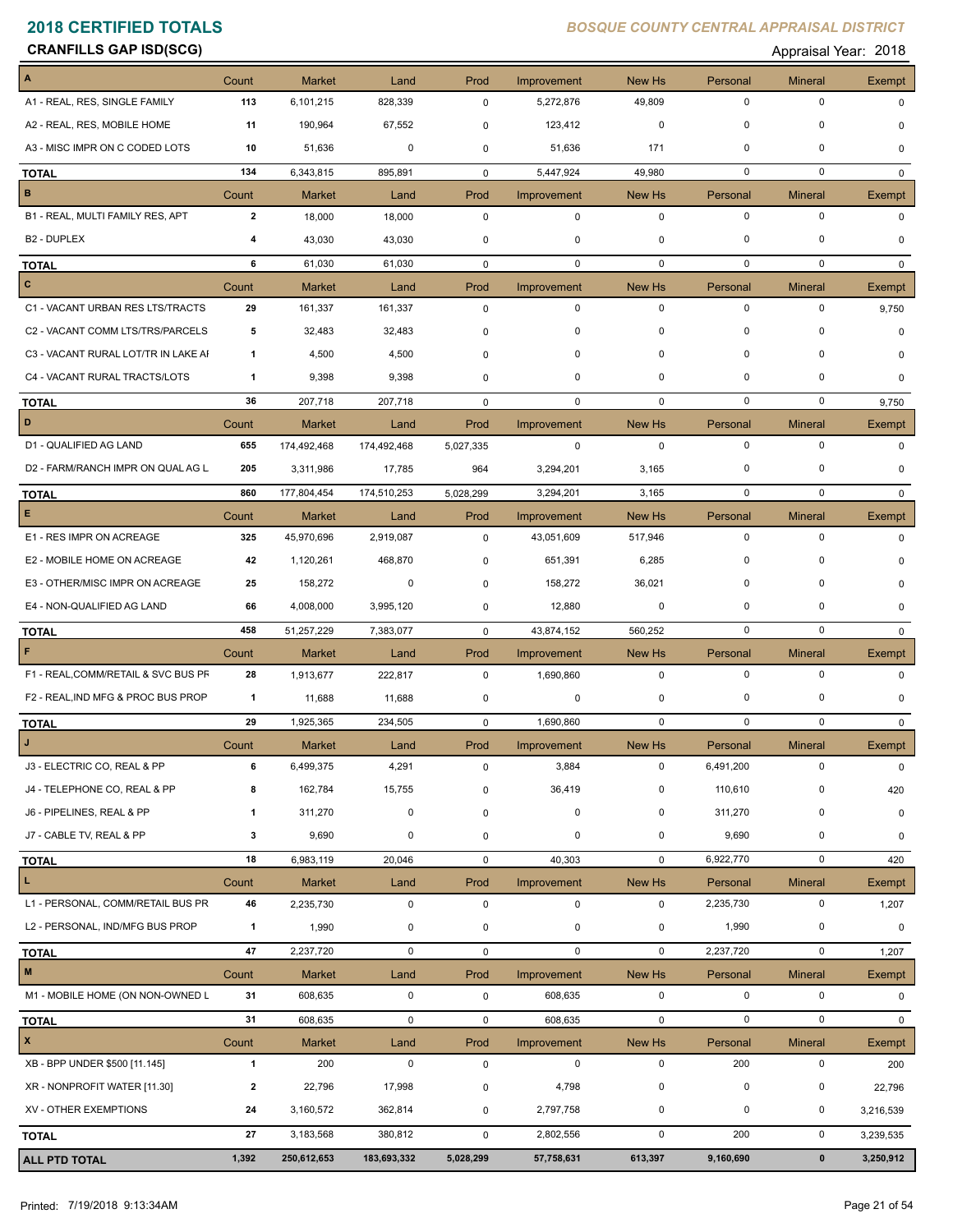# 2018 CERTIFIED TOTALS

*BOSQUE COUNTY CENTRAL APPRAISAL DISTRICT*

**CRANFILLS GAP ISD(SCG)**

Appraisal Year: 2018

| A | Count | Market | Land | Prod | Improvement | New Hs | Personal | Mineral | Exempt |
|---|---|---|---|---|---|---|---|---|---|
| A1 - REAL, RES, SINGLE FAMILY | 113 | 6,101,215 | 828,339 | 0 | 5,272,876 | 49,809 | 0 | 0 | 0 |
| A2 - REAL, RES, MOBILE HOME | 11 | 190,964 | 67,552 | 0 | 123,412 | 0 | 0 | 0 | 0 |
| A3 - MISC IMPR ON C CODED LOTS | 10 | 51,636 | 0 | 0 | 51,636 | 171 | 0 | 0 | 0 |
| **TOTAL** | 134 | 6,343,815 | 895,891 | 0 | 5,447,924 | 49,980 | 0 | 0 | 0 |
| **B** | Count | Market | Land | Prod | Improvement | New Hs | Personal | Mineral | Exempt |
| B1 - REAL, MULTI FAMILY RES, APT | 2 | 18,000 | 18,000 | 0 | 0 | 0 | 0 | 0 | 0 |
| B2 - DUPLEX | 4 | 43,030 | 43,030 | 0 | 0 | 0 | 0 | 0 | 0 |
| **TOTAL** | 6 | 61,030 | 61,030 | 0 | 0 | 0 | 0 | 0 | 0 |
| **C** | Count | Market | Land | Prod | Improvement | New Hs | Personal | Mineral | Exempt |
| C1 - VACANT URBAN RES LTS/TRACTS | 29 | 161,337 | 161,337 | 0 | 0 | 0 | 0 | 0 | 9,750 |
| C2 - VACANT COMM LTS/TRS/PARCELS | 5 | 32,483 | 32,483 | 0 | 0 | 0 | 0 | 0 | 0 |
| C3 - VACANT RURAL LOT/TR IN LAKE AI | 1 | 4,500 | 4,500 | 0 | 0 | 0 | 0 | 0 | 0 |
| C4 - VACANT RURAL TRACTS/LOTS | 1 | 9,398 | 9,398 | 0 | 0 | 0 | 0 | 0 | 0 |
| **TOTAL** | 36 | 207,718 | 207,718 | 0 | 0 | 0 | 0 | 0 | 9,750 |
| **D** | Count | Market | Land | Prod | Improvement | New Hs | Personal | Mineral | Exempt |
| D1 - QUALIFIED AG LAND | 655 | 174,492,468 | 174,492,468 | 5,027,335 | 0 | 0 | 0 | 0 | 0 |
| D2 - FARM/RANCH IMPR ON QUAL AG L | 205 | 3,311,986 | 17,785 | 964 | 3,294,201 | 3,165 | 0 | 0 | 0 |
| **TOTAL** | 860 | 177,804,454 | 174,510,253 | 5,028,299 | 3,294,201 | 3,165 | 0 | 0 | 0 |
| **E** | Count | Market | Land | Prod | Improvement | New Hs | Personal | Mineral | Exempt |
| E1 - RES IMPR ON ACREAGE | 325 | 45,970,696 | 2,919,087 | 0 | 43,051,609 | 517,946 | 0 | 0 | 0 |
| E2 - MOBILE HOME ON ACREAGE | 42 | 1,120,261 | 468,870 | 0 | 651,391 | 6,285 | 0 | 0 | 0 |
| E3 - OTHER/MISC IMPR ON ACREAGE | 25 | 158,272 | 0 | 0 | 158,272 | 36,021 | 0 | 0 | 0 |
| E4 - NON-QUALIFIED AG LAND | 66 | 4,008,000 | 3,995,120 | 0 | 12,880 | 0 | 0 | 0 | 0 |
| **TOTAL** | 458 | 51,257,229 | 7,383,077 | 0 | 43,874,152 | 560,252 | 0 | 0 | 0 |
| **F** | Count | Market | Land | Prod | Improvement | New Hs | Personal | Mineral | Exempt |
| F1 - REAL,COMM/RETAIL & SVC BUS PF | 28 | 1,913,677 | 222,817 | 0 | 1,690,860 | 0 | 0 | 0 | 0 |
| F2 - REAL,IND MFG & PROC BUS PROP | 1 | 11,688 | 11,688 | 0 | 0 | 0 | 0 | 0 | 0 |
| **TOTAL** | 29 | 1,925,365 | 234,505 | 0 | 1,690,860 | 0 | 0 | 0 | 0 |
| **J** | Count | Market | Land | Prod | Improvement | New Hs | Personal | Mineral | Exempt |
| J3 - ELECTRIC CO, REAL & PP | 6 | 6,499,375 | 4,291 | 0 | 3,884 | 0 | 6,491,200 | 0 | 0 |
| J4 - TELEPHONE CO, REAL & PP | 8 | 162,784 | 15,755 | 0 | 36,419 | 0 | 110,610 | 0 | 420 |
| J6 - PIPELINES, REAL & PP | 1 | 311,270 | 0 | 0 | 0 | 0 | 311,270 | 0 | 0 |
| J7 - CABLE TV, REAL & PP | 3 | 9,690 | 0 | 0 | 0 | 0 | 9,690 | 0 | 0 |
| **TOTAL** | 18 | 6,983,119 | 20,046 | 0 | 40,303 | 0 | 6,922,770 | 0 | 420 |
| **L** | Count | Market | Land | Prod | Improvement | New Hs | Personal | Mineral | Exempt |
| L1 - PERSONAL, COMM/RETAIL BUS PR | 46 | 2,235,730 | 0 | 0 | 0 | 0 | 2,235,730 | 0 | 1,207 |
| L2 - PERSONAL, IND/MFG BUS PROP | 1 | 1,990 | 0 | 0 | 0 | 0 | 1,990 | 0 | 0 |
| **TOTAL** | 47 | 2,237,720 | 0 | 0 | 0 | 0 | 2,237,720 | 0 | 1,207 |
| **M** | Count | Market | Land | Prod | Improvement | New Hs | Personal | Mineral | Exempt |
| M1 - MOBILE HOME (ON NON-OWNED L | 31 | 608,635 | 0 | 0 | 608,635 | 0 | 0 | 0 | 0 |
| **TOTAL** | 31 | 608,635 | 0 | 0 | 608,635 | 0 | 0 | 0 | 0 |
| **X** | Count | Market | Land | Prod | Improvement | New Hs | Personal | Mineral | Exempt |
| XB - BPP UNDER $500 [11.145] | 1 | 200 | 0 | 0 | 0 | 0 | 200 | 0 | 200 |
| XR - NONPROFIT WATER [11.30] | 2 | 22,796 | 17,998 | 0 | 4,798 | 0 | 0 | 0 | 22,796 |
| XV - OTHER EXEMPTIONS | 24 | 3,160,572 | 362,814 | 0 | 2,797,758 | 0 | 0 | 0 | 3,216,539 |
| **TOTAL** | 27 | 3,183,568 | 380,812 | 0 | 2,802,556 | 0 | 200 | 0 | 3,239,535 |
| **ALL PTD TOTAL** | **1,392** | **250,612,653** | **183,693,332** | **5,028,299** | **57,758,631** | **613,397** | **9,160,690** | **0** | **3,250,912** |

Printed: 7/19/2018 9:13:34AM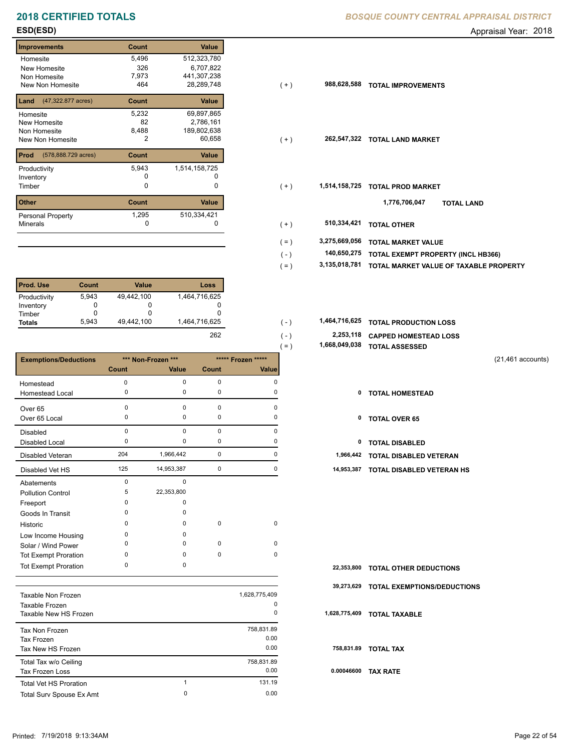# 2018 CERTIFIED TOTALS

*BOSQUE COUNTY CENTRAL APPRAISAL DISTRICT*

**ESD(ESD)**

Appraisal Year: 2018

| Improvements | Count | Value | | | |
|---|---|---|---|---|---|
| Homesite | 5,496 | 512,323,780 | | | |
| New Homesite | 326 | 6,707,822 | | | |
| Non Homesite | 7,973 | 441,307,238 | | | |
| New Non Homesite | 464 | 28,289,748 | (+) | 988,628,588 | **TOTAL IMPROVEMENTS** |

| Land (47,322.877 acres) | Count | Value | | | |
|---|---|---|---|---|---|
| Homesite | 5,232 | 69,897,865 | | | |
| New Homesite | 82 | 2,786,161 | | | |
| Non Homesite | 8,488 | 189,802,638 | | | |
| New Non Homesite | 2 | 60,658 | (+) | 262,547,322 | **TOTAL LAND MARKET** |

| Prod (578,888.729 acres) | Count | Value | | | |
|---|---|---|---|---|---|
| Productivity | 5,943 | 1,514,158,725 | | | |
| Inventory | 0 | 0 | | | |
| Timber | 0 | 0 | (+) | 1,514,158,725 | **TOTAL PROD MARKET** |

1,776,706,047 **TOTAL LAND**

| Other | Count | Value | | | |
|---|---|---|---|---|---|
| Personal Property | 1,295 | 510,334,421 | | | |
| Minerals | 0 | 0 | (+) | 510,334,421 | **TOTAL OTHER** |

| | | |
|---|---|---|
| (=) | 3,275,669,056 | **TOTAL MARKET VALUE** |
| (-) | 140,650,275 | **TOTAL EXEMPT PROPERTY (INCL HB366)** |
| (=) | 3,135,018,781 | **TOTAL MARKET VALUE OF TAXABLE PROPERTY** |

| Prod. Use | Count | Value | Loss | | | |
|---|---|---|---|---|---|---|
| Productivity | 5,943 | 49,442,100 | 1,464,716,625 | | | |
| Inventory | 0 | 0 | 0 | | | |
| Timber | 0 | 0 | 0 | | | |
| **Totals** | 5,943 | 49,442,100 | 1,464,716,625 | (-) | 1,464,716,625 | **TOTAL PRODUCTION LOSS** |
| | | | 262 | (-) | 2,253,118 | **CAPPED HOMESTEAD LOSS** |
| | | | | (=) | 1,668,049,038 | **TOTAL ASSESSED** |

(21,461 accounts)

| Exemptions/Deductions | *** Non-Frozen *** | | ***** Frozen ***** | | | |
|---|---|---|---|---|---|---|
| | Count | Value | Count | Value | | |
| Homestead | 0 | 0 | 0 | 0 | | |
| Homestead Local | 0 | 0 | 0 | 0 | 0 | **TOTAL HOMESTEAD** |
| Over 65 | 0 | 0 | 0 | 0 | | |
| Over 65 Local | 0 | 0 | 0 | 0 | 0 | **TOTAL OVER 65** |
| Disabled | 0 | 0 | 0 | 0 | | |
| Disabled Local | 0 | 0 | 0 | 0 | 0 | **TOTAL DISABLED** |
| Disabled Veteran | 204 | 1,966,442 | 0 | 0 | 1,966,442 | **TOTAL DISABLED VETERAN** |
| Disabled Vet HS | 125 | 14,953,387 | 0 | 0 | 14,953,387 | **TOTAL DISABLED VETERAN HS** |
| Abatements | 0 | 0 | | | | |
| Pollution Control | 5 | 22,353,800 | | | | |
| Freeport | 0 | 0 | | | | |
| Goods In Transit | 0 | 0 | | | | |
| Historic | 0 | 0 | 0 | 0 | | |
| Low Income Housing | 0 | 0 | | | | |
| Solar / Wind Power | 0 | 0 | 0 | 0 | | |
| Tot Exempt Proration | 0 | 0 | 0 | 0 | | |
| Tot Exempt Proration | 0 | 0 | | | 22,353,800 | **TOTAL OTHER DEDUCTIONS** |
| | | | | | 39,273,629 | **TOTAL EXEMPTIONS/DEDUCTIONS** |

| | | | | |
|---|---|---|---|---|
| Taxable Non Frozen | | 1,628,775,409 | | |
| Taxable Frozen | | 0 | | |
| Taxable New HS Frozen | | 0 | 1,628,775,409 | **TOTAL TAXABLE** |
| Tax Non Frozen | | 758,831.89 | | |
| Tax Frozen | | 0.00 | | |
| Tax New HS Frozen | | 0.00 | 758,831.89 | **TOTAL TAX** |
| Total Tax w/o Ceiling | | 758,831.89 | | |
| Tax Frozen Loss | | 0.00 | 0.00046600 | **TAX RATE** |
| Total Vet HS Proration | 1 | 131.19 | | |
| Total Surv Spouse Ex Amt | 0 | 0.00 | | |

Printed: 7/19/2018 9:13:34AM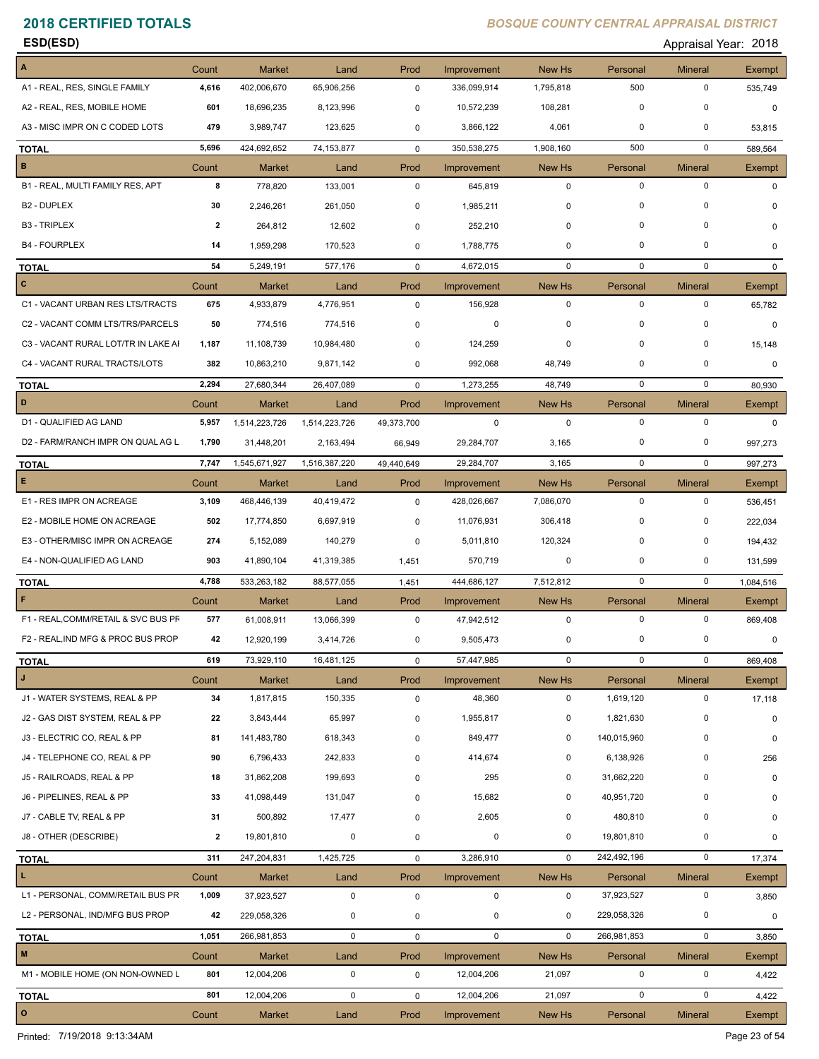# 2018 CERTIFIED TOTALS

*BOSQUE COUNTY CENTRAL APPRAISAL DISTRICT*

**ESD(ESD)**

Appraisal Year: 2018

| A | Count | Market | Land | Prod | Improvement | New Hs | Personal | Mineral | Exempt |
|---|---|---|---|---|---|---|---|---|---|
| A1 - REAL, RES, SINGLE FAMILY | 4,616 | 402,006,670 | 65,906,256 | 0 | 336,099,914 | 1,795,818 | 500 | 0 | 535,749 |
| A2 - REAL, RES, MOBILE HOME | 601 | 18,696,235 | 8,123,996 | 0 | 10,572,239 | 108,281 | 0 | 0 | 0 |
| A3 - MISC IMPR ON C CODED LOTS | 479 | 3,989,747 | 123,625 | 0 | 3,866,122 | 4,061 | 0 | 0 | 53,815 |
| **TOTAL** | 5,696 | 424,692,652 | 74,153,877 | 0 | 350,538,275 | 1,908,160 | 500 | 0 | 589,564 |

| B | Count | Market | Land | Prod | Improvement | New Hs | Personal | Mineral | Exempt |
|---|---|---|---|---|---|---|---|---|---|
| B1 - REAL, MULTI FAMILY RES, APT | 8 | 778,820 | 133,001 | 0 | 645,819 | 0 | 0 | 0 | 0 |
| B2 - DUPLEX | 30 | 2,246,261 | 261,050 | 0 | 1,985,211 | 0 | 0 | 0 | 0 |
| B3 - TRIPLEX | 2 | 264,812 | 12,602 | 0 | 252,210 | 0 | 0 | 0 | 0 |
| B4 - FOURPLEX | 14 | 1,959,298 | 170,523 | 0 | 1,788,775 | 0 | 0 | 0 | 0 |
| **TOTAL** | 54 | 5,249,191 | 577,176 | 0 | 4,672,015 | 0 | 0 | 0 | 0 |

| C | Count | Market | Land | Prod | Improvement | New Hs | Personal | Mineral | Exempt |
|---|---|---|---|---|---|---|---|---|---|
| C1 - VACANT URBAN RES LTS/TRACTS | 675 | 4,933,879 | 4,776,951 | 0 | 156,928 | 0 | 0 | 0 | 65,782 |
| C2 - VACANT COMM LTS/TRS/PARCELS | 50 | 774,516 | 774,516 | 0 | 0 | 0 | 0 | 0 | 0 |
| C3 - VACANT RURAL LOT/TR IN LAKE AI | 1,187 | 11,108,739 | 10,984,480 | 0 | 124,259 | 0 | 0 | 0 | 15,148 |
| C4 - VACANT RURAL TRACTS/LOTS | 382 | 10,863,210 | 9,871,142 | 0 | 992,068 | 48,749 | 0 | 0 | 0 |
| **TOTAL** | 2,294 | 27,680,344 | 26,407,089 | 0 | 1,273,255 | 48,749 | 0 | 0 | 80,930 |

| D | Count | Market | Land | Prod | Improvement | New Hs | Personal | Mineral | Exempt |
|---|---|---|---|---|---|---|---|---|---|
| D1 - QUALIFIED AG LAND | 5,957 | 1,514,223,726 | 1,514,223,726 | 49,373,700 | 0 | 0 | 0 | 0 | 0 |
| D2 - FARM/RANCH IMPR ON QUAL AG L | 1,790 | 31,448,201 | 2,163,494 | 66,949 | 29,284,707 | 3,165 | 0 | 0 | 997,273 |
| **TOTAL** | 7,747 | 1,545,671,927 | 1,516,387,220 | 49,440,649 | 29,284,707 | 3,165 | 0 | 0 | 997,273 |

| E | Count | Market | Land | Prod | Improvement | New Hs | Personal | Mineral | Exempt |
|---|---|---|---|---|---|---|---|---|---|
| E1 - RES IMPR ON ACREAGE | 3,109 | 468,446,139 | 40,419,472 | 0 | 428,026,667 | 7,086,070 | 0 | 0 | 536,451 |
| E2 - MOBILE HOME ON ACREAGE | 502 | 17,774,850 | 6,697,919 | 0 | 11,076,931 | 306,418 | 0 | 0 | 222,034 |
| E3 - OTHER/MISC IMPR ON ACREAGE | 274 | 5,152,089 | 140,279 | 0 | 5,011,810 | 120,324 | 0 | 0 | 194,432 |
| E4 - NON-QUALIFIED AG LAND | 903 | 41,890,104 | 41,319,385 | 1,451 | 570,719 | 0 | 0 | 0 | 131,599 |
| **TOTAL** | 4,788 | 533,263,182 | 88,577,055 | 1,451 | 444,686,127 | 7,512,812 | 0 | 0 | 1,084,516 |

| F | Count | Market | Land | Prod | Improvement | New Hs | Personal | Mineral | Exempt |
|---|---|---|---|---|---|---|---|---|---|
| F1 - REAL,COMM/RETAIL & SVC BUS PF | 577 | 61,008,911 | 13,066,399 | 0 | 47,942,512 | 0 | 0 | 0 | 869,408 |
| F2 - REAL,IND MFG & PROC BUS PROP | 42 | 12,920,199 | 3,414,726 | 0 | 9,505,473 | 0 | 0 | 0 | 0 |
| **TOTAL** | 619 | 73,929,110 | 16,481,125 | 0 | 57,447,985 | 0 | 0 | 0 | 869,408 |

| J | Count | Market | Land | Prod | Improvement | New Hs | Personal | Mineral | Exempt |
|---|---|---|---|---|---|---|---|---|---|
| J1 - WATER SYSTEMS, REAL & PP | 34 | 1,817,815 | 150,335 | 0 | 48,360 | 0 | 1,619,120 | 0 | 17,118 |
| J2 - GAS DIST SYSTEM, REAL & PP | 22 | 3,843,444 | 65,997 | 0 | 1,955,817 | 0 | 1,821,630 | 0 | 0 |
| J3 - ELECTRIC CO, REAL & PP | 81 | 141,483,780 | 618,343 | 0 | 849,477 | 0 | 140,015,960 | 0 | 0 |
| J4 - TELEPHONE CO, REAL & PP | 90 | 6,796,433 | 242,833 | 0 | 414,674 | 0 | 6,138,926 | 0 | 256 |
| J5 - RAILROADS, REAL & PP | 18 | 31,862,208 | 199,693 | 0 | 295 | 0 | 31,662,220 | 0 | 0 |
| J6 - PIPELINES, REAL & PP | 33 | 41,098,449 | 131,047 | 0 | 15,682 | 0 | 40,951,720 | 0 | 0 |
| J7 - CABLE TV, REAL & PP | 31 | 500,892 | 17,477 | 0 | 2,605 | 0 | 480,810 | 0 | 0 |
| J8 - OTHER (DESCRIBE) | 2 | 19,801,810 | 0 | 0 | 0 | 0 | 19,801,810 | 0 | 0 |
| **TOTAL** | 311 | 247,204,831 | 1,425,725 | 0 | 3,286,910 | 0 | 242,492,196 | 0 | 17,374 |

| L | Count | Market | Land | Prod | Improvement | New Hs | Personal | Mineral | Exempt |
|---|---|---|---|---|---|---|---|---|---|
| L1 - PERSONAL, COMM/RETAIL BUS PR | 1,009 | 37,923,527 | 0 | 0 | 0 | 0 | 37,923,527 | 0 | 3,850 |
| L2 - PERSONAL, IND/MFG BUS PROP | 42 | 229,058,326 | 0 | 0 | 0 | 0 | 229,058,326 | 0 | 0 |
| **TOTAL** | 1,051 | 266,981,853 | 0 | 0 | 0 | 0 | 266,981,853 | 0 | 3,850 |

| M | Count | Market | Land | Prod | Improvement | New Hs | Personal | Mineral | Exempt |
|---|---|---|---|---|---|---|---|---|---|
| M1 - MOBILE HOME (ON NON-OWNED L | 801 | 12,004,206 | 0 | 0 | 12,004,206 | 21,097 | 0 | 0 | 4,422 |
| **TOTAL** | 801 | 12,004,206 | 0 | 0 | 12,004,206 | 21,097 | 0 | 0 | 4,422 |

| O | Count | Market | Land | Prod | Improvement | New Hs | Personal | Mineral | Exempt |
|---|---|---|---|---|---|---|---|---|---|

Printed: 7/19/2018 9:13:34AM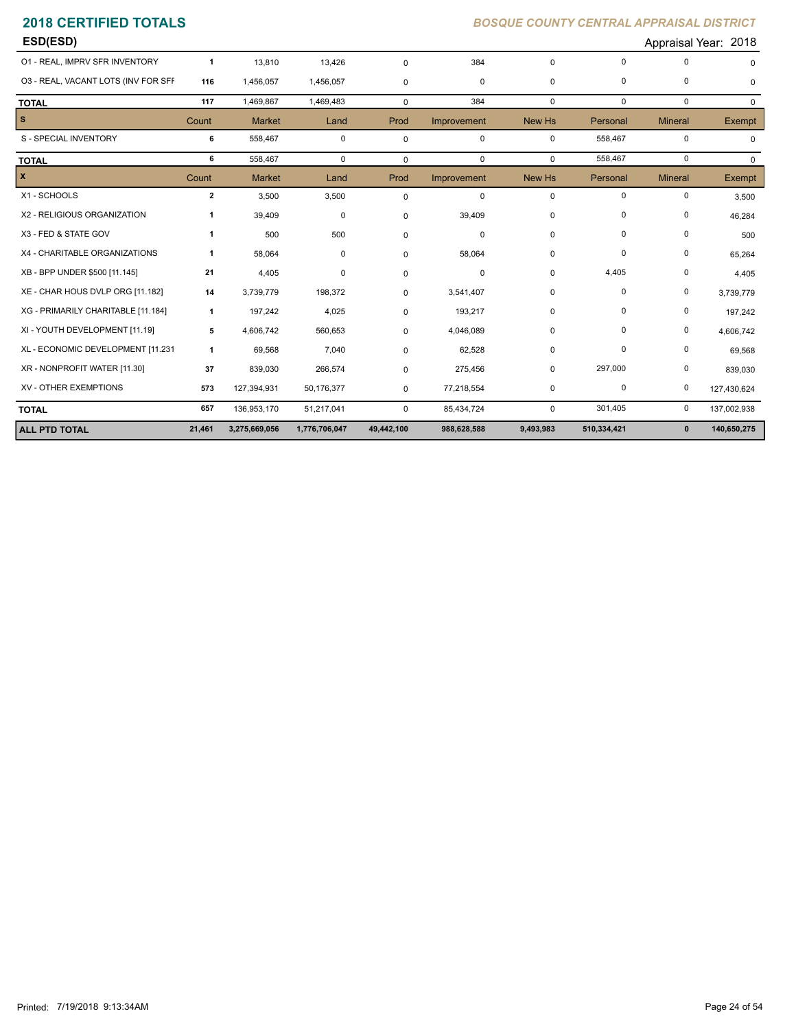# 2018 CERTIFIED TOTALS

*BOSQUE COUNTY CENTRAL APPRAISAL DISTRICT*

**ESD(ESD)**

Appraisal Year: 2018

| | Count | Market | Land | Prod | Improvement | New Hs | Personal | Mineral | Exempt |
|---|---|---|---|---|---|---|---|---|---|
| O1 - REAL, IMPRV SFR INVENTORY | 1 | 13,810 | 13,426 | 0 | 384 | 0 | 0 | 0 | 0 |
| O3 - REAL, VACANT LOTS (INV FOR SFF | 116 | 1,456,057 | 1,456,057 | 0 | 0 | 0 | 0 | 0 | 0 |
| **TOTAL** | 117 | 1,469,867 | 1,469,483 | 0 | 384 | 0 | 0 | 0 | 0 |

| S | Count | Market | Land | Prod | Improvement | New Hs | Personal | Mineral | Exempt |
|---|---|---|---|---|---|---|---|---|---|
| S - SPECIAL INVENTORY | 6 | 558,467 | 0 | 0 | 0 | 0 | 558,467 | 0 | 0 |
| **TOTAL** | 6 | 558,467 | 0 | 0 | 0 | 0 | 558,467 | 0 | 0 |

| X | Count | Market | Land | Prod | Improvement | New Hs | Personal | Mineral | Exempt |
|---|---|---|---|---|---|---|---|---|---|
| X1 - SCHOOLS | 2 | 3,500 | 3,500 | 0 | 0 | 0 | 0 | 0 | 3,500 |
| X2 - RELIGIOUS ORGANIZATION | 1 | 39,409 | 0 | 0 | 39,409 | 0 | 0 | 0 | 46,284 |
| X3 - FED & STATE GOV | 1 | 500 | 500 | 0 | 0 | 0 | 0 | 0 | 500 |
| X4 - CHARITABLE ORGANIZATIONS | 1 | 58,064 | 0 | 0 | 58,064 | 0 | 0 | 0 | 65,264 |
| XB - BPP UNDER $500 [11.145] | 21 | 4,405 | 0 | 0 | 0 | 0 | 4,405 | 0 | 4,405 |
| XE - CHAR HOUS DVLP ORG [11.182] | 14 | 3,739,779 | 198,372 | 0 | 3,541,407 | 0 | 0 | 0 | 3,739,779 |
| XG - PRIMARILY CHARITABLE [11.184] | 1 | 197,242 | 4,025 | 0 | 193,217 | 0 | 0 | 0 | 197,242 |
| XI - YOUTH DEVELOPMENT [11.19] | 5 | 4,606,742 | 560,653 | 0 | 4,046,089 | 0 | 0 | 0 | 4,606,742 |
| XL - ECONOMIC DEVELOPMENT [11.231 | 1 | 69,568 | 7,040 | 0 | 62,528 | 0 | 0 | 0 | 69,568 |
| XR - NONPROFIT WATER [11.30] | 37 | 839,030 | 266,574 | 0 | 275,456 | 0 | 297,000 | 0 | 839,030 |
| XV - OTHER EXEMPTIONS | 573 | 127,394,931 | 50,176,377 | 0 | 77,218,554 | 0 | 0 | 0 | 127,430,624 |
| **TOTAL** | 657 | 136,953,170 | 51,217,041 | 0 | 85,434,724 | 0 | 301,405 | 0 | 137,002,938 |
| **ALL PTD TOTAL** | **21,461** | **3,275,669,056** | **1,776,706,047** | **49,442,100** | **988,628,588** | **9,493,983** | **510,334,421** | **0** | **140,650,275** |

Printed: 7/19/2018 9:13:34AM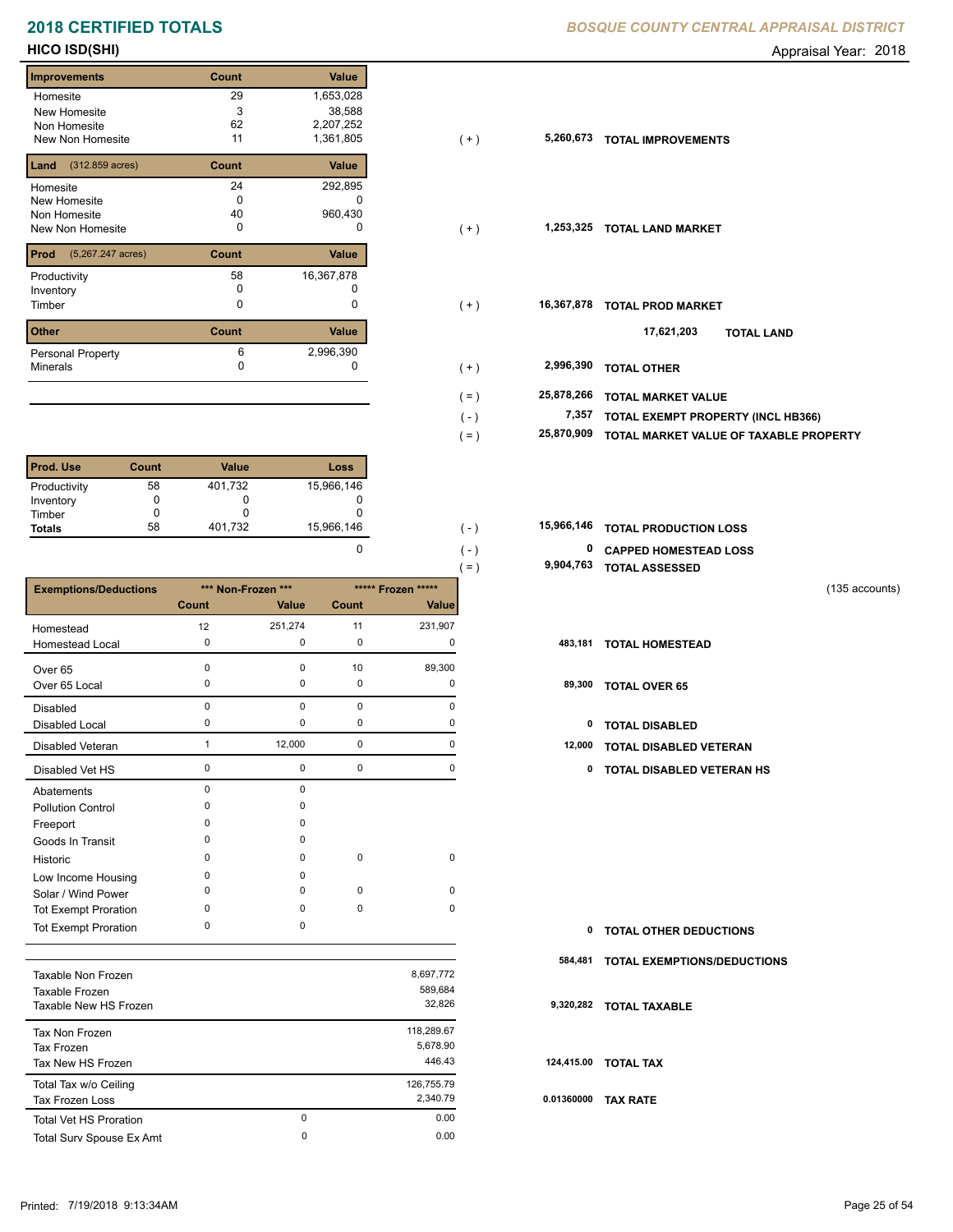# 2018 CERTIFIED TOTALS

*BOSQUE COUNTY CENTRAL APPRAISAL DISTRICT*

## HICO ISD(SHI)

Appraisal Year: 2018

| Improvements | Count | Value | | | |
|---|---|---|---|---|---|
| Homesite | 29 | 1,653,028 | | | |
| New Homesite | 3 | 38,588 | | | |
| Non Homesite | 62 | 2,207,252 | | | |
| New Non Homesite | 11 | 1,361,805 | ( + ) | 5,260,673 | TOTAL IMPROVEMENTS |

| Land (312.859 acres) | Count | Value | | | |
|---|---|---|---|---|---|
| Homesite | 24 | 292,895 | | | |
| New Homesite | 0 | 0 | | | |
| Non Homesite | 40 | 960,430 | | | |
| New Non Homesite | 0 | 0 | ( + ) | 1,253,325 | TOTAL LAND MARKET |

| Prod (5,267.247 acres) | Count | Value | | | |
|---|---|---|---|---|---|
| Productivity | 58 | 16,367,878 | | | |
| Inventory | 0 | 0 | | | |
| Timber | 0 | 0 | ( + ) | 16,367,878 | TOTAL PROD MARKET |
| | | | | 17,621,203 | TOTAL LAND |

| Other | Count | Value | | | |
|---|---|---|---|---|---|
| Personal Property | 6 | 2,996,390 | | | |
| Minerals | 0 | 0 | ( + ) | 2,996,390 | TOTAL OTHER |

| | | |
|---|---|---|
| ( = ) | 25,878,266 | TOTAL MARKET VALUE |
| ( - ) | 7,357 | TOTAL EXEMPT PROPERTY (INCL HB366) |
| ( = ) | 25,870,909 | TOTAL MARKET VALUE OF TAXABLE PROPERTY |

| Prod. Use | Count | Value | Loss |
|---|---|---|---|
| Productivity | 58 | 401,732 | 15,966,146 |
| Inventory | 0 | 0 | 0 |
| Timber | 0 | 0 | 0 |
| Totals | 58 | 401,732 | 15,966,146 |
| | | | 0 |

| | | |
|---|---|---|
| ( - ) | 15,966,146 | TOTAL PRODUCTION LOSS |
| ( - ) | 0 | CAPPED HOMESTEAD LOSS |
| ( = ) | 9,904,763 | TOTAL ASSESSED |

(135 accounts)

| Exemptions/Deductions | *** Non-Frozen *** | | ***** Frozen ***** | | | |
|---|---|---|---|---|---|---|
| | Count | Value | Count | Value | | |
| Homestead | 12 | 251,274 | 11 | 231,907 | | |
| Homestead Local | 0 | 0 | 0 | 0 | 483,181 | TOTAL HOMESTEAD |
| Over 65 | 0 | 0 | 10 | 89,300 | | |
| Over 65 Local | 0 | 0 | 0 | 0 | 89,300 | TOTAL OVER 65 |
| Disabled | 0 | 0 | 0 | 0 | | |
| Disabled Local | 0 | 0 | 0 | 0 | 0 | TOTAL DISABLED |
| Disabled Veteran | 1 | 12,000 | 0 | 0 | 12,000 | TOTAL DISABLED VETERAN |
| Disabled Vet HS | 0 | 0 | 0 | 0 | 0 | TOTAL DISABLED VETERAN HS |
| Abatements | 0 | 0 | | | | |
| Pollution Control | 0 | 0 | | | | |
| Freeport | 0 | 0 | | | | |
| Goods In Transit | 0 | 0 | | | | |
| Historic | 0 | 0 | 0 | 0 | | |
| Low Income Housing | 0 | 0 | | | | |
| Solar / Wind Power | 0 | 0 | 0 | 0 | | |
| Tot Exempt Proration | 0 | 0 | 0 | 0 | | |
| Tot Exempt Proration | 0 | 0 | | | 0 | TOTAL OTHER DEDUCTIONS |
| | | | | | 584,481 | TOTAL EXEMPTIONS/DEDUCTIONS |

| | | | | |
|---|---|---|---|---|
| Taxable Non Frozen | | 8,697,772 | | |
| Taxable Frozen | | 589,684 | | |
| Taxable New HS Frozen | | 32,826 | 9,320,282 | TOTAL TAXABLE |
| Tax Non Frozen | | 118,289.67 | | |
| Tax Frozen | | 5,678.90 | | |
| Tax New HS Frozen | | 446.43 | 124,415.00 | TOTAL TAX |
| Total Tax w/o Ceiling | | 126,755.79 | | |
| Tax Frozen Loss | | 2,340.79 | 0.01360000 | TAX RATE |
| Total Vet HS Proration | 0 | 0.00 | | |
| Total Surv Spouse Ex Amt | 0 | 0.00 | | |

Printed: 7/19/2018 9:13:34AM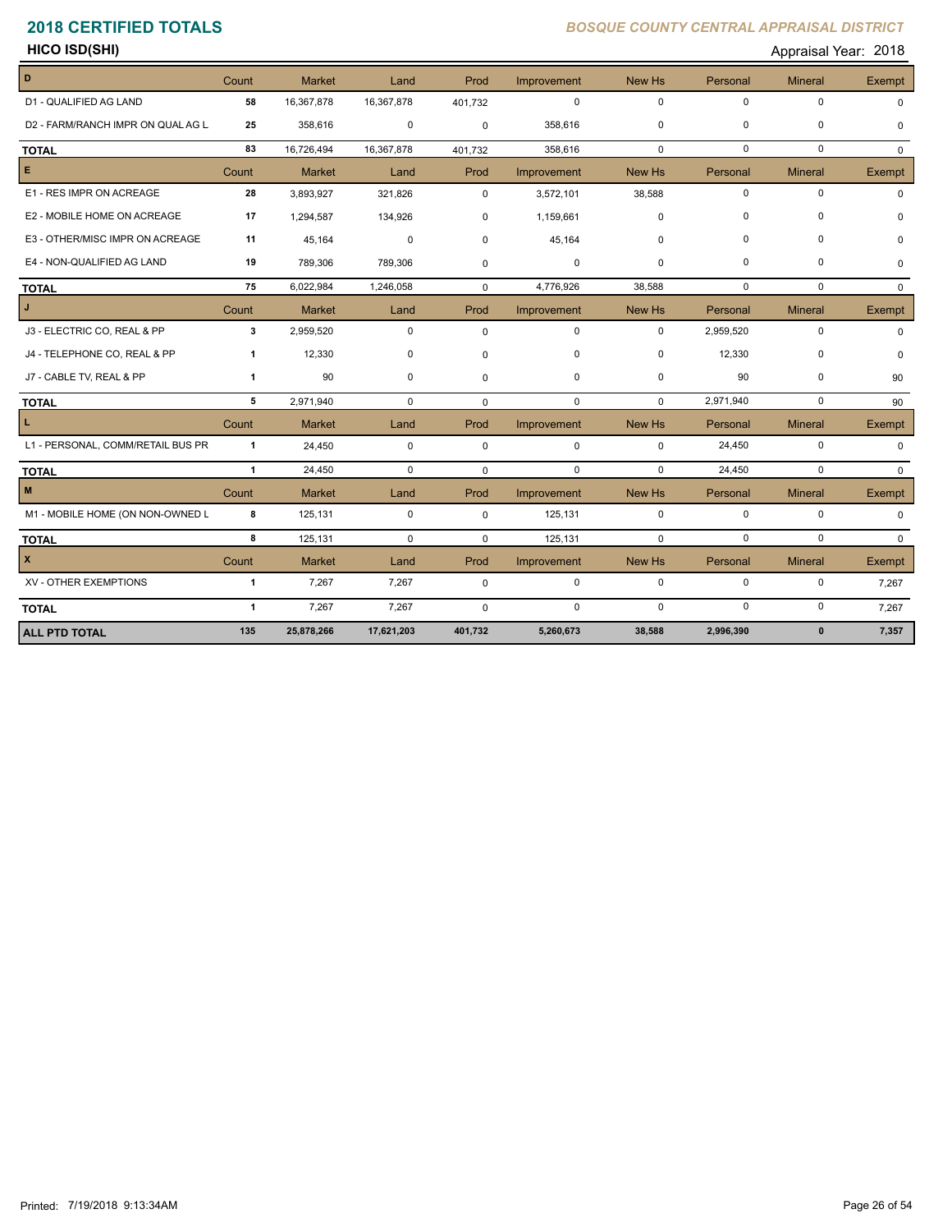# 2018 CERTIFIED TOTALS

*BOSQUE COUNTY CENTRAL APPRAISAL DISTRICT*

**HICO ISD(SHI)**

Appraisal Year: 2018

| D | Count | Market | Land | Prod | Improvement | New Hs | Personal | Mineral | Exempt |
|---|---|---|---|---|---|---|---|---|---|
| D1 - QUALIFIED AG LAND | 58 | 16,367,878 | 16,367,878 | 401,732 | 0 | 0 | 0 | 0 | 0 |
| D2 - FARM/RANCH IMPR ON QUAL AG L | 25 | 358,616 | 0 | 0 | 358,616 | 0 | 0 | 0 | 0 |
| **TOTAL** | 83 | 16,726,494 | 16,367,878 | 401,732 | 358,616 | 0 | 0 | 0 | 0 |
| **E** | Count | Market | Land | Prod | Improvement | New Hs | Personal | Mineral | Exempt |
| E1 - RES IMPR ON ACREAGE | 28 | 3,893,927 | 321,826 | 0 | 3,572,101 | 38,588 | 0 | 0 | 0 |
| E2 - MOBILE HOME ON ACREAGE | 17 | 1,294,587 | 134,926 | 0 | 1,159,661 | 0 | 0 | 0 | 0 |
| E3 - OTHER/MISC IMPR ON ACREAGE | 11 | 45,164 | 0 | 0 | 45,164 | 0 | 0 | 0 | 0 |
| E4 - NON-QUALIFIED AG LAND | 19 | 789,306 | 789,306 | 0 | 0 | 0 | 0 | 0 | 0 |
| **TOTAL** | 75 | 6,022,984 | 1,246,058 | 0 | 4,776,926 | 38,588 | 0 | 0 | 0 |
| **J** | Count | Market | Land | Prod | Improvement | New Hs | Personal | Mineral | Exempt |
| J3 - ELECTRIC CO, REAL & PP | 3 | 2,959,520 | 0 | 0 | 0 | 0 | 2,959,520 | 0 | 0 |
| J4 - TELEPHONE CO, REAL & PP | 1 | 12,330 | 0 | 0 | 0 | 0 | 12,330 | 0 | 0 |
| J7 - CABLE TV, REAL & PP | 1 | 90 | 0 | 0 | 0 | 0 | 90 | 0 | 90 |
| **TOTAL** | 5 | 2,971,940 | 0 | 0 | 0 | 0 | 2,971,940 | 0 | 90 |
| **L** | Count | Market | Land | Prod | Improvement | New Hs | Personal | Mineral | Exempt |
| L1 - PERSONAL, COMM/RETAIL BUS PR | 1 | 24,450 | 0 | 0 | 0 | 0 | 24,450 | 0 | 0 |
| **TOTAL** | 1 | 24,450 | 0 | 0 | 0 | 0 | 24,450 | 0 | 0 |
| **M** | Count | Market | Land | Prod | Improvement | New Hs | Personal | Mineral | Exempt |
| M1 - MOBILE HOME (ON NON-OWNED L | 8 | 125,131 | 0 | 0 | 125,131 | 0 | 0 | 0 | 0 |
| **TOTAL** | 8 | 125,131 | 0 | 0 | 125,131 | 0 | 0 | 0 | 0 |
| **X** | Count | Market | Land | Prod | Improvement | New Hs | Personal | Mineral | Exempt |
| XV - OTHER EXEMPTIONS | 1 | 7,267 | 7,267 | 0 | 0 | 0 | 0 | 0 | 7,267 |
| **TOTAL** | 1 | 7,267 | 7,267 | 0 | 0 | 0 | 0 | 0 | 7,267 |
| **ALL PTD TOTAL** | **135** | **25,878,266** | **17,621,203** | **401,732** | **5,260,673** | **38,588** | **2,996,390** | **0** | **7,357** |

Printed: 7/19/2018 9:13:34AM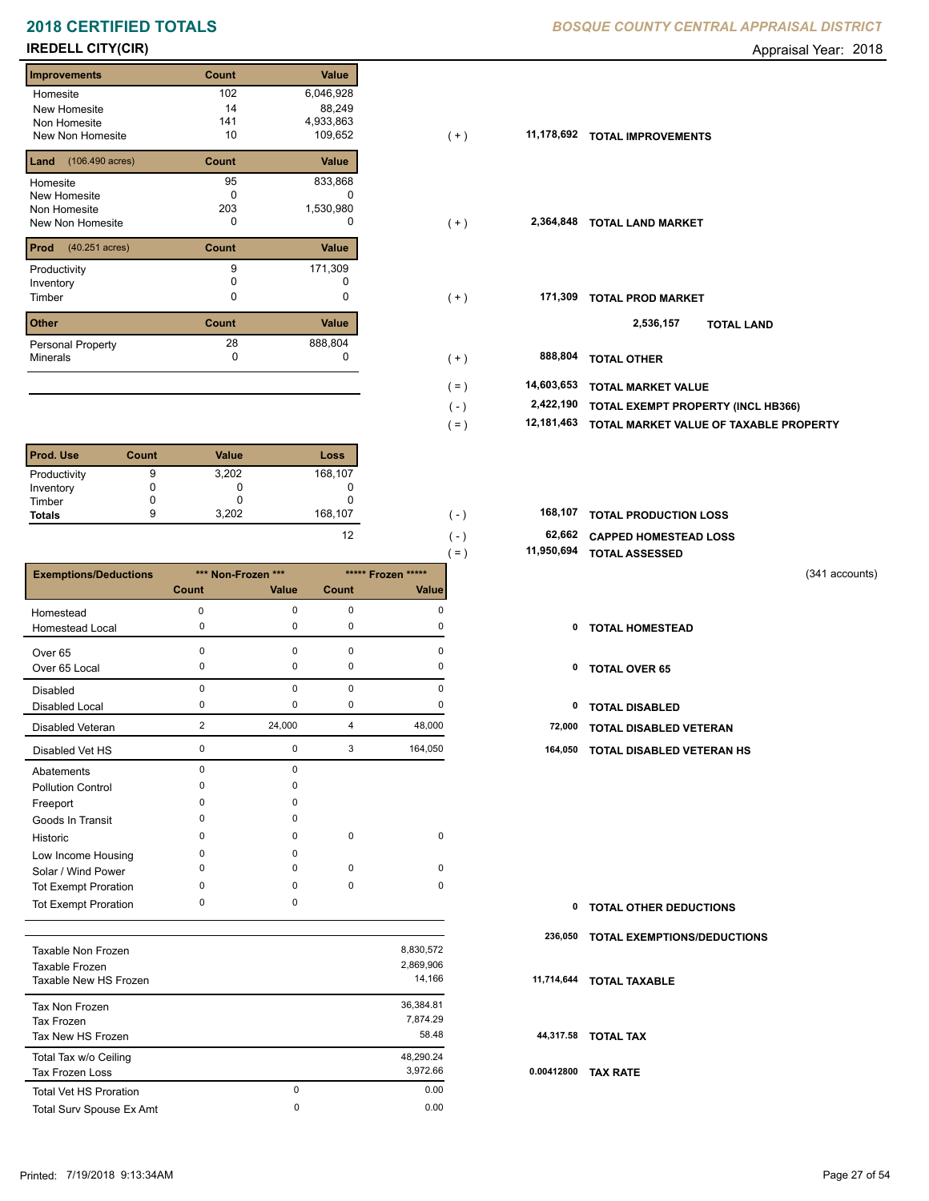# 2018 CERTIFIED TOTALS

*BOSQUE COUNTY CENTRAL APPRAISAL DISTRICT*

**IREDELL CITY(CIR)** Appraisal Year: 2018

| Improvements | Count | Value | | | |
|---|---|---|---|---|---|
| Homesite | 102 | 6,046,928 | | | |
| New Homesite | 14 | 88,249 | | | |
| Non Homesite | 141 | 4,933,863 | | | |
| New Non Homesite | 10 | 109,652 | ( + ) | 11,178,692 | **TOTAL IMPROVEMENTS** |

| Land (106.490 acres) | Count | Value | | | |
|---|---|---|---|---|---|
| Homesite | 95 | 833,868 | | | |
| New Homesite | 0 | 0 | | | |
| Non Homesite | 203 | 1,530,980 | | | |
| New Non Homesite | 0 | 0 | ( + ) | 2,364,848 | **TOTAL LAND MARKET** |

| Prod (40.251 acres) | Count | Value | | | |
|---|---|---|---|---|---|
| Productivity | 9 | 171,309 | | | |
| Inventory | 0 | 0 | | | |
| Timber | 0 | 0 | ( + ) | 171,309 | **TOTAL PROD MARKET** |
| | | | | 2,536,157 | **TOTAL LAND** |

| Other | Count | Value | | | |
|---|---|---|---|---|---|
| Personal Property | 28 | 888,804 | | | |
| Minerals | 0 | 0 | ( + ) | 888,804 | **TOTAL OTHER** |

| | | |
|---|---|---|
| ( = ) | 14,603,653 | **TOTAL MARKET VALUE** |
| ( - ) | 2,422,190 | **TOTAL EXEMPT PROPERTY (INCL HB366)** |
| ( = ) | 12,181,463 | **TOTAL MARKET VALUE OF TAXABLE PROPERTY** |

| Prod. Use | Count | Value | Loss | | | |
|---|---|---|---|---|---|---|
| Productivity | 9 | 3,202 | 168,107 | | | |
| Inventory | 0 | 0 | 0 | | | |
| Timber | 0 | 0 | 0 | | | |
| **Totals** | 9 | 3,202 | 168,107 | ( - ) | 168,107 | **TOTAL PRODUCTION LOSS** |
| | | | 12 | ( - ) | 62,662 | **CAPPED HOMESTEAD LOSS** |
| | | | | ( = ) | 11,950,694 | **TOTAL ASSESSED** |

(341 accounts)

| Exemptions/Deductions | *** Non-Frozen *** | | ***** Frozen ***** | | | |
|---|---|---|---|---|---|---|
| | Count | Value | Count | Value | | |
| Homestead | 0 | 0 | 0 | 0 | | |
| Homestead Local | 0 | 0 | 0 | 0 | 0 | **TOTAL HOMESTEAD** |
| Over 65 | 0 | 0 | 0 | 0 | | |
| Over 65 Local | 0 | 0 | 0 | 0 | 0 | **TOTAL OVER 65** |
| Disabled | 0 | 0 | 0 | 0 | | |
| Disabled Local | 0 | 0 | 0 | 0 | 0 | **TOTAL DISABLED** |
| Disabled Veteran | 2 | 24,000 | 4 | 48,000 | 72,000 | **TOTAL DISABLED VETERAN** |
| Disabled Vet HS | 0 | 0 | 3 | 164,050 | 164,050 | **TOTAL DISABLED VETERAN HS** |
| Abatements | 0 | 0 | | | | |
| Pollution Control | 0 | 0 | | | | |
| Freeport | 0 | 0 | | | | |
| Goods In Transit | 0 | 0 | | | | |
| Historic | 0 | 0 | 0 | 0 | | |
| Low Income Housing | 0 | 0 | | | | |
| Solar / Wind Power | 0 | 0 | 0 | 0 | | |
| Tot Exempt Proration | 0 | 0 | 0 | 0 | | |
| Tot Exempt Proration | 0 | 0 | | | 0 | **TOTAL OTHER DEDUCTIONS** |
| | | | | | 236,050 | **TOTAL EXEMPTIONS/DEDUCTIONS** |

| | | | | |
|---|---|---|---|---|
| Taxable Non Frozen | | 8,830,572 | | |
| Taxable Frozen | | 2,869,906 | | |
| Taxable New HS Frozen | | 14,166 | 11,714,644 | **TOTAL TAXABLE** |
| Tax Non Frozen | | 36,384.81 | | |
| Tax Frozen | | 7,874.29 | | |
| Tax New HS Frozen | | 58.48 | 44,317.58 | **TOTAL TAX** |
| Total Tax w/o Ceiling | | 48,290.24 | | |
| Tax Frozen Loss | | 3,972.66 | 0.00412800 | **TAX RATE** |
| Total Vet HS Proration | 0 | 0.00 | | |
| Total Surv Spouse Ex Amt | 0 | 0.00 | | |

Printed: 7/19/2018 9:13:34AM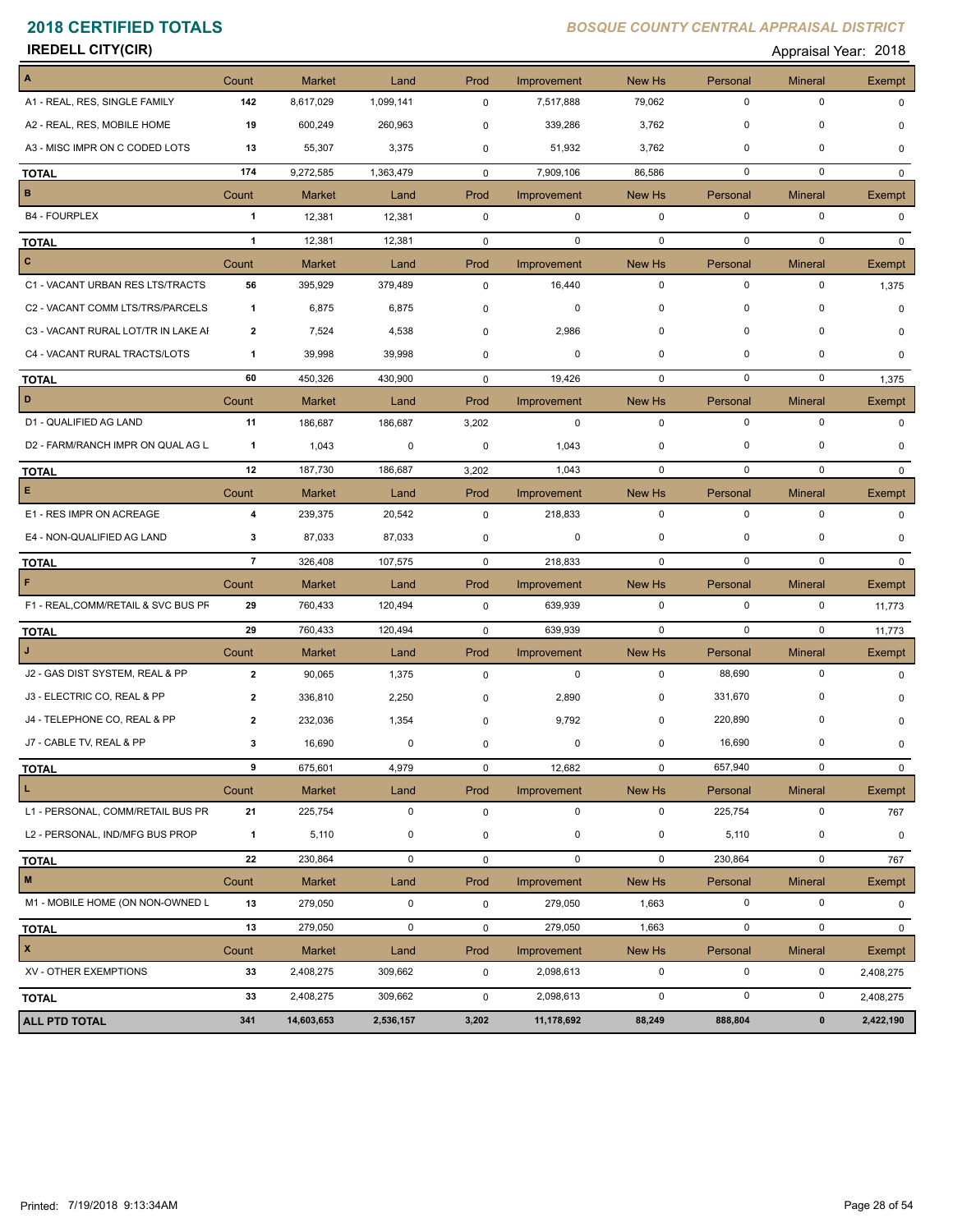# 2018 CERTIFIED TOTALS

*BOSQUE COUNTY CENTRAL APPRAISAL DISTRICT*

**IREDELL CITY(CIR)**

Appraisal Year: 2018

| A | Count | Market | Land | Prod | Improvement | New Hs | Personal | Mineral | Exempt |
|---|---|---|---|---|---|---|---|---|---|
| A1 - REAL, RES, SINGLE FAMILY | 142 | 8,617,029 | 1,099,141 | 0 | 7,517,888 | 79,062 | 0 | 0 | 0 |
| A2 - REAL, RES, MOBILE HOME | 19 | 600,249 | 260,963 | 0 | 339,286 | 3,762 | 0 | 0 | 0 |
| A3 - MISC IMPR ON C CODED LOTS | 13 | 55,307 | 3,375 | 0 | 51,932 | 3,762 | 0 | 0 | 0 |
| **TOTAL** | 174 | 9,272,585 | 1,363,479 | 0 | 7,909,106 | 86,586 | 0 | 0 | 0 |

| B | Count | Market | Land | Prod | Improvement | New Hs | Personal | Mineral | Exempt |
|---|---|---|---|---|---|---|---|---|---|
| B4 - FOURPLEX | 1 | 12,381 | 12,381 | 0 | 0 | 0 | 0 | 0 | 0 |
| **TOTAL** | 1 | 12,381 | 12,381 | 0 | 0 | 0 | 0 | 0 | 0 |

| C | Count | Market | Land | Prod | Improvement | New Hs | Personal | Mineral | Exempt |
|---|---|---|---|---|---|---|---|---|---|
| C1 - VACANT URBAN RES LTS/TRACTS | 56 | 395,929 | 379,489 | 0 | 16,440 | 0 | 0 | 0 | 1,375 |
| C2 - VACANT COMM LTS/TRS/PARCELS | 1 | 6,875 | 6,875 | 0 | 0 | 0 | 0 | 0 | 0 |
| C3 - VACANT RURAL LOT/TR IN LAKE AI | 2 | 7,524 | 4,538 | 0 | 2,986 | 0 | 0 | 0 | 0 |
| C4 - VACANT RURAL TRACTS/LOTS | 1 | 39,998 | 39,998 | 0 | 0 | 0 | 0 | 0 | 0 |
| **TOTAL** | 60 | 450,326 | 430,900 | 0 | 19,426 | 0 | 0 | 0 | 1,375 |

| D | Count | Market | Land | Prod | Improvement | New Hs | Personal | Mineral | Exempt |
|---|---|---|---|---|---|---|---|---|---|
| D1 - QUALIFIED AG LAND | 11 | 186,687 | 186,687 | 3,202 | 0 | 0 | 0 | 0 | 0 |
| D2 - FARM/RANCH IMPR ON QUAL AG L | 1 | 1,043 | 0 | 0 | 1,043 | 0 | 0 | 0 | 0 |
| **TOTAL** | 12 | 187,730 | 186,687 | 3,202 | 1,043 | 0 | 0 | 0 | 0 |

| E | Count | Market | Land | Prod | Improvement | New Hs | Personal | Mineral | Exempt |
|---|---|---|---|---|---|---|---|---|---|
| E1 - RES IMPR ON ACREAGE | 4 | 239,375 | 20,542 | 0 | 218,833 | 0 | 0 | 0 | 0 |
| E4 - NON-QUALIFIED AG LAND | 3 | 87,033 | 87,033 | 0 | 0 | 0 | 0 | 0 | 0 |
| **TOTAL** | 7 | 326,408 | 107,575 | 0 | 218,833 | 0 | 0 | 0 | 0 |

| F | Count | Market | Land | Prod | Improvement | New Hs | Personal | Mineral | Exempt |
|---|---|---|---|---|---|---|---|---|---|
| F1 - REAL,COMM/RETAIL & SVC BUS PR | 29 | 760,433 | 120,494 | 0 | 639,939 | 0 | 0 | 0 | 11,773 |
| **TOTAL** | 29 | 760,433 | 120,494 | 0 | 639,939 | 0 | 0 | 0 | 11,773 |

| J | Count | Market | Land | Prod | Improvement | New Hs | Personal | Mineral | Exempt |
|---|---|---|---|---|---|---|---|---|---|
| J2 - GAS DIST SYSTEM, REAL & PP | 2 | 90,065 | 1,375 | 0 | 0 | 0 | 88,690 | 0 | 0 |
| J3 - ELECTRIC CO, REAL & PP | 2 | 336,810 | 2,250 | 0 | 2,890 | 0 | 331,670 | 0 | 0 |
| J4 - TELEPHONE CO, REAL & PP | 2 | 232,036 | 1,354 | 0 | 9,792 | 0 | 220,890 | 0 | 0 |
| J7 - CABLE TV, REAL & PP | 3 | 16,690 | 0 | 0 | 0 | 0 | 16,690 | 0 | 0 |
| **TOTAL** | 9 | 675,601 | 4,979 | 0 | 12,682 | 0 | 657,940 | 0 | 0 |

| L | Count | Market | Land | Prod | Improvement | New Hs | Personal | Mineral | Exempt |
|---|---|---|---|---|---|---|---|---|---|
| L1 - PERSONAL, COMM/RETAIL BUS PR | 21 | 225,754 | 0 | 0 | 0 | 0 | 225,754 | 0 | 767 |
| L2 - PERSONAL, IND/MFG BUS PROP | 1 | 5,110 | 0 | 0 | 0 | 0 | 5,110 | 0 | 0 |
| **TOTAL** | 22 | 230,864 | 0 | 0 | 0 | 0 | 230,864 | 0 | 767 |

| M | Count | Market | Land | Prod | Improvement | New Hs | Personal | Mineral | Exempt |
|---|---|---|---|---|---|---|---|---|---|
| M1 - MOBILE HOME (ON NON-OWNED L | 13 | 279,050 | 0 | 0 | 279,050 | 1,663 | 0 | 0 | 0 |
| **TOTAL** | 13 | 279,050 | 0 | 0 | 279,050 | 1,663 | 0 | 0 | 0 |

| X | Count | Market | Land | Prod | Improvement | New Hs | Personal | Mineral | Exempt |
|---|---|---|---|---|---|---|---|---|---|
| XV - OTHER EXEMPTIONS | 33 | 2,408,275 | 309,662 | 0 | 2,098,613 | 0 | 0 | 0 | 2,408,275 |
| **TOTAL** | 33 | 2,408,275 | 309,662 | 0 | 2,098,613 | 0 | 0 | 0 | 2,408,275 |

| | Count | Market | Land | Prod | Improvement | New Hs | Personal | Mineral | Exempt |
|---|---|---|---|---|---|---|---|---|---|
| **ALL PTD TOTAL** | **341** | **14,603,653** | **2,536,157** | **3,202** | **11,178,692** | **88,249** | **888,804** | **0** | **2,422,190** |

Printed: 7/19/2018 9:13:34AM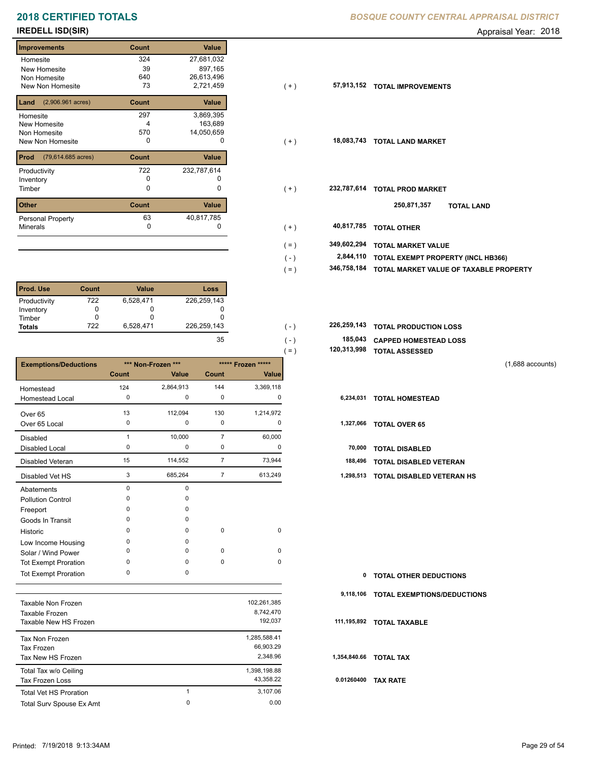# 2018 CERTIFIED TOTALS

**BOSQUE COUNTY CENTRAL APPRAISAL DISTRICT**

## IREDELL ISD(SIR)

Appraisal Year: 2018

| Improvements | Count | Value | | | |
|---|---|---|---|---|---|
| Homesite | 324 | 27,681,032 | | | |
| New Homesite | 39 | 897,165 | | | |
| Non Homesite | 640 | 26,613,496 | | | |
| New Non Homesite | 73 | 2,721,459 | ( + ) | 57,913,152 | TOTAL IMPROVEMENTS |

| Land (2,906.961 acres) | Count | Value | | | |
|---|---|---|---|---|---|
| Homesite | 297 | 3,869,395 | | | |
| New Homesite | 4 | 163,689 | | | |
| Non Homesite | 570 | 14,050,659 | | | |
| New Non Homesite | 0 | 0 | ( + ) | 18,083,743 | TOTAL LAND MARKET |

| Prod (79,614.685 acres) | Count | Value | | | |
|---|---|---|---|---|---|
| Productivity | 722 | 232,787,614 | | | |
| Inventory | 0 | 0 | | | |
| Timber | 0 | 0 | ( + ) | 232,787,614 | TOTAL PROD MARKET |
| | | | | 250,871,357 | TOTAL LAND |

| Other | Count | Value | | | |
|---|---|---|---|---|---|
| Personal Property | 63 | 40,817,785 | | | |
| Minerals | 0 | 0 | ( + ) | 40,817,785 | TOTAL OTHER |

| | | |
|---|---|---|
| ( = ) | 349,602,294 | TOTAL MARKET VALUE |
| ( - ) | 2,844,110 | TOTAL EXEMPT PROPERTY (INCL HB366) |
| ( = ) | 346,758,184 | TOTAL MARKET VALUE OF TAXABLE PROPERTY |

| Prod. Use | Count | Value | Loss | | | |
|---|---|---|---|---|---|---|
| Productivity | 722 | 6,528,471 | 226,259,143 | | | |
| Inventory | 0 | 0 | 0 | | | |
| Timber | 0 | 0 | 0 | | | |
| Totals | 722 | 6,528,471 | 226,259,143 | ( - ) | 226,259,143 | TOTAL PRODUCTION LOSS |
| | | | 35 | ( - ) | 185,043 | CAPPED HOMESTEAD LOSS |
| | | | | ( = ) | 120,313,998 | TOTAL ASSESSED |

(1,688 accounts)

| Exemptions/Deductions | *** Non-Frozen *** Count | *** Non-Frozen *** Value | ***** Frozen ***** Count | ***** Frozen ***** Value | | |
|---|---|---|---|---|---|---|
| Homestead | 124 | 2,864,913 | 144 | 3,369,118 | | |
| Homestead Local | 0 | 0 | 0 | 0 | 6,234,031 | TOTAL HOMESTEAD |
| Over 65 | 13 | 112,094 | 130 | 1,214,972 | | |
| Over 65 Local | 0 | 0 | 0 | 0 | 1,327,066 | TOTAL OVER 65 |
| Disabled | 1 | 10,000 | 7 | 60,000 | | |
| Disabled Local | 0 | 0 | 0 | 0 | 70,000 | TOTAL DISABLED |
| Disabled Veteran | 15 | 114,552 | 7 | 73,944 | 188,496 | TOTAL DISABLED VETERAN |
| Disabled Vet HS | 3 | 685,264 | 7 | 613,249 | 1,298,513 | TOTAL DISABLED VETERAN HS |
| Abatements | 0 | 0 | | | | |
| Pollution Control | 0 | 0 | | | | |
| Freeport | 0 | 0 | | | | |
| Goods In Transit | 0 | 0 | | | | |
| Historic | 0 | 0 | 0 | 0 | | |
| Low Income Housing | 0 | 0 | | | | |
| Solar / Wind Power | 0 | 0 | 0 | 0 | | |
| Tot Exempt Proration | 0 | 0 | 0 | 0 | | |
| Tot Exempt Proration | 0 | 0 | | | 0 | TOTAL OTHER DEDUCTIONS |
| | | | | | 9,118,106 | TOTAL EXEMPTIONS/DEDUCTIONS |

| | | | | |
|---|---|---|---|---|
| Taxable Non Frozen | | 102,261,385 | | |
| Taxable Frozen | | 8,742,470 | | |
| Taxable New HS Frozen | | 192,037 | 111,195,892 | TOTAL TAXABLE |
| Tax Non Frozen | | 1,285,588.41 | | |
| Tax Frozen | | 66,903.29 | | |
| Tax New HS Frozen | | 2,348.96 | 1,354,840.66 | TOTAL TAX |
| Total Tax w/o Ceiling | | 1,398,198.88 | | |
| Tax Frozen Loss | | 43,358.22 | 0.01260400 | TAX RATE |
| Total Vet HS Proration | 1 | 3,107.06 | | |
| Total Surv Spouse Ex Amt | 0 | 0.00 | | |

Printed: 7/19/2018 9:13:34AM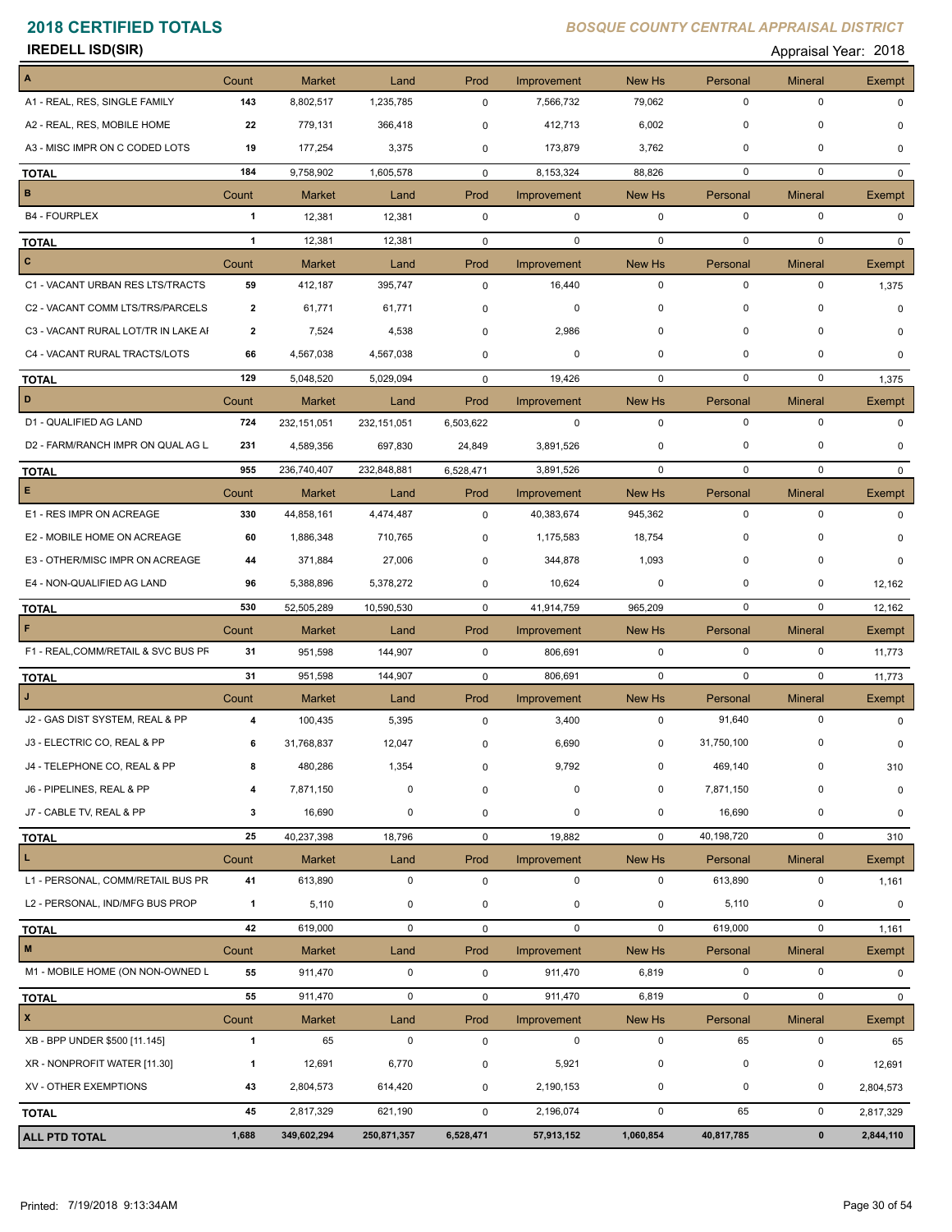# 2018 CERTIFIED TOTALS

*BOSQUE COUNTY CENTRAL APPRAISAL DISTRICT*

**IREDELL ISD(SIR)** Appraisal Year: 2018

| A | Count | Market | Land | Prod | Improvement | New Hs | Personal | Mineral | Exempt |
|---|---|---|---|---|---|---|---|---|---|
| A1 - REAL, RES, SINGLE FAMILY | 143 | 8,802,517 | 1,235,785 | 0 | 7,566,732 | 79,062 | 0 | 0 | 0 |
| A2 - REAL, RES, MOBILE HOME | 22 | 779,131 | 366,418 | 0 | 412,713 | 6,002 | 0 | 0 | 0 |
| A3 - MISC IMPR ON C CODED LOTS | 19 | 177,254 | 3,375 | 0 | 173,879 | 3,762 | 0 | 0 | 0 |
| **TOTAL** | 184 | 9,758,902 | 1,605,578 | 0 | 8,153,324 | 88,826 | 0 | 0 | 0 |
| **B** | Count | Market | Land | Prod | Improvement | New Hs | Personal | Mineral | Exempt |
| B4 - FOURPLEX | 1 | 12,381 | 12,381 | 0 | 0 | 0 | 0 | 0 | 0 |
| **TOTAL** | 1 | 12,381 | 12,381 | 0 | 0 | 0 | 0 | 0 | 0 |
| **C** | Count | Market | Land | Prod | Improvement | New Hs | Personal | Mineral | Exempt |
| C1 - VACANT URBAN RES LTS/TRACTS | 59 | 412,187 | 395,747 | 0 | 16,440 | 0 | 0 | 0 | 1,375 |
| C2 - VACANT COMM LTS/TRS/PARCELS | 2 | 61,771 | 61,771 | 0 | 0 | 0 | 0 | 0 | 0 |
| C3 - VACANT RURAL LOT/TR IN LAKE AI | 2 | 7,524 | 4,538 | 0 | 2,986 | 0 | 0 | 0 | 0 |
| C4 - VACANT RURAL TRACTS/LOTS | 66 | 4,567,038 | 4,567,038 | 0 | 0 | 0 | 0 | 0 | 0 |
| **TOTAL** | 129 | 5,048,520 | 5,029,094 | 0 | 19,426 | 0 | 0 | 0 | 1,375 |
| **D** | Count | Market | Land | Prod | Improvement | New Hs | Personal | Mineral | Exempt |
| D1 - QUALIFIED AG LAND | 724 | 232,151,051 | 232,151,051 | 6,503,622 | 0 | 0 | 0 | 0 | 0 |
| D2 - FARM/RANCH IMPR ON QUAL AG L | 231 | 4,589,356 | 697,830 | 24,849 | 3,891,526 | 0 | 0 | 0 | 0 |
| **TOTAL** | 955 | 236,740,407 | 232,848,881 | 6,528,471 | 3,891,526 | 0 | 0 | 0 | 0 |
| **E** | Count | Market | Land | Prod | Improvement | New Hs | Personal | Mineral | Exempt |
| E1 - RES IMPR ON ACREAGE | 330 | 44,858,161 | 4,474,487 | 0 | 40,383,674 | 945,362 | 0 | 0 | 0 |
| E2 - MOBILE HOME ON ACREAGE | 60 | 1,886,348 | 710,765 | 0 | 1,175,583 | 18,754 | 0 | 0 | 0 |
| E3 - OTHER/MISC IMPR ON ACREAGE | 44 | 371,884 | 27,006 | 0 | 344,878 | 1,093 | 0 | 0 | 0 |
| E4 - NON-QUALIFIED AG LAND | 96 | 5,388,896 | 5,378,272 | 0 | 10,624 | 0 | 0 | 0 | 12,162 |
| **TOTAL** | 530 | 52,505,289 | 10,590,530 | 0 | 41,914,759 | 965,209 | 0 | 0 | 12,162 |
| **F** | Count | Market | Land | Prod | Improvement | New Hs | Personal | Mineral | Exempt |
| F1 - REAL,COMM/RETAIL & SVC BUS PF | 31 | 951,598 | 144,907 | 0 | 806,691 | 0 | 0 | 0 | 11,773 |
| **TOTAL** | 31 | 951,598 | 144,907 | 0 | 806,691 | 0 | 0 | 0 | 11,773 |
| **J** | Count | Market | Land | Prod | Improvement | New Hs | Personal | Mineral | Exempt |
| J2 - GAS DIST SYSTEM, REAL & PP | 4 | 100,435 | 5,395 | 0 | 3,400 | 0 | 91,640 | 0 | 0 |
| J3 - ELECTRIC CO, REAL & PP | 6 | 31,768,837 | 12,047 | 0 | 6,690 | 0 | 31,750,100 | 0 | 0 |
| J4 - TELEPHONE CO, REAL & PP | 8 | 480,286 | 1,354 | 0 | 9,792 | 0 | 469,140 | 0 | 310 |
| J6 - PIPELINES, REAL & PP | 4 | 7,871,150 | 0 | 0 | 0 | 0 | 7,871,150 | 0 | 0 |
| J7 - CABLE TV, REAL & PP | 3 | 16,690 | 0 | 0 | 0 | 0 | 16,690 | 0 | 0 |
| **TOTAL** | 25 | 40,237,398 | 18,796 | 0 | 19,882 | 0 | 40,198,720 | 0 | 310 |
| **L** | Count | Market | Land | Prod | Improvement | New Hs | Personal | Mineral | Exempt |
| L1 - PERSONAL, COMM/RETAIL BUS PR | 41 | 613,890 | 0 | 0 | 0 | 0 | 613,890 | 0 | 1,161 |
| L2 - PERSONAL, IND/MFG BUS PROP | 1 | 5,110 | 0 | 0 | 0 | 0 | 5,110 | 0 | 0 |
| **TOTAL** | 42 | 619,000 | 0 | 0 | 0 | 0 | 619,000 | 0 | 1,161 |
| **M** | Count | Market | Land | Prod | Improvement | New Hs | Personal | Mineral | Exempt |
| M1 - MOBILE HOME (ON NON-OWNED L | 55 | 911,470 | 0 | 0 | 911,470 | 6,819 | 0 | 0 | 0 |
| **TOTAL** | 55 | 911,470 | 0 | 0 | 911,470 | 6,819 | 0 | 0 | 0 |
| **X** | Count | Market | Land | Prod | Improvement | New Hs | Personal | Mineral | Exempt |
| XB - BPP UNDER $500 [11.145] | 1 | 65 | 0 | 0 | 0 | 0 | 65 | 0 | 65 |
| XR - NONPROFIT WATER [11.30] | 1 | 12,691 | 6,770 | 0 | 5,921 | 0 | 0 | 0 | 12,691 |
| XV - OTHER EXEMPTIONS | 43 | 2,804,573 | 614,420 | 0 | 2,190,153 | 0 | 0 | 0 | 2,804,573 |
| **TOTAL** | 45 | 2,817,329 | 621,190 | 0 | 2,196,074 | 0 | 65 | 0 | 2,817,329 |
| **ALL PTD TOTAL** | **1,688** | **349,602,294** | **250,871,357** | **6,528,471** | **57,913,152** | **1,060,854** | **40,817,785** | **0** | **2,844,110** |

Printed: 7/19/2018 9:13:34AM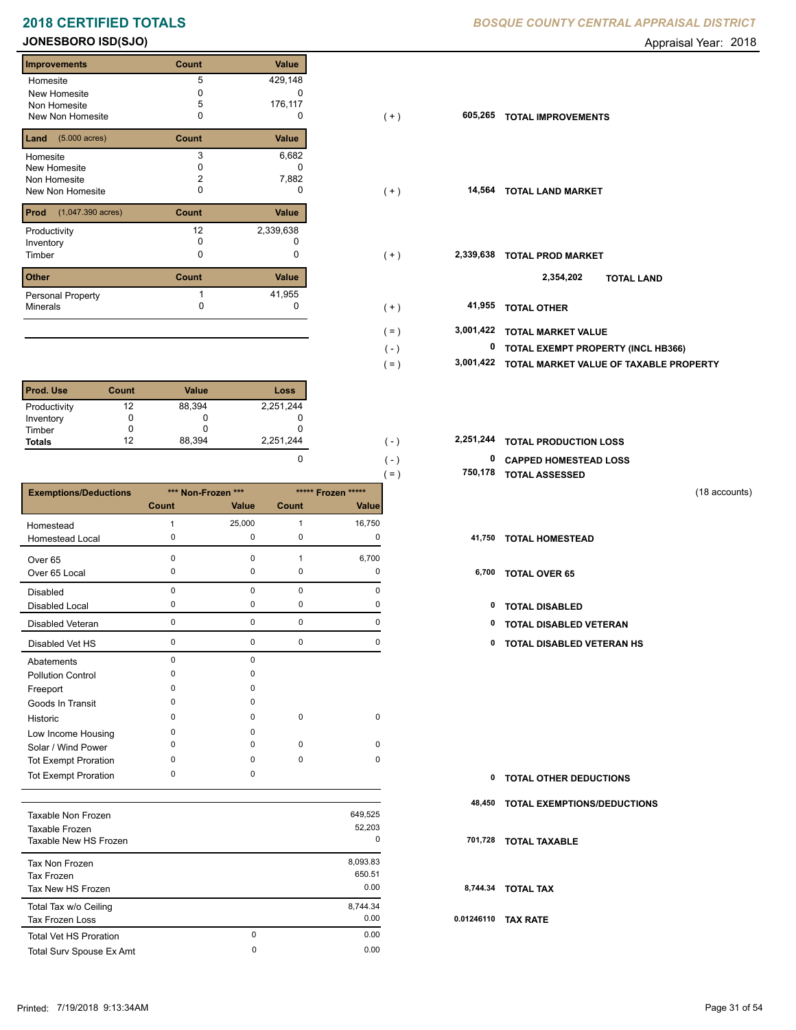# 2018 CERTIFIED TOTALS

*BOSQUE COUNTY CENTRAL APPRAISAL DISTRICT*

## JONESBORO ISD(SJO)

Appraisal Year: 2018

| Improvements | Count | Value | | | |
|---|---|---|---|---|---|
| Homesite | 5 | 429,148 | | | |
| New Homesite | 0 | 0 | | | |
| Non Homesite | 5 | 176,117 | | | |
| New Non Homesite | 0 | 0 | ( + ) | 605,265 | TOTAL IMPROVEMENTS |

| Land (5.000 acres) | Count | Value | | | |
|---|---|---|---|---|---|
| Homesite | 3 | 6,682 | | | |
| New Homesite | 0 | 0 | | | |
| Non Homesite | 2 | 7,882 | | | |
| New Non Homesite | 0 | 0 | ( + ) | 14,564 | TOTAL LAND MARKET |

| Prod (1,047.390 acres) | Count | Value | | | |
|---|---|---|---|---|---|
| Productivity | 12 | 2,339,638 | | | |
| Inventory | 0 | 0 | | | |
| Timber | 0 | 0 | ( + ) | 2,339,638 | TOTAL PROD MARKET |
| | | | | 2,354,202 | TOTAL LAND |

| Other | Count | Value | | | |
|---|---|---|---|---|---|
| Personal Property | 1 | 41,955 | | | |
| Minerals | 0 | 0 | ( + ) | 41,955 | TOTAL OTHER |

| | | |
|---|---|---|
| ( = ) | 3,001,422 | TOTAL MARKET VALUE |
| ( - ) | 0 | TOTAL EXEMPT PROPERTY (INCL HB366) |
| ( = ) | 3,001,422 | TOTAL MARKET VALUE OF TAXABLE PROPERTY |

| Prod. Use | Count | Value | Loss | | | |
|---|---|---|---|---|---|---|
| Productivity | 12 | 88,394 | 2,251,244 | | | |
| Inventory | 0 | 0 | 0 | | | |
| Timber | 0 | 0 | 0 | | | |
| **Totals** | 12 | 88,394 | 2,251,244 | ( - ) | 2,251,244 | TOTAL PRODUCTION LOSS |
| | | | 0 | ( - ) | 0 | CAPPED HOMESTEAD LOSS |
| | | | | ( = ) | 750,178 | TOTAL ASSESSED |

(18 accounts)

| Exemptions/Deductions | *** Non-Frozen *** | | ***** Frozen ***** | | | |
|---|---|---|---|---|---|---|
| | Count | Value | Count | Value | | |
| Homestead | 1 | 25,000 | 1 | 16,750 | | |
| Homestead Local | 0 | 0 | 0 | 0 | 41,750 | TOTAL HOMESTEAD |
| Over 65 | 0 | 0 | 1 | 6,700 | | |
| Over 65 Local | 0 | 0 | 0 | 0 | 6,700 | TOTAL OVER 65 |
| Disabled | 0 | 0 | 0 | 0 | | |
| Disabled Local | 0 | 0 | 0 | 0 | 0 | TOTAL DISABLED |
| Disabled Veteran | 0 | 0 | 0 | 0 | 0 | TOTAL DISABLED VETERAN |
| Disabled Vet HS | 0 | 0 | 0 | 0 | 0 | TOTAL DISABLED VETERAN HS |
| Abatements | 0 | 0 | | | | |
| Pollution Control | 0 | 0 | | | | |
| Freeport | 0 | 0 | | | | |
| Goods In Transit | 0 | 0 | | | | |
| Historic | 0 | 0 | 0 | 0 | | |
| Low Income Housing | 0 | 0 | | | | |
| Solar / Wind Power | 0 | 0 | 0 | 0 | | |
| Tot Exempt Proration | 0 | 0 | 0 | 0 | | |
| Tot Exempt Proration | 0 | 0 | | | 0 | TOTAL OTHER DEDUCTIONS |
| | | | | | 48,450 | TOTAL EXEMPTIONS/DEDUCTIONS |

| | | | | |
|---|---|---|---|---|
| Taxable Non Frozen | | 649,525 | | |
| Taxable Frozen | | 52,203 | | |
| Taxable New HS Frozen | | 0 | 701,728 | TOTAL TAXABLE |
| Tax Non Frozen | | 8,093.83 | | |
| Tax Frozen | | 650.51 | | |
| Tax New HS Frozen | | 0.00 | 8,744.34 | TOTAL TAX |
| Total Tax w/o Ceiling | | 8,744.34 | | |
| Tax Frozen Loss | | 0.00 | 0.01246110 | TAX RATE |
| Total Vet HS Proration | 0 | 0.00 | | |
| Total Surv Spouse Ex Amt | 0 | 0.00 | | |

Printed: 7/19/2018 9:13:34AM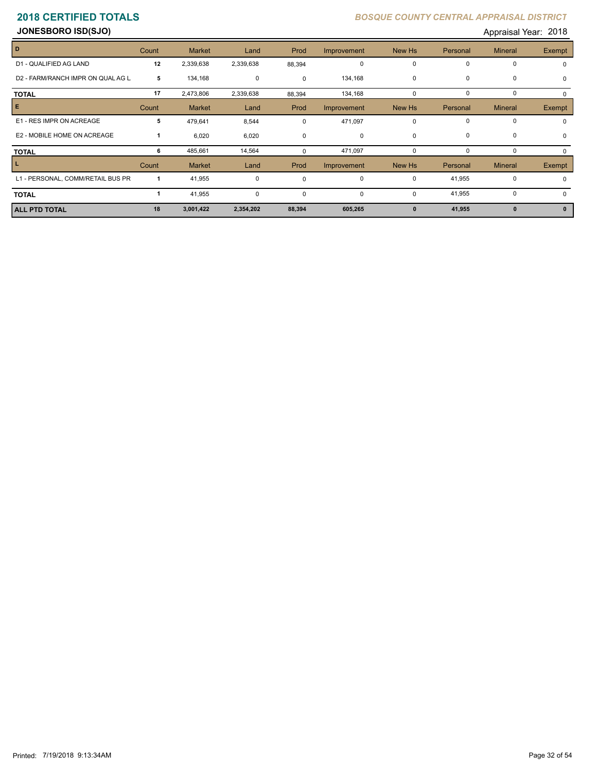# 2018 CERTIFIED TOTALS

*BOSQUE COUNTY CENTRAL APPRAISAL DISTRICT*

## JONESBORO ISD(SJO)

Appraisal Year: 2018

| D | Count | Market | Land | Prod | Improvement | New Hs | Personal | Mineral | Exempt |
|---|---|---|---|---|---|---|---|---|---|
| D1 - QUALIFIED AG LAND | 12 | 2,339,638 | 2,339,638 | 88,394 | 0 | 0 | 0 | 0 | 0 |
| D2 - FARM/RANCH IMPR ON QUAL AG L | 5 | 134,168 | 0 | 0 | 134,168 | 0 | 0 | 0 | 0 |
| **TOTAL** | 17 | 2,473,806 | 2,339,638 | 88,394 | 134,168 | 0 | 0 | 0 | 0 |
| **E** | **Count** | **Market** | **Land** | **Prod** | **Improvement** | **New Hs** | **Personal** | **Mineral** | **Exempt** |
| E1 - RES IMPR ON ACREAGE | 5 | 479,641 | 8,544 | 0 | 471,097 | 0 | 0 | 0 | 0 |
| E2 - MOBILE HOME ON ACREAGE | 1 | 6,020 | 6,020 | 0 | 0 | 0 | 0 | 0 | 0 |
| **TOTAL** | 6 | 485,661 | 14,564 | 0 | 471,097 | 0 | 0 | 0 | 0 |
| **L** | **Count** | **Market** | **Land** | **Prod** | **Improvement** | **New Hs** | **Personal** | **Mineral** | **Exempt** |
| L1 - PERSONAL, COMM/RETAIL BUS PR | 1 | 41,955 | 0 | 0 | 0 | 0 | 41,955 | 0 | 0 |
| **TOTAL** | 1 | 41,955 | 0 | 0 | 0 | 0 | 41,955 | 0 | 0 |
| **ALL PTD TOTAL** | **18** | **3,001,422** | **2,354,202** | **88,394** | **605,265** | **0** | **41,955** | **0** | **0** |

Printed: 7/19/2018 9:13:34AM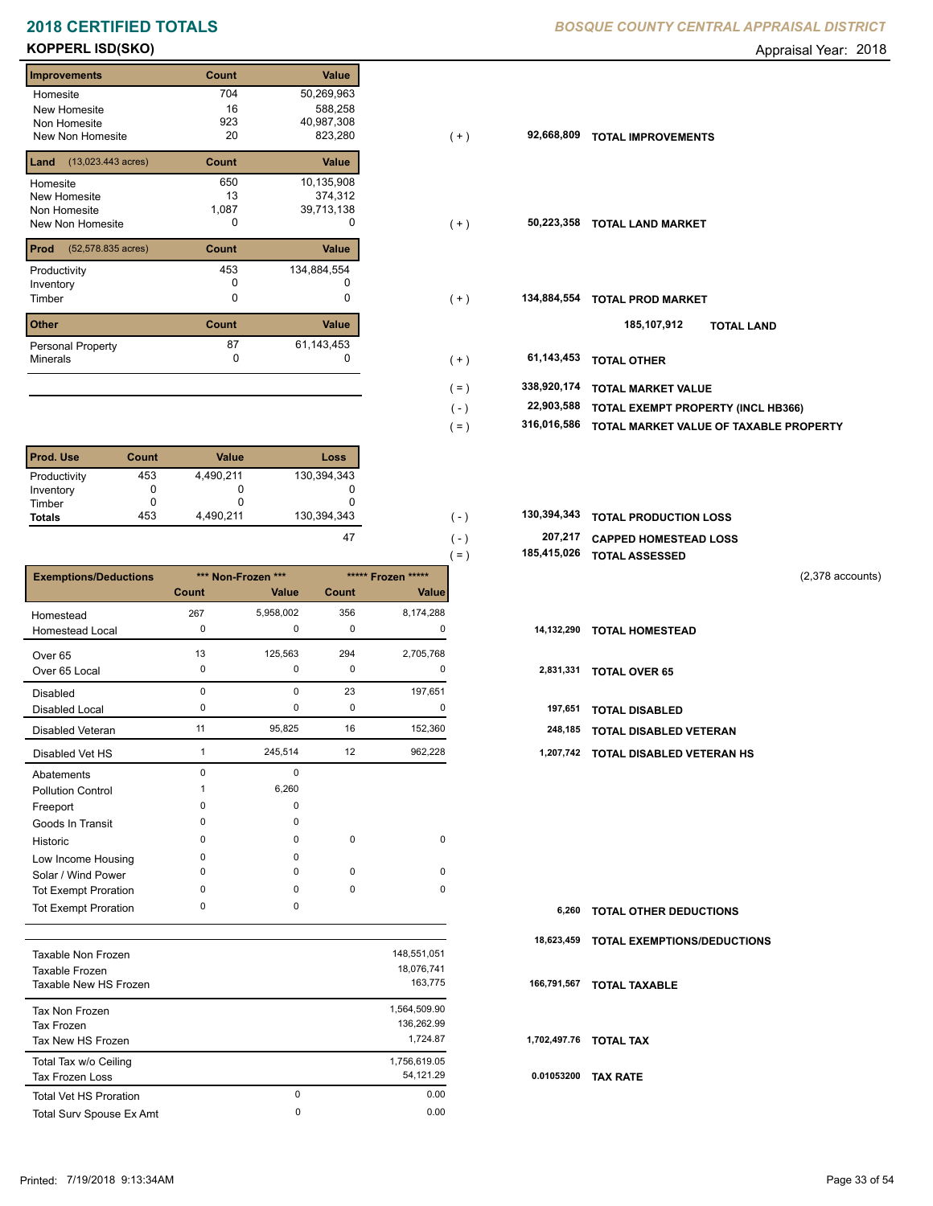# 2018 CERTIFIED TOTALS

*BOSQUE COUNTY CENTRAL APPRAISAL DISTRICT*

## KOPPERL ISD(SKO)

Appraisal Year: 2018

| Improvements | Count | Value | | | |
|---|---|---|---|---|---|
| Homesite | 704 | 50,269,963 | | | |
| New Homesite | 16 | 588,258 | | | |
| Non Homesite | 923 | 40,987,308 | | | |
| New Non Homesite | 20 | 823,280 | ( + ) | 92,668,809 | TOTAL IMPROVEMENTS |

| Land (13,023.443 acres) | Count | Value | | | |
|---|---|---|---|---|---|
| Homesite | 650 | 10,135,908 | | | |
| New Homesite | 13 | 374,312 | | | |
| Non Homesite | 1,087 | 39,713,138 | | | |
| New Non Homesite | 0 | 0 | ( + ) | 50,223,358 | TOTAL LAND MARKET |

| Prod (52,578.835 acres) | Count | Value | | | |
|---|---|---|---|---|---|
| Productivity | 453 | 134,884,554 | | | |
| Inventory | 0 | 0 | | | |
| Timber | 0 | 0 | ( + ) | 134,884,554 | TOTAL PROD MARKET |
| | | | | 185,107,912 | TOTAL LAND |

| Other | Count | Value | | | |
|---|---|---|---|---|---|
| Personal Property | 87 | 61,143,453 | | | |
| Minerals | 0 | 0 | ( + ) | 61,143,453 | TOTAL OTHER |

| | | |
|---|---|---|
| ( = ) | 338,920,174 | TOTAL MARKET VALUE |
| ( - ) | 22,903,588 | TOTAL EXEMPT PROPERTY (INCL HB366) |
| ( = ) | 316,016,586 | TOTAL MARKET VALUE OF TAXABLE PROPERTY |

| Prod. Use | Count | Value | Loss | | | |
|---|---|---|---|---|---|---|
| Productivity | 453 | 4,490,211 | 130,394,343 | | | |
| Inventory | 0 | 0 | 0 | | | |
| Timber | 0 | 0 | 0 | | | |
| Totals | 453 | 4,490,211 | 130,394,343 | ( - ) | 130,394,343 | TOTAL PRODUCTION LOSS |
| | | | 47 | ( - ) | 207,217 | CAPPED HOMESTEAD LOSS |
| | | | | ( = ) | 185,415,026 | TOTAL ASSESSED |

(2,378 accounts)

| Exemptions/Deductions | *** Non-Frozen *** Count | *** Non-Frozen *** Value | ***** Frozen ***** Count | ***** Frozen ***** Value | | |
|---|---|---|---|---|---|---|
| Homestead | 267 | 5,958,002 | 356 | 8,174,288 | | |
| Homestead Local | 0 | 0 | 0 | 0 | 14,132,290 | TOTAL HOMESTEAD |
| Over 65 | 13 | 125,563 | 294 | 2,705,768 | | |
| Over 65 Local | 0 | 0 | 0 | 0 | 2,831,331 | TOTAL OVER 65 |
| Disabled | 0 | 0 | 23 | 197,651 | | |
| Disabled Local | 0 | 0 | 0 | 0 | 197,651 | TOTAL DISABLED |
| Disabled Veteran | 11 | 95,825 | 16 | 152,360 | 248,185 | TOTAL DISABLED VETERAN |
| Disabled Vet HS | 1 | 245,514 | 12 | 962,228 | 1,207,742 | TOTAL DISABLED VETERAN HS |
| Abatements | 0 | 0 | | | | |
| Pollution Control | 1 | 6,260 | | | | |
| Freeport | 0 | 0 | | | | |
| Goods In Transit | 0 | 0 | | | | |
| Historic | 0 | 0 | 0 | 0 | | |
| Low Income Housing | 0 | 0 | | | | |
| Solar / Wind Power | 0 | 0 | 0 | 0 | | |
| Tot Exempt Proration | 0 | 0 | 0 | 0 | | |
| Tot Exempt Proration | 0 | 0 | | | 6,260 | TOTAL OTHER DEDUCTIONS |
| | | | | | 18,623,459 | TOTAL EXEMPTIONS/DEDUCTIONS |

| | | | | |
|---|---|---|---|---|
| Taxable Non Frozen | | 148,551,051 | | |
| Taxable Frozen | | 18,076,741 | | |
| Taxable New HS Frozen | | 163,775 | 166,791,567 | TOTAL TAXABLE |
| Tax Non Frozen | | 1,564,509.90 | | |
| Tax Frozen | | 136,262.99 | | |
| Tax New HS Frozen | | 1,724.87 | 1,702,497.76 | TOTAL TAX |
| Total Tax w/o Ceiling | | 1,756,619.05 | | |
| Tax Frozen Loss | | 54,121.29 | 0.01053200 | TAX RATE |
| Total Vet HS Proration | 0 | 0.00 | | |
| Total Surv Spouse Ex Amt | 0 | 0.00 | | |

Printed: 7/19/2018 9:13:34AM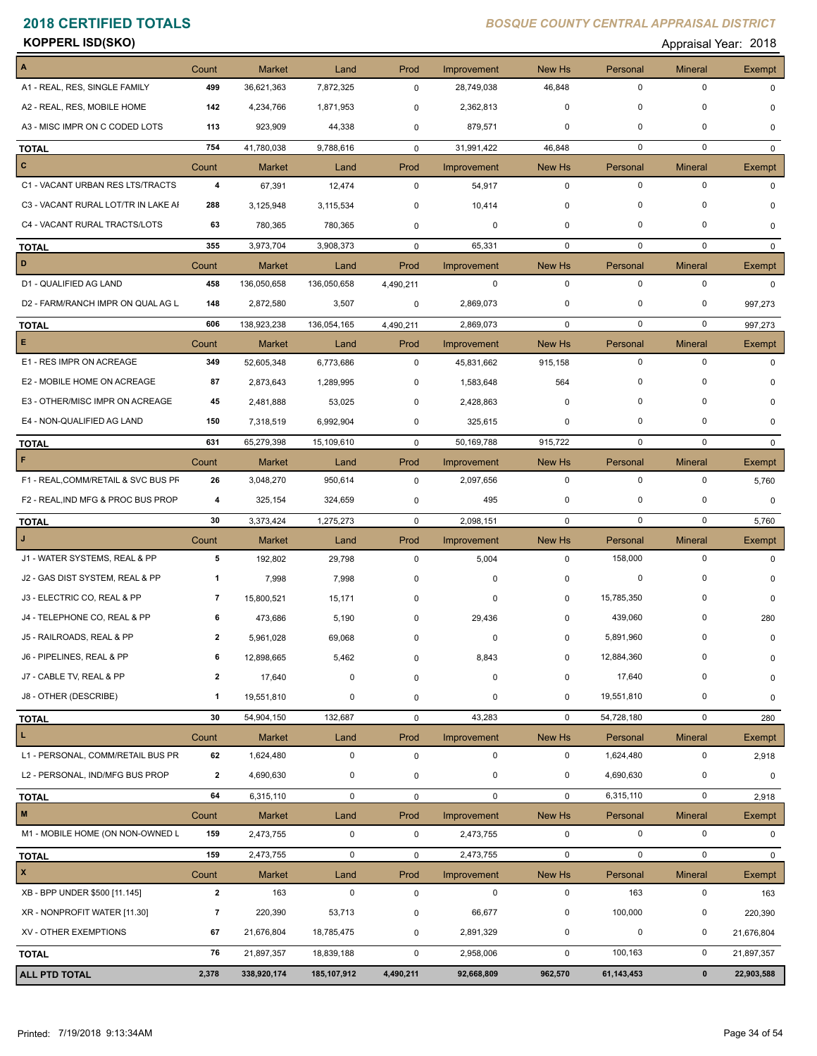# 2018 CERTIFIED TOTALS

*BOSQUE COUNTY CENTRAL APPRAISAL DISTRICT*

**KOPPERL ISD(SKO)**

Appraisal Year: 2018

| A | Count | Market | Land | Prod | Improvement | New Hs | Personal | Mineral | Exempt |
|---|---|---|---|---|---|---|---|---|---|
| A1 - REAL, RES, SINGLE FAMILY | 499 | 36,621,363 | 7,872,325 | 0 | 28,749,038 | 46,848 | 0 | 0 | 0 |
| A2 - REAL, RES, MOBILE HOME | 142 | 4,234,766 | 1,871,953 | 0 | 2,362,813 | 0 | 0 | 0 | 0 |
| A3 - MISC IMPR ON C CODED LOTS | 113 | 923,909 | 44,338 | 0 | 879,571 | 0 | 0 | 0 | 0 |
| **TOTAL** | 754 | 41,780,038 | 9,788,616 | 0 | 31,991,422 | 46,848 | 0 | 0 | 0 |
| **C** | Count | Market | Land | Prod | Improvement | New Hs | Personal | Mineral | Exempt |
| C1 - VACANT URBAN RES LTS/TRACTS | 4 | 67,391 | 12,474 | 0 | 54,917 | 0 | 0 | 0 | 0 |
| C3 - VACANT RURAL LOT/TR IN LAKE AI | 288 | 3,125,948 | 3,115,534 | 0 | 10,414 | 0 | 0 | 0 | 0 |
| C4 - VACANT RURAL TRACTS/LOTS | 63 | 780,365 | 780,365 | 0 | 0 | 0 | 0 | 0 | 0 |
| **TOTAL** | 355 | 3,973,704 | 3,908,373 | 0 | 65,331 | 0 | 0 | 0 | 0 |
| **D** | Count | Market | Land | Prod | Improvement | New Hs | Personal | Mineral | Exempt |
| D1 - QUALIFIED AG LAND | 458 | 136,050,658 | 136,050,658 | 4,490,211 | 0 | 0 | 0 | 0 | 0 |
| D2 - FARM/RANCH IMPR ON QUAL AG L | 148 | 2,872,580 | 3,507 | 0 | 2,869,073 | 0 | 0 | 0 | 997,273 |
| **TOTAL** | 606 | 138,923,238 | 136,054,165 | 4,490,211 | 2,869,073 | 0 | 0 | 0 | 997,273 |
| **E** | Count | Market | Land | Prod | Improvement | New Hs | Personal | Mineral | Exempt |
| E1 - RES IMPR ON ACREAGE | 349 | 52,605,348 | 6,773,686 | 0 | 45,831,662 | 915,158 | 0 | 0 | 0 |
| E2 - MOBILE HOME ON ACREAGE | 87 | 2,873,643 | 1,289,995 | 0 | 1,583,648 | 564 | 0 | 0 | 0 |
| E3 - OTHER/MISC IMPR ON ACREAGE | 45 | 2,481,888 | 53,025 | 0 | 2,428,863 | 0 | 0 | 0 | 0 |
| E4 - NON-QUALIFIED AG LAND | 150 | 7,318,519 | 6,992,904 | 0 | 325,615 | 0 | 0 | 0 | 0 |
| **TOTAL** | 631 | 65,279,398 | 15,109,610 | 0 | 50,169,788 | 915,722 | 0 | 0 | 0 |
| **F** | Count | Market | Land | Prod | Improvement | New Hs | Personal | Mineral | Exempt |
| F1 - REAL,COMM/RETAIL & SVC BUS PF | 26 | 3,048,270 | 950,614 | 0 | 2,097,656 | 0 | 0 | 0 | 5,760 |
| F2 - REAL,IND MFG & PROC BUS PROP | 4 | 325,154 | 324,659 | 0 | 495 | 0 | 0 | 0 | 0 |
| **TOTAL** | 30 | 3,373,424 | 1,275,273 | 0 | 2,098,151 | 0 | 0 | 0 | 5,760 |
| **J** | Count | Market | Land | Prod | Improvement | New Hs | Personal | Mineral | Exempt |
| J1 - WATER SYSTEMS, REAL & PP | 5 | 192,802 | 29,798 | 0 | 5,004 | 0 | 158,000 | 0 | 0 |
| J2 - GAS DIST SYSTEM, REAL & PP | 1 | 7,998 | 7,998 | 0 | 0 | 0 | 0 | 0 | 0 |
| J3 - ELECTRIC CO, REAL & PP | 7 | 15,800,521 | 15,171 | 0 | 0 | 0 | 15,785,350 | 0 | 0 |
| J4 - TELEPHONE CO, REAL & PP | 6 | 473,686 | 5,190 | 0 | 29,436 | 0 | 439,060 | 0 | 280 |
| J5 - RAILROADS, REAL & PP | 2 | 5,961,028 | 69,068 | 0 | 0 | 0 | 5,891,960 | 0 | 0 |
| J6 - PIPELINES, REAL & PP | 6 | 12,898,665 | 5,462 | 0 | 8,843 | 0 | 12,884,360 | 0 | 0 |
| J7 - CABLE TV, REAL & PP | 2 | 17,640 | 0 | 0 | 0 | 0 | 17,640 | 0 | 0 |
| J8 - OTHER (DESCRIBE) | 1 | 19,551,810 | 0 | 0 | 0 | 0 | 19,551,810 | 0 | 0 |
| **TOTAL** | 30 | 54,904,150 | 132,687 | 0 | 43,283 | 0 | 54,728,180 | 0 | 280 |
| **L** | Count | Market | Land | Prod | Improvement | New Hs | Personal | Mineral | Exempt |
| L1 - PERSONAL, COMM/RETAIL BUS PR | 62 | 1,624,480 | 0 | 0 | 0 | 0 | 1,624,480 | 0 | 2,918 |
| L2 - PERSONAL, IND/MFG BUS PROP | 2 | 4,690,630 | 0 | 0 | 0 | 0 | 4,690,630 | 0 | 0 |
| **TOTAL** | 64 | 6,315,110 | 0 | 0 | 0 | 0 | 6,315,110 | 0 | 2,918 |
| **M** | Count | Market | Land | Prod | Improvement | New Hs | Personal | Mineral | Exempt |
| M1 - MOBILE HOME (ON NON-OWNED L | 159 | 2,473,755 | 0 | 0 | 2,473,755 | 0 | 0 | 0 | 0 |
| **TOTAL** | 159 | 2,473,755 | 0 | 0 | 2,473,755 | 0 | 0 | 0 | 0 |
| **X** | Count | Market | Land | Prod | Improvement | New Hs | Personal | Mineral | Exempt |
| XB - BPP UNDER $500 [11.145] | 2 | 163 | 0 | 0 | 0 | 0 | 163 | 0 | 163 |
| XR - NONPROFIT WATER [11.30] | 7 | 220,390 | 53,713 | 0 | 66,677 | 0 | 100,000 | 0 | 220,390 |
| XV - OTHER EXEMPTIONS | 67 | 21,676,804 | 18,785,475 | 0 | 2,891,329 | 0 | 0 | 0 | 21,676,804 |
| **TOTAL** | 76 | 21,897,357 | 18,839,188 | 0 | 2,958,006 | 0 | 100,163 | 0 | 21,897,357 |
| **ALL PTD TOTAL** | **2,378** | **338,920,174** | **185,107,912** | **4,490,211** | **92,668,809** | **962,570** | **61,143,453** | **0** | **22,903,588** |

Printed: 7/19/2018 9:13:34AM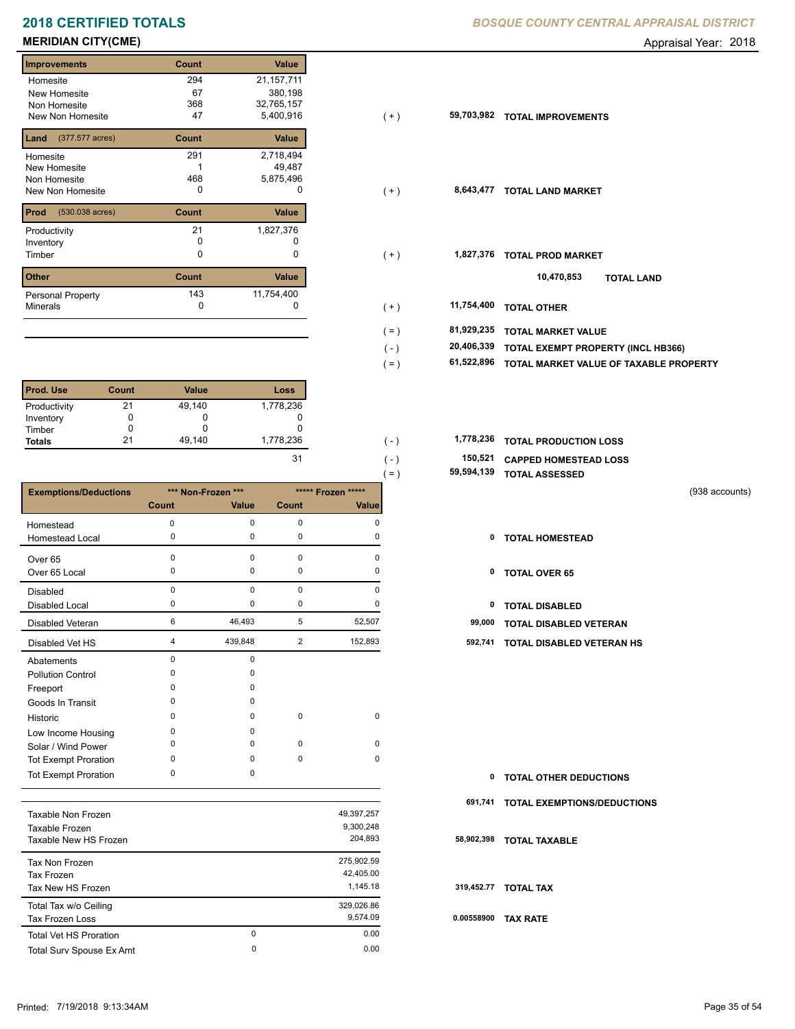# 2018 CERTIFIED TOTALS

*BOSQUE COUNTY CENTRAL APPRAISAL DISTRICT*

## MERIDIAN CITY(CME)

Appraisal Year: 2018

| Improvements | Count | Value | | | |
|---|---|---|---|---|---|
| Homesite | 294 | 21,157,711 | | | |
| New Homesite | 67 | 380,198 | | | |
| Non Homesite | 368 | 32,765,157 | | | |
| New Non Homesite | 47 | 5,400,916 | (+) | 59,703,982 | TOTAL IMPROVEMENTS |

| Land (377.577 acres) | Count | Value | | | |
|---|---|---|---|---|---|
| Homesite | 291 | 2,718,494 | | | |
| New Homesite | 1 | 49,487 | | | |
| Non Homesite | 468 | 5,875,496 | | | |
| New Non Homesite | 0 | 0 | (+) | 8,643,477 | TOTAL LAND MARKET |

| Prod (530.038 acres) | Count | Value | | | |
|---|---|---|---|---|---|
| Productivity | 21 | 1,827,376 | | | |
| Inventory | 0 | 0 | | | |
| Timber | 0 | 0 | (+) | 1,827,376 | TOTAL PROD MARKET |
| | | | | 10,470,853 | TOTAL LAND |

| Other | Count | Value | | | |
|---|---|---|---|---|---|
| Personal Property | 143 | 11,754,400 | | | |
| Minerals | 0 | 0 | (+) | 11,754,400 | TOTAL OTHER |
| | | | (=) | 81,929,235 | TOTAL MARKET VALUE |
| | | | (-) | 20,406,339 | TOTAL EXEMPT PROPERTY (INCL HB366) |
| | | | (=) | 61,522,896 | TOTAL MARKET VALUE OF TAXABLE PROPERTY |

| Prod. Use | Count | Value | Loss | | | |
|---|---|---|---|---|---|---|
| Productivity | 21 | 49,140 | 1,778,236 | | | |
| Inventory | 0 | 0 | 0 | | | |
| Timber | 0 | 0 | 0 | | | |
| Totals | 21 | 49,140 | 1,778,236 | (-) | 1,778,236 | TOTAL PRODUCTION LOSS |
| | | | 31 | (-) | 150,521 | CAPPED HOMESTEAD LOSS |
| | | | | (=) | 59,594,139 | TOTAL ASSESSED |

(938 accounts)

| Exemptions/Deductions | *** Non-Frozen *** | | ***** Frozen ***** | | | |
|---|---|---|---|---|---|---|
| | Count | Value | Count | Value | | |
| Homestead | 0 | 0 | 0 | 0 | | |
| Homestead Local | 0 | 0 | 0 | 0 | 0 | TOTAL HOMESTEAD |
| Over 65 | 0 | 0 | 0 | 0 | | |
| Over 65 Local | 0 | 0 | 0 | 0 | 0 | TOTAL OVER 65 |
| Disabled | 0 | 0 | 0 | 0 | | |
| Disabled Local | 0 | 0 | 0 | 0 | 0 | TOTAL DISABLED |
| Disabled Veteran | 6 | 46,493 | 5 | 52,507 | 99,000 | TOTAL DISABLED VETERAN |
| Disabled Vet HS | 4 | 439,848 | 2 | 152,893 | 592,741 | TOTAL DISABLED VETERAN HS |
| Abatements | 0 | 0 | | | | |
| Pollution Control | 0 | 0 | | | | |
| Freeport | 0 | 0 | | | | |
| Goods In Transit | 0 | 0 | | | | |
| Historic | 0 | 0 | 0 | 0 | | |
| Low Income Housing | 0 | 0 | | | | |
| Solar / Wind Power | 0 | 0 | 0 | 0 | | |
| Tot Exempt Proration | 0 | 0 | 0 | 0 | | |
| Tot Exempt Proration | 0 | 0 | | | 0 | TOTAL OTHER DEDUCTIONS |
| | | | | | 691,741 | TOTAL EXEMPTIONS/DEDUCTIONS |

| | | | | |
|---|---|---|---|---|
| Taxable Non Frozen | | 49,397,257 | | |
| Taxable Frozen | | 9,300,248 | | |
| Taxable New HS Frozen | | 204,893 | 58,902,398 | TOTAL TAXABLE |
| Tax Non Frozen | | 275,902.59 | | |
| Tax Frozen | | 42,405.00 | | |
| Tax New HS Frozen | | 1,145.18 | 319,452.77 | TOTAL TAX |
| Total Tax w/o Ceiling | | 329,026.86 | | |
| Tax Frozen Loss | | 9,574.09 | 0.00558900 | TAX RATE |
| Total Vet HS Proration | 0 | 0.00 | | |
| Total Surv Spouse Ex Amt | 0 | 0.00 | | |

Printed: 7/19/2018 9:13:34AM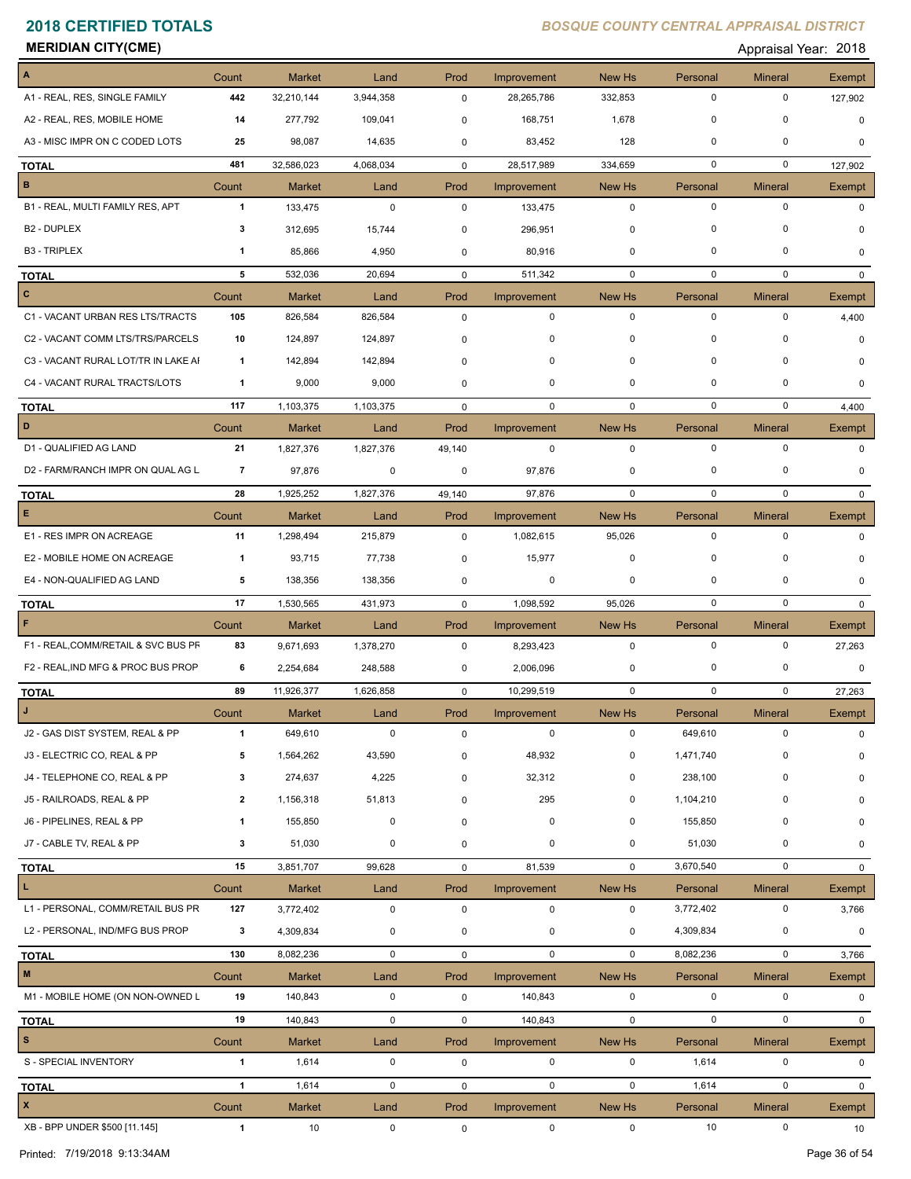# 2018 CERTIFIED TOTALS

***BOSQUE COUNTY CENTRAL APPRAISAL DISTRICT***

**MERIDIAN CITY(CME)**

Appraisal Year: 2018

| A | Count | Market | Land | Prod | Improvement | New Hs | Personal | Mineral | Exempt |
|---|---|---|---|---|---|---|---|---|---|
| A1 - REAL, RES, SINGLE FAMILY | 442 | 32,210,144 | 3,944,358 | 0 | 28,265,786 | 332,853 | 0 | 0 | 127,902 |
| A2 - REAL, RES, MOBILE HOME | 14 | 277,792 | 109,041 | 0 | 168,751 | 1,678 | 0 | 0 | 0 |
| A3 - MISC IMPR ON C CODED LOTS | 25 | 98,087 | 14,635 | 0 | 83,452 | 128 | 0 | 0 | 0 |
| **TOTAL** | 481 | 32,586,023 | 4,068,034 | 0 | 28,517,989 | 334,659 | 0 | 0 | 127,902 |

| B | Count | Market | Land | Prod | Improvement | New Hs | Personal | Mineral | Exempt |
|---|---|---|---|---|---|---|---|---|---|
| B1 - REAL, MULTI FAMILY RES, APT | 1 | 133,475 | 0 | 0 | 133,475 | 0 | 0 | 0 | 0 |
| B2 - DUPLEX | 3 | 312,695 | 15,744 | 0 | 296,951 | 0 | 0 | 0 | 0 |
| B3 - TRIPLEX | 1 | 85,866 | 4,950 | 0 | 80,916 | 0 | 0 | 0 | 0 |
| **TOTAL** | 5 | 532,036 | 20,694 | 0 | 511,342 | 0 | 0 | 0 | 0 |

| C | Count | Market | Land | Prod | Improvement | New Hs | Personal | Mineral | Exempt |
|---|---|---|---|---|---|---|---|---|---|
| C1 - VACANT URBAN RES LTS/TRACTS | 105 | 826,584 | 826,584 | 0 | 0 | 0 | 0 | 0 | 4,400 |
| C2 - VACANT COMM LTS/TRS/PARCELS | 10 | 124,897 | 124,897 | 0 | 0 | 0 | 0 | 0 | 0 |
| C3 - VACANT RURAL LOT/TR IN LAKE AI | 1 | 142,894 | 142,894 | 0 | 0 | 0 | 0 | 0 | 0 |
| C4 - VACANT RURAL TRACTS/LOTS | 1 | 9,000 | 9,000 | 0 | 0 | 0 | 0 | 0 | 0 |
| **TOTAL** | 117 | 1,103,375 | 1,103,375 | 0 | 0 | 0 | 0 | 0 | 4,400 |

| D | Count | Market | Land | Prod | Improvement | New Hs | Personal | Mineral | Exempt |
|---|---|---|---|---|---|---|---|---|---|
| D1 - QUALIFIED AG LAND | 21 | 1,827,376 | 1,827,376 | 49,140 | 0 | 0 | 0 | 0 | 0 |
| D2 - FARM/RANCH IMPR ON QUAL AG L | 7 | 97,876 | 0 | 0 | 97,876 | 0 | 0 | 0 | 0 |
| **TOTAL** | 28 | 1,925,252 | 1,827,376 | 49,140 | 97,876 | 0 | 0 | 0 | 0 |

| E | Count | Market | Land | Prod | Improvement | New Hs | Personal | Mineral | Exempt |
|---|---|---|---|---|---|---|---|---|---|
| E1 - RES IMPR ON ACREAGE | 11 | 1,298,494 | 215,879 | 0 | 1,082,615 | 95,026 | 0 | 0 | 0 |
| E2 - MOBILE HOME ON ACREAGE | 1 | 93,715 | 77,738 | 0 | 15,977 | 0 | 0 | 0 | 0 |
| E4 - NON-QUALIFIED AG LAND | 5 | 138,356 | 138,356 | 0 | 0 | 0 | 0 | 0 | 0 |
| **TOTAL** | 17 | 1,530,565 | 431,973 | 0 | 1,098,592 | 95,026 | 0 | 0 | 0 |

| F | Count | Market | Land | Prod | Improvement | New Hs | Personal | Mineral | Exempt |
|---|---|---|---|---|---|---|---|---|---|
| F1 - REAL,COMM/RETAIL & SVC BUS PR | 83 | 9,671,693 | 1,378,270 | 0 | 8,293,423 | 0 | 0 | 0 | 27,263 |
| F2 - REAL,IND MFG & PROC BUS PROP | 6 | 2,254,684 | 248,588 | 0 | 2,006,096 | 0 | 0 | 0 | 0 |
| **TOTAL** | 89 | 11,926,377 | 1,626,858 | 0 | 10,299,519 | 0 | 0 | 0 | 27,263 |

| J | Count | Market | Land | Prod | Improvement | New Hs | Personal | Mineral | Exempt |
|---|---|---|---|---|---|---|---|---|---|
| J2 - GAS DIST SYSTEM, REAL & PP | 1 | 649,610 | 0 | 0 | 0 | 0 | 649,610 | 0 | 0 |
| J3 - ELECTRIC CO, REAL & PP | 5 | 1,564,262 | 43,590 | 0 | 48,932 | 0 | 1,471,740 | 0 | 0 |
| J4 - TELEPHONE CO, REAL & PP | 3 | 274,637 | 4,225 | 0 | 32,312 | 0 | 238,100 | 0 | 0 |
| J5 - RAILROADS, REAL & PP | 2 | 1,156,318 | 51,813 | 0 | 295 | 0 | 1,104,210 | 0 | 0 |
| J6 - PIPELINES, REAL & PP | 1 | 155,850 | 0 | 0 | 0 | 0 | 155,850 | 0 | 0 |
| J7 - CABLE TV, REAL & PP | 3 | 51,030 | 0 | 0 | 0 | 0 | 51,030 | 0 | 0 |
| **TOTAL** | 15 | 3,851,707 | 99,628 | 0 | 81,539 | 0 | 3,670,540 | 0 | 0 |

| L | Count | Market | Land | Prod | Improvement | New Hs | Personal | Mineral | Exempt |
|---|---|---|---|---|---|---|---|---|---|
| L1 - PERSONAL, COMM/RETAIL BUS PR | 127 | 3,772,402 | 0 | 0 | 0 | 0 | 3,772,402 | 0 | 3,766 |
| L2 - PERSONAL, IND/MFG BUS PROP | 3 | 4,309,834 | 0 | 0 | 0 | 0 | 4,309,834 | 0 | 0 |
| **TOTAL** | 130 | 8,082,236 | 0 | 0 | 0 | 0 | 8,082,236 | 0 | 3,766 |

| M | Count | Market | Land | Prod | Improvement | New Hs | Personal | Mineral | Exempt |
|---|---|---|---|---|---|---|---|---|---|
| M1 - MOBILE HOME (ON NON-OWNED L | 19 | 140,843 | 0 | 0 | 140,843 | 0 | 0 | 0 | 0 |
| **TOTAL** | 19 | 140,843 | 0 | 0 | 140,843 | 0 | 0 | 0 | 0 |

| S | Count | Market | Land | Prod | Improvement | New Hs | Personal | Mineral | Exempt |
|---|---|---|---|---|---|---|---|---|---|
| S - SPECIAL INVENTORY | 1 | 1,614 | 0 | 0 | 0 | 0 | 1,614 | 0 | 0 |
| **TOTAL** | 1 | 1,614 | 0 | 0 | 0 | 0 | 1,614 | 0 | 0 |

| X | Count | Market | Land | Prod | Improvement | New Hs | Personal | Mineral | Exempt |
|---|---|---|---|---|---|---|---|---|---|
| XB - BPP UNDER $500 [11.145] | 1 | 10 | 0 | 0 | 0 | 0 | 10 | 0 | 10 |

Printed: 7/19/2018 9:13:34AM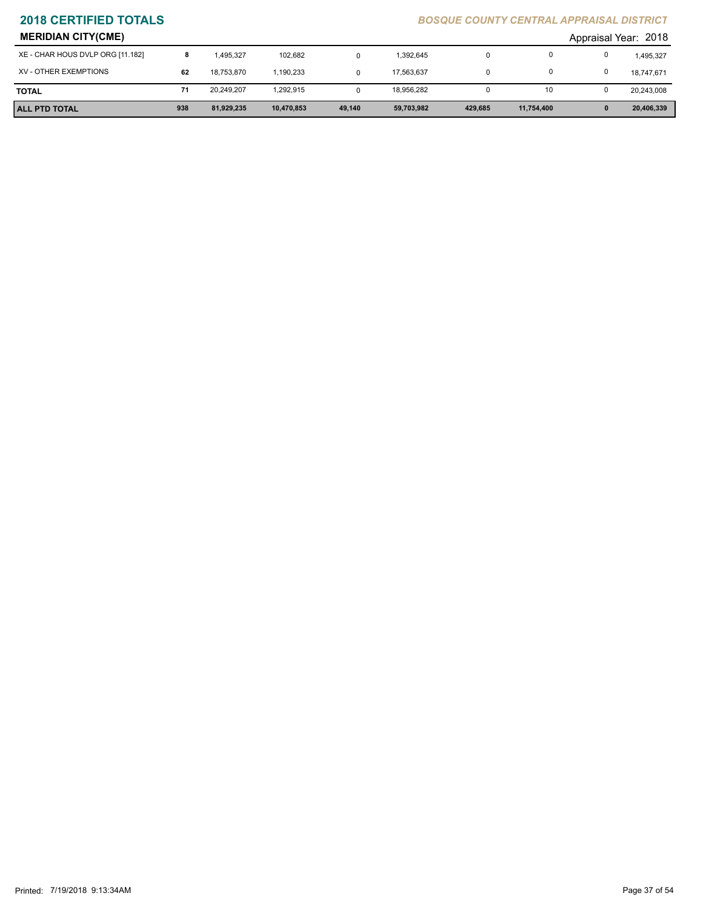# 2018 CERTIFIED TOTALS

*BOSQUE COUNTY CENTRAL APPRAISAL DISTRICT*

## MERIDIAN CITY(CME)

Appraisal Year: 2018

| | | | | | | | | | |
|---|---|---|---|---|---|---|---|---|---|
| XE - CHAR HOUS DVLP ORG [11.182] | 8 | 1,495,327 | 102,682 | 0 | 1,392,645 | 0 | 0 | 0 | 1,495,327 |
| XV - OTHER EXEMPTIONS | 62 | 18,753,870 | 1,190,233 | 0 | 17,563,637 | 0 | 0 | 0 | 18,747,671 |
| **TOTAL** | 71 | 20,249,207 | 1,292,915 | 0 | 18,956,282 | 0 | 10 | 0 | 20,243,008 |
| **ALL PTD TOTAL** | **938** | **81,929,235** | **10,470,853** | **49,140** | **59,703,982** | **429,685** | **11,754,400** | **0** | **20,406,339** |

Printed: 7/19/2018 9:13:34AM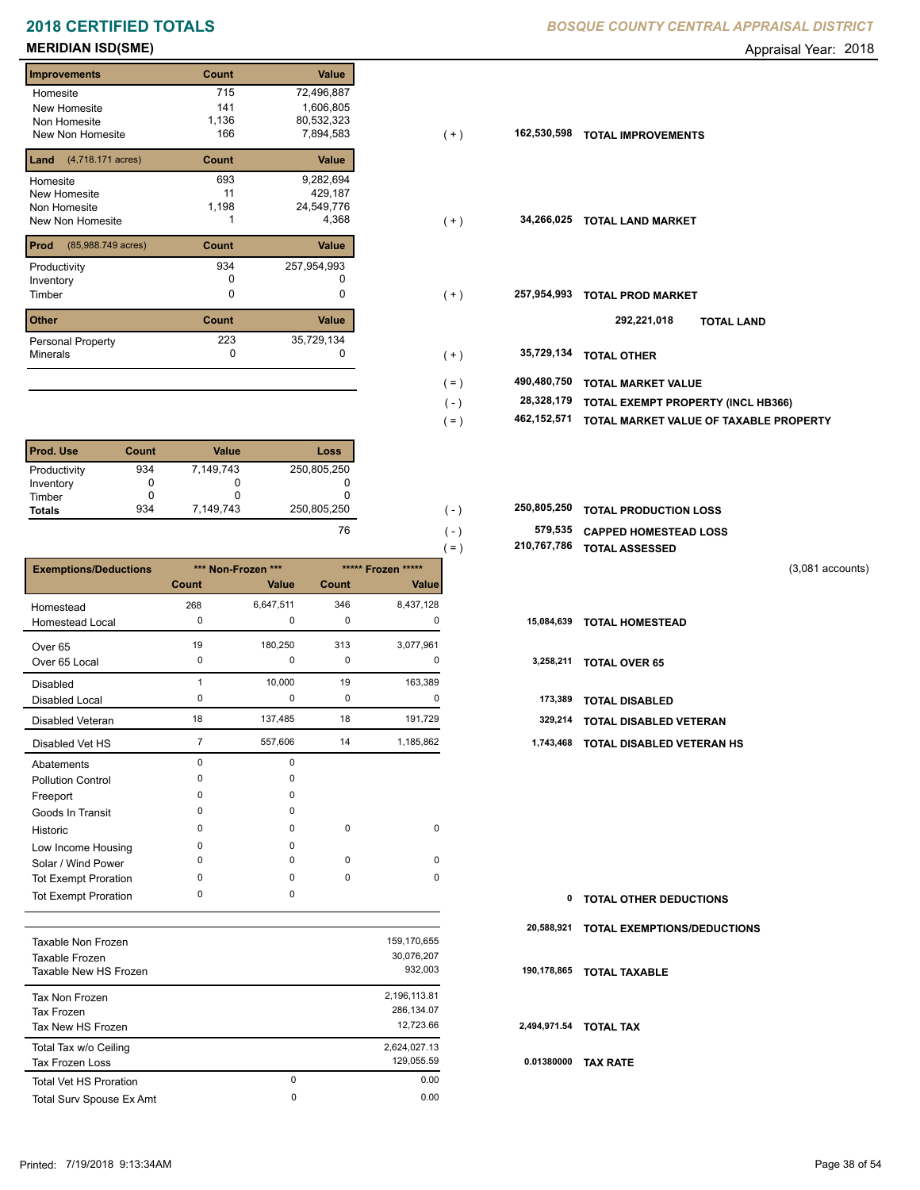# 2018 CERTIFIED TOTALS

*BOSQUE COUNTY CENTRAL APPRAISAL DISTRICT*

## MERIDIAN ISD(SME)

Appraisal Year: 2018

| Improvements | Count | Value | | | |
|---|---|---|---|---|---|
| Homesite | 715 | 72,496,887 | | | |
| New Homesite | 141 | 1,606,805 | | | |
| Non Homesite | 1,136 | 80,532,323 | | | |
| New Non Homesite | 166 | 7,894,583 | ( + ) | 162,530,598 | TOTAL IMPROVEMENTS |

| Land (4,718.171 acres) | Count | Value | | | |
|---|---|---|---|---|---|
| Homesite | 693 | 9,282,694 | | | |
| New Homesite | 11 | 429,187 | | | |
| Non Homesite | 1,198 | 24,549,776 | | | |
| New Non Homesite | 1 | 4,368 | ( + ) | 34,266,025 | TOTAL LAND MARKET |

| Prod (85,988.749 acres) | Count | Value | | | |
|---|---|---|---|---|---|
| Productivity | 934 | 257,954,993 | | | |
| Inventory | 0 | 0 | | | |
| Timber | 0 | 0 | ( + ) | 257,954,993 | TOTAL PROD MARKET |
| | | | | 292,221,018 | TOTAL LAND |

| Other | Count | Value | | | |
|---|---|---|---|---|---|
| Personal Property | 223 | 35,729,134 | | | |
| Minerals | 0 | 0 | ( + ) | 35,729,134 | TOTAL OTHER |

| | | |
|---|---|---|
| ( = ) | 490,480,750 | TOTAL MARKET VALUE |
| ( - ) | 28,328,179 | TOTAL EXEMPT PROPERTY (INCL HB366) |
| ( = ) | 462,152,571 | TOTAL MARKET VALUE OF TAXABLE PROPERTY |

| Prod. Use | Count | Value | Loss | | | |
|---|---|---|---|---|---|---|
| Productivity | 934 | 7,149,743 | 250,805,250 | | | |
| Inventory | 0 | 0 | 0 | | | |
| Timber | 0 | 0 | 0 | | | |
| Totals | 934 | 7,149,743 | 250,805,250 | ( - ) | 250,805,250 | TOTAL PRODUCTION LOSS |
| | | | 76 | ( - ) | 579,535 | CAPPED HOMESTEAD LOSS |
| | | | | ( = ) | 210,767,786 | TOTAL ASSESSED |

(3,081 accounts)

| Exemptions/Deductions | *** Non-Frozen *** | | ***** Frozen ***** | | | |
|---|---|---|---|---|---|---|
| | Count | Value | Count | Value | | |
| Homestead | 268 | 6,647,511 | 346 | 8,437,128 | | |
| Homestead Local | 0 | 0 | 0 | 0 | 15,084,639 | TOTAL HOMESTEAD |
| Over 65 | 19 | 180,250 | 313 | 3,077,961 | | |
| Over 65 Local | 0 | 0 | 0 | 0 | 3,258,211 | TOTAL OVER 65 |
| Disabled | 1 | 10,000 | 19 | 163,389 | | |
| Disabled Local | 0 | 0 | 0 | 0 | 173,389 | TOTAL DISABLED |
| Disabled Veteran | 18 | 137,485 | 18 | 191,729 | 329,214 | TOTAL DISABLED VETERAN |
| Disabled Vet HS | 7 | 557,606 | 14 | 1,185,862 | 1,743,468 | TOTAL DISABLED VETERAN HS |
| Abatements | 0 | 0 | | | | |
| Pollution Control | 0 | 0 | | | | |
| Freeport | 0 | 0 | | | | |
| Goods In Transit | 0 | 0 | | | | |
| Historic | 0 | 0 | 0 | 0 | | |
| Low Income Housing | 0 | 0 | | | | |
| Solar / Wind Power | 0 | 0 | 0 | 0 | | |
| Tot Exempt Proration | 0 | 0 | 0 | 0 | | |
| Tot Exempt Proration | 0 | 0 | | | 0 | TOTAL OTHER DEDUCTIONS |
| | | | | | 20,588,921 | TOTAL EXEMPTIONS/DEDUCTIONS |

| | | | | |
|---|---|---|---|---|
| Taxable Non Frozen | | 159,170,655 | | |
| Taxable Frozen | | 30,076,207 | | |
| Taxable New HS Frozen | | 932,003 | 190,178,865 | TOTAL TAXABLE |
| Tax Non Frozen | | 2,196,113.81 | | |
| Tax Frozen | | 286,134.07 | | |
| Tax New HS Frozen | | 12,723.66 | 2,494,971.54 | TOTAL TAX |
| Total Tax w/o Ceiling | | 2,624,027.13 | | |
| Tax Frozen Loss | | 129,055.59 | 0.01380000 | TAX RATE |
| Total Vet HS Proration | 0 | 0.00 | | |
| Total Surv Spouse Ex Amt | 0 | 0.00 | | |

Printed: 7/19/2018 9:13:34AM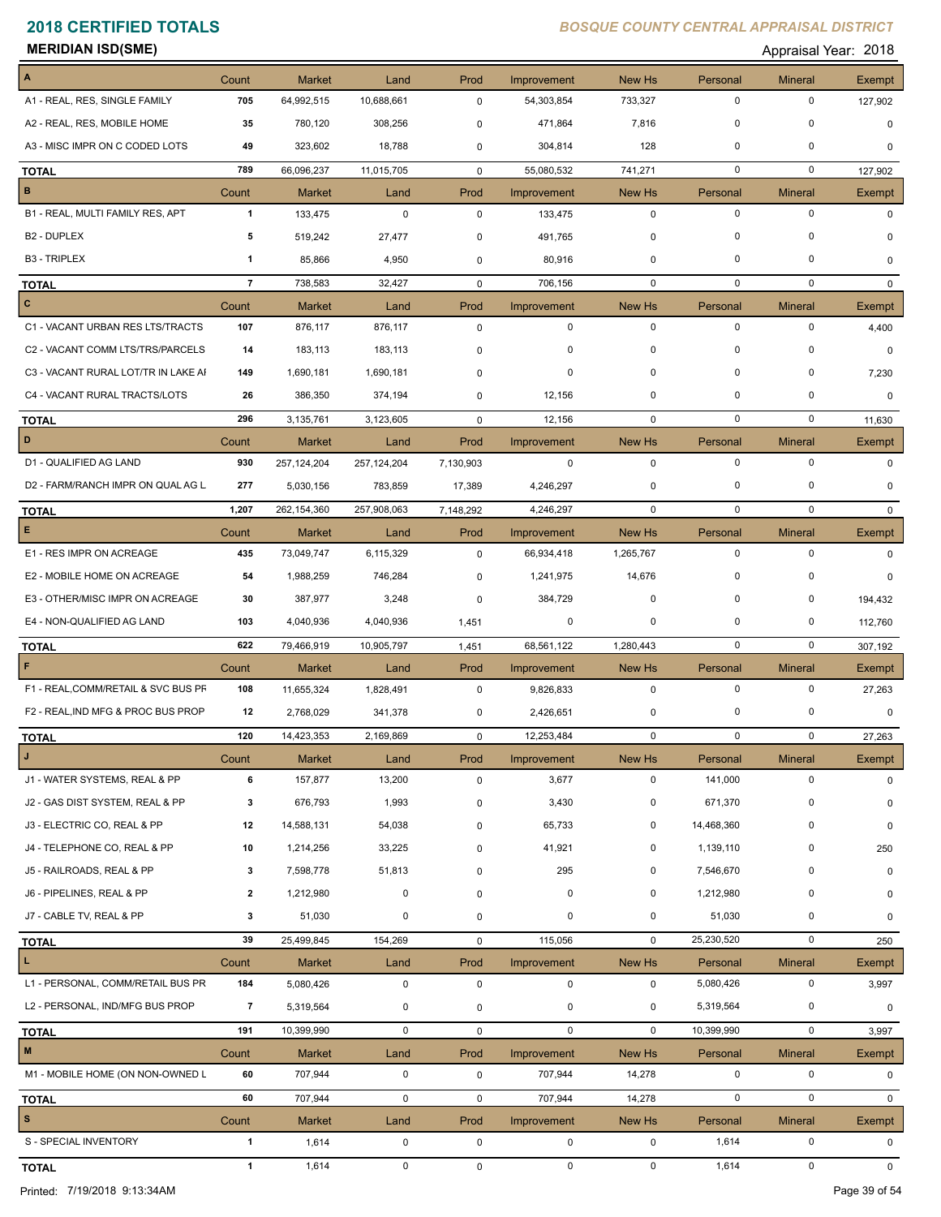# 2018 CERTIFIED TOTALS

*BOSQUE COUNTY CENTRAL APPRAISAL DISTRICT*

**MERIDIAN ISD(SME)**

Appraisal Year: 2018

| A | Count | Market | Land | Prod | Improvement | New Hs | Personal | Mineral | Exempt |
|---|---|---|---|---|---|---|---|---|---|
| A1 - REAL, RES, SINGLE FAMILY | 705 | 64,992,515 | 10,688,661 | 0 | 54,303,854 | 733,327 | 0 | 0 | 127,902 |
| A2 - REAL, RES, MOBILE HOME | 35 | 780,120 | 308,256 | 0 | 471,864 | 7,816 | 0 | 0 | 0 |
| A3 - MISC IMPR ON C CODED LOTS | 49 | 323,602 | 18,788 | 0 | 304,814 | 128 | 0 | 0 | 0 |
| **TOTAL** | 789 | 66,096,237 | 11,015,705 | 0 | 55,080,532 | 741,271 | 0 | 0 | 127,902 |

| B | Count | Market | Land | Prod | Improvement | New Hs | Personal | Mineral | Exempt |
|---|---|---|---|---|---|---|---|---|---|
| B1 - REAL, MULTI FAMILY RES, APT | 1 | 133,475 | 0 | 0 | 133,475 | 0 | 0 | 0 | 0 |
| B2 - DUPLEX | 5 | 519,242 | 27,477 | 0 | 491,765 | 0 | 0 | 0 | 0 |
| B3 - TRIPLEX | 1 | 85,866 | 4,950 | 0 | 80,916 | 0 | 0 | 0 | 0 |
| **TOTAL** | 7 | 738,583 | 32,427 | 0 | 706,156 | 0 | 0 | 0 | 0 |

| C | Count | Market | Land | Prod | Improvement | New Hs | Personal | Mineral | Exempt |
|---|---|---|---|---|---|---|---|---|---|
| C1 - VACANT URBAN RES LTS/TRACTS | 107 | 876,117 | 876,117 | 0 | 0 | 0 | 0 | 0 | 4,400 |
| C2 - VACANT COMM LTS/TRS/PARCELS | 14 | 183,113 | 183,113 | 0 | 0 | 0 | 0 | 0 | 0 |
| C3 - VACANT RURAL LOT/TR IN LAKE AI | 149 | 1,690,181 | 1,690,181 | 0 | 0 | 0 | 0 | 0 | 7,230 |
| C4 - VACANT RURAL TRACTS/LOTS | 26 | 386,350 | 374,194 | 0 | 12,156 | 0 | 0 | 0 | 0 |
| **TOTAL** | 296 | 3,135,761 | 3,123,605 | 0 | 12,156 | 0 | 0 | 0 | 11,630 |

| D | Count | Market | Land | Prod | Improvement | New Hs | Personal | Mineral | Exempt |
|---|---|---|---|---|---|---|---|---|---|
| D1 - QUALIFIED AG LAND | 930 | 257,124,204 | 257,124,204 | 7,130,903 | 0 | 0 | 0 | 0 | 0 |
| D2 - FARM/RANCH IMPR ON QUAL AG L | 277 | 5,030,156 | 783,859 | 17,389 | 4,246,297 | 0 | 0 | 0 | 0 |
| **TOTAL** | 1,207 | 262,154,360 | 257,908,063 | 7,148,292 | 4,246,297 | 0 | 0 | 0 | 0 |

| E | Count | Market | Land | Prod | Improvement | New Hs | Personal | Mineral | Exempt |
|---|---|---|---|---|---|---|---|---|---|
| E1 - RES IMPR ON ACREAGE | 435 | 73,049,747 | 6,115,329 | 0 | 66,934,418 | 1,265,767 | 0 | 0 | 0 |
| E2 - MOBILE HOME ON ACREAGE | 54 | 1,988,259 | 746,284 | 0 | 1,241,975 | 14,676 | 0 | 0 | 0 |
| E3 - OTHER/MISC IMPR ON ACREAGE | 30 | 387,977 | 3,248 | 0 | 384,729 | 0 | 0 | 0 | 194,432 |
| E4 - NON-QUALIFIED AG LAND | 103 | 4,040,936 | 4,040,936 | 1,451 | 0 | 0 | 0 | 0 | 112,760 |
| **TOTAL** | 622 | 79,466,919 | 10,905,797 | 1,451 | 68,561,122 | 1,280,443 | 0 | 0 | 307,192 |

| F | Count | Market | Land | Prod | Improvement | New Hs | Personal | Mineral | Exempt |
|---|---|---|---|---|---|---|---|---|---|
| F1 - REAL,COMM/RETAIL & SVC BUS PF | 108 | 11,655,324 | 1,828,491 | 0 | 9,826,833 | 0 | 0 | 0 | 27,263 |
| F2 - REAL,IND MFG & PROC BUS PROP | 12 | 2,768,029 | 341,378 | 0 | 2,426,651 | 0 | 0 | 0 | 0 |
| **TOTAL** | 120 | 14,423,353 | 2,169,869 | 0 | 12,253,484 | 0 | 0 | 0 | 27,263 |

| J | Count | Market | Land | Prod | Improvement | New Hs | Personal | Mineral | Exempt |
|---|---|---|---|---|---|---|---|---|---|
| J1 - WATER SYSTEMS, REAL & PP | 6 | 157,877 | 13,200 | 0 | 3,677 | 0 | 141,000 | 0 | 0 |
| J2 - GAS DIST SYSTEM, REAL & PP | 3 | 676,793 | 1,993 | 0 | 3,430 | 0 | 671,370 | 0 | 0 |
| J3 - ELECTRIC CO, REAL & PP | 12 | 14,588,131 | 54,038 | 0 | 65,733 | 0 | 14,468,360 | 0 | 0 |
| J4 - TELEPHONE CO, REAL & PP | 10 | 1,214,256 | 33,225 | 0 | 41,921 | 0 | 1,139,110 | 0 | 250 |
| J5 - RAILROADS, REAL & PP | 3 | 7,598,778 | 51,813 | 0 | 295 | 0 | 7,546,670 | 0 | 0 |
| J6 - PIPELINES, REAL & PP | 2 | 1,212,980 | 0 | 0 | 0 | 0 | 1,212,980 | 0 | 0 |
| J7 - CABLE TV, REAL & PP | 3 | 51,030 | 0 | 0 | 0 | 0 | 51,030 | 0 | 0 |
| **TOTAL** | 39 | 25,499,845 | 154,269 | 0 | 115,056 | 0 | 25,230,520 | 0 | 250 |

| L | Count | Market | Land | Prod | Improvement | New Hs | Personal | Mineral | Exempt |
|---|---|---|---|---|---|---|---|---|---|
| L1 - PERSONAL, COMM/RETAIL BUS PR | 184 | 5,080,426 | 0 | 0 | 0 | 0 | 5,080,426 | 0 | 3,997 |
| L2 - PERSONAL, IND/MFG BUS PROP | 7 | 5,319,564 | 0 | 0 | 0 | 0 | 5,319,564 | 0 | 0 |
| **TOTAL** | 191 | 10,399,990 | 0 | 0 | 0 | 0 | 10,399,990 | 0 | 3,997 |

| M | Count | Market | Land | Prod | Improvement | New Hs | Personal | Mineral | Exempt |
|---|---|---|---|---|---|---|---|---|---|
| M1 - MOBILE HOME (ON NON-OWNED L | 60 | 707,944 | 0 | 0 | 707,944 | 14,278 | 0 | 0 | 0 |
| **TOTAL** | 60 | 707,944 | 0 | 0 | 707,944 | 14,278 | 0 | 0 | 0 |

| S | Count | Market | Land | Prod | Improvement | New Hs | Personal | Mineral | Exempt |
|---|---|---|---|---|---|---|---|---|---|
| S - SPECIAL INVENTORY | 1 | 1,614 | 0 | 0 | 0 | 0 | 1,614 | 0 | 0 |
| **TOTAL** | 1 | 1,614 | 0 | 0 | 0 | 0 | 1,614 | 0 | 0 |

Printed: 7/19/2018 9:13:34AM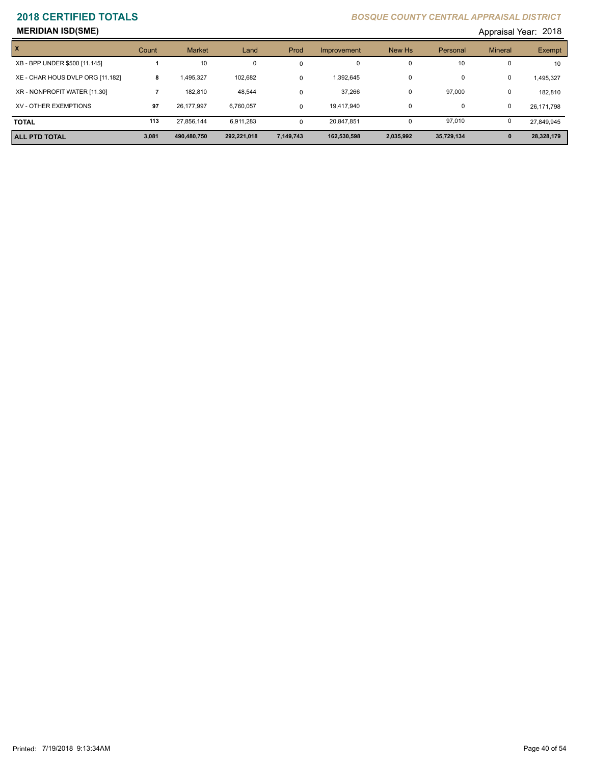# 2018 CERTIFIED TOTALS

*BOSQUE COUNTY CENTRAL APPRAISAL DISTRICT*

**MERIDIAN ISD(SME)**

Appraisal Year: 2018

| X | Count | Market | Land | Prod | Improvement | New Hs | Personal | Mineral | Exempt |
|---|---|---|---|---|---|---|---|---|---|
| XB - BPP UNDER $500 [11.145] | 1 | 10 | 0 | 0 | 0 | 0 | 10 | 0 | 10 |
| XE - CHAR HOUS DVLP ORG [11.182] | 8 | 1,495,327 | 102,682 | 0 | 1,392,645 | 0 | 0 | 0 | 1,495,327 |
| XR - NONPROFIT WATER [11.30] | 7 | 182,810 | 48,544 | 0 | 37,266 | 0 | 97,000 | 0 | 182,810 |
| XV - OTHER EXEMPTIONS | 97 | 26,177,997 | 6,760,057 | 0 | 19,417,940 | 0 | 0 | 0 | 26,171,798 |
| **TOTAL** | 113 | 27,856,144 | 6,911,283 | 0 | 20,847,851 | 0 | 97,010 | 0 | 27,849,945 |
| **ALL PTD TOTAL** | **3,081** | **490,480,750** | **292,221,018** | **7,149,743** | **162,530,598** | **2,035,992** | **35,729,134** | **0** | **28,328,179** |

Printed: 7/19/2018 9:13:34AM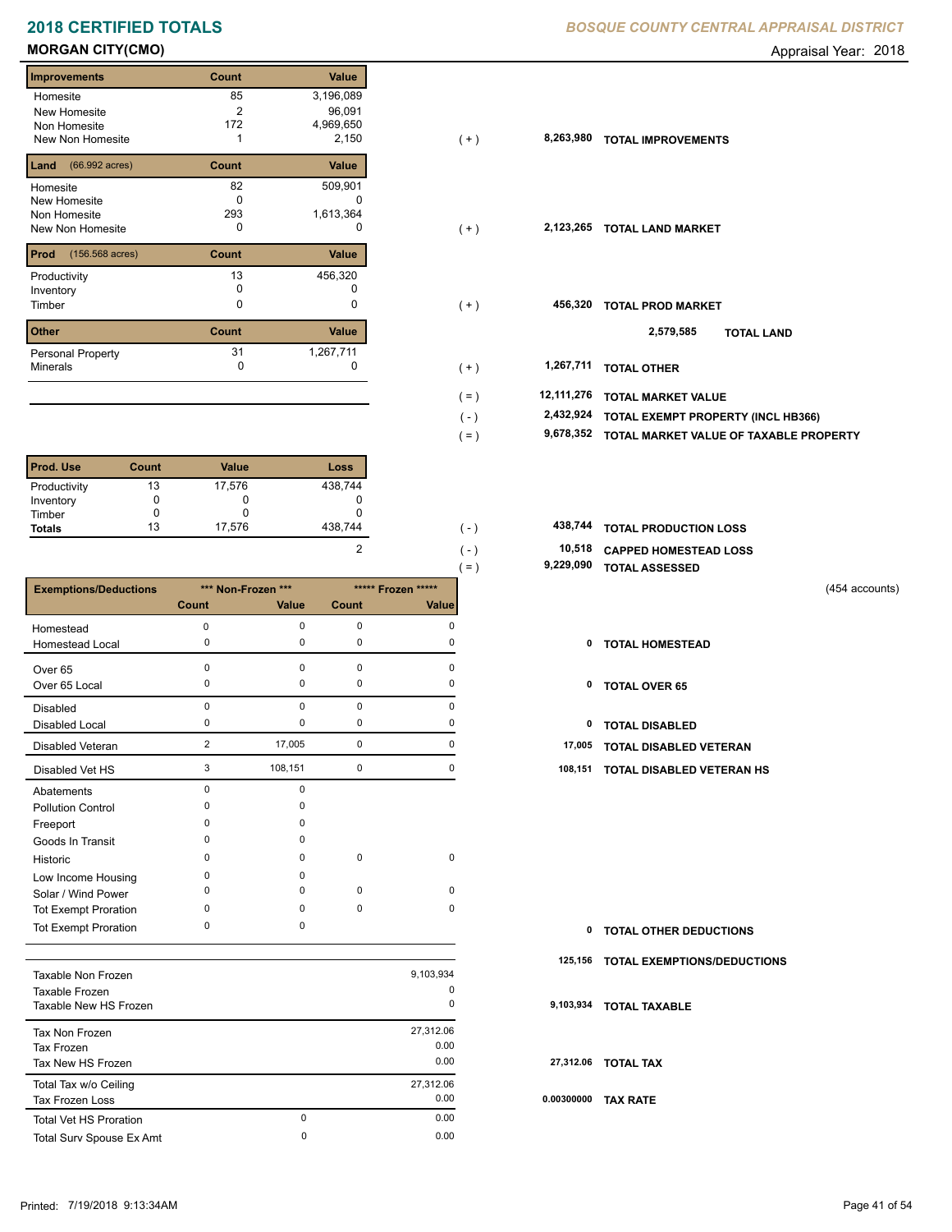# 2018 CERTIFIED TOTALS

*BOSQUE COUNTY CENTRAL APPRAISAL DISTRICT*

**MORGAN CITY(CMO)**

Appraisal Year: 2018

| Improvements | Count | Value | | | |
|---|---|---|---|---|---|
| Homesite | 85 | 3,196,089 | | | |
| New Homesite | 2 | 96,091 | | | |
| Non Homesite | 172 | 4,969,650 | | | |
| New Non Homesite | 1 | 2,150 | (+) | 8,263,980 | **TOTAL IMPROVEMENTS** |

| Land (66.992 acres) | Count | Value | | | |
|---|---|---|---|---|---|
| Homesite | 82 | 509,901 | | | |
| New Homesite | 0 | 0 | | | |
| Non Homesite | 293 | 1,613,364 | | | |
| New Non Homesite | 0 | 0 | (+) | 2,123,265 | **TOTAL LAND MARKET** |

| Prod (156.568 acres) | Count | Value | | | |
|---|---|---|---|---|---|
| Productivity | 13 | 456,320 | | | |
| Inventory | 0 | 0 | | | |
| Timber | 0 | 0 | (+) | 456,320 | **TOTAL PROD MARKET** |

2,579,585 **TOTAL LAND**

| Other | Count | Value | | | |
|---|---|---|---|---|---|
| Personal Property | 31 | 1,267,711 | | | |
| Minerals | 0 | 0 | (+) | 1,267,711 | **TOTAL OTHER** |

| | | |
|---|---|---|
| (=) | 12,111,276 | **TOTAL MARKET VALUE** |
| (-) | 2,432,924 | **TOTAL EXEMPT PROPERTY (INCL HB366)** |
| (=) | 9,678,352 | **TOTAL MARKET VALUE OF TAXABLE PROPERTY** |

| Prod. Use | Count | Value | Loss |
|---|---|---|---|
| Productivity | 13 | 17,576 | 438,744 |
| Inventory | 0 | 0 | 0 |
| Timber | 0 | 0 | 0 |
| **Totals** | 13 | 17,576 | 438,744 |

| | | | |
|---|---|---|---|
| | (-) | 438,744 | **TOTAL PRODUCTION LOSS** |
| 2 | (-) | 10,518 | **CAPPED HOMESTEAD LOSS** |
| | (=) | 9,229,090 | **TOTAL ASSESSED** |

(454 accounts)

| Exemptions/Deductions | *** Non-Frozen *** Count | *** Non-Frozen *** Value | ***** Frozen ***** Count | ***** Frozen ***** Value | | |
|---|---|---|---|---|---|---|
| Homestead | 0 | 0 | 0 | 0 | | |
| Homestead Local | 0 | 0 | 0 | 0 | 0 | **TOTAL HOMESTEAD** |
| Over 65 | 0 | 0 | 0 | 0 | | |
| Over 65 Local | 0 | 0 | 0 | 0 | 0 | **TOTAL OVER 65** |
| Disabled | 0 | 0 | 0 | 0 | | |
| Disabled Local | 0 | 0 | 0 | 0 | 0 | **TOTAL DISABLED** |
| Disabled Veteran | 2 | 17,005 | 0 | 0 | 17,005 | **TOTAL DISABLED VETERAN** |
| Disabled Vet HS | 3 | 108,151 | 0 | 0 | 108,151 | **TOTAL DISABLED VETERAN HS** |
| Abatements | 0 | 0 | | | | |
| Pollution Control | 0 | 0 | | | | |
| Freeport | 0 | 0 | | | | |
| Goods In Transit | 0 | 0 | | | | |
| Historic | 0 | 0 | 0 | 0 | | |
| Low Income Housing | 0 | 0 | | | | |
| Solar / Wind Power | 0 | 0 | 0 | 0 | | |
| Tot Exempt Proration | 0 | 0 | 0 | 0 | | |
| Tot Exempt Proration | 0 | 0 | | | 0 | **TOTAL OTHER DEDUCTIONS** |
| | | | | | 125,156 | **TOTAL EXEMPTIONS/DEDUCTIONS** |

| | | | | |
|---|---|---|---|---|
| Taxable Non Frozen | | 9,103,934 | | |
| Taxable Frozen | | 0 | | |
| Taxable New HS Frozen | | 0 | 9,103,934 | **TOTAL TAXABLE** |
| Tax Non Frozen | | 27,312.06 | | |
| Tax Frozen | | 0.00 | | |
| Tax New HS Frozen | | 0.00 | 27,312.06 | **TOTAL TAX** |
| Total Tax w/o Ceiling | | 27,312.06 | | |
| Tax Frozen Loss | | 0.00 | 0.00300000 | **TAX RATE** |
| Total Vet HS Proration | 0 | 0.00 | | |
| Total Surv Spouse Ex Amt | 0 | 0.00 | | |

Printed: 7/19/2018 9:13:34AM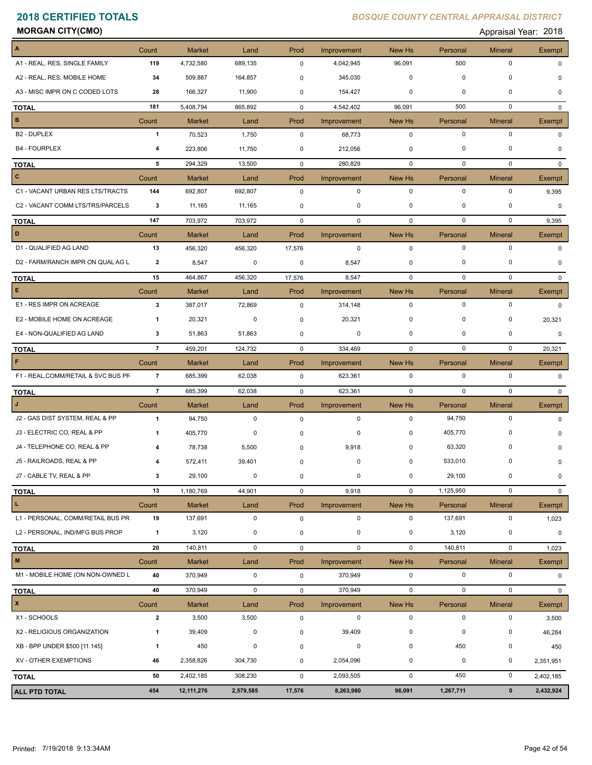# 2018 CERTIFIED TOTALS

*BOSQUE COUNTY CENTRAL APPRAISAL DISTRICT*

**MORGAN CITY(CMO)**

Appraisal Year: 2018

| A | Count | Market | Land | Prod | Improvement | New Hs | Personal | Mineral | Exempt |
|---|---|---|---|---|---|---|---|---|---|
| A1 - REAL, RES, SINGLE FAMILY | 119 | 4,732,580 | 689,135 | 0 | 4,042,945 | 96,091 | 500 | 0 | 0 |
| A2 - REAL, RES, MOBILE HOME | 34 | 509,887 | 164,857 | 0 | 345,030 | 0 | 0 | 0 | 0 |
| A3 - MISC IMPR ON C CODED LOTS | 28 | 166,327 | 11,900 | 0 | 154,427 | 0 | 0 | 0 | 0 |
| **TOTAL** | 181 | 5,408,794 | 865,892 | 0 | 4,542,402 | 96,091 | 500 | 0 | 0 |
| **B** | Count | Market | Land | Prod | Improvement | New Hs | Personal | Mineral | Exempt |
| B2 - DUPLEX | 1 | 70,523 | 1,750 | 0 | 68,773 | 0 | 0 | 0 | 0 |
| B4 - FOURPLEX | 4 | 223,806 | 11,750 | 0 | 212,056 | 0 | 0 | 0 | 0 |
| **TOTAL** | 5 | 294,329 | 13,500 | 0 | 280,829 | 0 | 0 | 0 | 0 |
| **C** | Count | Market | Land | Prod | Improvement | New Hs | Personal | Mineral | Exempt |
| C1 - VACANT URBAN RES LTS/TRACTS | 144 | 692,807 | 692,807 | 0 | 0 | 0 | 0 | 0 | 9,395 |
| C2 - VACANT COMM LTS/TRS/PARCELS | 3 | 11,165 | 11,165 | 0 | 0 | 0 | 0 | 0 | 0 |
| **TOTAL** | 147 | 703,972 | 703,972 | 0 | 0 | 0 | 0 | 0 | 9,395 |
| **D** | Count | Market | Land | Prod | Improvement | New Hs | Personal | Mineral | Exempt |
| D1 - QUALIFIED AG LAND | 13 | 456,320 | 456,320 | 17,576 | 0 | 0 | 0 | 0 | 0 |
| D2 - FARM/RANCH IMPR ON QUAL AG L | 2 | 8,547 | 0 | 0 | 8,547 | 0 | 0 | 0 | 0 |
| **TOTAL** | 15 | 464,867 | 456,320 | 17,576 | 8,547 | 0 | 0 | 0 | 0 |
| **E** | Count | Market | Land | Prod | Improvement | New Hs | Personal | Mineral | Exempt |
| E1 - RES IMPR ON ACREAGE | 3 | 387,017 | 72,869 | 0 | 314,148 | 0 | 0 | 0 | 0 |
| E2 - MOBILE HOME ON ACREAGE | 1 | 20,321 | 0 | 0 | 20,321 | 0 | 0 | 0 | 20,321 |
| E4 - NON-QUALIFIED AG LAND | 3 | 51,863 | 51,863 | 0 | 0 | 0 | 0 | 0 | 0 |
| **TOTAL** | 7 | 459,201 | 124,732 | 0 | 334,469 | 0 | 0 | 0 | 20,321 |
| **F** | Count | Market | Land | Prod | Improvement | New Hs | Personal | Mineral | Exempt |
| F1 - REAL,COMM/RETAIL & SVC BUS PR | 7 | 685,399 | 62,038 | 0 | 623,361 | 0 | 0 | 0 | 0 |
| **TOTAL** | 7 | 685,399 | 62,038 | 0 | 623,361 | 0 | 0 | 0 | 0 |
| **J** | Count | Market | Land | Prod | Improvement | New Hs | Personal | Mineral | Exempt |
| J2 - GAS DIST SYSTEM, REAL & PP | 1 | 94,750 | 0 | 0 | 0 | 0 | 94,750 | 0 | 0 |
| J3 - ELECTRIC CO, REAL & PP | 1 | 405,770 | 0 | 0 | 0 | 0 | 405,770 | 0 | 0 |
| J4 - TELEPHONE CO, REAL & PP | 4 | 78,738 | 5,500 | 0 | 9,918 | 0 | 63,320 | 0 | 0 |
| J5 - RAILROADS, REAL & PP | 4 | 572,411 | 39,401 | 0 | 0 | 0 | 533,010 | 0 | 0 |
| J7 - CABLE TV, REAL & PP | 3 | 29,100 | 0 | 0 | 0 | 0 | 29,100 | 0 | 0 |
| **TOTAL** | 13 | 1,180,769 | 44,901 | 0 | 9,918 | 0 | 1,125,950 | 0 | 0 |
| **L** | Count | Market | Land | Prod | Improvement | New Hs | Personal | Mineral | Exempt |
| L1 - PERSONAL, COMM/RETAIL BUS PR | 19 | 137,691 | 0 | 0 | 0 | 0 | 137,691 | 0 | 1,023 |
| L2 - PERSONAL, IND/MFG BUS PROP | 1 | 3,120 | 0 | 0 | 0 | 0 | 3,120 | 0 | 0 |
| **TOTAL** | 20 | 140,811 | 0 | 0 | 0 | 0 | 140,811 | 0 | 1,023 |
| **M** | Count | Market | Land | Prod | Improvement | New Hs | Personal | Mineral | Exempt |
| M1 - MOBILE HOME (ON NON-OWNED L | 40 | 370,949 | 0 | 0 | 370,949 | 0 | 0 | 0 | 0 |
| **TOTAL** | 40 | 370,949 | 0 | 0 | 370,949 | 0 | 0 | 0 | 0 |
| **X** | Count | Market | Land | Prod | Improvement | New Hs | Personal | Mineral | Exempt |
| X1 - SCHOOLS | 2 | 3,500 | 3,500 | 0 | 0 | 0 | 0 | 0 | 3,500 |
| X2 - RELIGIOUS ORGANIZATION | 1 | 39,409 | 0 | 0 | 39,409 | 0 | 0 | 0 | 46,284 |
| XB - BPP UNDER $500 [11.145] | 1 | 450 | 0 | 0 | 0 | 0 | 450 | 0 | 450 |
| XV - OTHER EXEMPTIONS | 46 | 2,358,826 | 304,730 | 0 | 2,054,096 | 0 | 0 | 0 | 2,351,951 |
| **TOTAL** | 50 | 2,402,185 | 308,230 | 0 | 2,093,505 | 0 | 450 | 0 | 2,402,185 |
| **ALL PTD TOTAL** | **454** | **12,111,276** | **2,579,585** | **17,576** | **8,263,980** | **96,091** | **1,267,711** | **0** | **2,432,924** |

Printed: 7/19/2018 9:13:34AM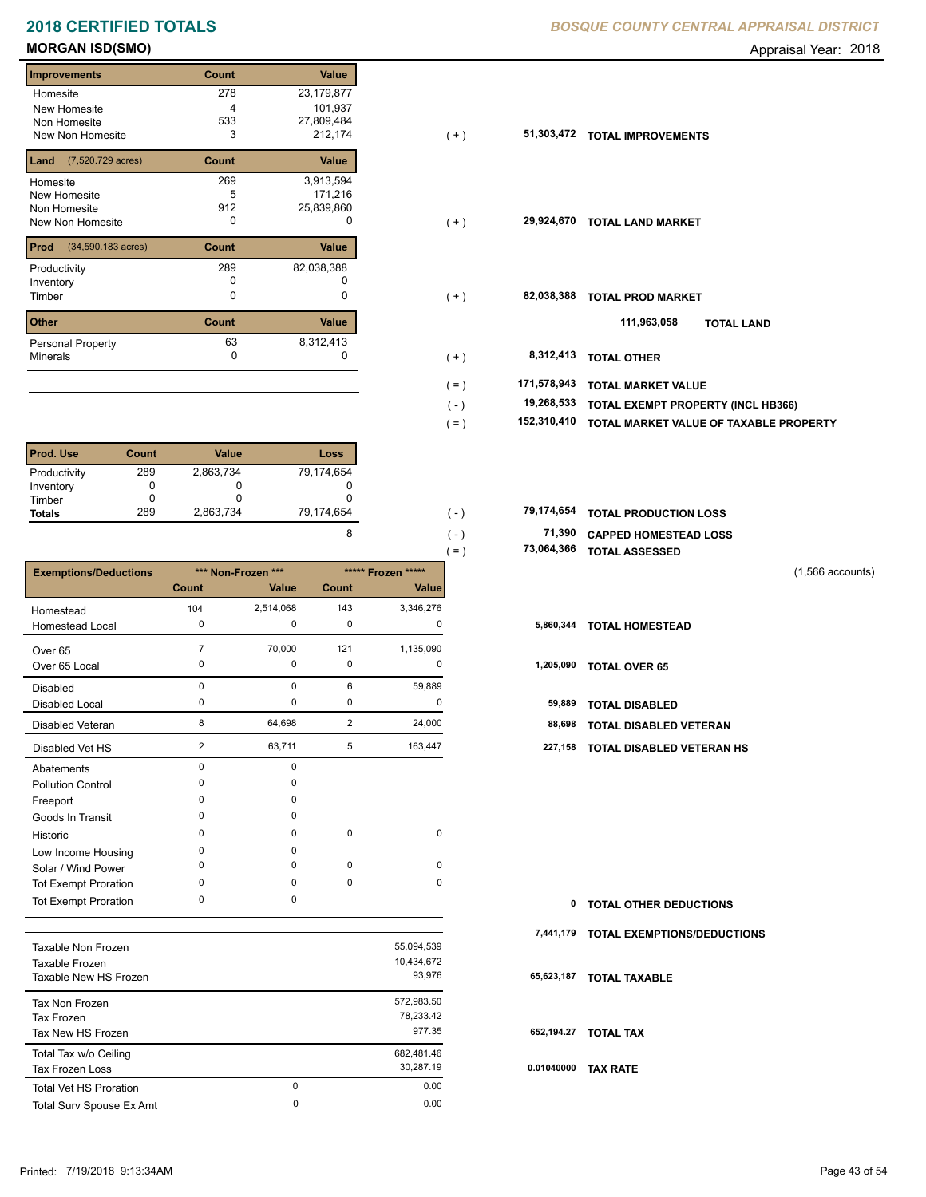# 2018 CERTIFIED TOTALS

*BOSQUE COUNTY CENTRAL APPRAISAL DISTRICT*

## MORGAN ISD(SMO)

Appraisal Year: 2018

| Improvements | Count | Value | | | |
|---|---|---|---|---|---|
| Homesite | 278 | 23,179,877 | | | |
| New Homesite | 4 | 101,937 | | | |
| Non Homesite | 533 | 27,809,484 | | | |
| New Non Homesite | 3 | 212,174 | ( + ) | 51,303,472 | **TOTAL IMPROVEMENTS** |

| Land (7,520.729 acres) | Count | Value | | | |
|---|---|---|---|---|---|
| Homesite | 269 | 3,913,594 | | | |
| New Homesite | 5 | 171,216 | | | |
| Non Homesite | 912 | 25,839,860 | | | |
| New Non Homesite | 0 | 0 | ( + ) | 29,924,670 | **TOTAL LAND MARKET** |

| Prod (34,590.183 acres) | Count | Value | | | |
|---|---|---|---|---|---|
| Productivity | 289 | 82,038,388 | | | |
| Inventory | 0 | 0 | | | |
| Timber | 0 | 0 | ( + ) | 82,038,388 | **TOTAL PROD MARKET** |

111,963,058 **TOTAL LAND**

| Other | Count | Value | | | |
|---|---|---|---|---|---|
| Personal Property | 63 | 8,312,413 | | | |
| Minerals | 0 | 0 | ( + ) | 8,312,413 | **TOTAL OTHER** |

| | | |
|---|---|---|
| ( = ) | 171,578,943 | **TOTAL MARKET VALUE** |
| ( - ) | 19,268,533 | **TOTAL EXEMPT PROPERTY (INCL HB366)** |
| ( = ) | 152,310,410 | **TOTAL MARKET VALUE OF TAXABLE PROPERTY** |

| Prod. Use | Count | Value | Loss | | | |
|---|---|---|---|---|---|---|
| Productivity | 289 | 2,863,734 | 79,174,654 | | | |
| Inventory | 0 | 0 | 0 | | | |
| Timber | 0 | 0 | 0 | | | |
| **Totals** | 289 | 2,863,734 | 79,174,654 | ( - ) | 79,174,654 | **TOTAL PRODUCTION LOSS** |
| | | | 8 | ( - ) | 71,390 | **CAPPED HOMESTEAD LOSS** |
| | | | | ( = ) | 73,064,366 | **TOTAL ASSESSED** |

(1,566 accounts)

| Exemptions/Deductions | *** Non-Frozen *** | | ***** Frozen ***** | | | |
|---|---|---|---|---|---|---|
| | Count | Value | Count | Value | | |
| Homestead | 104 | 2,514,068 | 143 | 3,346,276 | | |
| Homestead Local | 0 | 0 | 0 | 0 | 5,860,344 | **TOTAL HOMESTEAD** |
| Over 65 | 7 | 70,000 | 121 | 1,135,090 | | |
| Over 65 Local | 0 | 0 | 0 | 0 | 1,205,090 | **TOTAL OVER 65** |
| Disabled | 0 | 0 | 6 | 59,889 | | |
| Disabled Local | 0 | 0 | 0 | 0 | 59,889 | **TOTAL DISABLED** |
| Disabled Veteran | 8 | 64,698 | 2 | 24,000 | 88,698 | **TOTAL DISABLED VETERAN** |
| Disabled Vet HS | 2 | 63,711 | 5 | 163,447 | 227,158 | **TOTAL DISABLED VETERAN HS** |
| Abatements | 0 | 0 | | | | |
| Pollution Control | 0 | 0 | | | | |
| Freeport | 0 | 0 | | | | |
| Goods In Transit | 0 | 0 | | | | |
| Historic | 0 | 0 | 0 | 0 | | |
| Low Income Housing | 0 | 0 | | | | |
| Solar / Wind Power | 0 | 0 | 0 | 0 | | |
| Tot Exempt Proration | 0 | 0 | 0 | 0 | | |
| Tot Exempt Proration | 0 | 0 | | | 0 | **TOTAL OTHER DEDUCTIONS** |
| | | | | | 7,441,179 | **TOTAL EXEMPTIONS/DEDUCTIONS** |

| | | | | |
|---|---|---|---|---|
| Taxable Non Frozen | | 55,094,539 | | |
| Taxable Frozen | | 10,434,672 | | |
| Taxable New HS Frozen | | 93,976 | 65,623,187 | **TOTAL TAXABLE** |
| Tax Non Frozen | | 572,983.50 | | |
| Tax Frozen | | 78,233.42 | | |
| Tax New HS Frozen | | 977.35 | 652,194.27 | **TOTAL TAX** |
| Total Tax w/o Ceiling | | 682,481.46 | | |
| Tax Frozen Loss | | 30,287.19 | 0.01040000 | **TAX RATE** |
| Total Vet HS Proration | 0 | 0.00 | | |
| Total Surv Spouse Ex Amt | 0 | 0.00 | | |

Printed: 7/19/2018 9:13:34AM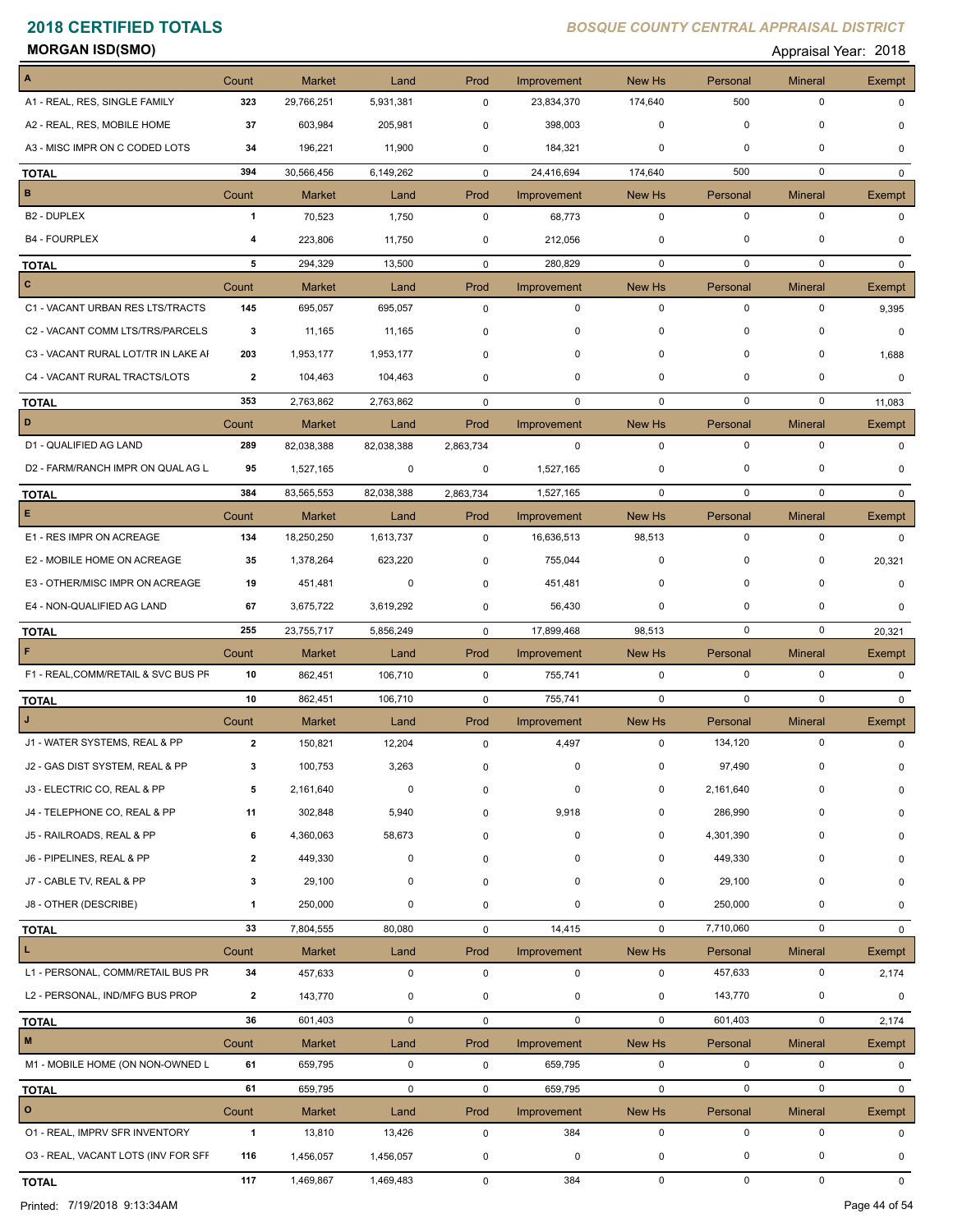# 2018 CERTIFIED TOTALS

*BOSQUE COUNTY CENTRAL APPRAISAL DISTRICT*

**MORGAN ISD(SMO)**

Appraisal Year: 2018

| A | Count | Market | Land | Prod | Improvement | New Hs | Personal | Mineral | Exempt |
|---|---|---|---|---|---|---|---|---|---|
| A1 - REAL, RES, SINGLE FAMILY | 323 | 29,766,251 | 5,931,381 | 0 | 23,834,370 | 174,640 | 500 | 0 | 0 |
| A2 - REAL, RES, MOBILE HOME | 37 | 603,984 | 205,981 | 0 | 398,003 | 0 | 0 | 0 | 0 |
| A3 - MISC IMPR ON C CODED LOTS | 34 | 196,221 | 11,900 | 0 | 184,321 | 0 | 0 | 0 | 0 |
| **TOTAL** | 394 | 30,566,456 | 6,149,262 | 0 | 24,416,694 | 174,640 | 500 | 0 | 0 |

| B | Count | Market | Land | Prod | Improvement | New Hs | Personal | Mineral | Exempt |
|---|---|---|---|---|---|---|---|---|---|
| B2 - DUPLEX | 1 | 70,523 | 1,750 | 0 | 68,773 | 0 | 0 | 0 | 0 |
| B4 - FOURPLEX | 4 | 223,806 | 11,750 | 0 | 212,056 | 0 | 0 | 0 | 0 |
| **TOTAL** | 5 | 294,329 | 13,500 | 0 | 280,829 | 0 | 0 | 0 | 0 |

| C | Count | Market | Land | Prod | Improvement | New Hs | Personal | Mineral | Exempt |
|---|---|---|---|---|---|---|---|---|---|
| C1 - VACANT URBAN RES LTS/TRACTS | 145 | 695,057 | 695,057 | 0 | 0 | 0 | 0 | 0 | 9,395 |
| C2 - VACANT COMM LTS/TRS/PARCELS | 3 | 11,165 | 11,165 | 0 | 0 | 0 | 0 | 0 | 0 |
| C3 - VACANT RURAL LOT/TR IN LAKE AI | 203 | 1,953,177 | 1,953,177 | 0 | 0 | 0 | 0 | 0 | 1,688 |
| C4 - VACANT RURAL TRACTS/LOTS | 2 | 104,463 | 104,463 | 0 | 0 | 0 | 0 | 0 | 0 |
| **TOTAL** | 353 | 2,763,862 | 2,763,862 | 0 | 0 | 0 | 0 | 0 | 11,083 |

| D | Count | Market | Land | Prod | Improvement | New Hs | Personal | Mineral | Exempt |
|---|---|---|---|---|---|---|---|---|---|
| D1 - QUALIFIED AG LAND | 289 | 82,038,388 | 82,038,388 | 2,863,734 | 0 | 0 | 0 | 0 | 0 |
| D2 - FARM/RANCH IMPR ON QUAL AG L | 95 | 1,527,165 | 0 | 0 | 1,527,165 | 0 | 0 | 0 | 0 |
| **TOTAL** | 384 | 83,565,553 | 82,038,388 | 2,863,734 | 1,527,165 | 0 | 0 | 0 | 0 |

| E | Count | Market | Land | Prod | Improvement | New Hs | Personal | Mineral | Exempt |
|---|---|---|---|---|---|---|---|---|---|
| E1 - RES IMPR ON ACREAGE | 134 | 18,250,250 | 1,613,737 | 0 | 16,636,513 | 98,513 | 0 | 0 | 0 |
| E2 - MOBILE HOME ON ACREAGE | 35 | 1,378,264 | 623,220 | 0 | 755,044 | 0 | 0 | 0 | 20,321 |
| E3 - OTHER/MISC IMPR ON ACREAGE | 19 | 451,481 | 0 | 0 | 451,481 | 0 | 0 | 0 | 0 |
| E4 - NON-QUALIFIED AG LAND | 67 | 3,675,722 | 3,619,292 | 0 | 56,430 | 0 | 0 | 0 | 0 |
| **TOTAL** | 255 | 23,755,717 | 5,856,249 | 0 | 17,899,468 | 98,513 | 0 | 0 | 20,321 |

| F | Count | Market | Land | Prod | Improvement | New Hs | Personal | Mineral | Exempt |
|---|---|---|---|---|---|---|---|---|---|
| F1 - REAL,COMM/RETAIL & SVC BUS PF | 10 | 862,451 | 106,710 | 0 | 755,741 | 0 | 0 | 0 | 0 |
| **TOTAL** | 10 | 862,451 | 106,710 | 0 | 755,741 | 0 | 0 | 0 | 0 |

| J | Count | Market | Land | Prod | Improvement | New Hs | Personal | Mineral | Exempt |
|---|---|---|---|---|---|---|---|---|---|
| J1 - WATER SYSTEMS, REAL & PP | 2 | 150,821 | 12,204 | 0 | 4,497 | 0 | 134,120 | 0 | 0 |
| J2 - GAS DIST SYSTEM, REAL & PP | 3 | 100,753 | 3,263 | 0 | 0 | 0 | 97,490 | 0 | 0 |
| J3 - ELECTRIC CO, REAL & PP | 5 | 2,161,640 | 0 | 0 | 0 | 0 | 2,161,640 | 0 | 0 |
| J4 - TELEPHONE CO, REAL & PP | 11 | 302,848 | 5,940 | 0 | 9,918 | 0 | 286,990 | 0 | 0 |
| J5 - RAILROADS, REAL & PP | 6 | 4,360,063 | 58,673 | 0 | 0 | 0 | 4,301,390 | 0 | 0 |
| J6 - PIPELINES, REAL & PP | 2 | 449,330 | 0 | 0 | 0 | 0 | 449,330 | 0 | 0 |
| J7 - CABLE TV, REAL & PP | 3 | 29,100 | 0 | 0 | 0 | 0 | 29,100 | 0 | 0 |
| J8 - OTHER (DESCRIBE) | 1 | 250,000 | 0 | 0 | 0 | 0 | 250,000 | 0 | 0 |
| **TOTAL** | 33 | 7,804,555 | 80,080 | 0 | 14,415 | 0 | 7,710,060 | 0 | 0 |

| L | Count | Market | Land | Prod | Improvement | New Hs | Personal | Mineral | Exempt |
|---|---|---|---|---|---|---|---|---|---|
| L1 - PERSONAL, COMM/RETAIL BUS PR | 34 | 457,633 | 0 | 0 | 0 | 0 | 457,633 | 0 | 2,174 |
| L2 - PERSONAL, IND/MFG BUS PROP | 2 | 143,770 | 0 | 0 | 0 | 0 | 143,770 | 0 | 0 |
| **TOTAL** | 36 | 601,403 | 0 | 0 | 0 | 0 | 601,403 | 0 | 2,174 |

| M | Count | Market | Land | Prod | Improvement | New Hs | Personal | Mineral | Exempt |
|---|---|---|---|---|---|---|---|---|---|
| M1 - MOBILE HOME (ON NON-OWNED L | 61 | 659,795 | 0 | 0 | 659,795 | 0 | 0 | 0 | 0 |
| **TOTAL** | 61 | 659,795 | 0 | 0 | 659,795 | 0 | 0 | 0 | 0 |

| O | Count | Market | Land | Prod | Improvement | New Hs | Personal | Mineral | Exempt |
|---|---|---|---|---|---|---|---|---|---|
| O1 - REAL, IMPRV SFR INVENTORY | 1 | 13,810 | 13,426 | 0 | 384 | 0 | 0 | 0 | 0 |
| O3 - REAL, VACANT LOTS (INV FOR SFF | 116 | 1,456,057 | 1,456,057 | 0 | 0 | 0 | 0 | 0 | 0 |
| **TOTAL** | 117 | 1,469,867 | 1,469,483 | 0 | 384 | 0 | 0 | 0 | 0 |

Printed: 7/19/2018 9:13:34AM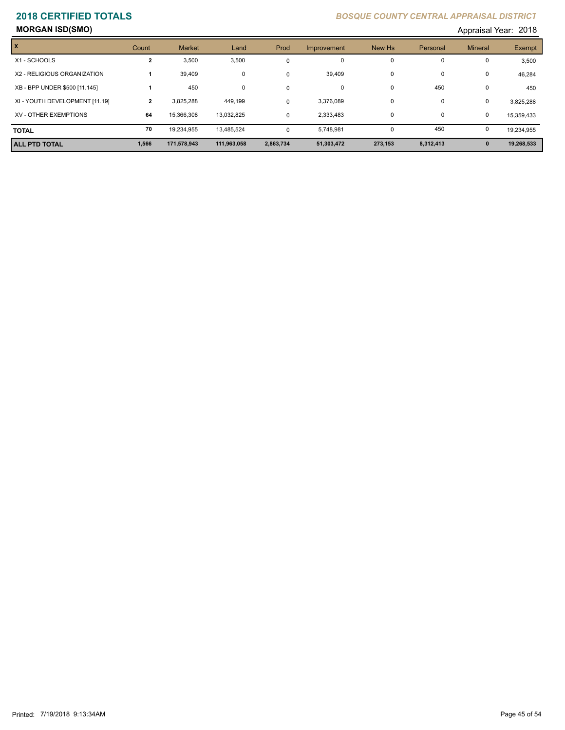# 2018 CERTIFIED TOTALS

*BOSQUE COUNTY CENTRAL APPRAISAL DISTRICT*

**MORGAN ISD(SMO)**

Appraisal Year: 2018

| X | Count | Market | Land | Prod | Improvement | New Hs | Personal | Mineral | Exempt |
|---|---|---|---|---|---|---|---|---|---|
| X1 - SCHOOLS | 2 | 3,500 | 3,500 | 0 | 0 | 0 | 0 | 0 | 3,500 |
| X2 - RELIGIOUS ORGANIZATION | 1 | 39,409 | 0 | 0 | 39,409 | 0 | 0 | 0 | 46,284 |
| XB - BPP UNDER $500 [11.145] | 1 | 450 | 0 | 0 | 0 | 0 | 450 | 0 | 450 |
| XI - YOUTH DEVELOPMENT [11.19] | 2 | 3,825,288 | 449,199 | 0 | 3,376,089 | 0 | 0 | 0 | 3,825,288 |
| XV - OTHER EXEMPTIONS | 64 | 15,366,308 | 13,032,825 | 0 | 2,333,483 | 0 | 0 | 0 | 15,359,433 |
| **TOTAL** | 70 | 19,234,955 | 13,485,524 | 0 | 5,748,981 | 0 | 450 | 0 | 19,234,955 |
| **ALL PTD TOTAL** | **1,566** | **171,578,943** | **111,963,058** | **2,863,734** | **51,303,472** | **273,153** | **8,312,413** | **0** | **19,268,533** |

Printed: 7/19/2018 9:13:34AM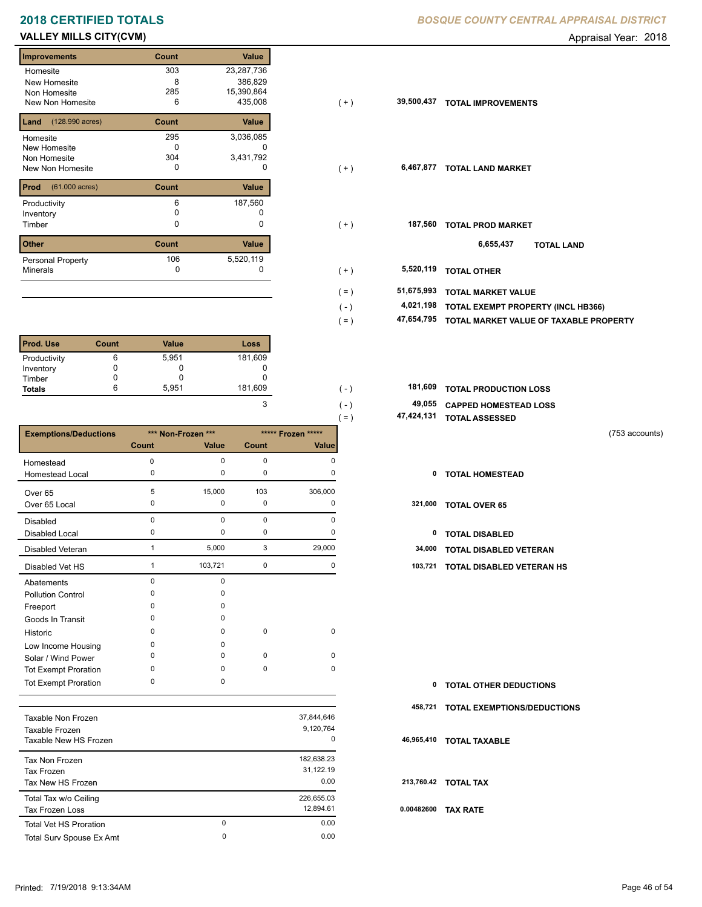# 2018 CERTIFIED TOTALS

*BOSQUE COUNTY CENTRAL APPRAISAL DISTRICT*

## VALLEY MILLS CITY(CVM)

Appraisal Year: 2018

| Improvements | Count | Value | | | |
|---|---|---|---|---|---|
| Homesite | 303 | 23,287,736 | | | |
| New Homesite | 8 | 386,829 | | | |
| Non Homesite | 285 | 15,390,864 | | | |
| New Non Homesite | 6 | 435,008 | ( + ) | 39,500,437 | **TOTAL IMPROVEMENTS** |

| Land (128.990 acres) | Count | Value | | | |
|---|---|---|---|---|---|
| Homesite | 295 | 3,036,085 | | | |
| New Homesite | 0 | 0 | | | |
| Non Homesite | 304 | 3,431,792 | | | |
| New Non Homesite | 0 | 0 | ( + ) | 6,467,877 | **TOTAL LAND MARKET** |

| Prod (61.000 acres) | Count | Value | | | |
|---|---|---|---|---|---|
| Productivity | 6 | 187,560 | | | |
| Inventory | 0 | 0 | | | |
| Timber | 0 | 0 | ( + ) | 187,560 | **TOTAL PROD MARKET** |
| | | | | 6,655,437 | **TOTAL LAND** |

| Other | Count | Value | | | |
|---|---|---|---|---|---|
| Personal Property | 106 | 5,520,119 | | | |
| Minerals | 0 | 0 | ( + ) | 5,520,119 | **TOTAL OTHER** |
| | | | ( = ) | 51,675,993 | **TOTAL MARKET VALUE** |
| | | | ( - ) | 4,021,198 | **TOTAL EXEMPT PROPERTY (INCL HB366)** |
| | | | ( = ) | 47,654,795 | **TOTAL MARKET VALUE OF TAXABLE PROPERTY** |

| Prod. Use | Count | Value | Loss | | | |
|---|---|---|---|---|---|---|
| Productivity | 6 | 5,951 | 181,609 | | | |
| Inventory | 0 | 0 | 0 | | | |
| Timber | 0 | 0 | 0 | | | |
| **Totals** | 6 | 5,951 | 181,609 | ( - ) | 181,609 | **TOTAL PRODUCTION LOSS** |
| | | | 3 | ( - ) | 49,055 | **CAPPED HOMESTEAD LOSS** |
| | | | | ( = ) | 47,424,131 | **TOTAL ASSESSED** |

(753 accounts)

| Exemptions/Deductions | *** Non-Frozen *** Count | *** Non-Frozen *** Value | ***** Frozen ***** Count | ***** Frozen ***** Value | | |
|---|---|---|---|---|---|---|
| Homestead | 0 | 0 | 0 | 0 | | |
| Homestead Local | 0 | 0 | 0 | 0 | 0 | **TOTAL HOMESTEAD** |
| Over 65 | 5 | 15,000 | 103 | 306,000 | | |
| Over 65 Local | 0 | 0 | 0 | 0 | 321,000 | **TOTAL OVER 65** |
| Disabled | 0 | 0 | 0 | 0 | | |
| Disabled Local | 0 | 0 | 0 | 0 | 0 | **TOTAL DISABLED** |
| Disabled Veteran | 1 | 5,000 | 3 | 29,000 | 34,000 | **TOTAL DISABLED VETERAN** |
| Disabled Vet HS | 1 | 103,721 | 0 | 0 | 103,721 | **TOTAL DISABLED VETERAN HS** |
| Abatements | 0 | 0 | | | | |
| Pollution Control | 0 | 0 | | | | |
| Freeport | 0 | 0 | | | | |
| Goods In Transit | 0 | 0 | | | | |
| Historic | 0 | 0 | 0 | 0 | | |
| Low Income Housing | 0 | 0 | | | | |
| Solar / Wind Power | 0 | 0 | 0 | 0 | | |
| Tot Exempt Proration | 0 | 0 | 0 | 0 | | |
| Tot Exempt Proration | 0 | 0 | | | 0 | **TOTAL OTHER DEDUCTIONS** |
| | | | | | 458,721 | **TOTAL EXEMPTIONS/DEDUCTIONS** |

| | | Value | | |
|---|---|---|---|---|
| Taxable Non Frozen | | 37,844,646 | | |
| Taxable Frozen | | 9,120,764 | | |
| Taxable New HS Frozen | | 0 | 46,965,410 | **TOTAL TAXABLE** |
| Tax Non Frozen | | 182,638.23 | | |
| Tax Frozen | | 31,122.19 | | |
| Tax New HS Frozen | | 0.00 | 213,760.42 | **TOTAL TAX** |
| Total Tax w/o Ceiling | | 226,655.03 | | |
| Tax Frozen Loss | | 12,894.61 | 0.00482600 | **TAX RATE** |
| Total Vet HS Proration | 0 | 0.00 | | |
| Total Surv Spouse Ex Amt | 0 | 0.00 | | |

Printed: 7/19/2018 9:13:34AM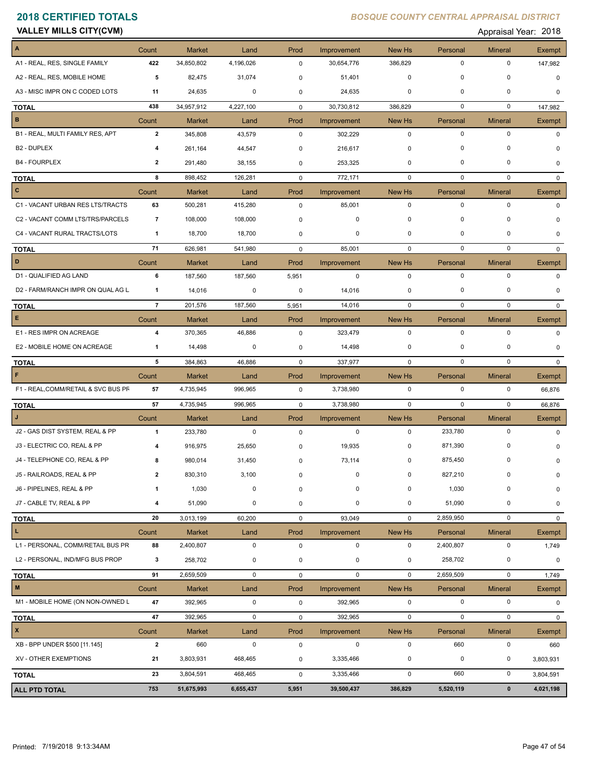# 2018 CERTIFIED TOTALS

*BOSQUE COUNTY CENTRAL APPRAISAL DISTRICT*

**VALLEY MILLS CITY(CVM)**

Appraisal Year: 2018

| A | Count | Market | Land | Prod | Improvement | New Hs | Personal | Mineral | Exempt |
|---|---|---|---|---|---|---|---|---|---|
| A1 - REAL, RES, SINGLE FAMILY | 422 | 34,850,802 | 4,196,026 | 0 | 30,654,776 | 386,829 | 0 | 0 | 147,982 |
| A2 - REAL, RES, MOBILE HOME | 5 | 82,475 | 31,074 | 0 | 51,401 | 0 | 0 | 0 | 0 |
| A3 - MISC IMPR ON C CODED LOTS | 11 | 24,635 | 0 | 0 | 24,635 | 0 | 0 | 0 | 0 |
| **TOTAL** | 438 | 34,957,912 | 4,227,100 | 0 | 30,730,812 | 386,829 | 0 | 0 | 147,982 |
| **B** | Count | Market | Land | Prod | Improvement | New Hs | Personal | Mineral | Exempt |
| B1 - REAL, MULTI FAMILY RES, APT | 2 | 345,808 | 43,579 | 0 | 302,229 | 0 | 0 | 0 | 0 |
| B2 - DUPLEX | 4 | 261,164 | 44,547 | 0 | 216,617 | 0 | 0 | 0 | 0 |
| B4 - FOURPLEX | 2 | 291,480 | 38,155 | 0 | 253,325 | 0 | 0 | 0 | 0 |
| **TOTAL** | 8 | 898,452 | 126,281 | 0 | 772,171 | 0 | 0 | 0 | 0 |
| **C** | Count | Market | Land | Prod | Improvement | New Hs | Personal | Mineral | Exempt |
| C1 - VACANT URBAN RES LTS/TRACTS | 63 | 500,281 | 415,280 | 0 | 85,001 | 0 | 0 | 0 | 0 |
| C2 - VACANT COMM LTS/TRS/PARCELS | 7 | 108,000 | 108,000 | 0 | 0 | 0 | 0 | 0 | 0 |
| C4 - VACANT RURAL TRACTS/LOTS | 1 | 18,700 | 18,700 | 0 | 0 | 0 | 0 | 0 | 0 |
| **TOTAL** | 71 | 626,981 | 541,980 | 0 | 85,001 | 0 | 0 | 0 | 0 |
| **D** | Count | Market | Land | Prod | Improvement | New Hs | Personal | Mineral | Exempt |
| D1 - QUALIFIED AG LAND | 6 | 187,560 | 187,560 | 5,951 | 0 | 0 | 0 | 0 | 0 |
| D2 - FARM/RANCH IMPR ON QUAL AG L | 1 | 14,016 | 0 | 0 | 14,016 | 0 | 0 | 0 | 0 |
| **TOTAL** | 7 | 201,576 | 187,560 | 5,951 | 14,016 | 0 | 0 | 0 | 0 |
| **E** | Count | Market | Land | Prod | Improvement | New Hs | Personal | Mineral | Exempt |
| E1 - RES IMPR ON ACREAGE | 4 | 370,365 | 46,886 | 0 | 323,479 | 0 | 0 | 0 | 0 |
| E2 - MOBILE HOME ON ACREAGE | 1 | 14,498 | 0 | 0 | 14,498 | 0 | 0 | 0 | 0 |
| **TOTAL** | 5 | 384,863 | 46,886 | 0 | 337,977 | 0 | 0 | 0 | 0 |
| **F** | Count | Market | Land | Prod | Improvement | New Hs | Personal | Mineral | Exempt |
| F1 - REAL,COMM/RETAIL & SVC BUS PR | 57 | 4,735,945 | 996,965 | 0 | 3,738,980 | 0 | 0 | 0 | 66,876 |
| **TOTAL** | 57 | 4,735,945 | 996,965 | 0 | 3,738,980 | 0 | 0 | 0 | 66,876 |
| **J** | Count | Market | Land | Prod | Improvement | New Hs | Personal | Mineral | Exempt |
| J2 - GAS DIST SYSTEM, REAL & PP | 1 | 233,780 | 0 | 0 | 0 | 0 | 233,780 | 0 | 0 |
| J3 - ELECTRIC CO, REAL & PP | 4 | 916,975 | 25,650 | 0 | 19,935 | 0 | 871,390 | 0 | 0 |
| J4 - TELEPHONE CO, REAL & PP | 8 | 980,014 | 31,450 | 0 | 73,114 | 0 | 875,450 | 0 | 0 |
| J5 - RAILROADS, REAL & PP | 2 | 830,310 | 3,100 | 0 | 0 | 0 | 827,210 | 0 | 0 |
| J6 - PIPELINES, REAL & PP | 1 | 1,030 | 0 | 0 | 0 | 0 | 1,030 | 0 | 0 |
| J7 - CABLE TV, REAL & PP | 4 | 51,090 | 0 | 0 | 0 | 0 | 51,090 | 0 | 0 |
| **TOTAL** | 20 | 3,013,199 | 60,200 | 0 | 93,049 | 0 | 2,859,950 | 0 | 0 |
| **L** | Count | Market | Land | Prod | Improvement | New Hs | Personal | Mineral | Exempt |
| L1 - PERSONAL, COMM/RETAIL BUS PR | 88 | 2,400,807 | 0 | 0 | 0 | 0 | 2,400,807 | 0 | 1,749 |
| L2 - PERSONAL, IND/MFG BUS PROP | 3 | 258,702 | 0 | 0 | 0 | 0 | 258,702 | 0 | 0 |
| **TOTAL** | 91 | 2,659,509 | 0 | 0 | 0 | 0 | 2,659,509 | 0 | 1,749 |
| **M** | Count | Market | Land | Prod | Improvement | New Hs | Personal | Mineral | Exempt |
| M1 - MOBILE HOME (ON NON-OWNED L | 47 | 392,965 | 0 | 0 | 392,965 | 0 | 0 | 0 | 0 |
| **TOTAL** | 47 | 392,965 | 0 | 0 | 392,965 | 0 | 0 | 0 | 0 |
| **X** | Count | Market | Land | Prod | Improvement | New Hs | Personal | Mineral | Exempt |
| XB - BPP UNDER $500 [11.145] | 2 | 660 | 0 | 0 | 0 | 0 | 660 | 0 | 660 |
| XV - OTHER EXEMPTIONS | 21 | 3,803,931 | 468,465 | 0 | 3,335,466 | 0 | 0 | 0 | 3,803,931 |
| **TOTAL** | 23 | 3,804,591 | 468,465 | 0 | 3,335,466 | 0 | 660 | 0 | 3,804,591 |
| **ALL PTD TOTAL** | **753** | **51,675,993** | **6,655,437** | **5,951** | **39,500,437** | **386,829** | **5,520,119** | **0** | **4,021,198** |

Printed: 7/19/2018 9:13:34AM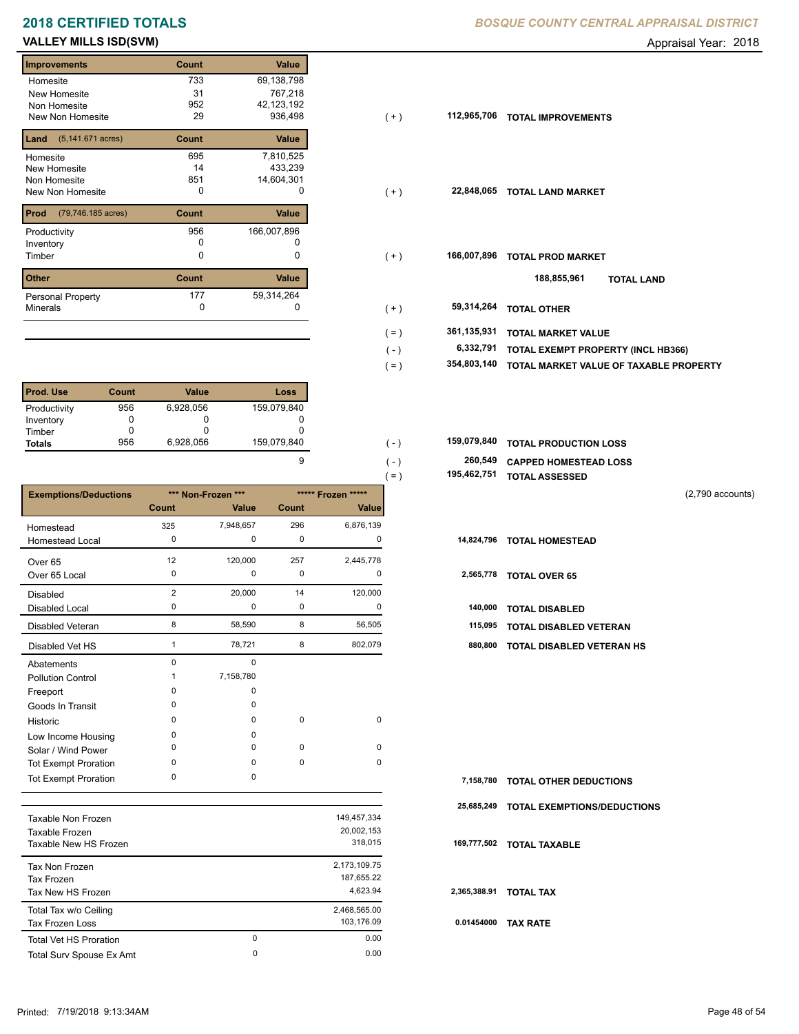# 2018 CERTIFIED TOTALS

*BOSQUE COUNTY CENTRAL APPRAISAL DISTRICT*

**VALLEY MILLS ISD(SVM)**

Appraisal Year: 2018

| Improvements | Count | Value |
|---|---|---|
| Homesite | 733 | 69,138,798 |
| New Homesite | 31 | 767,218 |
| Non Homesite | 952 | 42,123,192 |
| New Non Homesite | 29 | 936,498 |

( + ) 112,965,706 **TOTAL IMPROVEMENTS**

| Land (5,141.671 acres) | Count | Value |
|---|---|---|
| Homesite | 695 | 7,810,525 |
| New Homesite | 14 | 433,239 |
| Non Homesite | 851 | 14,604,301 |
| New Non Homesite | 0 | 0 |

( + ) 22,848,065 **TOTAL LAND MARKET**

| Prod (79,746.185 acres) | Count | Value |
|---|---|---|
| Productivity | 956 | 166,007,896 |
| Inventory | 0 | 0 |
| Timber | 0 | 0 |

( + ) 166,007,896 **TOTAL PROD MARKET**

188,855,961 **TOTAL LAND**

| Other | Count | Value |
|---|---|---|
| Personal Property | 177 | 59,314,264 |
| Minerals | 0 | 0 |

| | | |
|---|---|---|
| ( + ) | 59,314,264 | **TOTAL OTHER** |
| ( = ) | 361,135,931 | **TOTAL MARKET VALUE** |
| ( - ) | 6,332,791 | **TOTAL EXEMPT PROPERTY (INCL HB366)** |
| ( = ) | 354,803,140 | **TOTAL MARKET VALUE OF TAXABLE PROPERTY** |

| Prod. Use | Count | Value | Loss |
|---|---|---|---|
| Productivity | 956 | 6,928,056 | 159,079,840 |
| Inventory | 0 | 0 | 0 |
| Timber | 0 | 0 | 0 |
| **Totals** | 956 | 6,928,056 | 159,079,840 |
| | | | 9 |

| | | |
|---|---|---|
| ( - ) | 159,079,840 | **TOTAL PRODUCTION LOSS** |
| ( - ) | 260,549 | **CAPPED HOMESTEAD LOSS** |
| ( = ) | 195,462,751 | **TOTAL ASSESSED** |

(2,790 accounts)

| Exemptions/Deductions | *** Non-Frozen *** Count | Value | ***** Frozen ***** Count | Value | | |
|---|---|---|---|---|---|---|
| Homestead | 325 | 7,948,657 | 296 | 6,876,139 | | |
| Homestead Local | 0 | 0 | 0 | 0 | 14,824,796 | **TOTAL HOMESTEAD** |
| Over 65 | 12 | 120,000 | 257 | 2,445,778 | | |
| Over 65 Local | 0 | 0 | 0 | 0 | 2,565,778 | **TOTAL OVER 65** |
| Disabled | 2 | 20,000 | 14 | 120,000 | | |
| Disabled Local | 0 | 0 | 0 | 0 | 140,000 | **TOTAL DISABLED** |
| Disabled Veteran | 8 | 58,590 | 8 | 56,505 | 115,095 | **TOTAL DISABLED VETERAN** |
| Disabled Vet HS | 1 | 78,721 | 8 | 802,079 | 880,800 | **TOTAL DISABLED VETERAN HS** |
| Abatements | 0 | 0 | | | | |
| Pollution Control | 1 | 7,158,780 | | | | |
| Freeport | 0 | 0 | | | | |
| Goods In Transit | 0 | 0 | | | | |
| Historic | 0 | 0 | 0 | 0 | | |
| Low Income Housing | 0 | 0 | | | | |
| Solar / Wind Power | 0 | 0 | 0 | 0 | | |
| Tot Exempt Proration | 0 | 0 | 0 | 0 | | |
| Tot Exempt Proration | 0 | 0 | | | 7,158,780 | **TOTAL OTHER DEDUCTIONS** |
| | | | | | 25,685,249 | **TOTAL EXEMPTIONS/DEDUCTIONS** |

| | | | | |
|---|---|---|---|---|
| Taxable Non Frozen | | 149,457,334 | | |
| Taxable Frozen | | 20,002,153 | | |
| Taxable New HS Frozen | | 318,015 | 169,777,502 | **TOTAL TAXABLE** |
| Tax Non Frozen | | 2,173,109.75 | | |
| Tax Frozen | | 187,655.22 | | |
| Tax New HS Frozen | | 4,623.94 | 2,365,388.91 | **TOTAL TAX** |
| Total Tax w/o Ceiling | | 2,468,565.00 | | |
| Tax Frozen Loss | | 103,176.09 | 0.01454000 | **TAX RATE** |
| Total Vet HS Proration | 0 | 0.00 | | |
| Total Surv Spouse Ex Amt | 0 | 0.00 | | |

Printed: 7/19/2018 9:13:34AM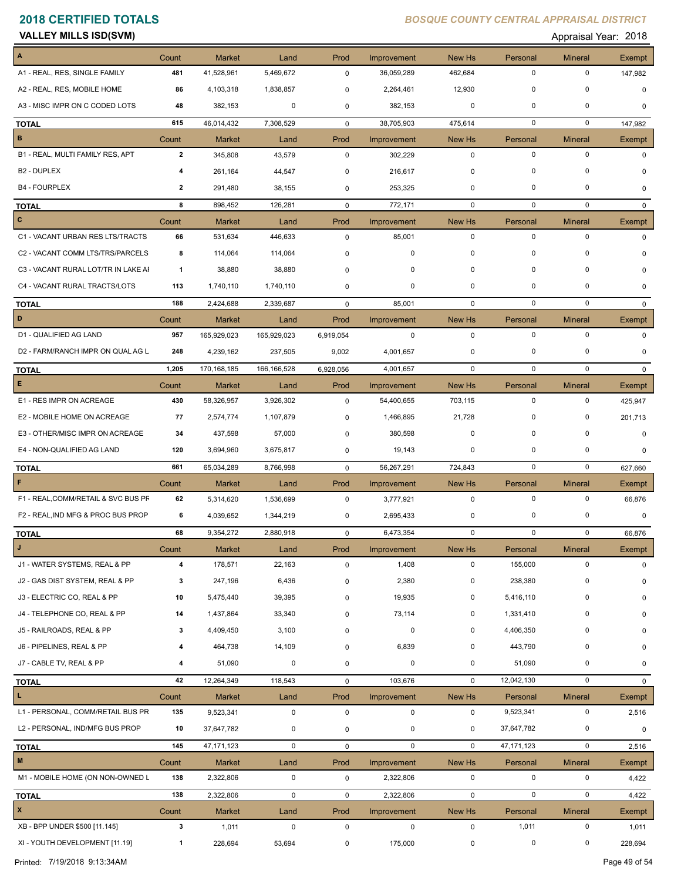# 2018 CERTIFIED TOTALS

*BOSQUE COUNTY CENTRAL APPRAISAL DISTRICT*

**VALLEY MILLS ISD(SVM)**

Appraisal Year: 2018

| A | Count | Market | Land | Prod | Improvement | New Hs | Personal | Mineral | Exempt |
|---|---|---|---|---|---|---|---|---|---|
| A1 - REAL, RES, SINGLE FAMILY | 481 | 41,528,961 | 5,469,672 | 0 | 36,059,289 | 462,684 | 0 | 0 | 147,982 |
| A2 - REAL, RES, MOBILE HOME | 86 | 4,103,318 | 1,838,857 | 0 | 2,264,461 | 12,930 | 0 | 0 | 0 |
| A3 - MISC IMPR ON C CODED LOTS | 48 | 382,153 | 0 | 0 | 382,153 | 0 | 0 | 0 | 0 |
| **TOTAL** | 615 | 46,014,432 | 7,308,529 | 0 | 38,705,903 | 475,614 | 0 | 0 | 147,982 |

| B | Count | Market | Land | Prod | Improvement | New Hs | Personal | Mineral | Exempt |
|---|---|---|---|---|---|---|---|---|---|
| B1 - REAL, MULTI FAMILY RES, APT | 2 | 345,808 | 43,579 | 0 | 302,229 | 0 | 0 | 0 | 0 |
| B2 - DUPLEX | 4 | 261,164 | 44,547 | 0 | 216,617 | 0 | 0 | 0 | 0 |
| B4 - FOURPLEX | 2 | 291,480 | 38,155 | 0 | 253,325 | 0 | 0 | 0 | 0 |
| **TOTAL** | 8 | 898,452 | 126,281 | 0 | 772,171 | 0 | 0 | 0 | 0 |

| C | Count | Market | Land | Prod | Improvement | New Hs | Personal | Mineral | Exempt |
|---|---|---|---|---|---|---|---|---|---|
| C1 - VACANT URBAN RES LTS/TRACTS | 66 | 531,634 | 446,633 | 0 | 85,001 | 0 | 0 | 0 | 0 |
| C2 - VACANT COMM LTS/TRS/PARCELS | 8 | 114,064 | 114,064 | 0 | 0 | 0 | 0 | 0 | 0 |
| C3 - VACANT RURAL LOT/TR IN LAKE AI | 1 | 38,880 | 38,880 | 0 | 0 | 0 | 0 | 0 | 0 |
| C4 - VACANT RURAL TRACTS/LOTS | 113 | 1,740,110 | 1,740,110 | 0 | 0 | 0 | 0 | 0 | 0 |
| **TOTAL** | 188 | 2,424,688 | 2,339,687 | 0 | 85,001 | 0 | 0 | 0 | 0 |

| D | Count | Market | Land | Prod | Improvement | New Hs | Personal | Mineral | Exempt |
|---|---|---|---|---|---|---|---|---|---|
| D1 - QUALIFIED AG LAND | 957 | 165,929,023 | 165,929,023 | 6,919,054 | 0 | 0 | 0 | 0 | 0 |
| D2 - FARM/RANCH IMPR ON QUAL AG L | 248 | 4,239,162 | 237,505 | 9,002 | 4,001,657 | 0 | 0 | 0 | 0 |
| **TOTAL** | 1,205 | 170,168,185 | 166,166,528 | 6,928,056 | 4,001,657 | 0 | 0 | 0 | 0 |

| E | Count | Market | Land | Prod | Improvement | New Hs | Personal | Mineral | Exempt |
|---|---|---|---|---|---|---|---|---|---|
| E1 - RES IMPR ON ACREAGE | 430 | 58,326,957 | 3,926,302 | 0 | 54,400,655 | 703,115 | 0 | 0 | 425,947 |
| E2 - MOBILE HOME ON ACREAGE | 77 | 2,574,774 | 1,107,879 | 0 | 1,466,895 | 21,728 | 0 | 0 | 201,713 |
| E3 - OTHER/MISC IMPR ON ACREAGE | 34 | 437,598 | 57,000 | 0 | 380,598 | 0 | 0 | 0 | 0 |
| E4 - NON-QUALIFIED AG LAND | 120 | 3,694,960 | 3,675,817 | 0 | 19,143 | 0 | 0 | 0 | 0 |
| **TOTAL** | 661 | 65,034,289 | 8,766,998 | 0 | 56,267,291 | 724,843 | 0 | 0 | 627,660 |

| F | Count | Market | Land | Prod | Improvement | New Hs | Personal | Mineral | Exempt |
|---|---|---|---|---|---|---|---|---|---|
| F1 - REAL,COMM/RETAIL & SVC BUS PF | 62 | 5,314,620 | 1,536,699 | 0 | 3,777,921 | 0 | 0 | 0 | 66,876 |
| F2 - REAL,IND MFG & PROC BUS PROP | 6 | 4,039,652 | 1,344,219 | 0 | 2,695,433 | 0 | 0 | 0 | 0 |
| **TOTAL** | 68 | 9,354,272 | 2,880,918 | 0 | 6,473,354 | 0 | 0 | 0 | 66,876 |

| J | Count | Market | Land | Prod | Improvement | New Hs | Personal | Mineral | Exempt |
|---|---|---|---|---|---|---|---|---|---|
| J1 - WATER SYSTEMS, REAL & PP | 4 | 178,571 | 22,163 | 0 | 1,408 | 0 | 155,000 | 0 | 0 |
| J2 - GAS DIST SYSTEM, REAL & PP | 3 | 247,196 | 6,436 | 0 | 2,380 | 0 | 238,380 | 0 | 0 |
| J3 - ELECTRIC CO, REAL & PP | 10 | 5,475,440 | 39,395 | 0 | 19,935 | 0 | 5,416,110 | 0 | 0 |
| J4 - TELEPHONE CO, REAL & PP | 14 | 1,437,864 | 33,340 | 0 | 73,114 | 0 | 1,331,410 | 0 | 0 |
| J5 - RAILROADS, REAL & PP | 3 | 4,409,450 | 3,100 | 0 | 0 | 0 | 4,406,350 | 0 | 0 |
| J6 - PIPELINES, REAL & PP | 4 | 464,738 | 14,109 | 0 | 6,839 | 0 | 443,790 | 0 | 0 |
| J7 - CABLE TV, REAL & PP | 4 | 51,090 | 0 | 0 | 0 | 0 | 51,090 | 0 | 0 |
| **TOTAL** | 42 | 12,264,349 | 118,543 | 0 | 103,676 | 0 | 12,042,130 | 0 | 0 |

| L | Count | Market | Land | Prod | Improvement | New Hs | Personal | Mineral | Exempt |
|---|---|---|---|---|---|---|---|---|---|
| L1 - PERSONAL, COMM/RETAIL BUS PR | 135 | 9,523,341 | 0 | 0 | 0 | 0 | 9,523,341 | 0 | 2,516 |
| L2 - PERSONAL, IND/MFG BUS PROP | 10 | 37,647,782 | 0 | 0 | 0 | 0 | 37,647,782 | 0 | 0 |
| **TOTAL** | 145 | 47,171,123 | 0 | 0 | 0 | 0 | 47,171,123 | 0 | 2,516 |

| M | Count | Market | Land | Prod | Improvement | New Hs | Personal | Mineral | Exempt |
|---|---|---|---|---|---|---|---|---|---|
| M1 - MOBILE HOME (ON NON-OWNED L | 138 | 2,322,806 | 0 | 0 | 2,322,806 | 0 | 0 | 0 | 4,422 |
| **TOTAL** | 138 | 2,322,806 | 0 | 0 | 2,322,806 | 0 | 0 | 0 | 4,422 |

| X | Count | Market | Land | Prod | Improvement | New Hs | Personal | Mineral | Exempt |
|---|---|---|---|---|---|---|---|---|---|
| XB - BPP UNDER $500 [11.145] | 3 | 1,011 | 0 | 0 | 0 | 0 | 1,011 | 0 | 1,011 |
| XI - YOUTH DEVELOPMENT [11.19] | 1 | 228,694 | 53,694 | 0 | 175,000 | 0 | 0 | 0 | 228,694 |

Printed: 7/19/2018 9:13:34AM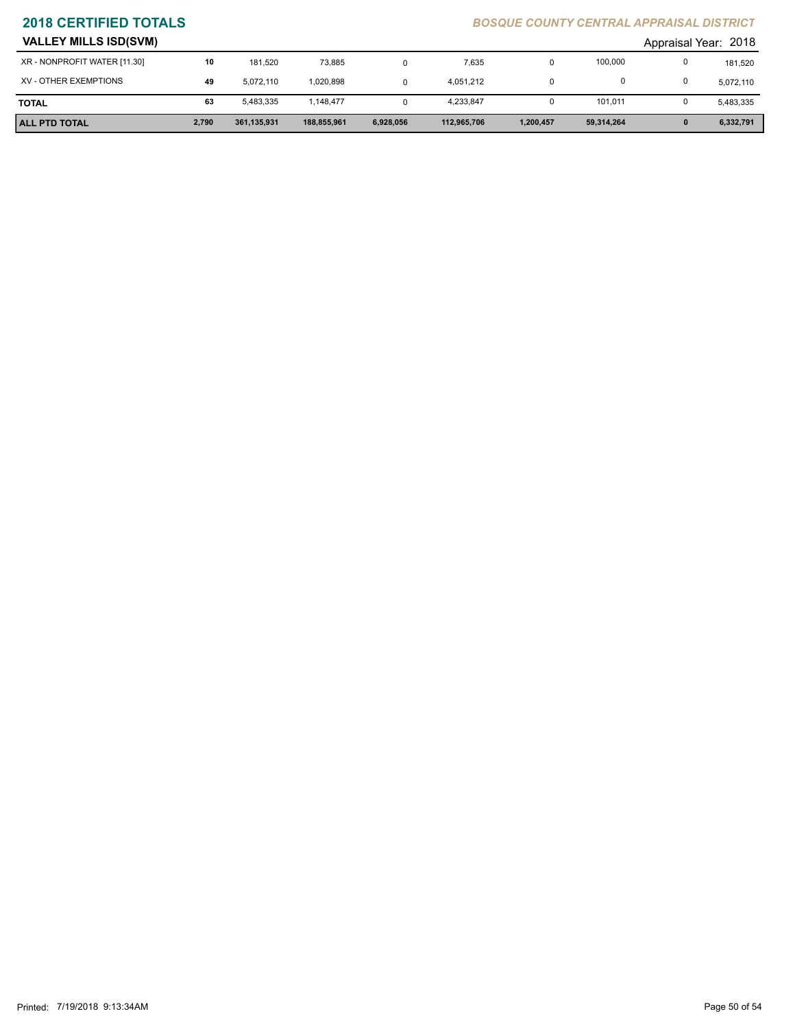## VALLEY MILLS ISD(SVM)

Appraisal Year: 2018

| | | | | | | | | | |
|---|---|---|---|---|---|---|---|---|---|
| XR - NONPROFIT WATER [11.30] | 10 | 181,520 | 73,885 | 0 | 7,635 | 0 | 100,000 | 0 | 181,520 |
| XV - OTHER EXEMPTIONS | 49 | 5,072,110 | 1,020,898 | 0 | 4,051,212 | 0 | 0 | 0 | 5,072,110 |
| **TOTAL** | **63** | 5,483,335 | 1,148,477 | 0 | 4,233,847 | 0 | 101,011 | 0 | 5,483,335 |
| **ALL PTD TOTAL** | **2,790** | **361,135,931** | **188,855,961** | **6,928,056** | **112,965,706** | **1,200,457** | **59,314,264** | **0** | **6,332,791** |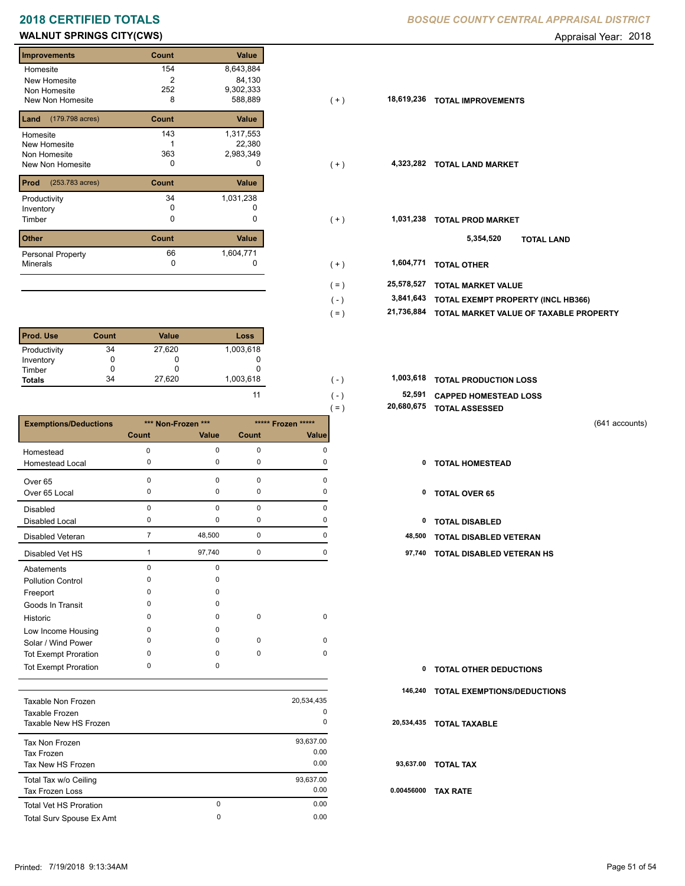# 2018 CERTIFIED TOTALS

*BOSQUE COUNTY CENTRAL APPRAISAL DISTRICT*

## WALNUT SPRINGS CITY(CWS)

Appraisal Year: 2018

| Improvements | Count | Value | | | |
|---|---|---|---|---|---|
| Homesite | 154 | 8,643,884 | | | |
| New Homesite | 2 | 84,130 | | | |
| Non Homesite | 252 | 9,302,333 | | | |
| New Non Homesite | 8 | 588,889 | ( + ) | 18,619,236 | TOTAL IMPROVEMENTS |

| Land (179.798 acres) | Count | Value | | | |
|---|---|---|---|---|---|
| Homesite | 143 | 1,317,553 | | | |
| New Homesite | 1 | 22,380 | | | |
| Non Homesite | 363 | 2,983,349 | | | |
| New Non Homesite | 0 | 0 | ( + ) | 4,323,282 | TOTAL LAND MARKET |

| Prod (253.783 acres) | Count | Value | | | |
|---|---|---|---|---|---|
| Productivity | 34 | 1,031,238 | | | |
| Inventory | 0 | 0 | | | |
| Timber | 0 | 0 | ( + ) | 1,031,238 | TOTAL PROD MARKET |

5,354,520 TOTAL LAND

| Other | Count | Value | | | |
|---|---|---|---|---|---|
| Personal Property | 66 | 1,604,771 | | | |
| Minerals | 0 | 0 | ( + ) | 1,604,771 | TOTAL OTHER |

| | | |
|---|---|---|
| ( = ) | 25,578,527 | TOTAL MARKET VALUE |
| ( - ) | 3,841,643 | TOTAL EXEMPT PROPERTY (INCL HB366) |
| ( = ) | 21,736,884 | TOTAL MARKET VALUE OF TAXABLE PROPERTY |

| Prod. Use | Count | Value | Loss | | | |
|---|---|---|---|---|---|---|
| Productivity | 34 | 27,620 | 1,003,618 | | | |
| Inventory | 0 | 0 | 0 | | | |
| Timber | 0 | 0 | 0 | | | |
| Totals | 34 | 27,620 | 1,003,618 | ( - ) | 1,003,618 | TOTAL PRODUCTION LOSS |
| | | | 11 | ( - ) | 52,591 | CAPPED HOMESTEAD LOSS |
| | | | | ( = ) | 20,680,675 | TOTAL ASSESSED |

(641 accounts)

| Exemptions/Deductions | *** Non-Frozen *** Count | *** Non-Frozen *** Value | ***** Frozen ***** Count | ***** Frozen ***** Value | | |
|---|---|---|---|---|---|---|
| Homestead | 0 | 0 | 0 | 0 | | |
| Homestead Local | 0 | 0 | 0 | 0 | 0 | TOTAL HOMESTEAD |
| Over 65 | 0 | 0 | 0 | 0 | | |
| Over 65 Local | 0 | 0 | 0 | 0 | 0 | TOTAL OVER 65 |
| Disabled | 0 | 0 | 0 | 0 | | |
| Disabled Local | 0 | 0 | 0 | 0 | 0 | TOTAL DISABLED |
| Disabled Veteran | 7 | 48,500 | 0 | 0 | 48,500 | TOTAL DISABLED VETERAN |
| Disabled Vet HS | 1 | 97,740 | 0 | 0 | 97,740 | TOTAL DISABLED VETERAN HS |
| Abatements | 0 | 0 | | | | |
| Pollution Control | 0 | 0 | | | | |
| Freeport | 0 | 0 | | | | |
| Goods In Transit | 0 | 0 | | | | |
| Historic | 0 | 0 | 0 | 0 | | |
| Low Income Housing | 0 | 0 | | | | |
| Solar / Wind Power | 0 | 0 | 0 | 0 | | |
| Tot Exempt Proration | 0 | 0 | 0 | 0 | | |
| Tot Exempt Proration | 0 | 0 | | | 0 | TOTAL OTHER DEDUCTIONS |
| | | | | | 146,240 | TOTAL EXEMPTIONS/DEDUCTIONS |

| | | | | |
|---|---|---|---|---|
| Taxable Non Frozen | | 20,534,435 | | |
| Taxable Frozen | | 0 | | |
| Taxable New HS Frozen | | 0 | 20,534,435 | TOTAL TAXABLE |
| Tax Non Frozen | | 93,637.00 | | |
| Tax Frozen | | 0.00 | | |
| Tax New HS Frozen | | 0.00 | 93,637.00 | TOTAL TAX |
| Total Tax w/o Ceiling | | 93,637.00 | | |
| Tax Frozen Loss | | 0.00 | 0.00456000 | TAX RATE |
| Total Vet HS Proration | 0 | 0.00 | | |
| Total Surv Spouse Ex Amt | 0 | 0.00 | | |

Printed: 7/19/2018 9:13:34AM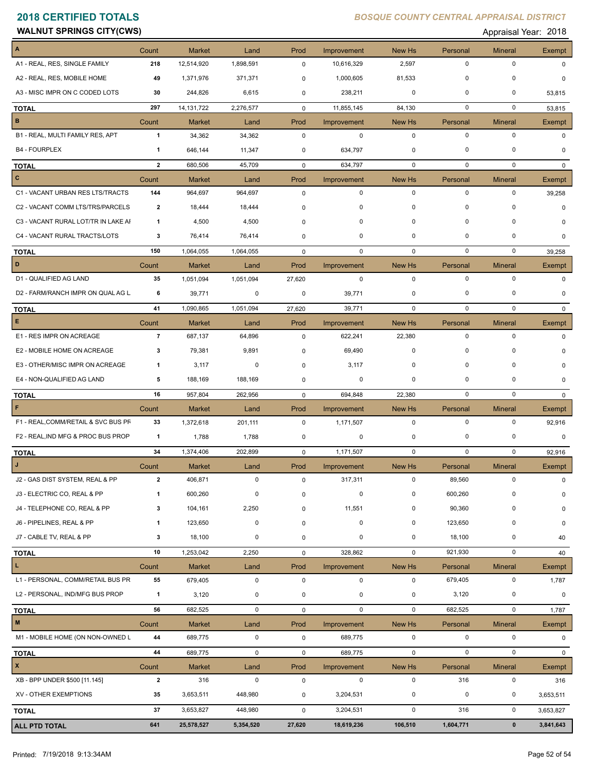# 2018 CERTIFIED TOTALS

## BOSQUE COUNTY CENTRAL APPRAISAL DISTRICT

**WALNUT SPRINGS CITY(CWS)**

Appraisal Year: 2018

| A | Count | Market | Land | Prod | Improvement | New Hs | Personal | Mineral | Exempt |
|---|---|---|---|---|---|---|---|---|---|
| A1 - REAL, RES, SINGLE FAMILY | 218 | 12,514,920 | 1,898,591 | 0 | 10,616,329 | 2,597 | 0 | 0 | 0 |
| A2 - REAL, RES, MOBILE HOME | 49 | 1,371,976 | 371,371 | 0 | 1,000,605 | 81,533 | 0 | 0 | 0 |
| A3 - MISC IMPR ON C CODED LOTS | 30 | 244,826 | 6,615 | 0 | 238,211 | 0 | 0 | 0 | 53,815 |
| **TOTAL** | 297 | 14,131,722 | 2,276,577 | 0 | 11,855,145 | 84,130 | 0 | 0 | 53,815 |
| **B** | Count | Market | Land | Prod | Improvement | New Hs | Personal | Mineral | Exempt |
| B1 - REAL, MULTI FAMILY RES, APT | 1 | 34,362 | 34,362 | 0 | 0 | 0 | 0 | 0 | 0 |
| B4 - FOURPLEX | 1 | 646,144 | 11,347 | 0 | 634,797 | 0 | 0 | 0 | 0 |
| **TOTAL** | 2 | 680,506 | 45,709 | 0 | 634,797 | 0 | 0 | 0 | 0 |
| **C** | Count | Market | Land | Prod | Improvement | New Hs | Personal | Mineral | Exempt |
| C1 - VACANT URBAN RES LTS/TRACTS | 144 | 964,697 | 964,697 | 0 | 0 | 0 | 0 | 0 | 39,258 |
| C2 - VACANT COMM LTS/TRS/PARCELS | 2 | 18,444 | 18,444 | 0 | 0 | 0 | 0 | 0 | 0 |
| C3 - VACANT RURAL LOT/TR IN LAKE AI | 1 | 4,500 | 4,500 | 0 | 0 | 0 | 0 | 0 | 0 |
| C4 - VACANT RURAL TRACTS/LOTS | 3 | 76,414 | 76,414 | 0 | 0 | 0 | 0 | 0 | 0 |
| **TOTAL** | 150 | 1,064,055 | 1,064,055 | 0 | 0 | 0 | 0 | 0 | 39,258 |
| **D** | Count | Market | Land | Prod | Improvement | New Hs | Personal | Mineral | Exempt |
| D1 - QUALIFIED AG LAND | 35 | 1,051,094 | 1,051,094 | 27,620 | 0 | 0 | 0 | 0 | 0 |
| D2 - FARM/RANCH IMPR ON QUAL AG L | 6 | 39,771 | 0 | 0 | 39,771 | 0 | 0 | 0 | 0 |
| **TOTAL** | 41 | 1,090,865 | 1,051,094 | 27,620 | 39,771 | 0 | 0 | 0 | 0 |
| **E** | Count | Market | Land | Prod | Improvement | New Hs | Personal | Mineral | Exempt |
| E1 - RES IMPR ON ACREAGE | 7 | 687,137 | 64,896 | 0 | 622,241 | 22,380 | 0 | 0 | 0 |
| E2 - MOBILE HOME ON ACREAGE | 3 | 79,381 | 9,891 | 0 | 69,490 | 0 | 0 | 0 | 0 |
| E3 - OTHER/MISC IMPR ON ACREAGE | 1 | 3,117 | 0 | 0 | 3,117 | 0 | 0 | 0 | 0 |
| E4 - NON-QUALIFIED AG LAND | 5 | 188,169 | 188,169 | 0 | 0 | 0 | 0 | 0 | 0 |
| **TOTAL** | 16 | 957,804 | 262,956 | 0 | 694,848 | 22,380 | 0 | 0 | 0 |
| **F** | Count | Market | Land | Prod | Improvement | New Hs | Personal | Mineral | Exempt |
| F1 - REAL,COMM/RETAIL & SVC BUS PF | 33 | 1,372,618 | 201,111 | 0 | 1,171,507 | 0 | 0 | 0 | 92,916 |
| F2 - REAL,IND MFG & PROC BUS PROP | 1 | 1,788 | 1,788 | 0 | 0 | 0 | 0 | 0 | 0 |
| **TOTAL** | 34 | 1,374,406 | 202,899 | 0 | 1,171,507 | 0 | 0 | 0 | 92,916 |
| **J** | Count | Market | Land | Prod | Improvement | New Hs | Personal | Mineral | Exempt |
| J2 - GAS DIST SYSTEM, REAL & PP | 2 | 406,871 | 0 | 0 | 317,311 | 0 | 89,560 | 0 | 0 |
| J3 - ELECTRIC CO, REAL & PP | 1 | 600,260 | 0 | 0 | 0 | 0 | 600,260 | 0 | 0 |
| J4 - TELEPHONE CO, REAL & PP | 3 | 104,161 | 2,250 | 0 | 11,551 | 0 | 90,360 | 0 | 0 |
| J6 - PIPELINES, REAL & PP | 1 | 123,650 | 0 | 0 | 0 | 0 | 123,650 | 0 | 0 |
| J7 - CABLE TV, REAL & PP | 3 | 18,100 | 0 | 0 | 0 | 0 | 18,100 | 0 | 40 |
| **TOTAL** | 10 | 1,253,042 | 2,250 | 0 | 328,862 | 0 | 921,930 | 0 | 40 |
| **L** | Count | Market | Land | Prod | Improvement | New Hs | Personal | Mineral | Exempt |
| L1 - PERSONAL, COMM/RETAIL BUS PR | 55 | 679,405 | 0 | 0 | 0 | 0 | 679,405 | 0 | 1,787 |
| L2 - PERSONAL, IND/MFG BUS PROP | 1 | 3,120 | 0 | 0 | 0 | 0 | 3,120 | 0 | 0 |
| **TOTAL** | 56 | 682,525 | 0 | 0 | 0 | 0 | 682,525 | 0 | 1,787 |
| **M** | Count | Market | Land | Prod | Improvement | New Hs | Personal | Mineral | Exempt |
| M1 - MOBILE HOME (ON NON-OWNED L | 44 | 689,775 | 0 | 0 | 689,775 | 0 | 0 | 0 | 0 |
| **TOTAL** | 44 | 689,775 | 0 | 0 | 689,775 | 0 | 0 | 0 | 0 |
| **X** | Count | Market | Land | Prod | Improvement | New Hs | Personal | Mineral | Exempt |
| XB - BPP UNDER $500 [11.145] | 2 | 316 | 0 | 0 | 0 | 0 | 316 | 0 | 316 |
| XV - OTHER EXEMPTIONS | 35 | 3,653,511 | 448,980 | 0 | 3,204,531 | 0 | 0 | 0 | 3,653,511 |
| **TOTAL** | 37 | 3,653,827 | 448,980 | 0 | 3,204,531 | 0 | 316 | 0 | 3,653,827 |
| **ALL PTD TOTAL** | **641** | **25,578,527** | **5,354,520** | **27,620** | **18,619,236** | **106,510** | **1,604,771** | **0** | **3,841,643** |

Printed: 7/19/2018 9:13:34AM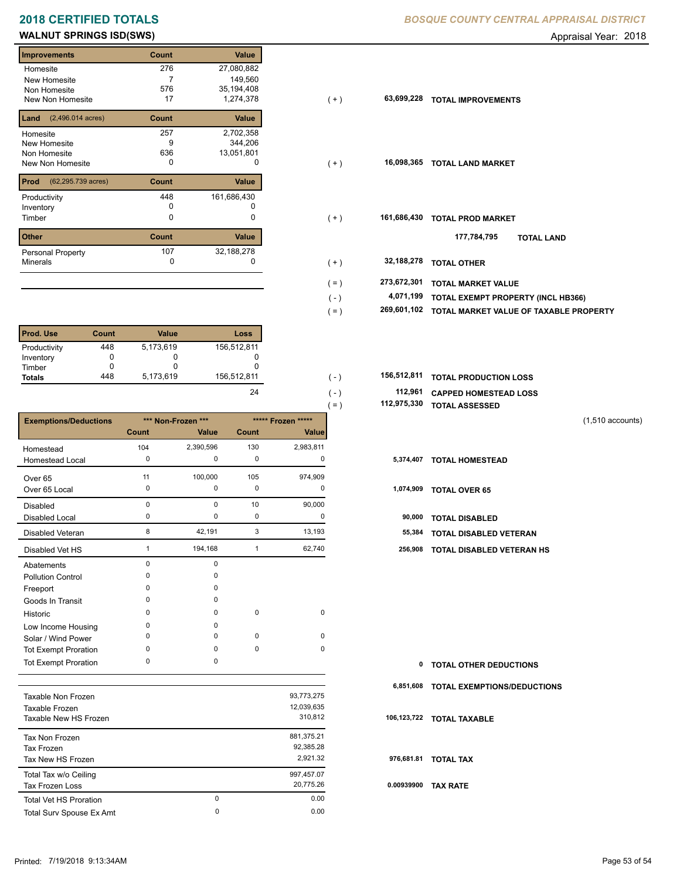# 2018 CERTIFIED TOTALS

*BOSQUE COUNTY CENTRAL APPRAISAL DISTRICT*

## WALNUT SPRINGS ISD(SWS)

Appraisal Year: 2018

| Improvements | Count | Value | | | |
|---|---|---|---|---|---|
| Homesite | 276 | 27,080,882 | | | |
| New Homesite | 7 | 149,560 | | | |
| Non Homesite | 576 | 35,194,408 | | | |
| New Non Homesite | 17 | 1,274,378 | ( + ) | 63,699,228 | TOTAL IMPROVEMENTS |

| Land (2,496.014 acres) | Count | Value | | | |
|---|---|---|---|---|---|
| Homesite | 257 | 2,702,358 | | | |
| New Homesite | 9 | 344,206 | | | |
| Non Homesite | 636 | 13,051,801 | | | |
| New Non Homesite | 0 | 0 | ( + ) | 16,098,365 | TOTAL LAND MARKET |

| Prod (62,295.739 acres) | Count | Value | | | |
|---|---|---|---|---|---|
| Productivity | 448 | 161,686,430 | | | |
| Inventory | 0 | 0 | | | |
| Timber | 0 | 0 | ( + ) | 161,686,430 | TOTAL PROD MARKET |

177,784,795 TOTAL LAND

| Other | Count | Value | | | |
|---|---|---|---|---|---|
| Personal Property | 107 | 32,188,278 | | | |
| Minerals | 0 | 0 | ( + ) | 32,188,278 | TOTAL OTHER |

| | | |
|---|---|---|
| ( = ) | 273,672,301 | TOTAL MARKET VALUE |
| ( - ) | 4,071,199 | TOTAL EXEMPT PROPERTY (INCL HB366) |
| ( = ) | 269,601,102 | TOTAL MARKET VALUE OF TAXABLE PROPERTY |

| Prod. Use | Count | Value | Loss | | | |
|---|---|---|---|---|---|---|
| Productivity | 448 | 5,173,619 | 156,512,811 | | | |
| Inventory | 0 | 0 | 0 | | | |
| Timber | 0 | 0 | 0 | | | |
| Totals | 448 | 5,173,619 | 156,512,811 | ( - ) | 156,512,811 | TOTAL PRODUCTION LOSS |
| | | | 24 | ( - ) | 112,961 | CAPPED HOMESTEAD LOSS |
| | | | | ( = ) | 112,975,330 | TOTAL ASSESSED |

(1,510 accounts)

| Exemptions/Deductions | *** Non-Frozen *** Count | *** Non-Frozen *** Value | ***** Frozen ***** Count | ***** Frozen ***** Value | | |
|---|---|---|---|---|---|---|
| Homestead | 104 | 2,390,596 | 130 | 2,983,811 | | |
| Homestead Local | 0 | 0 | 0 | 0 | 5,374,407 | TOTAL HOMESTEAD |
| Over 65 | 11 | 100,000 | 105 | 974,909 | | |
| Over 65 Local | 0 | 0 | 0 | 0 | 1,074,909 | TOTAL OVER 65 |
| Disabled | 0 | 0 | 10 | 90,000 | | |
| Disabled Local | 0 | 0 | 0 | 0 | 90,000 | TOTAL DISABLED |
| Disabled Veteran | 8 | 42,191 | 3 | 13,193 | 55,384 | TOTAL DISABLED VETERAN |
| Disabled Vet HS | 1 | 194,168 | 1 | 62,740 | 256,908 | TOTAL DISABLED VETERAN HS |
| Abatements | 0 | 0 | | | | |
| Pollution Control | 0 | 0 | | | | |
| Freeport | 0 | 0 | | | | |
| Goods In Transit | 0 | 0 | | | | |
| Historic | 0 | 0 | 0 | 0 | | |
| Low Income Housing | 0 | 0 | | | | |
| Solar / Wind Power | 0 | 0 | 0 | 0 | | |
| Tot Exempt Proration | 0 | 0 | 0 | 0 | | |
| Tot Exempt Proration | 0 | 0 | | | 0 | TOTAL OTHER DEDUCTIONS |
| | | | | | 6,851,608 | TOTAL EXEMPTIONS/DEDUCTIONS |

| | | | | |
|---|---|---|---|---|
| Taxable Non Frozen | | 93,773,275 | | |
| Taxable Frozen | | 12,039,635 | | |
| Taxable New HS Frozen | | 310,812 | 106,123,722 | TOTAL TAXABLE |
| Tax Non Frozen | | 881,375.21 | | |
| Tax Frozen | | 92,385.28 | | |
| Tax New HS Frozen | | 2,921.32 | 976,681.81 | TOTAL TAX |
| Total Tax w/o Ceiling | | 997,457.07 | | |
| Tax Frozen Loss | | 20,775.26 | 0.00939900 | TAX RATE |
| Total Vet HS Proration | 0 | 0.00 | | |
| Total Surv Spouse Ex Amt | 0 | 0.00 | | |

Printed: 7/19/2018 9:13:34AM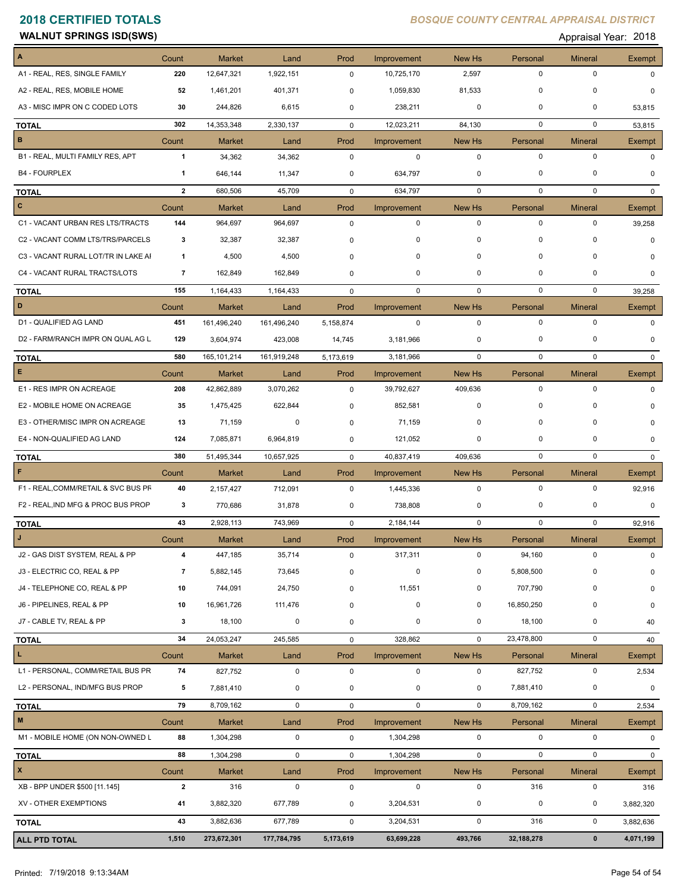# 2018 CERTIFIED TOTALS

*BOSQUE COUNTY CENTRAL APPRAISAL DISTRICT*

**WALNUT SPRINGS ISD(SWS)**

Appraisal Year: 2018

| A | Count | Market | Land | Prod | Improvement | New Hs | Personal | Mineral | Exempt |
|---|---|---|---|---|---|---|---|---|---|
| A1 - REAL, RES, SINGLE FAMILY | 220 | 12,647,321 | 1,922,151 | 0 | 10,725,170 | 2,597 | 0 | 0 | 0 |
| A2 - REAL, RES, MOBILE HOME | 52 | 1,461,201 | 401,371 | 0 | 1,059,830 | 81,533 | 0 | 0 | 0 |
| A3 - MISC IMPR ON C CODED LOTS | 30 | 244,826 | 6,615 | 0 | 238,211 | 0 | 0 | 0 | 53,815 |
| **TOTAL** | 302 | 14,353,348 | 2,330,137 | 0 | 12,023,211 | 84,130 | 0 | 0 | 53,815 |
| **B** | Count | Market | Land | Prod | Improvement | New Hs | Personal | Mineral | Exempt |
| B1 - REAL, MULTI FAMILY RES, APT | 1 | 34,362 | 34,362 | 0 | 0 | 0 | 0 | 0 | 0 |
| B4 - FOURPLEX | 1 | 646,144 | 11,347 | 0 | 634,797 | 0 | 0 | 0 | 0 |
| **TOTAL** | 2 | 680,506 | 45,709 | 0 | 634,797 | 0 | 0 | 0 | 0 |
| **C** | Count | Market | Land | Prod | Improvement | New Hs | Personal | Mineral | Exempt |
| C1 - VACANT URBAN RES LTS/TRACTS | 144 | 964,697 | 964,697 | 0 | 0 | 0 | 0 | 0 | 39,258 |
| C2 - VACANT COMM LTS/TRS/PARCELS | 3 | 32,387 | 32,387 | 0 | 0 | 0 | 0 | 0 | 0 |
| C3 - VACANT RURAL LOT/TR IN LAKE AI | 1 | 4,500 | 4,500 | 0 | 0 | 0 | 0 | 0 | 0 |
| C4 - VACANT RURAL TRACTS/LOTS | 7 | 162,849 | 162,849 | 0 | 0 | 0 | 0 | 0 | 0 |
| **TOTAL** | 155 | 1,164,433 | 1,164,433 | 0 | 0 | 0 | 0 | 0 | 39,258 |
| **D** | Count | Market | Land | Prod | Improvement | New Hs | Personal | Mineral | Exempt |
| D1 - QUALIFIED AG LAND | 451 | 161,496,240 | 161,496,240 | 5,158,874 | 0 | 0 | 0 | 0 | 0 |
| D2 - FARM/RANCH IMPR ON QUAL AG L | 129 | 3,604,974 | 423,008 | 14,745 | 3,181,966 | 0 | 0 | 0 | 0 |
| **TOTAL** | 580 | 165,101,214 | 161,919,248 | 5,173,619 | 3,181,966 | 0 | 0 | 0 | 0 |
| **E** | Count | Market | Land | Prod | Improvement | New Hs | Personal | Mineral | Exempt |
| E1 - RES IMPR ON ACREAGE | 208 | 42,862,889 | 3,070,262 | 0 | 39,792,627 | 409,636 | 0 | 0 | 0 |
| E2 - MOBILE HOME ON ACREAGE | 35 | 1,475,425 | 622,844 | 0 | 852,581 | 0 | 0 | 0 | 0 |
| E3 - OTHER/MISC IMPR ON ACREAGE | 13 | 71,159 | 0 | 0 | 71,159 | 0 | 0 | 0 | 0 |
| E4 - NON-QUALIFIED AG LAND | 124 | 7,085,871 | 6,964,819 | 0 | 121,052 | 0 | 0 | 0 | 0 |
| **TOTAL** | 380 | 51,495,344 | 10,657,925 | 0 | 40,837,419 | 409,636 | 0 | 0 | 0 |
| **F** | Count | Market | Land | Prod | Improvement | New Hs | Personal | Mineral | Exempt |
| F1 - REAL,COMM/RETAIL & SVC BUS PF | 40 | 2,157,427 | 712,091 | 0 | 1,445,336 | 0 | 0 | 0 | 92,916 |
| F2 - REAL,IND MFG & PROC BUS PROP | 3 | 770,686 | 31,878 | 0 | 738,808 | 0 | 0 | 0 | 0 |
| **TOTAL** | 43 | 2,928,113 | 743,969 | 0 | 2,184,144 | 0 | 0 | 0 | 92,916 |
| **J** | Count | Market | Land | Prod | Improvement | New Hs | Personal | Mineral | Exempt |
| J2 - GAS DIST SYSTEM, REAL & PP | 4 | 447,185 | 35,714 | 0 | 317,311 | 0 | 94,160 | 0 | 0 |
| J3 - ELECTRIC CO, REAL & PP | 7 | 5,882,145 | 73,645 | 0 | 0 | 0 | 5,808,500 | 0 | 0 |
| J4 - TELEPHONE CO, REAL & PP | 10 | 744,091 | 24,750 | 0 | 11,551 | 0 | 707,790 | 0 | 0 |
| J6 - PIPELINES, REAL & PP | 10 | 16,961,726 | 111,476 | 0 | 0 | 0 | 16,850,250 | 0 | 0 |
| J7 - CABLE TV, REAL & PP | 3 | 18,100 | 0 | 0 | 0 | 0 | 18,100 | 0 | 40 |
| **TOTAL** | 34 | 24,053,247 | 245,585 | 0 | 328,862 | 0 | 23,478,800 | 0 | 40 |
| **L** | Count | Market | Land | Prod | Improvement | New Hs | Personal | Mineral | Exempt |
| L1 - PERSONAL, COMM/RETAIL BUS PR | 74 | 827,752 | 0 | 0 | 0 | 0 | 827,752 | 0 | 2,534 |
| L2 - PERSONAL, IND/MFG BUS PROP | 5 | 7,881,410 | 0 | 0 | 0 | 0 | 7,881,410 | 0 | 0 |
| **TOTAL** | 79 | 8,709,162 | 0 | 0 | 0 | 0 | 8,709,162 | 0 | 2,534 |
| **M** | Count | Market | Land | Prod | Improvement | New Hs | Personal | Mineral | Exempt |
| M1 - MOBILE HOME (ON NON-OWNED L | 88 | 1,304,298 | 0 | 0 | 1,304,298 | 0 | 0 | 0 | 0 |
| **TOTAL** | 88 | 1,304,298 | 0 | 0 | 1,304,298 | 0 | 0 | 0 | 0 |
| **X** | Count | Market | Land | Prod | Improvement | New Hs | Personal | Mineral | Exempt |
| XB - BPP UNDER $500 [11.145] | 2 | 316 | 0 | 0 | 0 | 0 | 316 | 0 | 316 |
| XV - OTHER EXEMPTIONS | 41 | 3,882,320 | 677,789 | 0 | 3,204,531 | 0 | 0 | 0 | 3,882,320 |
| **TOTAL** | 43 | 3,882,636 | 677,789 | 0 | 3,204,531 | 0 | 316 | 0 | 3,882,636 |
| **ALL PTD TOTAL** | **1,510** | **273,672,301** | **177,784,795** | **5,173,619** | **63,699,228** | **493,766** | **32,188,278** | **0** | **4,071,199** |

Printed: 7/19/2018 9:13:34AM